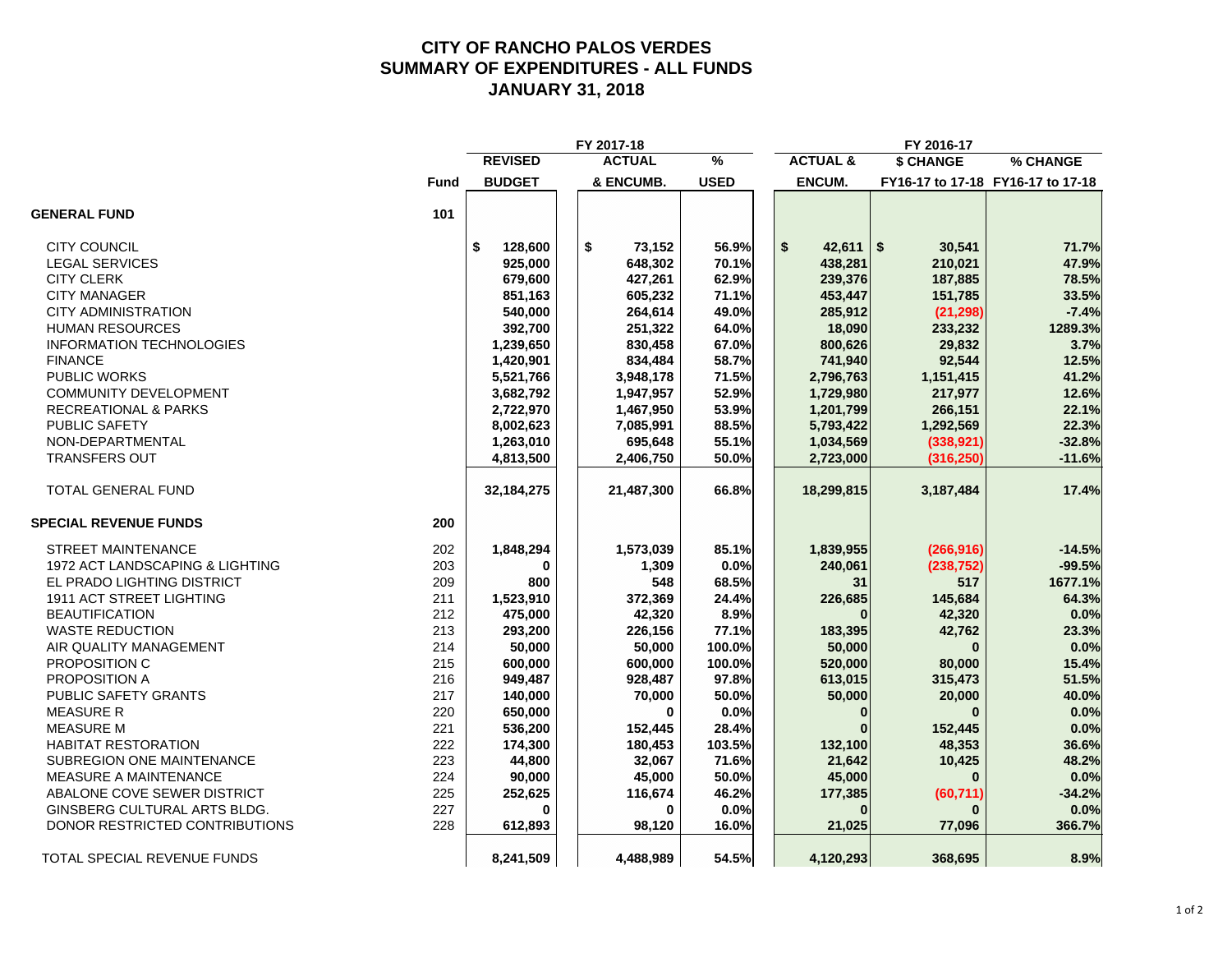# CITY OF RANCHO PALOS VERDES
## SUMMARY OF EXPENDITURES - ALL FUNDS
## JANUARY 31, 2018

| | Fund | FY 2017-18 REVISED BUDGET | FY 2017-18 ACTUAL & ENCUMB. | FY 2017-18 % USED | FY 2016-17 ACTUAL & ENCUM. | FY 2016-17 $ CHANGE FY16-17 to 17-18 | FY 2016-17 % CHANGE FY16-17 to 17-18 |
|---|---|---|---|---|---|---|---|
| **GENERAL FUND** | **101** | | | | | | |
| CITY COUNCIL | | $ 128,600 | $ 73,152 | 56.9% | $ 42,611 | $ 30,541 | 71.7% |
| LEGAL SERVICES | | 925,000 | 648,302 | 70.1% | 438,281 | 210,021 | 47.9% |
| CITY CLERK | | 679,600 | 427,261 | 62.9% | 239,376 | 187,885 | 78.5% |
| CITY MANAGER | | 851,163 | 605,232 | 71.1% | 453,447 | 151,785 | 33.5% |
| CITY ADMINISTRATION | | 540,000 | 264,614 | 49.0% | 285,912 | (21,298) | -7.4% |
| HUMAN RESOURCES | | 392,700 | 251,322 | 64.0% | 18,090 | 233,232 | 1289.3% |
| INFORMATION TECHNOLOGIES | | 1,239,650 | 830,458 | 67.0% | 800,626 | 29,832 | 3.7% |
| FINANCE | | 1,420,901 | 834,484 | 58.7% | 741,940 | 92,544 | 12.5% |
| PUBLIC WORKS | | 5,521,766 | 3,948,178 | 71.5% | 2,796,763 | 1,151,415 | 41.2% |
| COMMUNITY DEVELOPMENT | | 3,682,792 | 1,947,957 | 52.9% | 1,729,980 | 217,977 | 12.6% |
| RECREATIONAL & PARKS | | 2,722,970 | 1,467,950 | 53.9% | 1,201,799 | 266,151 | 22.1% |
| PUBLIC SAFETY | | 8,002,623 | 7,085,991 | 88.5% | 5,793,422 | 1,292,569 | 22.3% |
| NON-DEPARTMENTAL | | 1,263,010 | 695,648 | 55.1% | 1,034,569 | (338,921) | -32.8% |
| TRANSFERS OUT | | 4,813,500 | 2,406,750 | 50.0% | 2,723,000 | (316,250) | -11.6% |
| TOTAL GENERAL FUND | | 32,184,275 | 21,487,300 | 66.8% | 18,299,815 | 3,187,484 | 17.4% |
| **SPECIAL REVENUE FUNDS** | **200** | | | | | | |
| STREET MAINTENANCE | 202 | 1,848,294 | 1,573,039 | 85.1% | 1,839,955 | (266,916) | -14.5% |
| 1972 ACT LANDSCAPING & LIGHTING | 203 | 0 | 1,309 | 0.0% | 240,061 | (238,752) | -99.5% |
| EL PRADO LIGHTING DISTRICT | 209 | 800 | 548 | 68.5% | 31 | 517 | 1677.1% |
| 1911 ACT STREET LIGHTING | 211 | 1,523,910 | 372,369 | 24.4% | 226,685 | 145,684 | 64.3% |
| BEAUTIFICATION | 212 | 475,000 | 42,320 | 8.9% | 0 | 42,320 | 0.0% |
| WASTE REDUCTION | 213 | 293,200 | 226,156 | 77.1% | 183,395 | 42,762 | 23.3% |
| AIR QUALITY MANAGEMENT | 214 | 50,000 | 50,000 | 100.0% | 50,000 | 0 | 0.0% |
| PROPOSITION C | 215 | 600,000 | 600,000 | 100.0% | 520,000 | 80,000 | 15.4% |
| PROPOSITION A | 216 | 949,487 | 928,487 | 97.8% | 613,015 | 315,473 | 51.5% |
| PUBLIC SAFETY GRANTS | 217 | 140,000 | 70,000 | 50.0% | 50,000 | 20,000 | 40.0% |
| MEASURE R | 220 | 650,000 | 0 | 0.0% | 0 | 0 | 0.0% |
| MEASURE M | 221 | 536,200 | 152,445 | 28.4% | 0 | 152,445 | 0.0% |
| HABITAT RESTORATION | 222 | 174,300 | 180,453 | 103.5% | 132,100 | 48,353 | 36.6% |
| SUBREGION ONE MAINTENANCE | 223 | 44,800 | 32,067 | 71.6% | 21,642 | 10,425 | 48.2% |
| MEASURE A MAINTENANCE | 224 | 90,000 | 45,000 | 50.0% | 45,000 | 0 | 0.0% |
| ABALONE COVE SEWER DISTRICT | 225 | 252,625 | 116,674 | 46.2% | 177,385 | (60,711) | -34.2% |
| GINSBERG CULTURAL ARTS BLDG. | 227 | 0 | 0 | 0.0% | 0 | 0 | 0.0% |
| DONOR RESTRICTED CONTRIBUTIONS | 228 | 612,893 | 98,120 | 16.0% | 21,025 | 77,096 | 366.7% |
| TOTAL SPECIAL REVENUE FUNDS | | 8,241,509 | 4,488,989 | 54.5% | 4,120,293 | 368,695 | 8.9% |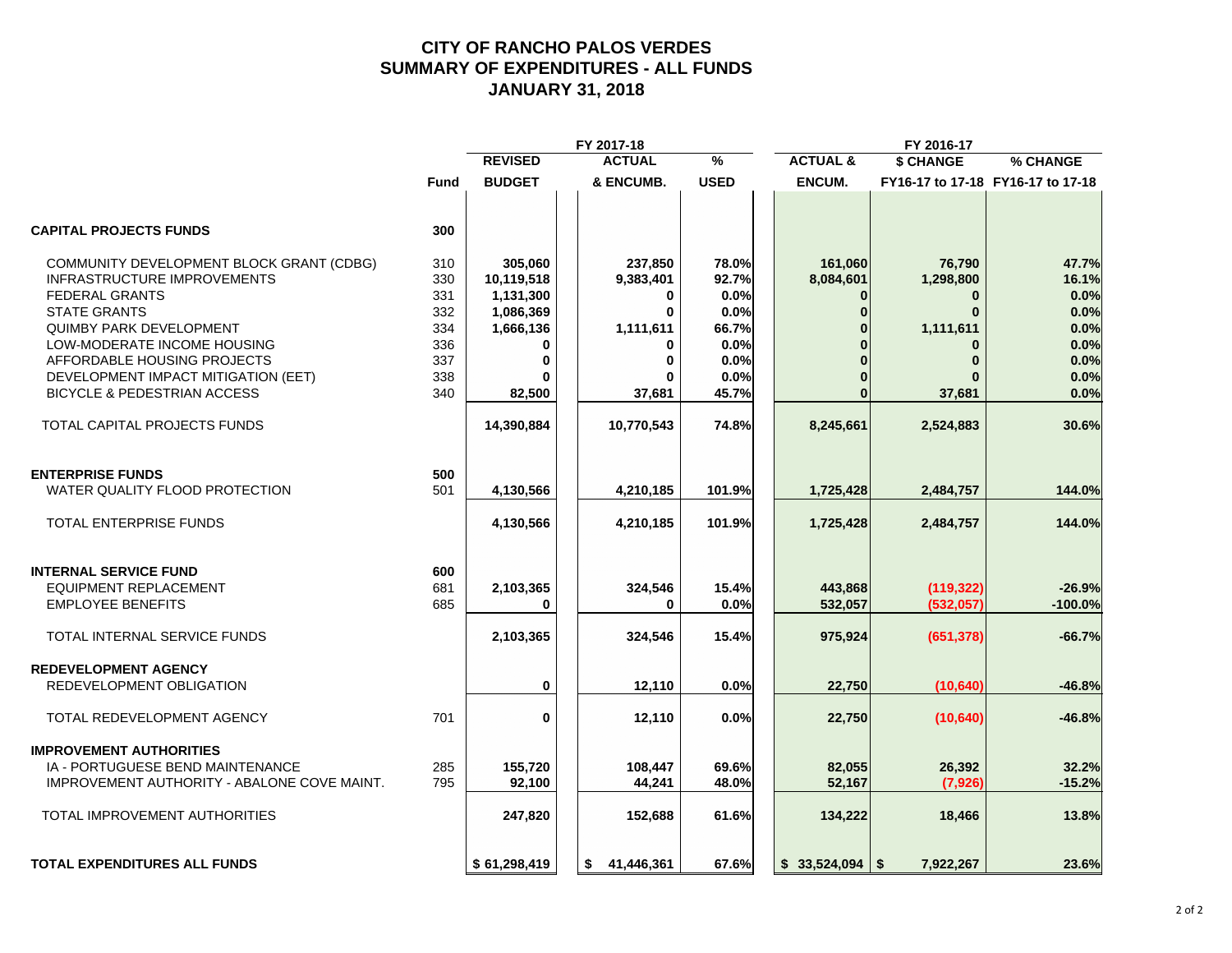# CITY OF RANCHO PALOS VERDES
# SUMMARY OF EXPENDITURES - ALL FUNDS
# JANUARY 31, 2018

| | Fund | FY 2017-18 REVISED BUDGET | FY 2017-18 ACTUAL & ENCUMB. | FY 2017-18 % USED | FY 2016-17 ACTUAL & ENCUM. | FY 2016-17 $ CHANGE FY16-17 to 17-18 | FY 2016-17 % CHANGE FY16-17 to 17-18 |
|---|---|---|---|---|---|---|---|
| **CAPITAL PROJECTS FUNDS** | **300** | | | | | | |
| COMMUNITY DEVELOPMENT BLOCK GRANT (CDBG) | 310 | 305,060 | 237,850 | 78.0% | 161,060 | 76,790 | 47.7% |
| INFRASTRUCTURE IMPROVEMENTS | 330 | 10,119,518 | 9,383,401 | 92.7% | 8,084,601 | 1,298,800 | 16.1% |
| FEDERAL GRANTS | 331 | 1,131,300 | 0 | 0.0% | 0 | 0 | 0.0% |
| STATE GRANTS | 332 | 1,086,369 | 0 | 0.0% | 0 | 0 | 0.0% |
| QUIMBY PARK DEVELOPMENT | 334 | 1,666,136 | 1,111,611 | 66.7% | 0 | 1,111,611 | 0.0% |
| LOW-MODERATE INCOME HOUSING | 336 | 0 | 0 | 0.0% | 0 | 0 | 0.0% |
| AFFORDABLE HOUSING PROJECTS | 337 | 0 | 0 | 0.0% | 0 | 0 | 0.0% |
| DEVELOPMENT IMPACT MITIGATION (EET) | 338 | 0 | 0 | 0.0% | 0 | 0 | 0.0% |
| BICYCLE & PEDESTRIAN ACCESS | 340 | 82,500 | 37,681 | 45.7% | 0 | 37,681 | 0.0% |
| TOTAL CAPITAL PROJECTS FUNDS | | 14,390,884 | 10,770,543 | 74.8% | 8,245,661 | 2,524,883 | 30.6% |
| **ENTERPRISE FUNDS** | **500** | | | | | | |
| WATER QUALITY FLOOD PROTECTION | 501 | 4,130,566 | 4,210,185 | 101.9% | 1,725,428 | 2,484,757 | 144.0% |
| TOTAL ENTERPRISE FUNDS | | 4,130,566 | 4,210,185 | 101.9% | 1,725,428 | 2,484,757 | 144.0% |
| **INTERNAL SERVICE FUND** | **600** | | | | | | |
| EQUIPMENT REPLACEMENT | 681 | 2,103,365 | 324,546 | 15.4% | 443,868 | (119,322) | -26.9% |
| EMPLOYEE BENEFITS | 685 | 0 | 0 | 0.0% | 532,057 | (532,057) | -100.0% |
| TOTAL INTERNAL SERVICE FUNDS | | 2,103,365 | 324,546 | 15.4% | 975,924 | (651,378) | -66.7% |
| **REDEVELOPMENT AGENCY** | | | | | | | |
| REDEVELOPMENT OBLIGATION | | 0 | 12,110 | 0.0% | 22,750 | (10,640) | -46.8% |
| TOTAL REDEVELOPMENT AGENCY | 701 | 0 | 12,110 | 0.0% | 22,750 | (10,640) | -46.8% |
| **IMPROVEMENT AUTHORITIES** | | | | | | | |
| IA - PORTUGUESE BEND MAINTENANCE | 285 | 155,720 | 108,447 | 69.6% | 82,055 | 26,392 | 32.2% |
| IMPROVEMENT AUTHORITY - ABALONE COVE MAINT. | 795 | 92,100 | 44,241 | 48.0% | 52,167 | (7,926) | -15.2% |
| TOTAL IMPROVEMENT AUTHORITIES | | 247,820 | 152,688 | 61.6% | 134,222 | 18,466 | 13.8% |
| **TOTAL EXPENDITURES ALL FUNDS** | | $ 61,298,419 | $ 41,446,361 | 67.6% | $ 33,524,094 | $ 7,922,267 | 23.6% |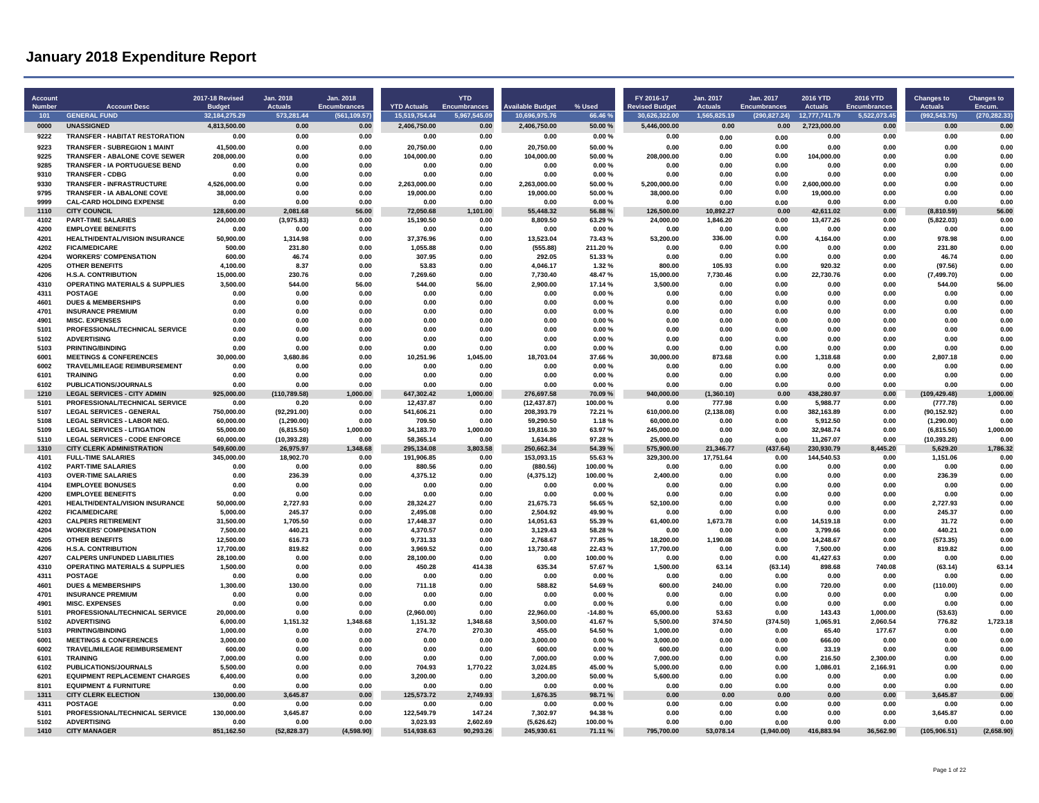# January 2018 Expenditure Report

| Account Number | Account Desc | 2017-18 Revised Budget | Jan. 2018 Actuals | Jan. 2018 Encumbrances | YTD Actuals | YTD Encumbrances | Available Budget | % Used | FY 2016-17 Revised Budget | Jan. 2017 Actuals | Jan. 2017 Encumbrances | 2016 YTD Actuals | 2016 YTD Encumbrances | Changes to Actuals | Changes to Encum. |
|---|---|---|---|---|---|---|---|---|---|---|---|---|---|---|---|
| 101 | GENERAL FUND | 32,184,275.29 | 573,281.44 | (561,109.57) | 15,519,754.44 | 5,967,545.09 | 10,696,975.76 | 66.46 % | 30,626,322.00 | 1,565,825.19 | (290,827.24) | 12,777,741.79 | 5,522,073.45 | (992,543.75) | (270,282.33) |
| 0000 | UNASSIGNED | 4,813,500.00 | 0.00 | 0.00 | 2,406,750.00 | 0.00 | 2,406,750.00 | 50.00 % | 5,446,000.00 | 0.00 | 0.00 | 2,723,000.00 | 0.00 | 0.00 | 0.00 |
| 9222 | TRANSFER - HABITAT RESTORATION | 0.00 | 0.00 | 0.00 | 0.00 | 0.00 | 0.00 | 0.00 % | 0.00 | 0.00 | 0.00 | 0.00 | 0.00 | 0.00 | 0.00 |
| 9223 | TRANSFER - SUBREGION 1 MAINT | 41,500.00 | 0.00 | 0.00 | 20,750.00 | 0.00 | 20,750.00 | 50.00 % | 0.00 | 0.00 | 0.00 | 0.00 | 0.00 | 0.00 | 0.00 |
| 9225 | TRANSFER - ABALONE COVE SEWER | 208,000.00 | 0.00 | 0.00 | 104,000.00 | 0.00 | 104,000.00 | 50.00 % | 208,000.00 | 0.00 | 0.00 | 104,000.00 | 0.00 | 0.00 | 0.00 |
| 9285 | TRANSFER - IA PORTUGUESE BEND | 0.00 | 0.00 | 0.00 | 0.00 | 0.00 | 0.00 | 0.00 % | 0.00 | 0.00 | 0.00 | 0.00 | 0.00 | 0.00 | 0.00 |
| 9310 | TRANSFER - CDBG | 0.00 | 0.00 | 0.00 | 0.00 | 0.00 | 0.00 | 0.00 % | 0.00 | 0.00 | 0.00 | 0.00 | 0.00 | 0.00 | 0.00 |
| 9330 | TRANSFER - INFRASTRUCTURE | 4,526,000.00 | 0.00 | 0.00 | 2,263,000.00 | 0.00 | 2,263,000.00 | 50.00 % | 5,200,000.00 | 0.00 | 0.00 | 2,600,000.00 | 0.00 | 0.00 | 0.00 |
| 9795 | TRANSFER - IA ABALONE COVE | 38,000.00 | 0.00 | 0.00 | 19,000.00 | 0.00 | 19,000.00 | 50.00 % | 38,000.00 | 0.00 | 0.00 | 19,000.00 | 0.00 | 0.00 | 0.00 |
| 9999 | CAL-CARD HOLDING EXPENSE | 0.00 | 0.00 | 0.00 | 0.00 | 0.00 | 0.00 | 0.00 % | 0.00 | 0.00 | 0.00 | 0.00 | 0.00 | 0.00 | 0.00 |
| 1110 | CITY COUNCIL | 128,600.00 | 2,081.68 | 56.00 | 72,050.68 | 1,101.00 | 55,448.32 | 56.88 % | 126,500.00 | 10,892.27 | 0.00 | 42,611.02 | 0.00 | (8,810.59) | 56.00 |
| 4102 | PART-TIME SALARIES | 24,000.00 | (3,975.83) | 0.00 | 15,190.50 | 0.00 | 8,809.50 | 63.29 % | 24,000.00 | 1,846.20 | 0.00 | 13,477.26 | 0.00 | (5,822.03) | 0.00 |
| 4200 | EMPLOYEE BENEFITS | 0.00 | 0.00 | 0.00 | 0.00 | 0.00 | 0.00 | 0.00 % | 0.00 | 0.00 | 0.00 | 0.00 | 0.00 | 0.00 | 0.00 |
| 4201 | HEALTH/DENTAL/VISION INSURANCE | 50,900.00 | 1,314.98 | 0.00 | 37,376.96 | 0.00 | 13,523.04 | 73.43 % | 53,200.00 | 336.00 | 0.00 | 4,164.00 | 0.00 | 978.98 | 0.00 |
| 4202 | FICA/MEDICARE | 500.00 | 231.80 | 0.00 | 1,055.88 | 0.00 | (555.88) | 211.20 % | 0.00 | 0.00 | 0.00 | 0.00 | 0.00 | 231.80 | 0.00 |
| 4204 | WORKERS' COMPENSATION | 600.00 | 46.74 | 0.00 | 307.95 | 0.00 | 292.05 | 51.33 % | 0.00 | 0.00 | 0.00 | 0.00 | 0.00 | 46.74 | 0.00 |
| 4205 | OTHER BENEFITS | 4,100.00 | 8.37 | 0.00 | 53.83 | 0.00 | 4,046.17 | 1.32 % | 800.00 | 105.93 | 0.00 | 920.32 | 0.00 | (97.56) | 0.00 |
| 4206 | H.S.A. CONTRIBUTION | 15,000.00 | 230.76 | 0.00 | 7,269.60 | 0.00 | 7,730.40 | 48.47 % | 15,000.00 | 7,730.46 | 0.00 | 22,730.76 | 0.00 | (7,499.70) | 0.00 |
| 4310 | OPERATING MATERIALS & SUPPLIES | 3,500.00 | 544.00 | 56.00 | 544.00 | 56.00 | 2,900.00 | 17.14 % | 3,500.00 | 0.00 | 0.00 | 0.00 | 0.00 | 544.00 | 56.00 |
| 4311 | POSTAGE | 0.00 | 0.00 | 0.00 | 0.00 | 0.00 | 0.00 | 0.00 % | 0.00 | 0.00 | 0.00 | 0.00 | 0.00 | 0.00 | 0.00 |
| 4601 | DUES & MEMBERSHIPS | 0.00 | 0.00 | 0.00 | 0.00 | 0.00 | 0.00 | 0.00 % | 0.00 | 0.00 | 0.00 | 0.00 | 0.00 | 0.00 | 0.00 |
| 4701 | INSURANCE PREMIUM | 0.00 | 0.00 | 0.00 | 0.00 | 0.00 | 0.00 | 0.00 % | 0.00 | 0.00 | 0.00 | 0.00 | 0.00 | 0.00 | 0.00 |
| 4901 | MISC. EXPENSES | 0.00 | 0.00 | 0.00 | 0.00 | 0.00 | 0.00 | 0.00 % | 0.00 | 0.00 | 0.00 | 0.00 | 0.00 | 0.00 | 0.00 |
| 5101 | PROFESSIONAL/TECHNICAL SERVICE | 0.00 | 0.00 | 0.00 | 0.00 | 0.00 | 0.00 | 0.00 % | 0.00 | 0.00 | 0.00 | 0.00 | 0.00 | 0.00 | 0.00 |
| 5102 | ADVERTISING | 0.00 | 0.00 | 0.00 | 0.00 | 0.00 | 0.00 | 0.00 % | 0.00 | 0.00 | 0.00 | 0.00 | 0.00 | 0.00 | 0.00 |
| 5103 | PRINTING/BINDING | 0.00 | 0.00 | 0.00 | 0.00 | 0.00 | 0.00 | 0.00 % | 0.00 | 0.00 | 0.00 | 0.00 | 0.00 | 0.00 | 0.00 |
| 6001 | MEETINGS & CONFERENCES | 30,000.00 | 3,680.86 | 0.00 | 10,251.96 | 1,045.00 | 18,703.04 | 37.66 % | 30,000.00 | 873.68 | 0.00 | 1,318.68 | 0.00 | 2,807.18 | 0.00 |
| 6002 | TRAVEL/MILEAGE REIMBURSEMENT | 0.00 | 0.00 | 0.00 | 0.00 | 0.00 | 0.00 | 0.00 % | 0.00 | 0.00 | 0.00 | 0.00 | 0.00 | 0.00 | 0.00 |
| 6101 | TRAINING | 0.00 | 0.00 | 0.00 | 0.00 | 0.00 | 0.00 | 0.00 % | 0.00 | 0.00 | 0.00 | 0.00 | 0.00 | 0.00 | 0.00 |
| 6102 | PUBLICATIONS/JOURNALS | 0.00 | 0.00 | 0.00 | 0.00 | 0.00 | 0.00 | 0.00 % | 0.00 | 0.00 | 0.00 | 0.00 | 0.00 | 0.00 | 0.00 |
| 1210 | LEGAL SERVICES - CITY ADMIN | 925,000.00 | (110,789.58) | 1,000.00 | 647,302.42 | 1,000.00 | 276,697.58 | 70.09 % | 940,000.00 | (1,360.10) | 0.00 | 438,280.97 | 0.00 | (109,429.48) | 1,000.00 |
| 5101 | PROFESSIONAL/TECHNICAL SERVICE | 0.00 | 0.20 | 0.00 | 12,437.87 | 0.00 | (12,437.87) | 100.00 % | 0.00 | 777.98 | 0.00 | 5,988.77 | 0.00 | (777.78) | 0.00 |
| 5107 | LEGAL SERVICES - GENERAL | 750,000.00 | (92,291.00) | 0.00 | 541,606.21 | 0.00 | 208,393.79 | 72.21 % | 610,000.00 | (2,138.08) | 0.00 | 382,163.89 | 0.00 | (90,152.92) | 0.00 |
| 5108 | LEGAL SERVICES - LABOR NEG. | 60,000.00 | (1,290.00) | 0.00 | 709.50 | 0.00 | 59,290.50 | 1.18 % | 60,000.00 | 0.00 | 0.00 | 5,912.50 | 0.00 | (1,290.00) | 0.00 |
| 5109 | LEGAL SERVICES - LITIGATION | 55,000.00 | (6,815.50) | 1,000.00 | 34,183.70 | 1,000.00 | 19,816.30 | 63.97 % | 245,000.00 | 0.00 | 0.00 | 32,948.74 | 0.00 | (6,815.50) | 1,000.00 |
| 5110 | LEGAL SERVICES - CODE ENFORCE | 60,000.00 | (10,393.28) | 0.00 | 58,365.14 | 0.00 | 1,634.86 | 97.28 % | 25,000.00 | 0.00 | 0.00 | 11,267.07 | 0.00 | (10,393.28) | 0.00 |
| 1310 | CITY CLERK ADMINISTRATION | 549,600.00 | 26,975.97 | 1,348.68 | 295,134.08 | 3,803.58 | 250,662.34 | 54.39 % | 575,900.00 | 21,346.77 | (437.64) | 230,930.79 | 8,445.20 | 5,629.20 | 1,786.32 |
| 4101 | FULL-TIME SALARIES | 345,000.00 | 18,902.70 | 0.00 | 191,906.85 | 0.00 | 153,093.15 | 55.63 % | 329,300.00 | 17,751.64 | 0.00 | 144,540.53 | 0.00 | 1,151.06 | 0.00 |
| 4102 | PART-TIME SALARIES | 0.00 | 0.00 | 0.00 | 880.56 | 0.00 | (880.56) | 100.00 % | 0.00 | 0.00 | 0.00 | 0.00 | 0.00 | 0.00 | 0.00 |
| 4103 | OVER-TIME SALARIES | 0.00 | 236.39 | 0.00 | 4,375.12 | 0.00 | (4,375.12) | 100.00 % | 2,400.00 | 0.00 | 0.00 | 0.00 | 0.00 | 236.39 | 0.00 |
| 4104 | EMPLOYEE BONUSES | 0.00 | 0.00 | 0.00 | 0.00 | 0.00 | 0.00 | 0.00 % | 0.00 | 0.00 | 0.00 | 0.00 | 0.00 | 0.00 | 0.00 |
| 4200 | EMPLOYEE BENEFITS | 0.00 | 0.00 | 0.00 | 0.00 | 0.00 | 0.00 | 0.00 % | 0.00 | 0.00 | 0.00 | 0.00 | 0.00 | 0.00 | 0.00 |
| 4201 | HEALTH/DENTAL/VISION INSURANCE | 50,000.00 | 2,727.93 | 0.00 | 28,324.27 | 0.00 | 21,675.73 | 56.65 % | 52,100.00 | 0.00 | 0.00 | 0.00 | 0.00 | 2,727.93 | 0.00 |
| 4202 | FICA/MEDICARE | 5,000.00 | 245.37 | 0.00 | 2,495.08 | 0.00 | 2,504.92 | 49.90 % | 0.00 | 0.00 | 0.00 | 0.00 | 0.00 | 245.37 | 0.00 |
| 4203 | CALPERS RETIREMENT | 31,500.00 | 1,705.50 | 0.00 | 17,448.37 | 0.00 | 14,051.63 | 55.39 % | 61,400.00 | 1,673.78 | 0.00 | 14,519.18 | 0.00 | 31.72 | 0.00 |
| 4204 | WORKERS' COMPENSATION | 7,500.00 | 440.21 | 0.00 | 4,370.57 | 0.00 | 3,129.43 | 58.28 % | 0.00 | 0.00 | 0.00 | 3,799.66 | 0.00 | 440.21 | 0.00 |
| 4205 | OTHER BENEFITS | 12,500.00 | 616.73 | 0.00 | 9,731.33 | 0.00 | 2,768.67 | 77.85 % | 18,200.00 | 1,190.08 | 0.00 | 14,248.67 | 0.00 | (573.35) | 0.00 |
| 4206 | H.S.A. CONTRIBUTION | 17,700.00 | 819.82 | 0.00 | 3,969.52 | 0.00 | 13,730.48 | 22.43 % | 17,700.00 | 0.00 | 0.00 | 7,500.00 | 0.00 | 819.82 | 0.00 |
| 4207 | CALPERS UNFUNDED LIABILITIES | 28,100.00 | 0.00 | 0.00 | 28,100.00 | 0.00 | 0.00 | 100.00 % | 0.00 | 0.00 | 0.00 | 41,427.63 | 0.00 | 0.00 | 0.00 |
| 4310 | OPERATING MATERIALS & SUPPLIES | 1,500.00 | 0.00 | 0.00 | 450.28 | 414.38 | 635.34 | 57.67 % | 1,500.00 | 63.14 | (63.14) | 898.68 | 740.08 | (63.14) | 63.14 |
| 4311 | POSTAGE | 0.00 | 0.00 | 0.00 | 0.00 | 0.00 | 0.00 | 0.00 % | 0.00 | 0.00 | 0.00 | 0.00 | 0.00 | 0.00 | 0.00 |
| 4601 | DUES & MEMBERSHIPS | 1,300.00 | 130.00 | 0.00 | 711.18 | 0.00 | 588.82 | 54.69 % | 600.00 | 240.00 | 0.00 | 720.00 | 0.00 | (110.00) | 0.00 |
| 4701 | INSURANCE PREMIUM | 0.00 | 0.00 | 0.00 | 0.00 | 0.00 | 0.00 | 0.00 % | 0.00 | 0.00 | 0.00 | 0.00 | 0.00 | 0.00 | 0.00 |
| 4901 | MISC. EXPENSES | 0.00 | 0.00 | 0.00 | 0.00 | 0.00 | 0.00 | 0.00 % | 0.00 | 0.00 | 0.00 | 0.00 | 0.00 | 0.00 | 0.00 |
| 5101 | PROFESSIONAL/TECHNICAL SERVICE | 20,000.00 | 0.00 | 0.00 | (2,960.00) | 0.00 | 22,960.00 | -14.80 % | 65,000.00 | 53.63 | 0.00 | 143.43 | 1,000.00 | (53.63) | 0.00 |
| 5102 | ADVERTISING | 6,000.00 | 1,151.32 | 1,348.68 | 1,151.32 | 1,348.68 | 3,500.00 | 41.67 % | 5,500.00 | 374.50 | (374.50) | 1,065.91 | 2,060.54 | 776.82 | 1,723.18 |
| 5103 | PRINTING/BINDING | 1,000.00 | 0.00 | 0.00 | 274.70 | 270.30 | 455.00 | 54.50 % | 1,000.00 | 0.00 | 0.00 | 65.40 | 177.67 | 0.00 | 0.00 |
| 6001 | MEETINGS & CONFERENCES | 3,000.00 | 0.00 | 0.00 | 0.00 | 0.00 | 3,000.00 | 0.00 % | 3,000.00 | 0.00 | 0.00 | 666.00 | 0.00 | 0.00 | 0.00 |
| 6002 | TRAVEL/MILEAGE REIMBURSEMENT | 600.00 | 0.00 | 0.00 | 0.00 | 0.00 | 600.00 | 0.00 % | 600.00 | 0.00 | 0.00 | 33.19 | 0.00 | 0.00 | 0.00 |
| 6101 | TRAINING | 7,000.00 | 0.00 | 0.00 | 0.00 | 0.00 | 7,000.00 | 0.00 % | 7,000.00 | 0.00 | 0.00 | 216.50 | 2,300.00 | 0.00 | 0.00 |
| 6102 | PUBLICATIONS/JOURNALS | 5,500.00 | 0.00 | 0.00 | 704.93 | 1,770.22 | 3,024.85 | 45.00 % | 5,000.00 | 0.00 | 0.00 | 1,086.01 | 2,166.91 | 0.00 | 0.00 |
| 6201 | EQUIPMENT REPLACEMENT CHARGES | 6,400.00 | 0.00 | 0.00 | 3,200.00 | 0.00 | 3,200.00 | 50.00 % | 5,600.00 | 0.00 | 0.00 | 0.00 | 0.00 | 0.00 | 0.00 |
| 8101 | EQUIPMENT & FURNITURE | 0.00 | 0.00 | 0.00 | 0.00 | 0.00 | 0.00 | 0.00 % | 0.00 | 0.00 | 0.00 | 0.00 | 0.00 | 0.00 | 0.00 |
| 1311 | CITY CLERK ELECTION | 130,000.00 | 3,645.87 | 0.00 | 125,573.72 | 2,749.93 | 1,676.35 | 98.71 % | 0.00 | 0.00 | 0.00 | 0.00 | 0.00 | 3,645.87 | 0.00 |
| 4311 | POSTAGE | 0.00 | 0.00 | 0.00 | 0.00 | 0.00 | 0.00 | 0.00 % | 0.00 | 0.00 | 0.00 | 0.00 | 0.00 | 0.00 | 0.00 |
| 5101 | PROFESSIONAL/TECHNICAL SERVICE | 130,000.00 | 3,645.87 | 0.00 | 122,549.79 | 147.24 | 7,302.97 | 94.38 % | 0.00 | 0.00 | 0.00 | 0.00 | 0.00 | 3,645.87 | 0.00 |
| 5102 | ADVERTISING | 0.00 | 0.00 | 0.00 | 3,023.93 | 2,602.69 | (5,626.62) | 100.00 % | 0.00 | 0.00 | 0.00 | 0.00 | 0.00 | 0.00 | 0.00 |
| 1410 | CITY MANAGER | 851,162.50 | (52,828.37) | (4,598.90) | 514,938.63 | 90,293.26 | 245,930.61 | 71.11 % | 795,700.00 | 53,078.14 | (1,940.00) | 416,883.94 | 36,562.90 | (105,906.51) | (2,658.90) |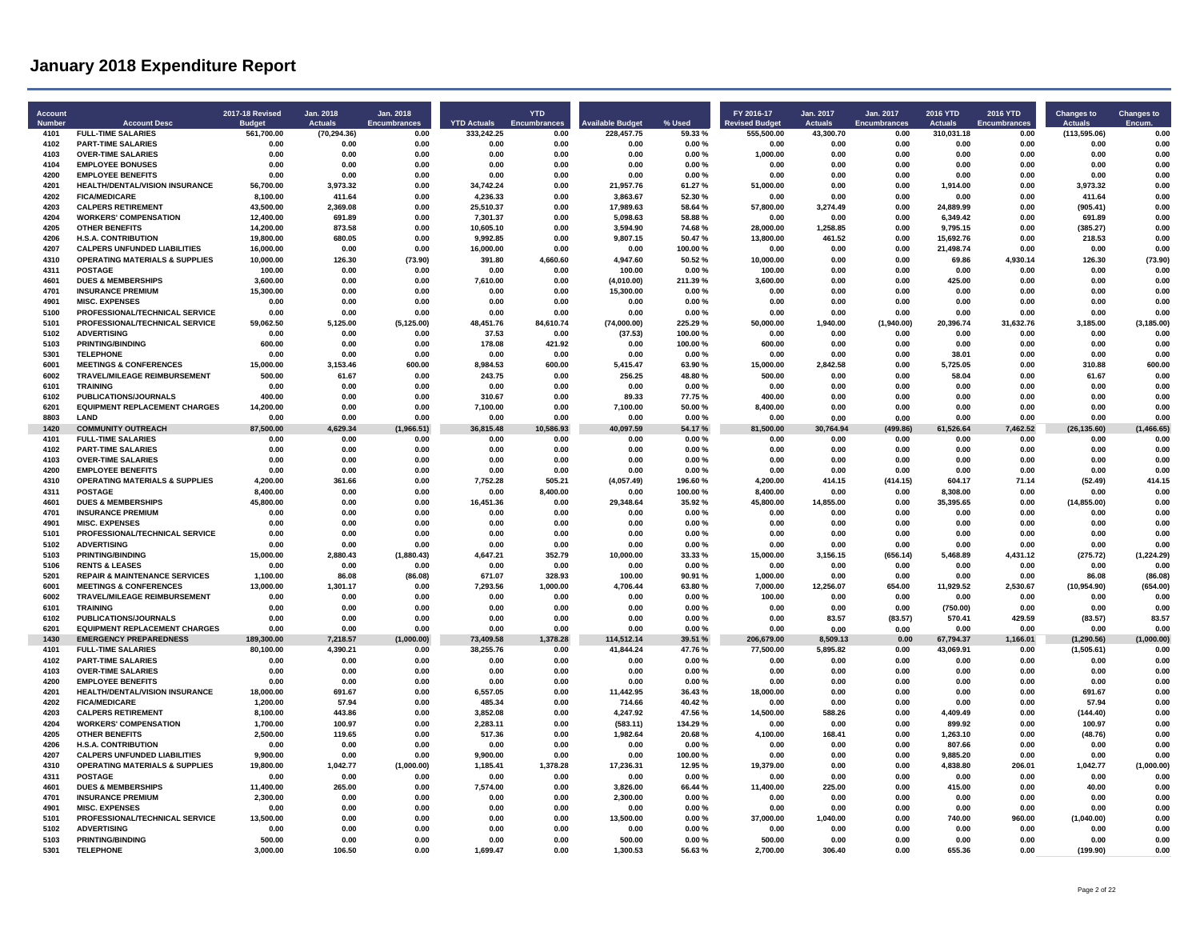# January 2018 Expenditure Report

| Account Number | Account Desc | 2017-18 Revised Budget | Jan. 2018 Actuals | Jan. 2018 Encumbrances | YTD Actuals | YTD Encumbrances | Available Budget | % Used | FY 2016-17 Revised Budget | Jan. 2017 Actuals | Jan. 2017 Encumbrances | 2016 YTD Actuals | 2016 YTD Encumbrances | Changes to Actuals | Changes to Encum. |
|---|---|---|---|---|---|---|---|---|---|---|---|---|---|---|---|
| 4101 | FULL-TIME SALARIES | 561,700.00 | (70,294.36) | 0.00 | 333,242.25 | 0.00 | 228,457.75 | 59.33 % | 555,500.00 | 43,300.70 | 0.00 | 310,031.18 | 0.00 | (113,595.06) | 0.00 |
| 4102 | PART-TIME SALARIES | 0.00 | 0.00 | 0.00 | 0.00 | 0.00 | 0.00 | 0.00 % | 0.00 | 0.00 | 0.00 | 0.00 | 0.00 | 0.00 | 0.00 |
| 4103 | OVER-TIME SALARIES | 0.00 | 0.00 | 0.00 | 0.00 | 0.00 | 0.00 | 0.00 % | 1,000.00 | 0.00 | 0.00 | 0.00 | 0.00 | 0.00 | 0.00 |
| 4104 | EMPLOYEE BONUSES | 0.00 | 0.00 | 0.00 | 0.00 | 0.00 | 0.00 | 0.00 % | 0.00 | 0.00 | 0.00 | 0.00 | 0.00 | 0.00 | 0.00 |
| 4200 | EMPLOYEE BENEFITS | 0.00 | 0.00 | 0.00 | 0.00 | 0.00 | 0.00 | 0.00 % | 0.00 | 0.00 | 0.00 | 0.00 | 0.00 | 0.00 | 0.00 |
| 4201 | HEALTH/DENTAL/VISION INSURANCE | 56,700.00 | 3,973.32 | 0.00 | 34,742.24 | 0.00 | 21,957.76 | 61.27 % | 51,000.00 | 0.00 | 0.00 | 1,914.00 | 0.00 | 3,973.32 | 0.00 |
| 4202 | FICA/MEDICARE | 8,100.00 | 411.64 | 0.00 | 4,236.33 | 0.00 | 3,863.67 | 52.30 % | 0.00 | 0.00 | 0.00 | 0.00 | 0.00 | 411.64 | 0.00 |
| 4203 | CALPERS RETIREMENT | 43,500.00 | 2,369.08 | 0.00 | 25,510.37 | 0.00 | 17,989.63 | 58.64 % | 57,800.00 | 3,274.49 | 0.00 | 24,889.99 | 0.00 | (905.41) | 0.00 |
| 4204 | WORKERS' COMPENSATION | 12,400.00 | 691.89 | 0.00 | 7,301.37 | 0.00 | 5,098.63 | 58.88 % | 0.00 | 0.00 | 0.00 | 6,349.42 | 0.00 | 691.89 | 0.00 |
| 4205 | OTHER BENEFITS | 14,200.00 | 873.58 | 0.00 | 10,605.10 | 0.00 | 3,594.90 | 74.68 % | 28,000.00 | 1,258.85 | 0.00 | 9,795.15 | 0.00 | (385.27) | 0.00 |
| 4206 | H.S.A. CONTRIBUTION | 19,800.00 | 680.05 | 0.00 | 9,992.85 | 0.00 | 9,807.15 | 50.47 % | 13,800.00 | 461.52 | 0.00 | 15,692.76 | 0.00 | 218.53 | 0.00 |
| 4207 | CALPERS UNFUNDED LIABILITIES | 16,000.00 | 0.00 | 0.00 | 16,000.00 | 0.00 | 0.00 | 100.00 % | 0.00 | 0.00 | 0.00 | 21,498.74 | 0.00 | 0.00 | 0.00 |
| 4310 | OPERATING MATERIALS & SUPPLIES | 10,000.00 | 126.30 | (73.90) | 391.80 | 4,660.60 | 4,947.60 | 50.52 % | 10,000.00 | 0.00 | 0.00 | 69.86 | 4,930.14 | 126.30 | (73.90) |
| 4311 | POSTAGE | 100.00 | 0.00 | 0.00 | 0.00 | 0.00 | 100.00 | 0.00 % | 100.00 | 0.00 | 0.00 | 0.00 | 0.00 | 0.00 | 0.00 |
| 4601 | DUES & MEMBERSHIPS | 3,600.00 | 0.00 | 0.00 | 7,610.00 | 0.00 | (4,010.00) | 211.39 % | 3,600.00 | 0.00 | 0.00 | 425.00 | 0.00 | 0.00 | 0.00 |
| 4701 | INSURANCE PREMIUM | 15,300.00 | 0.00 | 0.00 | 0.00 | 0.00 | 15,300.00 | 0.00 % | 0.00 | 0.00 | 0.00 | 0.00 | 0.00 | 0.00 | 0.00 |
| 4901 | MISC. EXPENSES | 0.00 | 0.00 | 0.00 | 0.00 | 0.00 | 0.00 | 0.00 % | 0.00 | 0.00 | 0.00 | 0.00 | 0.00 | 0.00 | 0.00 |
| 5100 | PROFESSIONAL/TECHNICAL SERVICE | 0.00 | 0.00 | 0.00 | 0.00 | 0.00 | 0.00 | 0.00 % | 0.00 | 0.00 | 0.00 | 0.00 | 0.00 | 0.00 | 0.00 |
| 5101 | PROFESSIONAL/TECHNICAL SERVICE | 59,062.50 | 5,125.00 | (5,125.00) | 48,451.76 | 84,610.74 | (74,000.00) | 225.29 % | 50,000.00 | 1,940.00 | (1,940.00) | 20,396.74 | 31,632.76 | 3,185.00 | (3,185.00) |
| 5102 | ADVERTISING | 0.00 | 0.00 | 0.00 | 37.53 | 0.00 | (37.53) | 100.00 % | 0.00 | 0.00 | 0.00 | 0.00 | 0.00 | 0.00 | 0.00 |
| 5103 | PRINTING/BINDING | 600.00 | 0.00 | 0.00 | 178.08 | 421.92 | 0.00 | 100.00 % | 600.00 | 0.00 | 0.00 | 0.00 | 0.00 | 0.00 | 0.00 |
| 5301 | TELEPHONE | 0.00 | 0.00 | 0.00 | 0.00 | 0.00 | 0.00 | 0.00 % | 0.00 | 0.00 | 0.00 | 38.01 | 0.00 | 0.00 | 0.00 |
| 6001 | MEETINGS & CONFERENCES | 15,000.00 | 3,153.46 | 600.00 | 8,984.53 | 600.00 | 5,415.47 | 63.90 % | 15,000.00 | 2,842.58 | 0.00 | 5,725.05 | 0.00 | 310.88 | 600.00 |
| 6002 | TRAVEL/MILEAGE REIMBURSEMENT | 500.00 | 61.67 | 0.00 | 243.75 | 0.00 | 256.25 | 48.80 % | 500.00 | 0.00 | 0.00 | 58.04 | 0.00 | 61.67 | 0.00 |
| 6101 | TRAINING | 0.00 | 0.00 | 0.00 | 0.00 | 0.00 | 0.00 | 0.00 % | 0.00 | 0.00 | 0.00 | 0.00 | 0.00 | 0.00 | 0.00 |
| 6102 | PUBLICATIONS/JOURNALS | 400.00 | 0.00 | 0.00 | 310.67 | 0.00 | 89.33 | 77.75 % | 400.00 | 0.00 | 0.00 | 0.00 | 0.00 | 0.00 | 0.00 |
| 6201 | EQUIPMENT REPLACEMENT CHARGES | 14,200.00 | 0.00 | 0.00 | 7,100.00 | 0.00 | 7,100.00 | 50.00 % | 8,400.00 | 0.00 | 0.00 | 0.00 | 0.00 | 0.00 | 0.00 |
| 8803 | LAND | 0.00 | 0.00 | 0.00 | 0.00 | 0.00 | 0.00 | 0.00 % | 0.00 | 0.00 | 0.00 | 0.00 | 0.00 | 0.00 | 0.00 |
| **1420** | **COMMUNITY OUTREACH** | **87,500.00** | **4,629.34** | **(1,966.51)** | **36,815.48** | **10,586.93** | **40,097.59** | **54.17 %** | **81,500.00** | **30,764.94** | **(499.86)** | **61,526.64** | **7,462.52** | **(26,135.60)** | **(1,466.65)** |
| 4101 | FULL-TIME SALARIES | 0.00 | 0.00 | 0.00 | 0.00 | 0.00 | 0.00 | 0.00 % | 0.00 | 0.00 | 0.00 | 0.00 | 0.00 | 0.00 | 0.00 |
| 4102 | PART-TIME SALARIES | 0.00 | 0.00 | 0.00 | 0.00 | 0.00 | 0.00 | 0.00 % | 0.00 | 0.00 | 0.00 | 0.00 | 0.00 | 0.00 | 0.00 |
| 4103 | OVER-TIME SALARIES | 0.00 | 0.00 | 0.00 | 0.00 | 0.00 | 0.00 | 0.00 % | 0.00 | 0.00 | 0.00 | 0.00 | 0.00 | 0.00 | 0.00 |
| 4200 | EMPLOYEE BENEFITS | 0.00 | 0.00 | 0.00 | 0.00 | 0.00 | 0.00 | 0.00 % | 0.00 | 0.00 | 0.00 | 0.00 | 0.00 | 0.00 | 0.00 |
| 4310 | OPERATING MATERIALS & SUPPLIES | 4,200.00 | 361.66 | 0.00 | 7,752.28 | 505.21 | (4,057.49) | 196.60 % | 4,200.00 | 414.15 | (414.15) | 604.17 | 71.14 | (52.49) | 414.15 |
| 4311 | POSTAGE | 8,400.00 | 0.00 | 0.00 | 0.00 | 8,400.00 | 0.00 | 100.00 % | 8,400.00 | 0.00 | 0.00 | 8,308.00 | 0.00 | 0.00 | 0.00 |
| 4601 | DUES & MEMBERSHIPS | 45,800.00 | 0.00 | 0.00 | 16,451.36 | 0.00 | 29,348.64 | 35.92 % | 45,800.00 | 14,855.00 | 0.00 | 35,395.65 | 0.00 | (14,855.00) | 0.00 |
| 4701 | INSURANCE PREMIUM | 0.00 | 0.00 | 0.00 | 0.00 | 0.00 | 0.00 | 0.00 % | 0.00 | 0.00 | 0.00 | 0.00 | 0.00 | 0.00 | 0.00 |
| 4901 | MISC. EXPENSES | 0.00 | 0.00 | 0.00 | 0.00 | 0.00 | 0.00 | 0.00 % | 0.00 | 0.00 | 0.00 | 0.00 | 0.00 | 0.00 | 0.00 |
| 5101 | PROFESSIONAL/TECHNICAL SERVICE | 0.00 | 0.00 | 0.00 | 0.00 | 0.00 | 0.00 | 0.00 % | 0.00 | 0.00 | 0.00 | 0.00 | 0.00 | 0.00 | 0.00 |
| 5102 | ADVERTISING | 0.00 | 0.00 | 0.00 | 0.00 | 0.00 | 0.00 | 0.00 % | 0.00 | 0.00 | 0.00 | 0.00 | 0.00 | 0.00 | 0.00 |
| 5103 | PRINTING/BINDING | 15,000.00 | 2,880.43 | (1,880.43) | 4,647.21 | 352.79 | 10,000.00 | 33.33 % | 15,000.00 | 3,156.15 | (656.14) | 5,468.89 | 4,431.12 | (275.72) | (1,224.29) |
| 5106 | RENTS & LEASES | 0.00 | 0.00 | 0.00 | 0.00 | 0.00 | 0.00 | 0.00 % | 0.00 | 0.00 | 0.00 | 0.00 | 0.00 | 0.00 | 0.00 |
| 5201 | REPAIR & MAINTENANCE SERVICES | 1,100.00 | 86.08 | (86.08) | 671.07 | 328.93 | 100.00 | 90.91 % | 1,000.00 | 0.00 | 0.00 | 0.00 | 0.00 | 86.08 | (86.08) |
| 6001 | MEETINGS & CONFERENCES | 13,000.00 | 1,301.17 | 0.00 | 7,293.56 | 1,000.00 | 4,706.44 | 63.80 % | 7,000.00 | 12,256.07 | 654.00 | 11,929.52 | 2,530.67 | (10,954.90) | (654.00) |
| 6002 | TRAVEL/MILEAGE REIMBURSEMENT | 0.00 | 0.00 | 0.00 | 0.00 | 0.00 | 0.00 | 0.00 % | 100.00 | 0.00 | 0.00 | 0.00 | 0.00 | 0.00 | 0.00 |
| 6101 | TRAINING | 0.00 | 0.00 | 0.00 | 0.00 | 0.00 | 0.00 | 0.00 % | 0.00 | 0.00 | 0.00 | (750.00) | 0.00 | 0.00 | 0.00 |
| 6102 | PUBLICATIONS/JOURNALS | 0.00 | 0.00 | 0.00 | 0.00 | 0.00 | 0.00 | 0.00 % | 0.00 | 83.57 | (83.57) | 570.41 | 429.59 | (83.57) | 83.57 |
| 6201 | EQUIPMENT REPLACEMENT CHARGES | 0.00 | 0.00 | 0.00 | 0.00 | 0.00 | 0.00 | 0.00 % | 0.00 | 0.00 | 0.00 | 0.00 | 0.00 | 0.00 | 0.00 |
| **1430** | **EMERGENCY PREPAREDNESS** | **189,300.00** | **7,218.57** | **(1,000.00)** | **73,409.58** | **1,378.28** | **114,512.14** | **39.51 %** | **206,679.00** | **8,509.13** | **0.00** | **67,794.37** | **1,166.01** | **(1,290.56)** | **(1,000.00)** |
| 4101 | FULL-TIME SALARIES | 80,100.00 | 4,390.21 | 0.00 | 38,255.76 | 0.00 | 41,844.24 | 47.76 % | 77,500.00 | 5,895.82 | 0.00 | 43,069.91 | 0.00 | (1,505.61) | 0.00 |
| 4102 | PART-TIME SALARIES | 0.00 | 0.00 | 0.00 | 0.00 | 0.00 | 0.00 | 0.00 % | 0.00 | 0.00 | 0.00 | 0.00 | 0.00 | 0.00 | 0.00 |
| 4103 | OVER-TIME SALARIES | 0.00 | 0.00 | 0.00 | 0.00 | 0.00 | 0.00 | 0.00 % | 0.00 | 0.00 | 0.00 | 0.00 | 0.00 | 0.00 | 0.00 |
| 4200 | EMPLOYEE BENEFITS | 0.00 | 0.00 | 0.00 | 0.00 | 0.00 | 0.00 | 0.00 % | 0.00 | 0.00 | 0.00 | 0.00 | 0.00 | 0.00 | 0.00 |
| 4201 | HEALTH/DENTAL/VISION INSURANCE | 18,000.00 | 691.67 | 0.00 | 6,557.05 | 0.00 | 11,442.95 | 36.43 % | 18,000.00 | 0.00 | 0.00 | 0.00 | 0.00 | 691.67 | 0.00 |
| 4202 | FICA/MEDICARE | 1,200.00 | 57.94 | 0.00 | 485.34 | 0.00 | 714.66 | 40.42 % | 0.00 | 0.00 | 0.00 | 0.00 | 0.00 | 57.94 | 0.00 |
| 4203 | CALPERS RETIREMENT | 8,100.00 | 443.86 | 0.00 | 3,852.08 | 0.00 | 4,247.92 | 47.56 % | 14,500.00 | 588.26 | 0.00 | 4,409.49 | 0.00 | (144.40) | 0.00 |
| 4204 | WORKERS' COMPENSATION | 1,700.00 | 100.97 | 0.00 | 2,283.11 | 0.00 | (583.11) | 134.29 % | 0.00 | 0.00 | 0.00 | 899.92 | 0.00 | 100.97 | 0.00 |
| 4205 | OTHER BENEFITS | 2,500.00 | 119.65 | 0.00 | 517.36 | 0.00 | 1,982.64 | 20.68 % | 4,100.00 | 168.41 | 0.00 | 1,263.10 | 0.00 | (48.76) | 0.00 |
| 4206 | H.S.A. CONTRIBUTION | 0.00 | 0.00 | 0.00 | 0.00 | 0.00 | 0.00 | 0.00 % | 0.00 | 0.00 | 0.00 | 807.66 | 0.00 | 0.00 | 0.00 |
| 4207 | CALPERS UNFUNDED LIABILITIES | 9,900.00 | 0.00 | 0.00 | 9,900.00 | 0.00 | 0.00 | 100.00 % | 0.00 | 0.00 | 0.00 | 9,885.20 | 0.00 | 0.00 | 0.00 |
| 4310 | OPERATING MATERIALS & SUPPLIES | 19,800.00 | 1,042.77 | (1,000.00) | 1,185.41 | 1,378.28 | 17,236.31 | 12.95 % | 19,379.00 | 0.00 | 0.00 | 4,838.80 | 206.01 | 1,042.77 | (1,000.00) |
| 4311 | POSTAGE | 0.00 | 0.00 | 0.00 | 0.00 | 0.00 | 0.00 | 0.00 % | 0.00 | 0.00 | 0.00 | 0.00 | 0.00 | 0.00 | 0.00 |
| 4601 | DUES & MEMBERSHIPS | 11,400.00 | 265.00 | 0.00 | 7,574.00 | 0.00 | 3,826.00 | 66.44 % | 11,400.00 | 225.00 | 0.00 | 415.00 | 0.00 | 40.00 | 0.00 |
| 4701 | INSURANCE PREMIUM | 2,300.00 | 0.00 | 0.00 | 0.00 | 0.00 | 2,300.00 | 0.00 % | 0.00 | 0.00 | 0.00 | 0.00 | 0.00 | 0.00 | 0.00 |
| 4901 | MISC. EXPENSES | 0.00 | 0.00 | 0.00 | 0.00 | 0.00 | 0.00 | 0.00 % | 0.00 | 0.00 | 0.00 | 0.00 | 0.00 | 0.00 | 0.00 |
| 5101 | PROFESSIONAL/TECHNICAL SERVICE | 13,500.00 | 0.00 | 0.00 | 0.00 | 0.00 | 13,500.00 | 0.00 % | 37,000.00 | 1,040.00 | 0.00 | 740.00 | 960.00 | (1,040.00) | 0.00 |
| 5102 | ADVERTISING | 0.00 | 0.00 | 0.00 | 0.00 | 0.00 | 0.00 | 0.00 % | 0.00 | 0.00 | 0.00 | 0.00 | 0.00 | 0.00 | 0.00 |
| 5103 | PRINTING/BINDING | 500.00 | 0.00 | 0.00 | 0.00 | 0.00 | 500.00 | 0.00 % | 500.00 | 0.00 | 0.00 | 0.00 | 0.00 | 0.00 | 0.00 |
| 5301 | TELEPHONE | 3,000.00 | 106.50 | 0.00 | 1,699.47 | 0.00 | 1,300.53 | 56.63 % | 2,700.00 | 306.40 | 0.00 | 655.36 | 0.00 | (199.90) | 0.00 |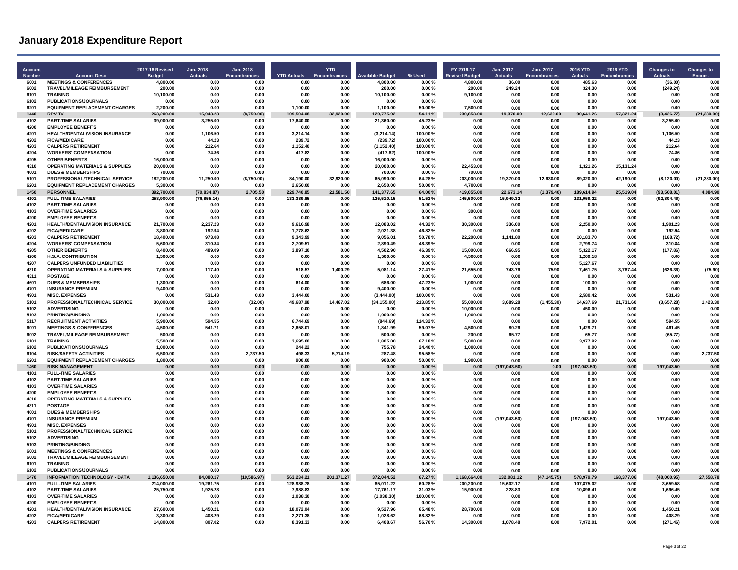# January 2018 Expenditure Report

| Account Number | Account Desc | 2017-18 Revised Budget | Jan. 2018 Actuals | Jan. 2018 Encumbrances | YTD Actuals | YTD Encumbrances | Available Budget | % Used | FY 2016-17 Revised Budget | Jan. 2017 Actuals | Jan. 2017 Encumbrances | 2016 YTD Actuals | 2016 YTD Encumbrances | Changes to Actuals | Changes to Encum. |
|---|---|---|---|---|---|---|---|---|---|---|---|---|---|---|---|
| 6001 | MEETINGS & CONFERENCES | 4,800.00 | 0.00 | 0.00 | 0.00 | 0.00 | 4,800.00 | 0.00 % | 4,800.00 | 36.00 | 0.00 | 485.63 | 0.00 | (36.00) | 0.00 |
| 6002 | TRAVEL/MILEAGE REIMBURSEMENT | 200.00 | 0.00 | 0.00 | 0.00 | 0.00 | 200.00 | 0.00 % | 200.00 | 249.24 | 0.00 | 324.30 | 0.00 | (249.24) | 0.00 |
| 6101 | TRAINING | 10,100.00 | 0.00 | 0.00 | 0.00 | 0.00 | 10,100.00 | 0.00 % | 9,100.00 | 0.00 | 0.00 | 0.00 | 0.00 | 0.00 | 0.00 |
| 6102 | PUBLICATIONS/JOURNALS | 0.00 | 0.00 | 0.00 | 0.00 | 0.00 | 0.00 | 0.00 % | 0.00 | 0.00 | 0.00 | 0.00 | 0.00 | 0.00 | 0.00 |
| 6201 | EQUIPMENT REPLACEMENT CHARGES | 2,200.00 | 0.00 | 0.00 | 1,100.00 | 0.00 | 1,100.00 | 50.00 % | 7,500.00 | 0.00 | 0.00 | 0.00 | 0.00 | 0.00 | 0.00 |
| **1440** | **RPV TV** | **263,200.00** | **15,943.23** | **(8,750.00)** | **109,504.08** | **32,920.00** | **120,775.92** | **54.11 %** | **230,853.00** | **19,370.00** | **12,630.00** | **90,641.26** | **57,321.24** | **(3,426.77)** | **(21,380.00)** |
| 4102 | PART-TIME SALARIES | 39,000.00 | 3,255.00 | 0.00 | 17,640.00 | 0.00 | 21,360.00 | 45.23 % | 0.00 | 0.00 | 0.00 | 0.00 | 0.00 | 3,255.00 | 0.00 |
| 4200 | EMPLOYEE BENEFITS | 0.00 | 0.00 | 0.00 | 0.00 | 0.00 | 0.00 | 0.00 % | 0.00 | 0.00 | 0.00 | 0.00 | 0.00 | 0.00 | 0.00 |
| 4201 | HEALTH/DENTAL/VISION INSURANCE | 0.00 | 1,106.50 | 0.00 | 3,214.14 | 0.00 | (3,214.14) | 100.00 % | 0.00 | 0.00 | 0.00 | 0.00 | 0.00 | 1,106.50 | 0.00 |
| 4202 | FICA/MEDICARE | 0.00 | 44.23 | 0.00 | 239.72 | 0.00 | (239.72) | 100.00 % | 0.00 | 0.00 | 0.00 | 0.00 | 0.00 | 44.23 | 0.00 |
| 4203 | CALPERS RETIREMENT | 0.00 | 212.64 | 0.00 | 1,152.40 | 0.00 | (1,152.40) | 100.00 % | 0.00 | 0.00 | 0.00 | 0.00 | 0.00 | 212.64 | 0.00 |
| 4204 | WORKERS' COMPENSATION | 0.00 | 74.86 | 0.00 | 417.82 | 0.00 | (417.82) | 100.00 % | 0.00 | 0.00 | 0.00 | 0.00 | 0.00 | 74.86 | 0.00 |
| 4205 | OTHER BENEFITS | 16,000.00 | 0.00 | 0.00 | 0.00 | 0.00 | 16,000.00 | 0.00 % | 0.00 | 0.00 | 0.00 | 0.00 | 0.00 | 0.00 | 0.00 |
| 4310 | OPERATING MATERIALS & SUPPLIES | 20,000.00 | 0.00 | 0.00 | 0.00 | 0.00 | 20,000.00 | 0.00 % | 22,453.00 | 0.00 | 0.00 | 1,321.26 | 15,131.24 | 0.00 | 0.00 |
| 4601 | DUES & MEMBERSHIPS | 700.00 | 0.00 | 0.00 | 0.00 | 0.00 | 700.00 | 0.00 % | 700.00 | 0.00 | 0.00 | 0.00 | 0.00 | 0.00 | 0.00 |
| 5101 | PROFESSIONAL/TECHNICAL SERVICE | 182,200.00 | 11,250.00 | (8,750.00) | 84,190.00 | 32,920.00 | 65,090.00 | 64.28 % | 203,000.00 | 19,370.00 | 12,630.00 | 89,320.00 | 42,190.00 | (8,120.00) | (21,380.00) |
| 6201 | EQUIPMENT REPLACEMENT CHARGES | 5,300.00 | 0.00 | 0.00 | 2,650.00 | 0.00 | 2,650.00 | 50.00 % | 4,700.00 | 0.00 | 0.00 | 0.00 | 0.00 | 0.00 | 0.00 |
| **1450** | **PERSONNEL** | **392,700.00** | **(70,834.87)** | **2,705.50** | **229,740.85** | **21,581.50** | **141,377.65** | **64.00 %** | **419,055.00** | **22,673.14** | **(1,379.40)** | **189,614.94** | **25,519.04** | **(93,508.01)** | **4,084.90** |
| 4101 | FULL-TIME SALARIES | 258,900.00 | (76,855.14) | 0.00 | 133,389.85 | 0.00 | 125,510.15 | 51.52 % | 245,500.00 | 15,949.32 | 0.00 | 131,959.22 | 0.00 | (92,804.46) | 0.00 |
| 4102 | PART-TIME SALARIES | 0.00 | 0.00 | 0.00 | 0.00 | 0.00 | 0.00 | 0.00 % | 0.00 | 0.00 | 0.00 | 0.00 | 0.00 | 0.00 | 0.00 |
| 4103 | OVER-TIME SALARIES | 0.00 | 0.00 | 0.00 | 0.00 | 0.00 | 0.00 | 0.00 % | 300.00 | 0.00 | 0.00 | 0.00 | 0.00 | 0.00 | 0.00 |
| 4200 | EMPLOYEE BENEFITS | 0.00 | 0.00 | 0.00 | 0.00 | 0.00 | 0.00 | 0.00 % | 0.00 | 0.00 | 0.00 | 0.00 | 0.00 | 0.00 | 0.00 |
| 4201 | HEALTH/DENTAL/VISION INSURANCE | 21,700.00 | 2,237.23 | 0.00 | 9,616.98 | 0.00 | 12,083.02 | 44.32 % | 30,300.00 | 336.00 | 0.00 | 2,250.00 | 0.00 | 1,901.23 | 0.00 |
| 4202 | FICA/MEDICARE | 3,800.00 | 192.94 | 0.00 | 1,778.62 | 0.00 | 2,021.38 | 46.82 % | 0.00 | 0.00 | 0.00 | 0.00 | 0.00 | 192.94 | 0.00 |
| 4203 | CALPERS RETIREMENT | 18,400.00 | 973.08 | 0.00 | 9,343.99 | 0.00 | 9,056.01 | 50.78 % | 22,200.00 | 1,141.80 | 0.00 | 10,183.70 | 0.00 | (168.72) | 0.00 |
| 4204 | WORKERS' COMPENSATION | 5,600.00 | 310.84 | 0.00 | 2,709.51 | 0.00 | 2,890.49 | 48.39 % | 0.00 | 0.00 | 0.00 | 2,799.74 | 0.00 | 310.84 | 0.00 |
| 4205 | OTHER BENEFITS | 8,400.00 | 489.09 | 0.00 | 3,897.10 | 0.00 | 4,502.90 | 46.39 % | 15,000.00 | 666.95 | 0.00 | 5,322.17 | 0.00 | (177.86) | 0.00 |
| 4206 | H.S.A. CONTRIBUTION | 1,500.00 | 0.00 | 0.00 | 0.00 | 0.00 | 1,500.00 | 0.00 % | 4,500.00 | 0.00 | 0.00 | 1,269.18 | 0.00 | 0.00 | 0.00 |
| 4207 | CALPERS UNFUNDED LIABILITIES | 0.00 | 0.00 | 0.00 | 0.00 | 0.00 | 0.00 | 0.00 % | 0.00 | 0.00 | 0.00 | 5,127.67 | 0.00 | 0.00 | 0.00 |
| 4310 | OPERATING MATERIALS & SUPPLIES | 7,000.00 | 117.40 | 0.00 | 518.57 | 1,400.29 | 5,081.14 | 27.41 % | 21,655.00 | 743.76 | 75.90 | 7,461.75 | 3,787.44 | (626.36) | (75.90) |
| 4311 | POSTAGE | 0.00 | 0.00 | 0.00 | 0.00 | 0.00 | 0.00 | 0.00 % | 0.00 | 0.00 | 0.00 | 0.00 | 0.00 | 0.00 | 0.00 |
| 4601 | DUES & MEMBERSHIPS | 1,300.00 | 0.00 | 0.00 | 614.00 | 0.00 | 686.00 | 47.23 % | 1,000.00 | 0.00 | 0.00 | 100.00 | 0.00 | 0.00 | 0.00 |
| 4701 | INSURANCE PREMIUM | 9,400.00 | 0.00 | 0.00 | 0.00 | 0.00 | 9,400.00 | 0.00 % | 0.00 | 0.00 | 0.00 | 0.00 | 0.00 | 0.00 | 0.00 |
| 4901 | MISC. EXPENSES | 0.00 | 531.43 | 0.00 | 3,444.00 | 0.00 | (3,444.00) | 100.00 % | 0.00 | 0.00 | 0.00 | 2,580.42 | 0.00 | 531.43 | 0.00 |
| 5101 | PROFESSIONAL/TECHNICAL SERVICE | 30,000.00 | 32.00 | (32.00) | 49,687.98 | 14,467.02 | (34,155.00) | 213.85 % | 55,000.00 | 3,689.28 | (1,455.30) | 14,637.69 | 21,731.60 | (3,657.28) | 1,423.30 |
| 5102 | ADVERTISING | 0.00 | 0.00 | 0.00 | 0.00 | 0.00 | 0.00 | 0.00 % | 10,000.00 | 0.00 | 0.00 | 450.00 | 0.00 | 0.00 | 0.00 |
| 5103 | PRINTING/BINDING | 1,000.00 | 0.00 | 0.00 | 0.00 | 0.00 | 1,000.00 | 0.00 % | 1,000.00 | 0.00 | 0.00 | 0.00 | 0.00 | 0.00 | 0.00 |
| 5117 | RECRUITMENT ACTIVITIES | 5,900.00 | 594.55 | 0.00 | 6,744.69 | 0.00 | (844.69) | 114.32 % | 0.00 | 0.00 | 0.00 | 0.00 | 0.00 | 594.55 | 0.00 |
| 6001 | MEETINGS & CONFERENCES | 4,500.00 | 541.71 | 0.00 | 2,658.01 | 0.00 | 1,841.99 | 59.07 % | 4,500.00 | 80.26 | 0.00 | 1,429.71 | 0.00 | 461.45 | 0.00 |
| 6002 | TRAVEL/MILEAGE REIMBURSEMENT | 500.00 | 0.00 | 0.00 | 0.00 | 0.00 | 500.00 | 0.00 % | 200.00 | 65.77 | 0.00 | 65.77 | 0.00 | (65.77) | 0.00 |
| 6101 | TRAINING | 5,500.00 | 0.00 | 0.00 | 3,695.00 | 0.00 | 1,805.00 | 67.18 % | 5,000.00 | 0.00 | 0.00 | 3,977.92 | 0.00 | 0.00 | 0.00 |
| 6102 | PUBLICATIONS/JOURNALS | 1,000.00 | 0.00 | 0.00 | 244.22 | 0.00 | 755.78 | 24.40 % | 1,000.00 | 0.00 | 0.00 | 0.00 | 0.00 | 0.00 | 0.00 |
| 6104 | RISK/SAFETY ACTIVITIES | 6,500.00 | 0.00 | 2,737.50 | 498.33 | 5,714.19 | 287.48 | 95.58 % | 0.00 | 0.00 | 0.00 | 0.00 | 0.00 | 0.00 | 2,737.50 |
| 6201 | EQUIPMENT REPLACEMENT CHARGES | 1,800.00 | 0.00 | 0.00 | 900.00 | 0.00 | 900.00 | 50.00 % | 1,900.00 | 0.00 | 0.00 | 0.00 | 0.00 | 0.00 | 0.00 |
| **1460** | **RISK MANAGEMENT** | **0.00** | **0.00** | **0.00** | **0.00** | **0.00** | **0.00** | **0.00 %** | **0.00** | **(197,043.50)** | **0.00** | **(197,043.50)** | **0.00** | **197,043.50** | **0.00** |
| 4101 | FULL-TIME SALARIES | 0.00 | 0.00 | 0.00 | 0.00 | 0.00 | 0.00 | 0.00 % | 0.00 | 0.00 | 0.00 | 0.00 | 0.00 | 0.00 | 0.00 |
| 4102 | PART-TIME SALARIES | 0.00 | 0.00 | 0.00 | 0.00 | 0.00 | 0.00 | 0.00 % | 0.00 | 0.00 | 0.00 | 0.00 | 0.00 | 0.00 | 0.00 |
| 4103 | OVER-TIME SALARIES | 0.00 | 0.00 | 0.00 | 0.00 | 0.00 | 0.00 | 0.00 % | 0.00 | 0.00 | 0.00 | 0.00 | 0.00 | 0.00 | 0.00 |
| 4200 | EMPLOYEE BENEFITS | 0.00 | 0.00 | 0.00 | 0.00 | 0.00 | 0.00 | 0.00 % | 0.00 | 0.00 | 0.00 | 0.00 | 0.00 | 0.00 | 0.00 |
| 4310 | OPERATING MATERIALS & SUPPLIES | 0.00 | 0.00 | 0.00 | 0.00 | 0.00 | 0.00 | 0.00 % | 0.00 | 0.00 | 0.00 | 0.00 | 0.00 | 0.00 | 0.00 |
| 4311 | POSTAGE | 0.00 | 0.00 | 0.00 | 0.00 | 0.00 | 0.00 | 0.00 % | 0.00 | 0.00 | 0.00 | 0.00 | 0.00 | 0.00 | 0.00 |
| 4601 | DUES & MEMBERSHIPS | 0.00 | 0.00 | 0.00 | 0.00 | 0.00 | 0.00 | 0.00 % | 0.00 | 0.00 | 0.00 | 0.00 | 0.00 | 0.00 | 0.00 |
| 4701 | INSURANCE PREMIUM | 0.00 | 0.00 | 0.00 | 0.00 | 0.00 | 0.00 | 0.00 % | 0.00 | (197,043.50) | 0.00 | (197,043.50) | 0.00 | 197,043.50 | 0.00 |
| 4901 | MISC. EXPENSES | 0.00 | 0.00 | 0.00 | 0.00 | 0.00 | 0.00 | 0.00 % | 0.00 | 0.00 | 0.00 | 0.00 | 0.00 | 0.00 | 0.00 |
| 5101 | PROFESSIONAL/TECHNICAL SERVICE | 0.00 | 0.00 | 0.00 | 0.00 | 0.00 | 0.00 | 0.00 % | 0.00 | 0.00 | 0.00 | 0.00 | 0.00 | 0.00 | 0.00 |
| 5102 | ADVERTISING | 0.00 | 0.00 | 0.00 | 0.00 | 0.00 | 0.00 | 0.00 % | 0.00 | 0.00 | 0.00 | 0.00 | 0.00 | 0.00 | 0.00 |
| 5103 | PRINTING/BINDING | 0.00 | 0.00 | 0.00 | 0.00 | 0.00 | 0.00 | 0.00 % | 0.00 | 0.00 | 0.00 | 0.00 | 0.00 | 0.00 | 0.00 |
| 6001 | MEETINGS & CONFERENCES | 0.00 | 0.00 | 0.00 | 0.00 | 0.00 | 0.00 | 0.00 % | 0.00 | 0.00 | 0.00 | 0.00 | 0.00 | 0.00 | 0.00 |
| 6002 | TRAVEL/MILEAGE REIMBURSEMENT | 0.00 | 0.00 | 0.00 | 0.00 | 0.00 | 0.00 | 0.00 % | 0.00 | 0.00 | 0.00 | 0.00 | 0.00 | 0.00 | 0.00 |
| 6101 | TRAINING | 0.00 | 0.00 | 0.00 | 0.00 | 0.00 | 0.00 | 0.00 % | 0.00 | 0.00 | 0.00 | 0.00 | 0.00 | 0.00 | 0.00 |
| 6102 | PUBLICATIONS/JOURNALS | 0.00 | 0.00 | 0.00 | 0.00 | 0.00 | 0.00 | 0.00 % | 0.00 | 0.00 | 0.00 | 0.00 | 0.00 | 0.00 | 0.00 |
| **1470** | **INFORMATION TECHNOLOGY - DATA** | **1,136,650.00** | **84,080.17** | **(19,586.97)** | **563,234.21** | **201,371.27** | **372,044.52** | **67.27 %** | **1,168,664.00** | **132,081.12** | **(47,145.75)** | **578,979.79** | **168,377.06** | **(48,000.95)** | **27,558.78** |
| 4101 | FULL-TIME SALARIES | 214,000.00 | 19,261.75 | 0.00 | 128,988.78 | 0.00 | 85,011.22 | 60.28 % | 200,200.00 | 15,602.17 | 0.00 | 107,875.02 | 0.00 | 3,659.58 | 0.00 |
| 4102 | PART-TIME SALARIES | 25,750.00 | 1,925.28 | 0.00 | 7,988.83 | 0.00 | 17,761.17 | 31.03 % | 15,900.00 | 228.83 | 0.00 | 10,896.41 | 0.00 | 1,696.45 | 0.00 |
| 4103 | OVER-TIME SALARIES | 0.00 | 0.00 | 0.00 | 1,038.30 | 0.00 | (1,038.30) | 100.00 % | 0.00 | 0.00 | 0.00 | 0.00 | 0.00 | 0.00 | 0.00 |
| 4200 | EMPLOYEE BENEFITS | 0.00 | 0.00 | 0.00 | 0.00 | 0.00 | 0.00 | 0.00 % | 0.00 | 0.00 | 0.00 | 0.00 | 0.00 | 0.00 | 0.00 |
| 4201 | HEALTH/DENTAL/VISION INSURANCE | 27,600.00 | 1,450.21 | 0.00 | 18,072.04 | 0.00 | 9,527.96 | 65.48 % | 28,700.00 | 0.00 | 0.00 | 0.00 | 0.00 | 1,450.21 | 0.00 |
| 4202 | FICA/MEDICARE | 3,300.00 | 408.29 | 0.00 | 2,271.38 | 0.00 | 1,028.62 | 68.82 % | 0.00 | 0.00 | 0.00 | 0.00 | 0.00 | 408.29 | 0.00 |
| 4203 | CALPERS RETIREMENT | 14,800.00 | 807.02 | 0.00 | 8,391.33 | 0.00 | 6,408.67 | 56.70 % | 14,300.00 | 1,078.48 | 0.00 | 7,972.01 | 0.00 | (271.46) | 0.00 |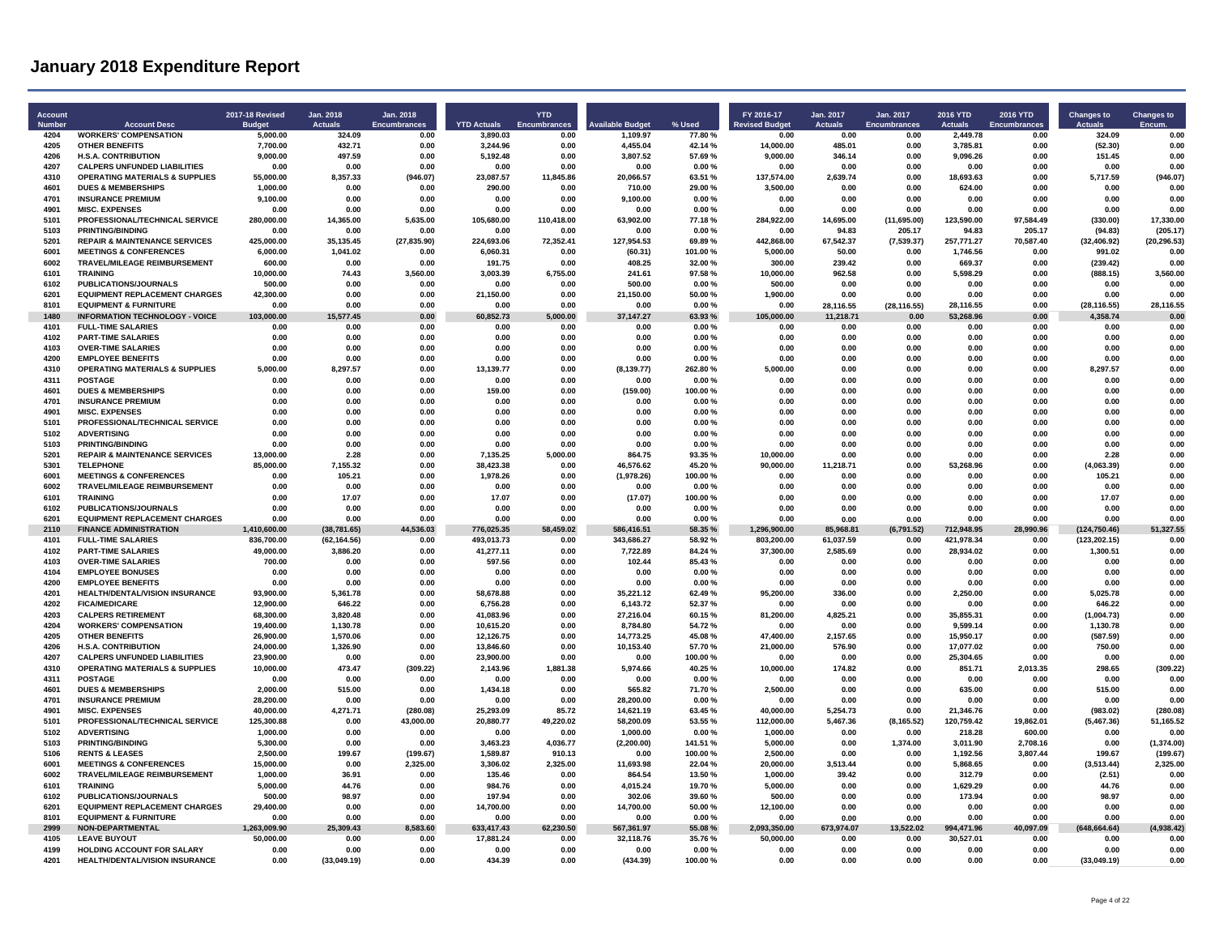# January 2018 Expenditure Report

| Account Number | Account Desc | 2017-18 Revised Budget | Jan. 2018 Actuals | Jan. 2018 Encumbrances | YTD Actuals | YTD Encumbrances | Available Budget | % Used | FY 2016-17 Revised Budget | Jan. 2017 Actuals | Jan. 2017 Encumbrances | 2016 YTD Actuals | 2016 YTD Encumbrances | Changes to Actuals | Changes to Encum. |
|---|---|---|---|---|---|---|---|---|---|---|---|---|---|---|---|
| 4204 | WORKERS' COMPENSATION | 5,000.00 | 324.09 | 0.00 | 3,890.03 | 0.00 | 1,109.97 | 77.80 % | 0.00 | 0.00 | 0.00 | 2,449.78 | 0.00 | 324.09 | 0.00 |
| 4205 | OTHER BENEFITS | 7,700.00 | 432.71 | 0.00 | 3,244.96 | 0.00 | 4,455.04 | 42.14 % | 14,000.00 | 485.01 | 0.00 | 3,785.81 | 0.00 | (52.30) | 0.00 |
| 4206 | H.S.A. CONTRIBUTION | 9,000.00 | 497.59 | 0.00 | 5,192.48 | 0.00 | 3,807.52 | 57.69 % | 9,000.00 | 346.14 | 0.00 | 9,096.26 | 0.00 | 151.45 | 0.00 |
| 4207 | CALPERS UNFUNDED LIABILITIES | 0.00 | 0.00 | 0.00 | 0.00 | 0.00 | 0.00 | 0.00 % | 0.00 | 0.00 | 0.00 | 0.00 | 0.00 | 0.00 | 0.00 |
| 4310 | OPERATING MATERIALS & SUPPLIES | 55,000.00 | 8,357.33 | (946.07) | 23,087.57 | 11,845.86 | 20,066.57 | 63.51 % | 137,574.00 | 2,639.74 | 0.00 | 18,693.63 | 0.00 | 5,717.59 | (946.07) |
| 4601 | DUES & MEMBERSHIPS | 1,000.00 | 0.00 | 0.00 | 290.00 | 0.00 | 710.00 | 29.00 % | 3,500.00 | 0.00 | 0.00 | 624.00 | 0.00 | 0.00 | 0.00 |
| 4701 | INSURANCE PREMIUM | 9,100.00 | 0.00 | 0.00 | 0.00 | 0.00 | 9,100.00 | 0.00 % | 0.00 | 0.00 | 0.00 | 0.00 | 0.00 | 0.00 | 0.00 |
| 4901 | MISC. EXPENSES | 0.00 | 0.00 | 0.00 | 0.00 | 0.00 | 0.00 | 0.00 % | 0.00 | 0.00 | 0.00 | 0.00 | 0.00 | 0.00 | 0.00 |
| 5101 | PROFESSIONAL/TECHNICAL SERVICE | 280,000.00 | 14,365.00 | 5,635.00 | 105,680.00 | 110,418.00 | 63,902.00 | 77.18 % | 284,922.00 | 14,695.00 | (11,695.00) | 123,590.00 | 97,584.49 | (330.00) | 17,330.00 |
| 5103 | PRINTING/BINDING | 0.00 | 0.00 | 0.00 | 0.00 | 0.00 | 0.00 | 0.00 % | 0.00 | 94.83 | 205.17 | 94.83 | 205.17 | (94.83) | (205.17) |
| 5201 | REPAIR & MAINTENANCE SERVICES | 425,000.00 | 35,135.45 | (27,835.90) | 224,693.06 | 72,352.41 | 127,954.53 | 69.89 % | 442,868.00 | 67,542.37 | (7,539.37) | 257,771.27 | 70,587.40 | (32,406.92) | (20,296.53) |
| 6001 | MEETINGS & CONFERENCES | 6,000.00 | 1,041.02 | 0.00 | 6,060.31 | 0.00 | (60.31) | 101.00 % | 5,000.00 | 50.00 | 0.00 | 1,746.56 | 0.00 | 991.02 | 0.00 |
| 6002 | TRAVEL/MILEAGE REIMBURSEMENT | 600.00 | 0.00 | 0.00 | 191.75 | 0.00 | 408.25 | 32.00 % | 300.00 | 239.42 | 0.00 | 669.37 | 0.00 | (239.42) | 0.00 |
| 6101 | TRAINING | 10,000.00 | 74.43 | 3,560.00 | 3,003.39 | 6,755.00 | 241.61 | 97.58 % | 10,000.00 | 962.58 | 0.00 | 5,598.29 | 0.00 | (888.15) | 3,560.00 |
| 6102 | PUBLICATIONS/JOURNALS | 500.00 | 0.00 | 0.00 | 0.00 | 0.00 | 500.00 | 0.00 % | 500.00 | 0.00 | 0.00 | 0.00 | 0.00 | 0.00 | 0.00 |
| 6201 | EQUIPMENT REPLACEMENT CHARGES | 42,300.00 | 0.00 | 0.00 | 21,150.00 | 0.00 | 21,150.00 | 50.00 % | 1,900.00 | 0.00 | 0.00 | 0.00 | 0.00 | 0.00 | 0.00 |
| 8101 | EQUIPMENT & FURNITURE | 0.00 | 0.00 | 0.00 | 0.00 | 0.00 | 0.00 | 0.00 % | 0.00 | 28,116.55 | (28,116.55) | 28,116.55 | 0.00 | (28,116.55) | 28,116.55 |
| **1480** | **INFORMATION TECHNOLOGY - VOICE** | **103,000.00** | **15,577.45** | **0.00** | **60,852.73** | **5,000.00** | **37,147.27** | **63.93 %** | **105,000.00** | **11,218.71** | **0.00** | **53,268.96** | **0.00** | **4,358.74** | **0.00** |
| 4101 | FULL-TIME SALARIES | 0.00 | 0.00 | 0.00 | 0.00 | 0.00 | 0.00 | 0.00 % | 0.00 | 0.00 | 0.00 | 0.00 | 0.00 | 0.00 | 0.00 |
| 4102 | PART-TIME SALARIES | 0.00 | 0.00 | 0.00 | 0.00 | 0.00 | 0.00 | 0.00 % | 0.00 | 0.00 | 0.00 | 0.00 | 0.00 | 0.00 | 0.00 |
| 4103 | OVER-TIME SALARIES | 0.00 | 0.00 | 0.00 | 0.00 | 0.00 | 0.00 | 0.00 % | 0.00 | 0.00 | 0.00 | 0.00 | 0.00 | 0.00 | 0.00 |
| 4200 | EMPLOYEE BENEFITS | 0.00 | 0.00 | 0.00 | 0.00 | 0.00 | 0.00 | 0.00 % | 0.00 | 0.00 | 0.00 | 0.00 | 0.00 | 0.00 | 0.00 |
| 4310 | OPERATING MATERIALS & SUPPLIES | 5,000.00 | 8,297.57 | 0.00 | 13,139.77 | 0.00 | (8,139.77) | 262.80 % | 5,000.00 | 0.00 | 0.00 | 0.00 | 0.00 | 8,297.57 | 0.00 |
| 4311 | POSTAGE | 0.00 | 0.00 | 0.00 | 0.00 | 0.00 | 0.00 | 0.00 % | 0.00 | 0.00 | 0.00 | 0.00 | 0.00 | 0.00 | 0.00 |
| 4601 | DUES & MEMBERSHIPS | 0.00 | 0.00 | 0.00 | 159.00 | 0.00 | (159.00) | 100.00 % | 0.00 | 0.00 | 0.00 | 0.00 | 0.00 | 0.00 | 0.00 |
| 4701 | INSURANCE PREMIUM | 0.00 | 0.00 | 0.00 | 0.00 | 0.00 | 0.00 | 0.00 % | 0.00 | 0.00 | 0.00 | 0.00 | 0.00 | 0.00 | 0.00 |
| 4901 | MISC. EXPENSES | 0.00 | 0.00 | 0.00 | 0.00 | 0.00 | 0.00 | 0.00 % | 0.00 | 0.00 | 0.00 | 0.00 | 0.00 | 0.00 | 0.00 |
| 5101 | PROFESSIONAL/TECHNICAL SERVICE | 0.00 | 0.00 | 0.00 | 0.00 | 0.00 | 0.00 | 0.00 % | 0.00 | 0.00 | 0.00 | 0.00 | 0.00 | 0.00 | 0.00 |
| 5102 | ADVERTISING | 0.00 | 0.00 | 0.00 | 0.00 | 0.00 | 0.00 | 0.00 % | 0.00 | 0.00 | 0.00 | 0.00 | 0.00 | 0.00 | 0.00 |
| 5103 | PRINTING/BINDING | 0.00 | 0.00 | 0.00 | 0.00 | 0.00 | 0.00 | 0.00 % | 0.00 | 0.00 | 0.00 | 0.00 | 0.00 | 0.00 | 0.00 |
| 5201 | REPAIR & MAINTENANCE SERVICES | 13,000.00 | 2.28 | 0.00 | 7,135.25 | 5,000.00 | 864.75 | 93.35 % | 10,000.00 | 0.00 | 0.00 | 0.00 | 0.00 | 2.28 | 0.00 |
| 5301 | TELEPHONE | 85,000.00 | 7,155.32 | 0.00 | 38,423.38 | 0.00 | 46,576.62 | 45.20 % | 90,000.00 | 11,218.71 | 0.00 | 53,268.96 | 0.00 | (4,063.39) | 0.00 |
| 6001 | MEETINGS & CONFERENCES | 0.00 | 105.21 | 0.00 | 1,978.26 | 0.00 | (1,978.26) | 100.00 % | 0.00 | 0.00 | 0.00 | 0.00 | 0.00 | 105.21 | 0.00 |
| 6002 | TRAVEL/MILEAGE REIMBURSEMENT | 0.00 | 0.00 | 0.00 | 0.00 | 0.00 | 0.00 | 0.00 % | 0.00 | 0.00 | 0.00 | 0.00 | 0.00 | 0.00 | 0.00 |
| 6101 | TRAINING | 0.00 | 17.07 | 0.00 | 17.07 | 0.00 | (17.07) | 100.00 % | 0.00 | 0.00 | 0.00 | 0.00 | 0.00 | 17.07 | 0.00 |
| 6102 | PUBLICATIONS/JOURNALS | 0.00 | 0.00 | 0.00 | 0.00 | 0.00 | 0.00 | 0.00 % | 0.00 | 0.00 | 0.00 | 0.00 | 0.00 | 0.00 | 0.00 |
| 6201 | EQUIPMENT REPLACEMENT CHARGES | 0.00 | 0.00 | 0.00 | 0.00 | 0.00 | 0.00 | 0.00 % | 0.00 | 0.00 | 0.00 | 0.00 | 0.00 | 0.00 | 0.00 |
| **2110** | **FINANCE ADMINISTRATION** | **1,410,600.00** | **(38,781.65)** | **44,536.03** | **776,025.35** | **58,459.02** | **586,416.51** | **58.35 %** | **1,296,900.00** | **85,968.81** | **(6,791.52)** | **712,948.95** | **28,990.96** | **(124,750.46)** | **51,327.55** |
| 4101 | FULL-TIME SALARIES | 836,700.00 | (62,164.56) | 0.00 | 493,013.73 | 0.00 | 343,686.27 | 58.92 % | 803,200.00 | 61,037.59 | 0.00 | 421,978.34 | 0.00 | (123,202.15) | 0.00 |
| 4102 | PART-TIME SALARIES | 49,000.00 | 3,886.20 | 0.00 | 41,277.11 | 0.00 | 7,722.89 | 84.24 % | 37,300.00 | 2,585.69 | 0.00 | 28,934.02 | 0.00 | 1,300.51 | 0.00 |
| 4103 | OVER-TIME SALARIES | 700.00 | 0.00 | 0.00 | 597.56 | 0.00 | 102.44 | 85.43 % | 0.00 | 0.00 | 0.00 | 0.00 | 0.00 | 0.00 | 0.00 |
| 4104 | EMPLOYEE BONUSES | 0.00 | 0.00 | 0.00 | 0.00 | 0.00 | 0.00 | 0.00 % | 0.00 | 0.00 | 0.00 | 0.00 | 0.00 | 0.00 | 0.00 |
| 4200 | EMPLOYEE BENEFITS | 0.00 | 0.00 | 0.00 | 0.00 | 0.00 | 0.00 | 0.00 % | 0.00 | 0.00 | 0.00 | 0.00 | 0.00 | 0.00 | 0.00 |
| 4201 | HEALTH/DENTAL/VISION INSURANCE | 93,900.00 | 5,361.78 | 0.00 | 58,678.88 | 0.00 | 35,221.12 | 62.49 % | 95,200.00 | 336.00 | 0.00 | 2,250.00 | 0.00 | 5,025.78 | 0.00 |
| 4202 | FICA/MEDICARE | 12,900.00 | 646.22 | 0.00 | 6,756.28 | 0.00 | 6,143.72 | 52.37 % | 0.00 | 0.00 | 0.00 | 0.00 | 0.00 | 646.22 | 0.00 |
| 4203 | CALPERS RETIREMENT | 68,300.00 | 3,820.48 | 0.00 | 41,083.96 | 0.00 | 27,216.04 | 60.15 % | 81,200.00 | 4,825.21 | 0.00 | 35,855.31 | 0.00 | (1,004.73) | 0.00 |
| 4204 | WORKERS' COMPENSATION | 19,400.00 | 1,130.78 | 0.00 | 10,615.20 | 0.00 | 8,784.80 | 54.72 % | 0.00 | 0.00 | 0.00 | 9,599.14 | 0.00 | 1,130.78 | 0.00 |
| 4205 | OTHER BENEFITS | 26,900.00 | 1,570.06 | 0.00 | 12,126.75 | 0.00 | 14,773.25 | 45.08 % | 47,400.00 | 2,157.65 | 0.00 | 15,950.17 | 0.00 | (587.59) | 0.00 |
| 4206 | H.S.A. CONTRIBUTION | 24,000.00 | 1,326.90 | 0.00 | 13,846.60 | 0.00 | 10,153.40 | 57.70 % | 21,000.00 | 576.90 | 0.00 | 17,077.02 | 0.00 | 750.00 | 0.00 |
| 4207 | CALPERS UNFUNDED LIABILITIES | 23,900.00 | 0.00 | 0.00 | 23,900.00 | 0.00 | 0.00 | 100.00 % | 0.00 | 0.00 | 0.00 | 25,304.65 | 0.00 | 0.00 | 0.00 |
| 4310 | OPERATING MATERIALS & SUPPLIES | 10,000.00 | 473.47 | (309.22) | 2,143.96 | 1,881.38 | 5,974.66 | 40.25 % | 10,000.00 | 174.82 | 0.00 | 851.71 | 2,013.35 | 298.65 | (309.22) |
| 4311 | POSTAGE | 0.00 | 0.00 | 0.00 | 0.00 | 0.00 | 0.00 | 0.00 % | 0.00 | 0.00 | 0.00 | 0.00 | 0.00 | 0.00 | 0.00 |
| 4601 | DUES & MEMBERSHIPS | 2,000.00 | 515.00 | 0.00 | 1,434.18 | 0.00 | 565.82 | 71.70 % | 2,500.00 | 0.00 | 0.00 | 635.00 | 0.00 | 515.00 | 0.00 |
| 4701 | INSURANCE PREMIUM | 28,200.00 | 0.00 | 0.00 | 0.00 | 0.00 | 28,200.00 | 0.00 % | 0.00 | 0.00 | 0.00 | 0.00 | 0.00 | 0.00 | 0.00 |
| 4901 | MISC. EXPENSES | 40,000.00 | 4,271.71 | (280.08) | 25,293.09 | 85.72 | 14,621.19 | 63.45 % | 40,000.00 | 5,254.73 | 0.00 | 21,346.76 | 0.00 | (983.02) | (280.08) |
| 5101 | PROFESSIONAL/TECHNICAL SERVICE | 125,300.88 | 0.00 | 43,000.00 | 20,880.77 | 49,220.02 | 58,200.09 | 53.55 % | 112,000.00 | 5,467.36 | (8,165.52) | 120,759.42 | 19,862.01 | (5,467.36) | 51,165.52 |
| 5102 | ADVERTISING | 1,000.00 | 0.00 | 0.00 | 0.00 | 0.00 | 1,000.00 | 0.00 % | 1,000.00 | 0.00 | 0.00 | 218.28 | 600.00 | 0.00 | 0.00 |
| 5103 | PRINTING/BINDING | 5,300.00 | 0.00 | 0.00 | 3,463.23 | 4,036.77 | (2,200.00) | 141.51 % | 5,000.00 | 0.00 | 1,374.00 | 3,011.90 | 2,708.16 | 0.00 | (1,374.00) |
| 5106 | RENTS & LEASES | 2,500.00 | 199.67 | (199.67) | 1,589.87 | 910.13 | 0.00 | 100.00 % | 2,500.00 | 0.00 | 0.00 | 1,192.56 | 3,807.44 | 199.67 | (199.67) |
| 6001 | MEETINGS & CONFERENCES | 15,000.00 | 0.00 | 2,325.00 | 3,306.02 | 2,325.00 | 11,693.98 | 22.04 % | 20,000.00 | 3,513.44 | 0.00 | 5,868.65 | 0.00 | (3,513.44) | 2,325.00 |
| 6002 | TRAVEL/MILEAGE REIMBURSEMENT | 1,000.00 | 36.91 | 0.00 | 135.46 | 0.00 | 864.54 | 13.50 % | 1,000.00 | 39.42 | 0.00 | 312.79 | 0.00 | (2.51) | 0.00 |
| 6101 | TRAINING | 5,000.00 | 44.76 | 0.00 | 984.76 | 0.00 | 4,015.24 | 19.70 % | 5,000.00 | 0.00 | 0.00 | 1,629.29 | 0.00 | 44.76 | 0.00 |
| 6102 | PUBLICATIONS/JOURNALS | 500.00 | 98.97 | 0.00 | 197.94 | 0.00 | 302.06 | 39.60 % | 500.00 | 0.00 | 0.00 | 173.94 | 0.00 | 98.97 | 0.00 |
| 6201 | EQUIPMENT REPLACEMENT CHARGES | 29,400.00 | 0.00 | 0.00 | 14,700.00 | 0.00 | 14,700.00 | 50.00 % | 12,100.00 | 0.00 | 0.00 | 0.00 | 0.00 | 0.00 | 0.00 |
| 8101 | EQUIPMENT & FURNITURE | 0.00 | 0.00 | 0.00 | 0.00 | 0.00 | 0.00 | 0.00 % | 0.00 | 0.00 | 0.00 | 0.00 | 0.00 | 0.00 | 0.00 |
| **2999** | **NON-DEPARTMENTAL** | **1,263,009.90** | **25,309.43** | **8,583.60** | **633,417.43** | **62,230.50** | **567,361.97** | **55.08 %** | **2,093,350.00** | **673,974.07** | **13,522.02** | **994,471.96** | **40,097.09** | **(648,664.64)** | **(4,938.42)** |
| 4105 | LEAVE BUYOUT | 50,000.00 | 0.00 | 0.00 | 17,881.24 | 0.00 | 32,118.76 | 35.76 % | 50,000.00 | 0.00 | 0.00 | 30,527.01 | 0.00 | 0.00 | 0.00 |
| 4199 | HOLDING ACCOUNT FOR SALARY | 0.00 | 0.00 | 0.00 | 0.00 | 0.00 | 0.00 | 0.00 % | 0.00 | 0.00 | 0.00 | 0.00 | 0.00 | 0.00 | 0.00 |
| 4201 | HEALTH/DENTAL/VISION INSURANCE | 0.00 | (33,049.19) | 0.00 | 434.39 | 0.00 | (434.39) | 100.00 % | 0.00 | 0.00 | 0.00 | 0.00 | 0.00 | (33,049.19) | 0.00 |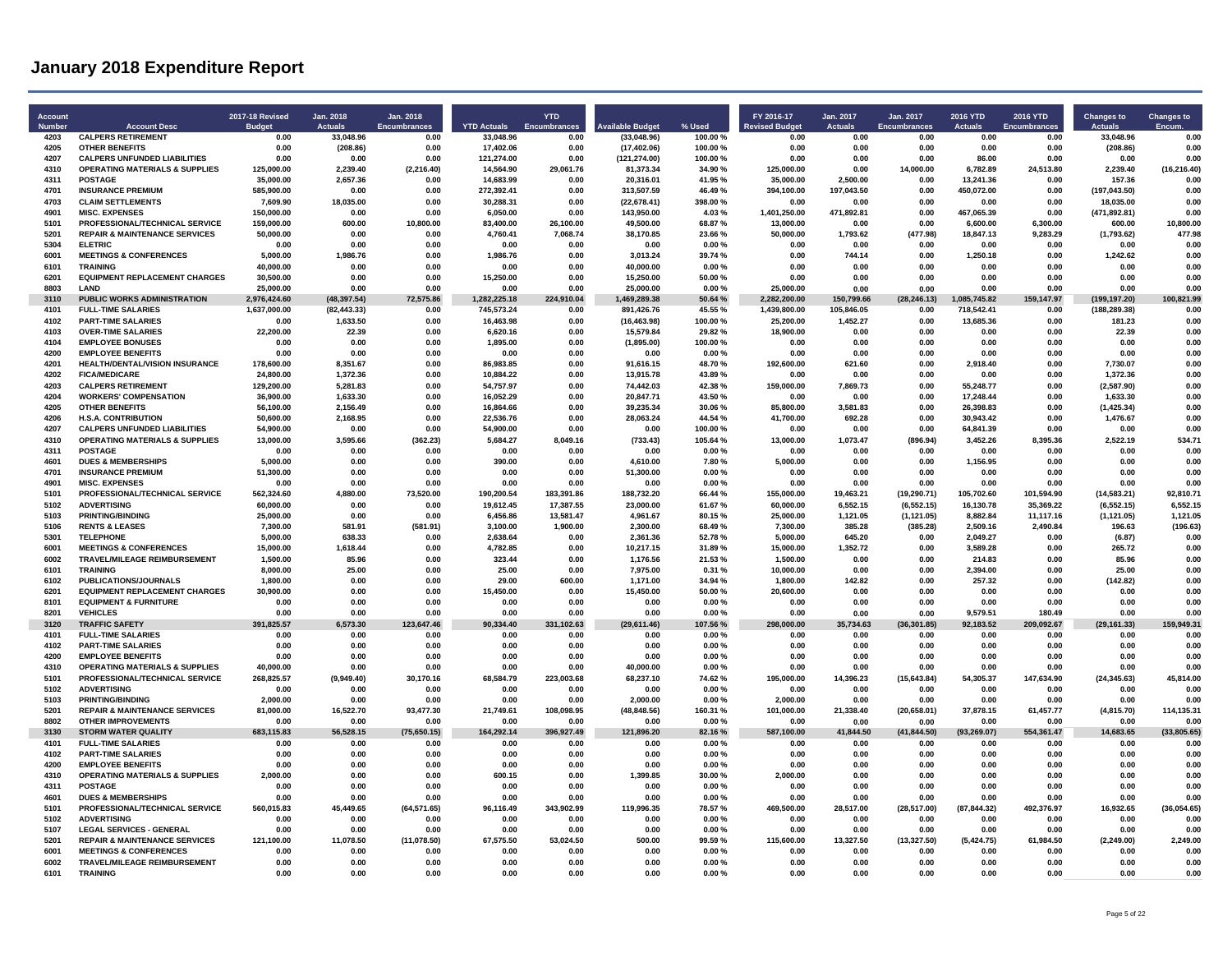# January 2018 Expenditure Report

| Account Number | Account Desc | 2017-18 Revised Budget | Jan. 2018 Actuals | Jan. 2018 Encumbrances | YTD Actuals | YTD Encumbrances | Available Budget | % Used | FY 2016-17 Revised Budget | Jan. 2017 Actuals | Jan. 2017 Encumbrances | 2016 YTD Actuals | 2016 YTD Encumbrances | Changes to Actuals | Changes to Encum. |
|---|---|---|---|---|---|---|---|---|---|---|---|---|---|---|---|
| 4203 | CALPERS RETIREMENT | 0.00 | 33,048.96 | 0.00 | 33,048.96 | 0.00 | (33,048.96) | 100.00 % | 0.00 | 0.00 | 0.00 | 0.00 | 0.00 | 33,048.96 | 0.00 |
| 4205 | OTHER BENEFITS | 0.00 | (208.86) | 0.00 | 17,402.06 | 0.00 | (17,402.06) | 100.00 % | 0.00 | 0.00 | 0.00 | 0.00 | 0.00 | (208.86) | 0.00 |
| 4207 | CALPERS UNFUNDED LIABILITIES | 0.00 | 0.00 | 0.00 | 121,274.00 | 0.00 | (121,274.00) | 100.00 % | 0.00 | 0.00 | 0.00 | 86.00 | 0.00 | 0.00 | 0.00 |
| 4310 | OPERATING MATERIALS & SUPPLIES | 125,000.00 | 2,239.40 | (2,216.40) | 14,564.90 | 29,061.76 | 81,373.34 | 34.90 % | 125,000.00 | 0.00 | 14,000.00 | 6,782.89 | 24,513.80 | 2,239.40 | (16,216.40) |
| 4311 | POSTAGE | 35,000.00 | 2,657.36 | 0.00 | 14,683.99 | 0.00 | 20,316.01 | 41.95 % | 35,000.00 | 2,500.00 | 0.00 | 13,241.36 | 0.00 | 157.36 | 0.00 |
| 4701 | INSURANCE PREMIUM | 585,900.00 | 0.00 | 0.00 | 272,392.41 | 0.00 | 313,507.59 | 46.49 % | 394,100.00 | 197,043.50 | 0.00 | 450,072.00 | 0.00 | (197,043.50) | 0.00 |
| 4703 | CLAIM SETTLEMENTS | 7,609.90 | 18,035.00 | 0.00 | 30,288.31 | 0.00 | (22,678.41) | 398.00 % | 0.00 | 0.00 | 0.00 | 0.00 | 0.00 | 18,035.00 | 0.00 |
| 4901 | MISC. EXPENSES | 150,000.00 | 0.00 | 0.00 | 6,050.00 | 0.00 | 143,950.00 | 4.03 % | 1,401,250.00 | 471,892.81 | 0.00 | 467,065.39 | 0.00 | (471,892.81) | 0.00 |
| 5101 | PROFESSIONAL/TECHNICAL SERVICE | 159,000.00 | 600.00 | 10,800.00 | 83,400.00 | 26,100.00 | 49,500.00 | 68.87 % | 13,000.00 | 0.00 | 0.00 | 6,600.00 | 6,300.00 | 600.00 | 10,800.00 |
| 5201 | REPAIR & MAINTENANCE SERVICES | 50,000.00 | 0.00 | 0.00 | 4,760.41 | 7,068.74 | 38,170.85 | 23.66 % | 50,000.00 | 1,793.62 | (477.98) | 18,847.13 | 9,283.29 | (1,793.62) | 477.98 |
| 5304 | ELETRIC | 0.00 | 0.00 | 0.00 | 0.00 | 0.00 | 0.00 | 0.00 % | 0.00 | 0.00 | 0.00 | 0.00 | 0.00 | 0.00 | 0.00 |
| 6001 | MEETINGS & CONFERENCES | 5,000.00 | 1,986.76 | 0.00 | 1,986.76 | 0.00 | 3,013.24 | 39.74 % | 0.00 | 744.14 | 0.00 | 1,250.18 | 0.00 | 1,242.62 | 0.00 |
| 6101 | TRAINING | 40,000.00 | 0.00 | 0.00 | 0.00 | 0.00 | 40,000.00 | 0.00 % | 0.00 | 0.00 | 0.00 | 0.00 | 0.00 | 0.00 | 0.00 |
| 6201 | EQUIPMENT REPLACEMENT CHARGES | 30,500.00 | 0.00 | 0.00 | 15,250.00 | 0.00 | 15,250.00 | 50.00 % | 0.00 | 0.00 | 0.00 | 0.00 | 0.00 | 0.00 | 0.00 |
| 8803 | LAND | 25,000.00 | 0.00 | 0.00 | 0.00 | 0.00 | 25,000.00 | 0.00 % | 25,000.00 | 0.00 | 0.00 | 0.00 | 0.00 | 0.00 | 0.00 |
| **3110** | **PUBLIC WORKS ADMINISTRATION** | **2,976,424.60** | **(48,397.54)** | **72,575.86** | **1,282,225.18** | **224,910.04** | **1,469,289.38** | **50.64 %** | **2,282,200.00** | **150,799.66** | **(28,246.13)** | **1,085,745.82** | **159,147.97** | **(199,197.20)** | **100,821.99** |
| 4101 | FULL-TIME SALARIES | 1,637,000.00 | (82,443.33) | 0.00 | 745,573.24 | 0.00 | 891,426.76 | 45.55 % | 1,439,800.00 | 105,846.05 | 0.00 | 718,542.41 | 0.00 | (188,289.38) | 0.00 |
| 4102 | PART-TIME SALARIES | 0.00 | 1,633.50 | 0.00 | 16,463.98 | 0.00 | (16,463.98) | 100.00 % | 25,200.00 | 1,452.27 | 0.00 | 13,685.36 | 0.00 | 181.23 | 0.00 |
| 4103 | OVER-TIME SALARIES | 22,200.00 | 22.39 | 0.00 | 6,620.16 | 0.00 | 15,579.84 | 29.82 % | 18,900.00 | 0.00 | 0.00 | 0.00 | 0.00 | 22.39 | 0.00 |
| 4104 | EMPLOYEE BONUSES | 0.00 | 0.00 | 0.00 | 1,895.00 | 0.00 | (1,895.00) | 100.00 % | 0.00 | 0.00 | 0.00 | 0.00 | 0.00 | 0.00 | 0.00 |
| 4200 | EMPLOYEE BENEFITS | 0.00 | 0.00 | 0.00 | 0.00 | 0.00 | 0.00 | 0.00 % | 0.00 | 0.00 | 0.00 | 0.00 | 0.00 | 0.00 | 0.00 |
| 4201 | HEALTH/DENTAL/VISION INSURANCE | 178,600.00 | 8,351.67 | 0.00 | 86,983.85 | 0.00 | 91,616.15 | 48.70 % | 192,600.00 | 621.60 | 0.00 | 2,918.40 | 0.00 | 7,730.07 | 0.00 |
| 4202 | FICA/MEDICARE | 24,800.00 | 1,372.36 | 0.00 | 10,884.22 | 0.00 | 13,915.78 | 43.89 % | 0.00 | 0.00 | 0.00 | 0.00 | 0.00 | 1,372.36 | 0.00 |
| 4203 | CALPERS RETIREMENT | 129,200.00 | 5,281.83 | 0.00 | 54,757.97 | 0.00 | 74,442.03 | 42.38 % | 159,000.00 | 7,869.73 | 0.00 | 55,248.77 | 0.00 | (2,587.90) | 0.00 |
| 4204 | WORKERS' COMPENSATION | 36,900.00 | 1,633.30 | 0.00 | 16,052.29 | 0.00 | 20,847.71 | 43.50 % | 0.00 | 0.00 | 0.00 | 17,248.44 | 0.00 | 1,633.30 | 0.00 |
| 4205 | OTHER BENEFITS | 56,100.00 | 2,156.49 | 0.00 | 16,864.66 | 0.00 | 39,235.34 | 30.06 % | 85,800.00 | 3,581.83 | 0.00 | 26,398.83 | 0.00 | (1,425.34) | 0.00 |
| 4206 | H.S.A. CONTRIBUTION | 50,600.00 | 2,168.95 | 0.00 | 22,536.76 | 0.00 | 28,063.24 | 44.54 % | 41,700.00 | 692.28 | 0.00 | 30,943.42 | 0.00 | 1,476.67 | 0.00 |
| 4207 | CALPERS UNFUNDED LIABILITIES | 54,900.00 | 0.00 | 0.00 | 54,900.00 | 0.00 | 0.00 | 100.00 % | 0.00 | 0.00 | 0.00 | 64,841.39 | 0.00 | 0.00 | 0.00 |
| 4310 | OPERATING MATERIALS & SUPPLIES | 13,000.00 | 3,595.66 | (362.23) | 5,684.27 | 8,049.16 | (733.43) | 105.64 % | 13,000.00 | 1,073.47 | (896.94) | 3,452.26 | 8,395.36 | 2,522.19 | 534.71 |
| 4311 | POSTAGE | 0.00 | 0.00 | 0.00 | 0.00 | 0.00 | 0.00 | 0.00 % | 0.00 | 0.00 | 0.00 | 0.00 | 0.00 | 0.00 | 0.00 |
| 4601 | DUES & MEMBERSHIPS | 5,000.00 | 0.00 | 0.00 | 390.00 | 0.00 | 4,610.00 | 7.80 % | 5,000.00 | 0.00 | 0.00 | 1,156.95 | 0.00 | 0.00 | 0.00 |
| 4701 | INSURANCE PREMIUM | 51,300.00 | 0.00 | 0.00 | 0.00 | 0.00 | 51,300.00 | 0.00 % | 0.00 | 0.00 | 0.00 | 0.00 | 0.00 | 0.00 | 0.00 |
| 4901 | MISC. EXPENSES | 0.00 | 0.00 | 0.00 | 0.00 | 0.00 | 0.00 | 0.00 % | 0.00 | 0.00 | 0.00 | 0.00 | 0.00 | 0.00 | 0.00 |
| 5101 | PROFESSIONAL/TECHNICAL SERVICE | 562,324.60 | 4,880.00 | 73,520.00 | 190,200.54 | 183,391.86 | 188,732.20 | 66.44 % | 155,000.00 | 19,463.21 | (19,290.71) | 105,702.60 | 101,594.90 | (14,583.21) | 92,810.71 |
| 5102 | ADVERTISING | 60,000.00 | 0.00 | 0.00 | 19,612.45 | 17,387.55 | 23,000.00 | 61.67 % | 60,000.00 | 6,552.15 | (6,552.15) | 16,130.78 | 35,369.22 | (6,552.15) | 6,552.15 |
| 5103 | PRINTING/BINDING | 25,000.00 | 0.00 | 0.00 | 6,456.86 | 13,581.47 | 4,961.67 | 80.15 % | 25,000.00 | 1,121.05 | (1,121.05) | 8,882.84 | 11,117.16 | (1,121.05) | 1,121.05 |
| 5106 | RENTS & LEASES | 7,300.00 | 581.91 | (581.91) | 3,100.00 | 1,900.00 | 2,300.00 | 68.49 % | 7,300.00 | 385.28 | (385.28) | 2,509.16 | 2,490.84 | 196.63 | (196.63) |
| 5301 | TELEPHONE | 5,000.00 | 638.33 | 0.00 | 2,638.64 | 0.00 | 2,361.36 | 52.78 % | 5,000.00 | 645.20 | 0.00 | 2,049.27 | 0.00 | (6.87) | 0.00 |
| 6001 | MEETINGS & CONFERENCES | 15,000.00 | 1,618.44 | 0.00 | 4,782.85 | 0.00 | 10,217.15 | 31.89 % | 15,000.00 | 1,352.72 | 0.00 | 3,589.28 | 0.00 | 265.72 | 0.00 |
| 6002 | TRAVEL/MILEAGE REIMBURSEMENT | 1,500.00 | 85.96 | 0.00 | 323.44 | 0.00 | 1,176.56 | 21.53 % | 1,500.00 | 0.00 | 0.00 | 214.83 | 0.00 | 85.96 | 0.00 |
| 6101 | TRAINING | 8,000.00 | 25.00 | 0.00 | 25.00 | 0.00 | 7,975.00 | 0.31 % | 10,000.00 | 0.00 | 0.00 | 2,394.00 | 0.00 | 25.00 | 0.00 |
| 6102 | PUBLICATIONS/JOURNALS | 1,800.00 | 0.00 | 0.00 | 29.00 | 600.00 | 1,171.00 | 34.94 % | 1,800.00 | 142.82 | 0.00 | 257.32 | 0.00 | (142.82) | 0.00 |
| 6201 | EQUIPMENT REPLACEMENT CHARGES | 30,900.00 | 0.00 | 0.00 | 15,450.00 | 0.00 | 15,450.00 | 50.00 % | 20,600.00 | 0.00 | 0.00 | 0.00 | 0.00 | 0.00 | 0.00 |
| 8101 | EQUIPMENT & FURNITURE | 0.00 | 0.00 | 0.00 | 0.00 | 0.00 | 0.00 | 0.00 % | 0.00 | 0.00 | 0.00 | 0.00 | 0.00 | 0.00 | 0.00 |
| 8201 | VEHICLES | 0.00 | 0.00 | 0.00 | 0.00 | 0.00 | 0.00 | 0.00 % | 0.00 | 0.00 | 0.00 | 9,579.51 | 180.49 | 0.00 | 0.00 |
| **3120** | **TRAFFIC SAFETY** | **391,825.57** | **6,573.30** | **123,647.46** | **90,334.40** | **331,102.63** | **(29,611.46)** | **107.56 %** | **298,000.00** | **35,734.63** | **(36,301.85)** | **92,183.52** | **209,092.67** | **(29,161.33)** | **159,949.31** |
| 4101 | FULL-TIME SALARIES | 0.00 | 0.00 | 0.00 | 0.00 | 0.00 | 0.00 | 0.00 % | 0.00 | 0.00 | 0.00 | 0.00 | 0.00 | 0.00 | 0.00 |
| 4102 | PART-TIME SALARIES | 0.00 | 0.00 | 0.00 | 0.00 | 0.00 | 0.00 | 0.00 % | 0.00 | 0.00 | 0.00 | 0.00 | 0.00 | 0.00 | 0.00 |
| 4200 | EMPLOYEE BENEFITS | 0.00 | 0.00 | 0.00 | 0.00 | 0.00 | 0.00 | 0.00 % | 0.00 | 0.00 | 0.00 | 0.00 | 0.00 | 0.00 | 0.00 |
| 4310 | OPERATING MATERIALS & SUPPLIES | 40,000.00 | 0.00 | 0.00 | 0.00 | 0.00 | 40,000.00 | 0.00 % | 0.00 | 0.00 | 0.00 | 0.00 | 0.00 | 0.00 | 0.00 |
| 5101 | PROFESSIONAL/TECHNICAL SERVICE | 268,825.57 | (9,949.40) | 30,170.16 | 68,584.79 | 223,003.68 | 68,237.10 | 74.62 % | 195,000.00 | 14,396.23 | (15,643.84) | 54,305.37 | 147,634.90 | (24,345.63) | 45,814.00 |
| 5102 | ADVERTISING | 0.00 | 0.00 | 0.00 | 0.00 | 0.00 | 0.00 | 0.00 % | 0.00 | 0.00 | 0.00 | 0.00 | 0.00 | 0.00 | 0.00 |
| 5103 | PRINTING/BINDING | 2,000.00 | 0.00 | 0.00 | 0.00 | 0.00 | 2,000.00 | 0.00 % | 2,000.00 | 0.00 | 0.00 | 0.00 | 0.00 | 0.00 | 0.00 |
| 5201 | REPAIR & MAINTENANCE SERVICES | 81,000.00 | 16,522.70 | 93,477.30 | 21,749.61 | 108,098.95 | (48,848.56) | 160.31 % | 101,000.00 | 21,338.40 | (20,658.01) | 37,878.15 | 61,457.77 | (4,815.70) | 114,135.31 |
| 8802 | OTHER IMPROVEMENTS | 0.00 | 0.00 | 0.00 | 0.00 | 0.00 | 0.00 | 0.00 % | 0.00 | 0.00 | 0.00 | 0.00 | 0.00 | 0.00 | 0.00 |
| **3130** | **STORM WATER QUALITY** | **683,115.83** | **56,528.15** | **(75,650.15)** | **164,292.14** | **396,927.49** | **121,896.20** | **82.16 %** | **587,100.00** | **41,844.50** | **(41,844.50)** | **(93,269.07)** | **554,361.47** | **14,683.65** | **(33,805.65)** |
| 4101 | FULL-TIME SALARIES | 0.00 | 0.00 | 0.00 | 0.00 | 0.00 | 0.00 | 0.00 % | 0.00 | 0.00 | 0.00 | 0.00 | 0.00 | 0.00 | 0.00 |
| 4102 | PART-TIME SALARIES | 0.00 | 0.00 | 0.00 | 0.00 | 0.00 | 0.00 | 0.00 % | 0.00 | 0.00 | 0.00 | 0.00 | 0.00 | 0.00 | 0.00 |
| 4200 | EMPLOYEE BENEFITS | 0.00 | 0.00 | 0.00 | 0.00 | 0.00 | 0.00 | 0.00 % | 0.00 | 0.00 | 0.00 | 0.00 | 0.00 | 0.00 | 0.00 |
| 4310 | OPERATING MATERIALS & SUPPLIES | 2,000.00 | 0.00 | 0.00 | 600.15 | 0.00 | 1,399.85 | 30.00 % | 2,000.00 | 0.00 | 0.00 | 0.00 | 0.00 | 0.00 | 0.00 |
| 4311 | POSTAGE | 0.00 | 0.00 | 0.00 | 0.00 | 0.00 | 0.00 | 0.00 % | 0.00 | 0.00 | 0.00 | 0.00 | 0.00 | 0.00 | 0.00 |
| 4601 | DUES & MEMBERSHIPS | 0.00 | 0.00 | 0.00 | 0.00 | 0.00 | 0.00 | 0.00 % | 0.00 | 0.00 | 0.00 | 0.00 | 0.00 | 0.00 | 0.00 |
| 5101 | PROFESSIONAL/TECHNICAL SERVICE | 560,015.83 | 45,449.65 | (64,571.65) | 96,116.49 | 343,902.99 | 119,996.35 | 78.57 % | 469,500.00 | 28,517.00 | (28,517.00) | (87,844.32) | 492,376.97 | 16,932.65 | (36,054.65) |
| 5102 | ADVERTISING | 0.00 | 0.00 | 0.00 | 0.00 | 0.00 | 0.00 | 0.00 % | 0.00 | 0.00 | 0.00 | 0.00 | 0.00 | 0.00 | 0.00 |
| 5107 | LEGAL SERVICES - GENERAL | 0.00 | 0.00 | 0.00 | 0.00 | 0.00 | 0.00 | 0.00 % | 0.00 | 0.00 | 0.00 | 0.00 | 0.00 | 0.00 | 0.00 |
| 5201 | REPAIR & MAINTENANCE SERVICES | 121,100.00 | 11,078.50 | (11,078.50) | 67,575.50 | 53,024.50 | 500.00 | 99.59 % | 115,600.00 | 13,327.50 | (13,327.50) | (5,424.75) | 61,984.50 | (2,249.00) | 2,249.00 |
| 6001 | MEETINGS & CONFERENCES | 0.00 | 0.00 | 0.00 | 0.00 | 0.00 | 0.00 | 0.00 % | 0.00 | 0.00 | 0.00 | 0.00 | 0.00 | 0.00 | 0.00 |
| 6002 | TRAVEL/MILEAGE REIMBURSEMENT | 0.00 | 0.00 | 0.00 | 0.00 | 0.00 | 0.00 | 0.00 % | 0.00 | 0.00 | 0.00 | 0.00 | 0.00 | 0.00 | 0.00 |
| 6101 | TRAINING | 0.00 | 0.00 | 0.00 | 0.00 | 0.00 | 0.00 | 0.00 % | 0.00 | 0.00 | 0.00 | 0.00 | 0.00 | 0.00 | 0.00 |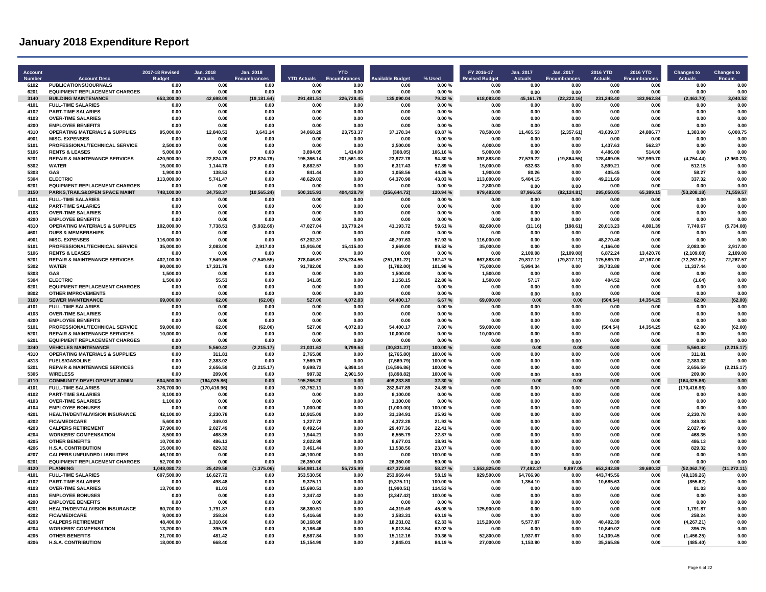# January 2018 Expenditure Report

| Account Number | Account Desc | 2017-18 Revised Budget | Jan. 2018 Actuals | Jan. 2018 Encumbrances | YTD Actuals | YTD Encumbrances | Available Budget | % Used | FY 2016-17 Revised Budget | Jan. 2017 Actuals | Jan. 2017 Encumbrances | 2016 YTD Actuals | 2016 YTD Encumbrances | Changes to Actuals | Changes to Encum. |
|---|---|---|---|---|---|---|---|---|---|---|---|---|---|---|---|
| 6102 | PUBLICATIONS/JOURNALS | 0.00 | 0.00 | 0.00 | 0.00 | 0.00 | 0.00 | 0.00 % | 0.00 | 0.00 | 0.00 | 0.00 | 0.00 | 0.00 | 0.00 |
| 6201 | EQUIPMENT REPLACEMENT CHARGES | 0.00 | 0.00 | 0.00 | 0.00 | 0.00 | 0.00 | 0.00 % | 0.00 | 0.00 | 0.00 | 0.00 | 0.00 | 0.00 | 0.00 |
| **3140** | **BUILDING MAINTENANCE** | **653,300.00** | **42,698.09** | **(19,181.64)** | **291,481.51** | **226,728.45** | **135,090.04** | **79.32 %** | **618,083.00** | **45,161.79** | **(22,222.16)** | **231,248.40** | **183,962.84** | **(2,463.70)** | **3,040.52** |
| 4101 | FULL-TIME SALARIES | 0.00 | 0.00 | 0.00 | 0.00 | 0.00 | 0.00 | 0.00 % | 0.00 | 0.00 | 0.00 | 0.00 | 0.00 | 0.00 | 0.00 |
| 4102 | PART-TIME SALARIES | 0.00 | 0.00 | 0.00 | 0.00 | 0.00 | 0.00 | 0.00 % | 0.00 | 0.00 | 0.00 | 0.00 | 0.00 | 0.00 | 0.00 |
| 4103 | OVER-TIME SALARIES | 0.00 | 0.00 | 0.00 | 0.00 | 0.00 | 0.00 | 0.00 % | 0.00 | 0.00 | 0.00 | 0.00 | 0.00 | 0.00 | 0.00 |
| 4200 | EMPLOYEE BENEFITS | 0.00 | 0.00 | 0.00 | 0.00 | 0.00 | 0.00 | 0.00 % | 0.00 | 0.00 | 0.00 | 0.00 | 0.00 | 0.00 | 0.00 |
| 4310 | OPERATING MATERIALS & SUPPLIES | 95,000.00 | 12,848.53 | 3,643.14 | 34,068.29 | 23,753.37 | 37,178.34 | 60.87 % | 78,500.00 | 11,465.53 | (2,357.61) | 43,639.37 | 24,886.77 | 1,383.00 | 6,000.75 |
| 4901 | MISC. EXPENSES | 0.00 | 0.00 | 0.00 | 0.00 | 0.00 | 0.00 | 0.00 % | 0.00 | 0.00 | 0.00 | 0.00 | 0.00 | 0.00 | 0.00 |
| 5101 | PROFESSIONAL/TECHNICAL SERVICE | 2,500.00 | 0.00 | 0.00 | 0.00 | 0.00 | 2,500.00 | 0.00 % | 4,000.00 | 0.00 | 0.00 | 1,437.63 | 562.37 | 0.00 | 0.00 |
| 5106 | RENTS & LEASES | 5,000.00 | 0.00 | 0.00 | 3,894.05 | 1,414.00 | (308.05) | 106.16 % | 5,000.00 | 0.00 | 0.00 | 4,486.00 | 514.00 | 0.00 | 0.00 |
| 5201 | REPAIR & MAINTENANCE SERVICES | 420,900.00 | 22,824.78 | (22,824.78) | 195,366.14 | 201,561.08 | 23,972.78 | 94.30 % | 397,883.00 | 27,579.22 | (19,864.55) | 128,469.05 | 157,999.70 | (4,754.44) | (2,960.23) |
| 5302 | WATER | 15,000.00 | 1,144.78 | 0.00 | 8,682.57 | 0.00 | 6,317.43 | 57.89 % | 15,000.00 | 632.63 | 0.00 | 3,599.21 | 0.00 | 512.15 | 0.00 |
| 5303 | GAS | 1,900.00 | 138.53 | 0.00 | 841.44 | 0.00 | 1,058.56 | 44.26 % | 1,900.00 | 80.26 | 0.00 | 405.45 | 0.00 | 58.27 | 0.00 |
| 5304 | ELECTRIC | 113,000.00 | 5,741.47 | 0.00 | 48,629.02 | 0.00 | 64,370.98 | 43.03 % | 113,000.00 | 5,404.15 | 0.00 | 49,211.69 | 0.00 | 337.32 | 0.00 |
| 6201 | EQUIPMENT REPLACEMENT CHARGES | 0.00 | 0.00 | 0.00 | 0.00 | 0.00 | 0.00 | 0.00 % | 2,800.00 | 0.00 | 0.00 | 0.00 | 0.00 | 0.00 | 0.00 |
| **3150** | **PARKS,TRAILS&OPEN SPACE MAINT** | **748,100.00** | **34,758.37** | **(10,565.24)** | **500,315.93** | **404,428.79** | **(156,644.72)** | **120.94 %** | **979,483.00** | **87,966.55** | **(82,124.81)** | **295,050.05** | **65,389.15** | **(53,208.18)** | **71,559.57** |
| 4101 | FULL-TIME SALARIES | 0.00 | 0.00 | 0.00 | 0.00 | 0.00 | 0.00 | 0.00 % | 0.00 | 0.00 | 0.00 | 0.00 | 0.00 | 0.00 | 0.00 |
| 4102 | PART-TIME SALARIES | 0.00 | 0.00 | 0.00 | 0.00 | 0.00 | 0.00 | 0.00 % | 0.00 | 0.00 | 0.00 | 0.00 | 0.00 | 0.00 | 0.00 |
| 4103 | OVER-TIME SALARIES | 0.00 | 0.00 | 0.00 | 0.00 | 0.00 | 0.00 | 0.00 % | 0.00 | 0.00 | 0.00 | 0.00 | 0.00 | 0.00 | 0.00 |
| 4200 | EMPLOYEE BENEFITS | 0.00 | 0.00 | 0.00 | 0.00 | 0.00 | 0.00 | 0.00 % | 0.00 | 0.00 | 0.00 | 0.00 | 0.00 | 0.00 | 0.00 |
| 4310 | OPERATING MATERIALS & SUPPLIES | 102,000.00 | 7,738.51 | (5,932.69) | 47,027.04 | 13,779.24 | 41,193.72 | 59.61 % | 82,600.00 | (11.16) | (198.61) | 20,013.23 | 4,801.39 | 7,749.67 | (5,734.08) |
| 4601 | DUES & MEMBERSHIPS | 0.00 | 0.00 | 0.00 | 0.00 | 0.00 | 0.00 | 0.00 % | 0.00 | 0.00 | 0.00 | 0.00 | 0.00 | 0.00 | 0.00 |
| 4901 | MISC. EXPENSES | 116,000.00 | 0.00 | 0.00 | 67,202.37 | 0.00 | 48,797.63 | 57.93 % | 116,000.00 | 0.00 | 0.00 | 48,270.48 | 0.00 | 0.00 | 0.00 |
| 5101 | PROFESSIONAL/TECHNICAL SERVICE | 35,000.00 | 2,083.00 | 2,917.00 | 15,916.00 | 15,415.00 | 3,669.00 | 89.52 % | 35,000.00 | 0.00 | 0.00 | 4,166.00 | 0.00 | 2,083.00 | 2,917.00 |
| 5106 | RENTS & LEASES | 0.00 | 0.00 | 0.00 | 0.00 | 0.00 | 0.00 | 0.00 % | 0.00 | 2,109.08 | (2,109.08) | 6,872.24 | 13,420.76 | (2,109.08) | 2,109.08 |
| 5201 | REPAIR & MAINTENANCE SERVICES | 402,100.00 | 7,549.55 | (7,549.55) | 278,046.67 | 375,234.55 | (251,181.22) | 162.47 % | 667,883.00 | 79,817.12 | (79,817.12) | 175,589.70 | 47,167.00 | (72,267.57) | 72,267.57 |
| 5302 | WATER | 90,000.00 | 17,331.78 | 0.00 | 91,782.00 | 0.00 | (1,782.00) | 101.98 % | 75,000.00 | 5,994.34 | 0.00 | 39,733.88 | 0.00 | 11,337.44 | 0.00 |
| 5303 | GAS | 1,500.00 | 0.00 | 0.00 | 0.00 | 0.00 | 1,500.00 | 0.00 % | 1,500.00 | 0.00 | 0.00 | 0.00 | 0.00 | 0.00 | 0.00 |
| 5304 | ELECTRIC | 1,500.00 | 55.53 | 0.00 | 341.85 | 0.00 | 1,158.15 | 22.80 % | 1,500.00 | 57.17 | 0.00 | 404.52 | 0.00 | (1.64) | 0.00 |
| 6201 | EQUIPMENT REPLACEMENT CHARGES | 0.00 | 0.00 | 0.00 | 0.00 | 0.00 | 0.00 | 0.00 % | 0.00 | 0.00 | 0.00 | 0.00 | 0.00 | 0.00 | 0.00 |
| 8802 | OTHER IMPROVEMENTS | 0.00 | 0.00 | 0.00 | 0.00 | 0.00 | 0.00 | 0.00 % | 0.00 | 0.00 | 0.00 | 0.00 | 0.00 | 0.00 | 0.00 |
| **3160** | **SEWER MAINTENANCE** | **69,000.00** | **62.00** | **(62.00)** | **527.00** | **4,072.83** | **64,400.17** | **6.67 %** | **69,000.00** | **0.00** | **0.00** | **(504.54)** | **14,354.25** | **62.00** | **(62.00)** |
| 4101 | FULL-TIME SALARIES | 0.00 | 0.00 | 0.00 | 0.00 | 0.00 | 0.00 | 0.00 % | 0.00 | 0.00 | 0.00 | 0.00 | 0.00 | 0.00 | 0.00 |
| 4103 | OVER-TIME SALARIES | 0.00 | 0.00 | 0.00 | 0.00 | 0.00 | 0.00 | 0.00 % | 0.00 | 0.00 | 0.00 | 0.00 | 0.00 | 0.00 | 0.00 |
| 4200 | EMPLOYEE BENEFITS | 0.00 | 0.00 | 0.00 | 0.00 | 0.00 | 0.00 | 0.00 % | 0.00 | 0.00 | 0.00 | 0.00 | 0.00 | 0.00 | 0.00 |
| 5101 | PROFESSIONAL/TECHNICAL SERVICE | 59,000.00 | 62.00 | (62.00) | 527.00 | 4,072.83 | 54,400.17 | 7.80 % | 59,000.00 | 0.00 | 0.00 | (504.54) | 14,354.25 | 62.00 | (62.00) |
| 5201 | REPAIR & MAINTENANCE SERVICES | 10,000.00 | 0.00 | 0.00 | 0.00 | 0.00 | 10,000.00 | 0.00 % | 10,000.00 | 0.00 | 0.00 | 0.00 | 0.00 | 0.00 | 0.00 |
| 6201 | EQUIPMENT REPLACEMENT CHARGES | 0.00 | 0.00 | 0.00 | 0.00 | 0.00 | 0.00 | 0.00 % | 0.00 | 0.00 | 0.00 | 0.00 | 0.00 | 0.00 | 0.00 |
| **3240** | **VEHICLES MAINTENANCE** | **0.00** | **5,560.42** | **(2,215.17)** | **21,031.63** | **9,799.64** | **(30,831.27)** | **100.00 %** | **0.00** | **0.00** | **0.00** | **0.00** | **0.00** | **5,560.42** | **(2,215.17)** |
| 4310 | OPERATING MATERIALS & SUPPLIES | 0.00 | 311.81 | 0.00 | 2,765.80 | 0.00 | (2,765.80) | 100.00 % | 0.00 | 0.00 | 0.00 | 0.00 | 0.00 | 311.81 | 0.00 |
| 4313 | FUELS/GASOLINE | 0.00 | 2,383.02 | 0.00 | 7,569.79 | 0.00 | (7,569.79) | 100.00 % | 0.00 | 0.00 | 0.00 | 0.00 | 0.00 | 2,383.02 | 0.00 |
| 5201 | REPAIR & MAINTENANCE SERVICES | 0.00 | 2,656.59 | (2,215.17) | 9,698.72 | 6,898.14 | (16,596.86) | 100.00 % | 0.00 | 0.00 | 0.00 | 0.00 | 0.00 | 2,656.59 | (2,215.17) |
| 5305 | WIRELESS | 0.00 | 209.00 | 0.00 | 997.32 | 2,901.50 | (3,898.82) | 100.00 % | 0.00 | 0.00 | 0.00 | 0.00 | 0.00 | 209.00 | 0.00 |
| **4110** | **COMMUNITY DEVELOPMENT ADMIN** | **604,500.00** | **(164,025.86)** | **0.00** | **195,266.20** | **0.00** | **409,233.80** | **32.30 %** | **0.00** | **0.00** | **0.00** | **0.00** | **0.00** | **(164,025.86)** | **0.00** |
| 4101 | FULL-TIME SALARIES | 376,700.00 | (170,416.96) | 0.00 | 93,752.11 | 0.00 | 282,947.89 | 24.89 % | 0.00 | 0.00 | 0.00 | 0.00 | 0.00 | (170,416.96) | 0.00 |
| 4102 | PART-TIME SALARIES | 8,100.00 | 0.00 | 0.00 | 0.00 | 0.00 | 8,100.00 | 0.00 % | 0.00 | 0.00 | 0.00 | 0.00 | 0.00 | 0.00 | 0.00 |
| 4103 | OVER-TIME SALARIES | 1,100.00 | 0.00 | 0.00 | 0.00 | 0.00 | 1,100.00 | 0.00 % | 0.00 | 0.00 | 0.00 | 0.00 | 0.00 | 0.00 | 0.00 |
| 4104 | EMPLOYEE BONUSES | 0.00 | 0.00 | 0.00 | 1,000.00 | 0.00 | (1,000.00) | 100.00 % | 0.00 | 0.00 | 0.00 | 0.00 | 0.00 | 0.00 | 0.00 |
| 4201 | HEALTH/DENTAL/VISION INSURANCE | 42,100.00 | 2,230.78 | 0.00 | 10,915.09 | 0.00 | 31,184.91 | 25.93 % | 0.00 | 0.00 | 0.00 | 0.00 | 0.00 | 2,230.78 | 0.00 |
| 4202 | FICA/MEDICARE | 5,600.00 | 349.03 | 0.00 | 1,227.72 | 0.00 | 4,372.28 | 21.93 % | 0.00 | 0.00 | 0.00 | 0.00 | 0.00 | 349.03 | 0.00 |
| 4203 | CALPERS RETIREMENT | 37,900.00 | 2,027.49 | 0.00 | 8,492.64 | 0.00 | 29,407.36 | 22.41 % | 0.00 | 0.00 | 0.00 | 0.00 | 0.00 | 2,027.49 | 0.00 |
| 4204 | WORKERS' COMPENSATION | 8,500.00 | 468.35 | 0.00 | 1,944.21 | 0.00 | 6,555.79 | 22.87 % | 0.00 | 0.00 | 0.00 | 0.00 | 0.00 | 468.35 | 0.00 |
| 4205 | OTHER BENEFITS | 10,700.00 | 486.13 | 0.00 | 2,022.99 | 0.00 | 8,677.01 | 18.91 % | 0.00 | 0.00 | 0.00 | 0.00 | 0.00 | 486.13 | 0.00 |
| 4206 | H.S.A. CONTRIBUTION | 15,000.00 | 829.32 | 0.00 | 3,461.44 | 0.00 | 11,538.56 | 23.07 % | 0.00 | 0.00 | 0.00 | 0.00 | 0.00 | 829.32 | 0.00 |
| 4207 | CALPERS UNFUNDED LIABILITIES | 46,100.00 | 0.00 | 0.00 | 46,100.00 | 0.00 | 0.00 | 100.00 % | 0.00 | 0.00 | 0.00 | 0.00 | 0.00 | 0.00 | 0.00 |
| 6201 | EQUIPMENT REPLACEMENT CHARGES | 52,700.00 | 0.00 | 0.00 | 26,350.00 | 0.00 | 26,350.00 | 50.00 % | 0.00 | 0.00 | 0.00 | 0.00 | 0.00 | 0.00 | 0.00 |
| **4120** | **PLANNING** | **1,048,080.73** | **25,429.58** | **(1,375.06)** | **554,981.14** | **55,725.99** | **437,373.60** | **58.27 %** | **1,553,825.00** | **77,492.37** | **9,897.05** | **653,242.89** | **39,680.32** | **(52,062.79)** | **(11,272.11)** |
| 4101 | FULL-TIME SALARIES | 607,500.00 | 16,627.72 | 0.00 | 353,530.56 | 0.00 | 253,969.44 | 58.19 % | 929,500.00 | 64,766.98 | 0.00 | 443,745.56 | 0.00 | (48,139.26) | 0.00 |
| 4102 | PART-TIME SALARIES | 0.00 | 498.48 | 0.00 | 9,375.11 | 0.00 | (9,375.11) | 100.00 % | 0.00 | 1,354.10 | 0.00 | 10,685.63 | 0.00 | (855.62) | 0.00 |
| 4103 | OVER-TIME SALARIES | 13,700.00 | 81.03 | 0.00 | 15,690.51 | 0.00 | (1,990.51) | 114.53 % | 0.00 | 0.00 | 0.00 | 0.00 | 0.00 | 81.03 | 0.00 |
| 4104 | EMPLOYEE BONUSES | 0.00 | 0.00 | 0.00 | 3,347.42 | 0.00 | (3,347.42) | 100.00 % | 0.00 | 0.00 | 0.00 | 0.00 | 0.00 | 0.00 | 0.00 |
| 4200 | EMPLOYEE BENEFITS | 0.00 | 0.00 | 0.00 | 0.00 | 0.00 | 0.00 | 0.00 % | 0.00 | 0.00 | 0.00 | 0.00 | 0.00 | 0.00 | 0.00 |
| 4201 | HEALTH/DENTAL/VISION INSURANCE | 80,700.00 | 1,791.87 | 0.00 | 36,380.51 | 0.00 | 44,319.49 | 45.08 % | 125,900.00 | 0.00 | 0.00 | 0.00 | 0.00 | 1,791.87 | 0.00 |
| 4202 | FICA/MEDICARE | 9,000.00 | 258.24 | 0.00 | 5,416.69 | 0.00 | 3,583.31 | 60.19 % | 0.00 | 0.00 | 0.00 | 0.00 | 0.00 | 258.24 | 0.00 |
| 4203 | CALPERS RETIREMENT | 48,400.00 | 1,310.66 | 0.00 | 30,168.98 | 0.00 | 18,231.02 | 62.33 % | 115,200.00 | 5,577.87 | 0.00 | 40,492.39 | 0.00 | (4,267.21) | 0.00 |
| 4204 | WORKERS' COMPENSATION | 13,200.00 | 395.75 | 0.00 | 8,186.46 | 0.00 | 5,013.54 | 62.02 % | 0.00 | 0.00 | 0.00 | 10,849.02 | 0.00 | 395.75 | 0.00 |
| 4205 | OTHER BENEFITS | 21,700.00 | 481.42 | 0.00 | 6,587.84 | 0.00 | 15,112.16 | 30.36 % | 52,800.00 | 1,937.67 | 0.00 | 14,109.45 | 0.00 | (1,456.25) | 0.00 |
| 4206 | H.S.A. CONTRIBUTION | 18,000.00 | 668.40 | 0.00 | 15,154.99 | 0.00 | 2,845.01 | 84.19 % | 27,000.00 | 1,153.80 | 0.00 | 35,365.86 | 0.00 | (485.40) | 0.00 |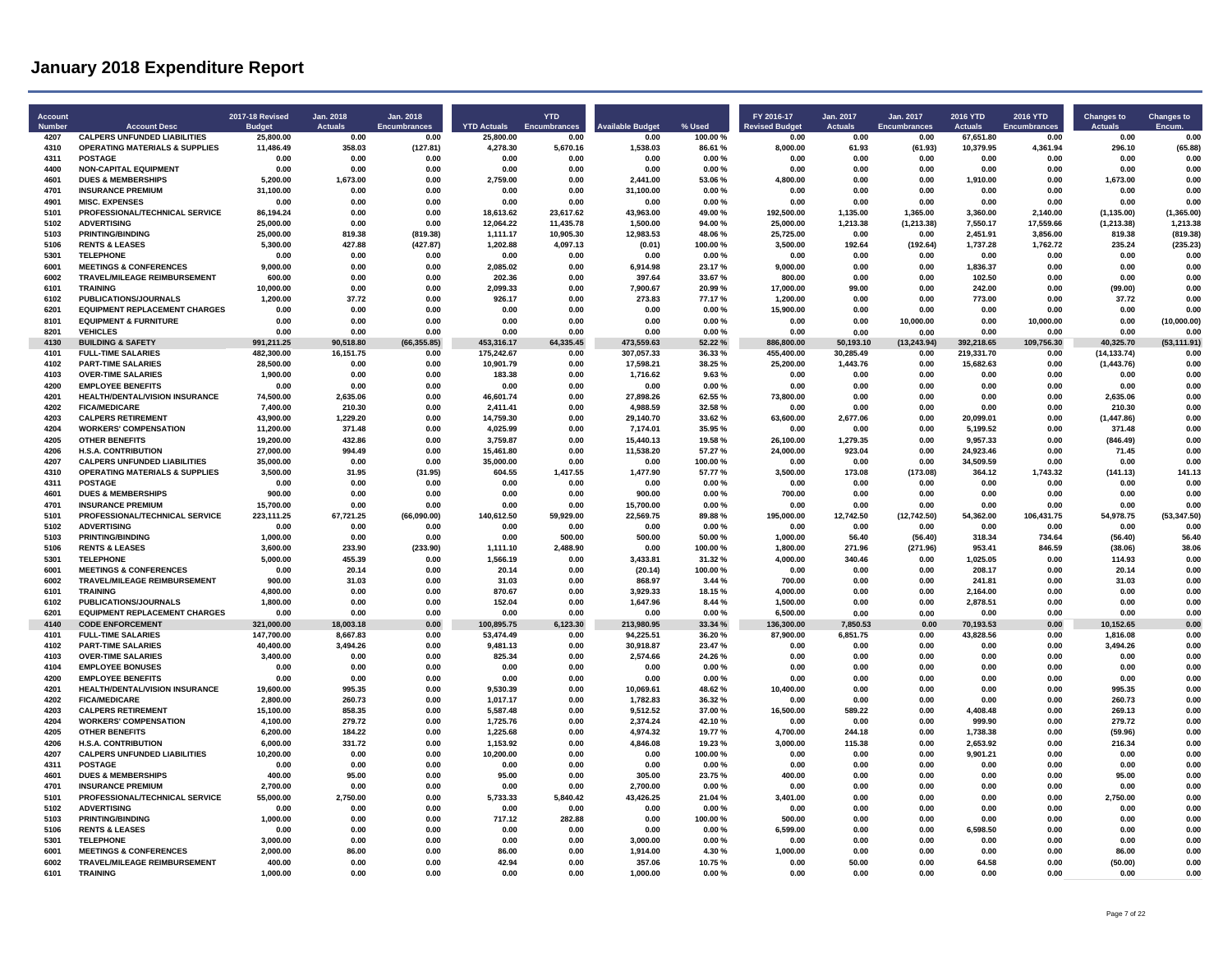# January 2018 Expenditure Report

| Account Number | Account Desc | 2017-18 Revised Budget | Jan. 2018 Actuals | Jan. 2018 Encumbrances | YTD Actuals | YTD Encumbrances | Available Budget | % Used | FY 2016-17 Revised Budget | Jan. 2017 Actuals | Jan. 2017 Encumbrances | 2016 YTD Actuals | 2016 YTD Encumbrances | Changes to Actuals | Changes to Encum. |
|---|---|---|---|---|---|---|---|---|---|---|---|---|---|---|---|
| 4207 | CALPERS UNFUNDED LIABILITIES | 25,800.00 | 0.00 | 0.00 | 25,800.00 | 0.00 | 0.00 | 100.00 % | 0.00 | 0.00 | 0.00 | 67,651.80 | 0.00 | 0.00 | 0.00 |
| 4310 | OPERATING MATERIALS & SUPPLIES | 11,486.49 | 358.03 | (127.81) | 4,278.30 | 5,670.16 | 1,538.03 | 86.61 % | 8,000.00 | 61.93 | (61.93) | 10,379.95 | 4,361.94 | 296.10 | (65.88) |
| 4311 | POSTAGE | 0.00 | 0.00 | 0.00 | 0.00 | 0.00 | 0.00 | 0.00 % | 0.00 | 0.00 | 0.00 | 0.00 | 0.00 | 0.00 | 0.00 |
| 4400 | NON-CAPITAL EQUIPMENT | 0.00 | 0.00 | 0.00 | 0.00 | 0.00 | 0.00 | 0.00 % | 0.00 | 0.00 | 0.00 | 0.00 | 0.00 | 0.00 | 0.00 |
| 4601 | DUES & MEMBERSHIPS | 5,200.00 | 1,673.00 | 0.00 | 2,759.00 | 0.00 | 2,441.00 | 53.06 % | 4,800.00 | 0.00 | 0.00 | 1,910.00 | 0.00 | 1,673.00 | 0.00 |
| 4701 | INSURANCE PREMIUM | 31,100.00 | 0.00 | 0.00 | 0.00 | 0.00 | 31,100.00 | 0.00 % | 0.00 | 0.00 | 0.00 | 0.00 | 0.00 | 0.00 | 0.00 |
| 4901 | MISC. EXPENSES | 0.00 | 0.00 | 0.00 | 0.00 | 0.00 | 0.00 | 0.00 % | 0.00 | 0.00 | 0.00 | 0.00 | 0.00 | 0.00 | 0.00 |
| 5101 | PROFESSIONAL/TECHNICAL SERVICE | 86,194.24 | 0.00 | 0.00 | 18,613.62 | 23,617.62 | 43,963.00 | 49.00 % | 192,500.00 | 1,135.00 | 1,365.00 | 3,360.00 | 2,140.00 | (1,135.00) | (1,365.00) |
| 5102 | ADVERTISING | 25,000.00 | 0.00 | 0.00 | 12,064.22 | 11,435.78 | 1,500.00 | 94.00 % | 25,000.00 | 1,213.38 | (1,213.38) | 7,550.17 | 17,559.66 | (1,213.38) | 1,213.38 |
| 5103 | PRINTING/BINDING | 25,000.00 | 819.38 | (819.38) | 1,111.17 | 10,905.30 | 12,983.53 | 48.06 % | 25,725.00 | 0.00 | 0.00 | 2,451.91 | 3,856.00 | 819.38 | (819.38) |
| 5106 | RENTS & LEASES | 5,300.00 | 427.88 | (427.87) | 1,202.88 | 4,097.13 | (0.01) | 100.00 % | 3,500.00 | 192.64 | (192.64) | 1,737.28 | 1,762.72 | 235.24 | (235.23) |
| 5301 | TELEPHONE | 0.00 | 0.00 | 0.00 | 0.00 | 0.00 | 0.00 | 0.00 % | 0.00 | 0.00 | 0.00 | 0.00 | 0.00 | 0.00 | 0.00 |
| 6001 | MEETINGS & CONFERENCES | 9,000.00 | 0.00 | 0.00 | 2,085.02 | 0.00 | 6,914.98 | 23.17 % | 9,000.00 | 0.00 | 0.00 | 1,836.37 | 0.00 | 0.00 | 0.00 |
| 6002 | TRAVEL/MILEAGE REIMBURSEMENT | 600.00 | 0.00 | 0.00 | 202.36 | 0.00 | 397.64 | 33.67 % | 800.00 | 0.00 | 0.00 | 102.50 | 0.00 | 0.00 | 0.00 |
| 6101 | TRAINING | 10,000.00 | 0.00 | 0.00 | 2,099.33 | 0.00 | 7,900.67 | 20.99 % | 17,000.00 | 99.00 | 0.00 | 242.00 | 0.00 | (99.00) | 0.00 |
| 6102 | PUBLICATIONS/JOURNALS | 1,200.00 | 37.72 | 0.00 | 926.17 | 0.00 | 273.83 | 77.17 % | 1,200.00 | 0.00 | 0.00 | 773.00 | 0.00 | 37.72 | 0.00 |
| 6201 | EQUIPMENT REPLACEMENT CHARGES | 0.00 | 0.00 | 0.00 | 0.00 | 0.00 | 0.00 | 0.00 % | 15,900.00 | 0.00 | 0.00 | 0.00 | 0.00 | 0.00 | 0.00 |
| 8101 | EQUIPMENT & FURNITURE | 0.00 | 0.00 | 0.00 | 0.00 | 0.00 | 0.00 | 0.00 % | 0.00 | 0.00 | 10,000.00 | 0.00 | 10,000.00 | 0.00 | (10,000.00) |
| 8201 | VEHICLES | 0.00 | 0.00 | 0.00 | 0.00 | 0.00 | 0.00 | 0.00 % | 0.00 | 0.00 | 0.00 | 0.00 | 0.00 | 0.00 | 0.00 |
| **4130** | **BUILDING & SAFETY** | **991,211.25** | **90,518.80** | **(66,355.85)** | **453,316.17** | **64,335.45** | **473,559.63** | **52.22 %** | **886,800.00** | **50,193.10** | **(13,243.94)** | **392,218.65** | **109,756.30** | **40,325.70** | **(53,111.91)** |
| 4101 | FULL-TIME SALARIES | 482,300.00 | 16,151.75 | 0.00 | 175,242.67 | 0.00 | 307,057.33 | 36.33 % | 455,400.00 | 30,285.49 | 0.00 | 219,331.70 | 0.00 | (14,133.74) | 0.00 |
| 4102 | PART-TIME SALARIES | 28,500.00 | 0.00 | 0.00 | 10,901.79 | 0.00 | 17,598.21 | 38.25 % | 25,200.00 | 1,443.76 | 0.00 | 15,682.63 | 0.00 | (1,443.76) | 0.00 |
| 4103 | OVER-TIME SALARIES | 1,900.00 | 0.00 | 0.00 | 183.38 | 0.00 | 1,716.62 | 9.63 % | 0.00 | 0.00 | 0.00 | 0.00 | 0.00 | 0.00 | 0.00 |
| 4200 | EMPLOYEE BENEFITS | 0.00 | 0.00 | 0.00 | 0.00 | 0.00 | 0.00 | 0.00 % | 0.00 | 0.00 | 0.00 | 0.00 | 0.00 | 0.00 | 0.00 |
| 4201 | HEALTH/DENTAL/VISION INSURANCE | 74,500.00 | 2,635.06 | 0.00 | 46,601.74 | 0.00 | 27,898.26 | 62.55 % | 73,800.00 | 0.00 | 0.00 | 0.00 | 0.00 | 2,635.06 | 0.00 |
| 4202 | FICA/MEDICARE | 7,400.00 | 210.30 | 0.00 | 2,411.41 | 0.00 | 4,988.59 | 32.58 % | 0.00 | 0.00 | 0.00 | 0.00 | 0.00 | 210.30 | 0.00 |
| 4203 | CALPERS RETIREMENT | 43,900.00 | 1,229.20 | 0.00 | 14,759.30 | 0.00 | 29,140.70 | 33.62 % | 63,600.00 | 2,677.06 | 0.00 | 20,099.01 | 0.00 | (1,447.86) | 0.00 |
| 4204 | WORKERS' COMPENSATION | 11,200.00 | 371.48 | 0.00 | 4,025.99 | 0.00 | 7,174.01 | 35.95 % | 0.00 | 0.00 | 0.00 | 5,199.52 | 0.00 | 371.48 | 0.00 |
| 4205 | OTHER BENEFITS | 19,200.00 | 432.86 | 0.00 | 3,759.87 | 0.00 | 15,440.13 | 19.58 % | 26,100.00 | 1,279.35 | 0.00 | 9,957.33 | 0.00 | (846.49) | 0.00 |
| 4206 | H.S.A. CONTRIBUTION | 27,000.00 | 994.49 | 0.00 | 15,461.80 | 0.00 | 11,538.20 | 57.27 % | 24,000.00 | 923.04 | 0.00 | 24,923.46 | 0.00 | 71.45 | 0.00 |
| 4207 | CALPERS UNFUNDED LIABILITIES | 35,000.00 | 0.00 | 0.00 | 35,000.00 | 0.00 | 0.00 | 100.00 % | 0.00 | 0.00 | 0.00 | 34,509.59 | 0.00 | 0.00 | 0.00 |
| 4310 | OPERATING MATERIALS & SUPPLIES | 3,500.00 | 31.95 | (31.95) | 604.55 | 1,417.55 | 1,477.90 | 57.77 % | 3,500.00 | 173.08 | (173.08) | 364.12 | 1,743.32 | (141.13) | 141.13 |
| 4311 | POSTAGE | 0.00 | 0.00 | 0.00 | 0.00 | 0.00 | 0.00 | 0.00 % | 0.00 | 0.00 | 0.00 | 0.00 | 0.00 | 0.00 | 0.00 |
| 4601 | DUES & MEMBERSHIPS | 900.00 | 0.00 | 0.00 | 900.00 | 0.00 | 0.00 | 100.00 % | 700.00 | 0.00 | 0.00 | 0.00 | 0.00 | 0.00 | 0.00 |
| 4701 | INSURANCE PREMIUM | 15,700.00 | 0.00 | 0.00 | 0.00 | 0.00 | 15,700.00 | 0.00 % | 0.00 | 0.00 | 0.00 | 0.00 | 0.00 | 0.00 | 0.00 |
| 5101 | PROFESSIONAL/TECHNICAL SERVICE | 223,111.25 | 67,721.25 | (66,090.00) | 140,612.50 | 59,929.00 | 22,569.75 | 89.88 % | 195,000.00 | 12,742.50 | (12,742.50) | 54,362.00 | 106,431.75 | 54,978.75 | (53,347.50) |
| 5102 | ADVERTISING | 0.00 | 0.00 | 0.00 | 0.00 | 0.00 | 0.00 | 0.00 % | 0.00 | 0.00 | 0.00 | 0.00 | 0.00 | 0.00 | 0.00 |
| 5103 | PRINTING/BINDING | 1,000.00 | 0.00 | 0.00 | 0.00 | 500.00 | 500.00 | 50.00 % | 1,000.00 | 56.40 | (56.40) | 318.34 | 734.64 | (56.40) | 56.40 |
| 5106 | RENTS & LEASES | 3,600.00 | 233.90 | (233.90) | 1,111.10 | 2,488.90 | 0.00 | 100.00 % | 1,800.00 | 271.96 | (271.96) | 953.41 | 846.59 | (38.06) | 38.06 |
| 5301 | TELEPHONE | 5,000.00 | 455.39 | 0.00 | 1,566.19 | 0.00 | 3,433.81 | 31.32 % | 4,000.00 | 340.46 | 0.00 | 1,025.05 | 0.00 | 114.93 | 0.00 |
| 6001 | MEETINGS & CONFERENCES | 0.00 | 20.14 | 0.00 | 20.14 | 0.00 | (20.14) | 100.00 % | 0.00 | 0.00 | 0.00 | 208.17 | 0.00 | 20.14 | 0.00 |
| 6002 | TRAVEL/MILEAGE REIMBURSEMENT | 900.00 | 31.03 | 0.00 | 31.03 | 0.00 | 868.97 | 3.44 % | 700.00 | 0.00 | 0.00 | 241.81 | 0.00 | 31.03 | 0.00 |
| 6101 | TRAINING | 4,800.00 | 0.00 | 0.00 | 870.67 | 0.00 | 3,929.33 | 18.15 % | 4,000.00 | 0.00 | 0.00 | 2,164.00 | 0.00 | 0.00 | 0.00 |
| 6102 | PUBLICATIONS/JOURNALS | 1,800.00 | 0.00 | 0.00 | 152.04 | 0.00 | 1,647.96 | 8.44 % | 1,500.00 | 0.00 | 0.00 | 2,878.51 | 0.00 | 0.00 | 0.00 |
| 6201 | EQUIPMENT REPLACEMENT CHARGES | 0.00 | 0.00 | 0.00 | 0.00 | 0.00 | 0.00 | 0.00 % | 6,500.00 | 0.00 | 0.00 | 0.00 | 0.00 | 0.00 | 0.00 |
| **4140** | **CODE ENFORCEMENT** | **321,000.00** | **18,003.18** | **0.00** | **100,895.75** | **6,123.30** | **213,980.95** | **33.34 %** | **136,300.00** | **7,850.53** | **0.00** | **70,193.53** | **0.00** | **10,152.65** | **0.00** |
| 4101 | FULL-TIME SALARIES | 147,700.00 | 8,667.83 | 0.00 | 53,474.49 | 0.00 | 94,225.51 | 36.20 % | 87,900.00 | 6,851.75 | 0.00 | 43,828.56 | 0.00 | 1,816.08 | 0.00 |
| 4102 | PART-TIME SALARIES | 40,400.00 | 3,494.26 | 0.00 | 9,481.13 | 0.00 | 30,918.87 | 23.47 % | 0.00 | 0.00 | 0.00 | 0.00 | 0.00 | 3,494.26 | 0.00 |
| 4103 | OVER-TIME SALARIES | 3,400.00 | 0.00 | 0.00 | 825.34 | 0.00 | 2,574.66 | 24.26 % | 0.00 | 0.00 | 0.00 | 0.00 | 0.00 | 0.00 | 0.00 |
| 4104 | EMPLOYEE BONUSES | 0.00 | 0.00 | 0.00 | 0.00 | 0.00 | 0.00 | 0.00 % | 0.00 | 0.00 | 0.00 | 0.00 | 0.00 | 0.00 | 0.00 |
| 4200 | EMPLOYEE BENEFITS | 0.00 | 0.00 | 0.00 | 0.00 | 0.00 | 0.00 | 0.00 % | 0.00 | 0.00 | 0.00 | 0.00 | 0.00 | 0.00 | 0.00 |
| 4201 | HEALTH/DENTAL/VISION INSURANCE | 19,600.00 | 995.35 | 0.00 | 9,530.39 | 0.00 | 10,069.61 | 48.62 % | 10,400.00 | 0.00 | 0.00 | 0.00 | 0.00 | 995.35 | 0.00 |
| 4202 | FICA/MEDICARE | 2,800.00 | 260.73 | 0.00 | 1,017.17 | 0.00 | 1,782.83 | 36.32 % | 0.00 | 0.00 | 0.00 | 0.00 | 0.00 | 260.73 | 0.00 |
| 4203 | CALPERS RETIREMENT | 15,100.00 | 858.35 | 0.00 | 5,587.48 | 0.00 | 9,512.52 | 37.00 % | 16,500.00 | 589.22 | 0.00 | 4,408.48 | 0.00 | 269.13 | 0.00 |
| 4204 | WORKERS' COMPENSATION | 4,100.00 | 279.72 | 0.00 | 1,725.76 | 0.00 | 2,374.24 | 42.10 % | 0.00 | 0.00 | 0.00 | 999.90 | 0.00 | 279.72 | 0.00 |
| 4205 | OTHER BENEFITS | 6,200.00 | 184.22 | 0.00 | 1,225.68 | 0.00 | 4,974.32 | 19.77 % | 4,700.00 | 244.18 | 0.00 | 1,738.38 | 0.00 | (59.96) | 0.00 |
| 4206 | H.S.A. CONTRIBUTION | 6,000.00 | 331.72 | 0.00 | 1,153.92 | 0.00 | 4,846.08 | 19.23 % | 3,000.00 | 115.38 | 0.00 | 2,653.92 | 0.00 | 216.34 | 0.00 |
| 4207 | CALPERS UNFUNDED LIABILITIES | 10,200.00 | 0.00 | 0.00 | 10,200.00 | 0.00 | 0.00 | 100.00 % | 0.00 | 0.00 | 0.00 | 9,901.21 | 0.00 | 0.00 | 0.00 |
| 4311 | POSTAGE | 0.00 | 0.00 | 0.00 | 0.00 | 0.00 | 0.00 | 0.00 % | 0.00 | 0.00 | 0.00 | 0.00 | 0.00 | 0.00 | 0.00 |
| 4601 | DUES & MEMBERSHIPS | 400.00 | 95.00 | 0.00 | 95.00 | 0.00 | 305.00 | 23.75 % | 400.00 | 0.00 | 0.00 | 0.00 | 0.00 | 95.00 | 0.00 |
| 4701 | INSURANCE PREMIUM | 2,700.00 | 0.00 | 0.00 | 0.00 | 0.00 | 2,700.00 | 0.00 % | 0.00 | 0.00 | 0.00 | 0.00 | 0.00 | 0.00 | 0.00 |
| 5101 | PROFESSIONAL/TECHNICAL SERVICE | 55,000.00 | 2,750.00 | 0.00 | 5,733.33 | 5,840.42 | 43,426.25 | 21.04 % | 3,401.00 | 0.00 | 0.00 | 0.00 | 0.00 | 2,750.00 | 0.00 |
| 5102 | ADVERTISING | 0.00 | 0.00 | 0.00 | 0.00 | 0.00 | 0.00 | 0.00 % | 0.00 | 0.00 | 0.00 | 0.00 | 0.00 | 0.00 | 0.00 |
| 5103 | PRINTING/BINDING | 1,000.00 | 0.00 | 0.00 | 717.12 | 282.88 | 0.00 | 100.00 % | 500.00 | 0.00 | 0.00 | 0.00 | 0.00 | 0.00 | 0.00 |
| 5106 | RENTS & LEASES | 0.00 | 0.00 | 0.00 | 0.00 | 0.00 | 0.00 | 0.00 % | 6,599.00 | 0.00 | 0.00 | 6,598.50 | 0.00 | 0.00 | 0.00 |
| 5301 | TELEPHONE | 3,000.00 | 0.00 | 0.00 | 0.00 | 0.00 | 3,000.00 | 0.00 % | 0.00 | 0.00 | 0.00 | 0.00 | 0.00 | 0.00 | 0.00 |
| 6001 | MEETINGS & CONFERENCES | 2,000.00 | 86.00 | 0.00 | 86.00 | 0.00 | 1,914.00 | 4.30 % | 1,000.00 | 0.00 | 0.00 | 0.00 | 0.00 | 86.00 | 0.00 |
| 6002 | TRAVEL/MILEAGE REIMBURSEMENT | 400.00 | 0.00 | 0.00 | 42.94 | 0.00 | 357.06 | 10.75 % | 0.00 | 50.00 | 0.00 | 64.58 | 0.00 | (50.00) | 0.00 |
| 6101 | TRAINING | 1,000.00 | 0.00 | 0.00 | 0.00 | 0.00 | 1,000.00 | 0.00 % | 0.00 | 0.00 | 0.00 | 0.00 | 0.00 | 0.00 | 0.00 |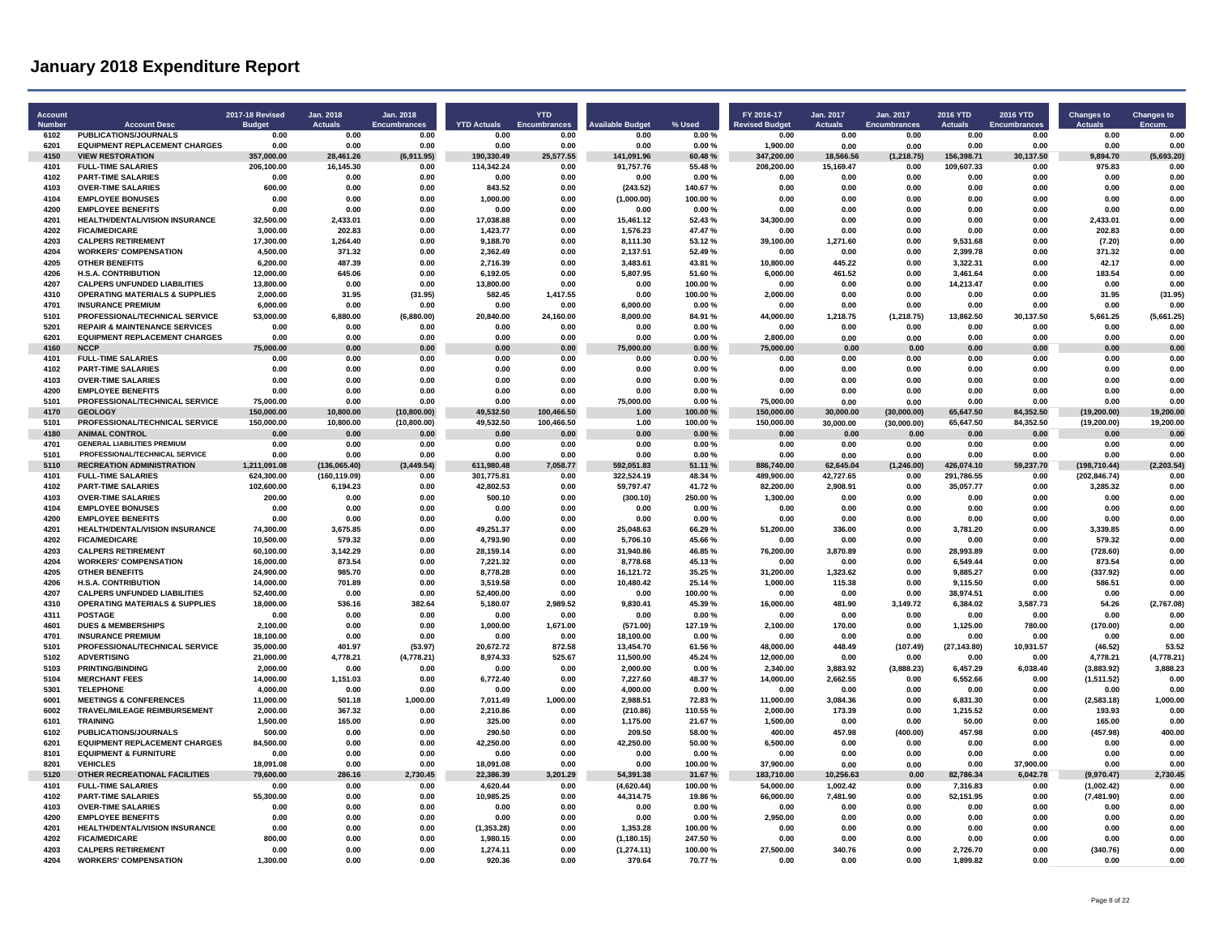# January 2018 Expenditure Report

| Account Number | Account Desc | 2017-18 Revised Budget | Jan. 2018 Actuals | Jan. 2018 Encumbrances | YTD Actuals | YTD Encumbrances | Available Budget | % Used | FY 2016-17 Revised Budget | Jan. 2017 Actuals | Jan. 2017 Encumbrances | 2016 YTD Actuals | 2016 YTD Encumbrances | Changes to Actuals | Changes to Encum. |
|---|---|---|---|---|---|---|---|---|---|---|---|---|---|---|---|
| 6102 | PUBLICATIONS/JOURNALS | 0.00 | 0.00 | 0.00 | 0.00 | 0.00 | 0.00 | 0.00 % | 0.00 | 0.00 | 0.00 | 0.00 | 0.00 | 0.00 | 0.00 |
| 6201 | EQUIPMENT REPLACEMENT CHARGES | 0.00 | 0.00 | 0.00 | 0.00 | 0.00 | 0.00 | 0.00 % | 1,900.00 | 0.00 | 0.00 | 0.00 | 0.00 | 0.00 | 0.00 |
| 4150 | VIEW RESTORATION | 357,000.00 | 28,461.26 | (6,911.95) | 190,330.49 | 25,577.55 | 141,091.96 | 60.48 % | 347,200.00 | 18,566.56 | (1,218.75) | 156,398.71 | 30,137.50 | 9,894.70 | (5,693.20) |
| 4101 | FULL-TIME SALARIES | 206,100.00 | 16,145.30 | 0.00 | 114,342.24 | 0.00 | 91,757.76 | 55.48 % | 208,200.00 | 15,169.47 | 0.00 | 109,607.33 | 0.00 | 975.83 | 0.00 |
| 4102 | PART-TIME SALARIES | 0.00 | 0.00 | 0.00 | 0.00 | 0.00 | 0.00 | 0.00 % | 0.00 | 0.00 | 0.00 | 0.00 | 0.00 | 0.00 | 0.00 |
| 4103 | OVER-TIME SALARIES | 600.00 | 0.00 | 0.00 | 843.52 | 0.00 | (243.52) | 140.67 % | 0.00 | 0.00 | 0.00 | 0.00 | 0.00 | 0.00 | 0.00 |
| 4104 | EMPLOYEE BONUSES | 0.00 | 0.00 | 0.00 | 1,000.00 | 0.00 | (1,000.00) | 100.00 % | 0.00 | 0.00 | 0.00 | 0.00 | 0.00 | 0.00 | 0.00 |
| 4200 | EMPLOYEE BENEFITS | 0.00 | 0.00 | 0.00 | 0.00 | 0.00 | 0.00 | 0.00 % | 0.00 | 0.00 | 0.00 | 0.00 | 0.00 | 0.00 | 0.00 |
| 4201 | HEALTH/DENTAL/VISION INSURANCE | 32,500.00 | 2,433.01 | 0.00 | 17,038.88 | 0.00 | 15,461.12 | 52.43 % | 34,300.00 | 0.00 | 0.00 | 0.00 | 0.00 | 2,433.01 | 0.00 |
| 4202 | FICA/MEDICARE | 3,000.00 | 202.83 | 0.00 | 1,423.77 | 0.00 | 1,576.23 | 47.47 % | 0.00 | 0.00 | 0.00 | 0.00 | 0.00 | 202.83 | 0.00 |
| 4203 | CALPERS RETIREMENT | 17,300.00 | 1,264.40 | 0.00 | 9,188.70 | 0.00 | 8,111.30 | 53.12 % | 39,100.00 | 1,271.60 | 0.00 | 9,531.68 | 0.00 | (7.20) | 0.00 |
| 4204 | WORKERS' COMPENSATION | 4,500.00 | 371.32 | 0.00 | 2,362.49 | 0.00 | 2,137.51 | 52.49 % | 0.00 | 0.00 | 0.00 | 2,399.78 | 0.00 | 371.32 | 0.00 |
| 4205 | OTHER BENEFITS | 6,200.00 | 487.39 | 0.00 | 2,716.39 | 0.00 | 3,483.61 | 43.81 % | 10,800.00 | 445.22 | 0.00 | 3,322.31 | 0.00 | 42.17 | 0.00 |
| 4206 | H.S.A. CONTRIBUTION | 12,000.00 | 645.06 | 0.00 | 6,192.05 | 0.00 | 5,807.95 | 51.60 % | 6,000.00 | 461.52 | 0.00 | 3,461.64 | 0.00 | 183.54 | 0.00 |
| 4207 | CALPERS UNFUNDED LIABILITIES | 13,800.00 | 0.00 | 0.00 | 13,800.00 | 0.00 | 0.00 | 100.00 % | 0.00 | 0.00 | 0.00 | 14,213.47 | 0.00 | 0.00 | 0.00 |
| 4310 | OPERATING MATERIALS & SUPPLIES | 2,000.00 | 31.95 | (31.95) | 582.45 | 1,417.55 | 0.00 | 100.00 % | 2,000.00 | 0.00 | 0.00 | 0.00 | 0.00 | 31.95 | (31.95) |
| 4701 | INSURANCE PREMIUM | 6,000.00 | 0.00 | 0.00 | 0.00 | 0.00 | 6,000.00 | 0.00 % | 0.00 | 0.00 | 0.00 | 0.00 | 0.00 | 0.00 | 0.00 |
| 5101 | PROFESSIONAL/TECHNICAL SERVICE | 53,000.00 | 6,880.00 | (6,880.00) | 20,840.00 | 24,160.00 | 8,000.00 | 84.91 % | 44,000.00 | 1,218.75 | (1,218.75) | 13,862.50 | 30,137.50 | 5,661.25 | (5,661.25) |
| 5201 | REPAIR & MAINTENANCE SERVICES | 0.00 | 0.00 | 0.00 | 0.00 | 0.00 | 0.00 | 0.00 % | 0.00 | 0.00 | 0.00 | 0.00 | 0.00 | 0.00 | 0.00 |
| 6201 | EQUIPMENT REPLACEMENT CHARGES | 0.00 | 0.00 | 0.00 | 0.00 | 0.00 | 0.00 | 0.00 % | 2,800.00 | 0.00 | 0.00 | 0.00 | 0.00 | 0.00 | 0.00 |
| 4160 | NCCP | 75,000.00 | 0.00 | 0.00 | 0.00 | 0.00 | 75,000.00 | 0.00 % | 75,000.00 | 0.00 | 0.00 | 0.00 | 0.00 | 0.00 | 0.00 |
| 4101 | FULL-TIME SALARIES | 0.00 | 0.00 | 0.00 | 0.00 | 0.00 | 0.00 | 0.00 % | 0.00 | 0.00 | 0.00 | 0.00 | 0.00 | 0.00 | 0.00 |
| 4102 | PART-TIME SALARIES | 0.00 | 0.00 | 0.00 | 0.00 | 0.00 | 0.00 | 0.00 % | 0.00 | 0.00 | 0.00 | 0.00 | 0.00 | 0.00 | 0.00 |
| 4103 | OVER-TIME SALARIES | 0.00 | 0.00 | 0.00 | 0.00 | 0.00 | 0.00 | 0.00 % | 0.00 | 0.00 | 0.00 | 0.00 | 0.00 | 0.00 | 0.00 |
| 4200 | EMPLOYEE BENEFITS | 0.00 | 0.00 | 0.00 | 0.00 | 0.00 | 0.00 | 0.00 % | 0.00 | 0.00 | 0.00 | 0.00 | 0.00 | 0.00 | 0.00 |
| 5101 | PROFESSIONAL/TECHNICAL SERVICE | 75,000.00 | 0.00 | 0.00 | 0.00 | 0.00 | 75,000.00 | 0.00 % | 75,000.00 | 0.00 | 0.00 | 0.00 | 0.00 | 0.00 | 0.00 |
| 4170 | GEOLOGY | 150,000.00 | 10,800.00 | (10,800.00) | 49,532.50 | 100,466.50 | 1.00 | 100.00 % | 150,000.00 | 30,000.00 | (30,000.00) | 65,647.50 | 84,352.50 | (19,200.00) | 19,200.00 |
| 5101 | PROFESSIONAL/TECHNICAL SERVICE | 150,000.00 | 10,800.00 | (10,800.00) | 49,532.50 | 100,466.50 | 1.00 | 100.00 % | 150,000.00 | 30,000.00 | (30,000.00) | 65,647.50 | 84,352.50 | (19,200.00) | 19,200.00 |
| 4180 | ANIMAL CONTROL | 0.00 | 0.00 | 0.00 | 0.00 | 0.00 | 0.00 | 0.00 % | 0.00 | 0.00 | 0.00 | 0.00 | 0.00 | 0.00 | 0.00 |
| 4701 | GENERAL LIABILITIES PREMIUM | 0.00 | 0.00 | 0.00 | 0.00 | 0.00 | 0.00 | 0.00 % | 0.00 | 0.00 | 0.00 | 0.00 | 0.00 | 0.00 | 0.00 |
| 5101 | PROFESSIONAL/TECHNICAL SERVICE | 0.00 | 0.00 | 0.00 | 0.00 | 0.00 | 0.00 | 0.00 % | 0.00 | 0.00 | 0.00 | 0.00 | 0.00 | 0.00 | 0.00 |
| 5110 | RECREATION ADMINISTRATION | 1,211,091.08 | (136,065.40) | (3,449.54) | 611,980.48 | 7,058.77 | 592,051.83 | 51.11 % | 886,740.00 | 62,645.04 | (1,246.00) | 426,074.10 | 59,237.70 | (198,710.44) | (2,203.54) |
| 4101 | FULL-TIME SALARIES | 624,300.00 | (160,119.09) | 0.00 | 301,775.81 | 0.00 | 322,524.19 | 48.34 % | 489,900.00 | 42,727.65 | 0.00 | 291,786.55 | 0.00 | (202,846.74) | 0.00 |
| 4102 | PART-TIME SALARIES | 102,600.00 | 6,194.23 | 0.00 | 42,802.53 | 0.00 | 59,797.47 | 41.72 % | 82,200.00 | 2,908.91 | 0.00 | 35,057.77 | 0.00 | 3,285.32 | 0.00 |
| 4103 | OVER-TIME SALARIES | 200.00 | 0.00 | 0.00 | 500.10 | 0.00 | (300.10) | 250.00 % | 1,300.00 | 0.00 | 0.00 | 0.00 | 0.00 | 0.00 | 0.00 |
| 4104 | EMPLOYEE BONUSES | 0.00 | 0.00 | 0.00 | 0.00 | 0.00 | 0.00 | 0.00 % | 0.00 | 0.00 | 0.00 | 0.00 | 0.00 | 0.00 | 0.00 |
| 4200 | EMPLOYEE BENEFITS | 0.00 | 0.00 | 0.00 | 0.00 | 0.00 | 0.00 | 0.00 % | 0.00 | 0.00 | 0.00 | 0.00 | 0.00 | 0.00 | 0.00 |
| 4201 | HEALTH/DENTAL/VISION INSURANCE | 74,300.00 | 3,675.85 | 0.00 | 49,251.37 | 0.00 | 25,048.63 | 66.29 % | 51,200.00 | 336.00 | 0.00 | 3,781.20 | 0.00 | 3,339.85 | 0.00 |
| 4202 | FICA/MEDICARE | 10,500.00 | 579.32 | 0.00 | 4,793.90 | 0.00 | 5,706.10 | 45.66 % | 0.00 | 0.00 | 0.00 | 0.00 | 0.00 | 579.32 | 0.00 |
| 4203 | CALPERS RETIREMENT | 60,100.00 | 3,142.29 | 0.00 | 28,159.14 | 0.00 | 31,940.86 | 46.85 % | 76,200.00 | 3,870.89 | 0.00 | 28,993.89 | 0.00 | (728.60) | 0.00 |
| 4204 | WORKERS' COMPENSATION | 16,000.00 | 873.54 | 0.00 | 7,221.32 | 0.00 | 8,778.68 | 45.13 % | 0.00 | 0.00 | 0.00 | 6,549.44 | 0.00 | 873.54 | 0.00 |
| 4205 | OTHER BENEFITS | 24,900.00 | 985.70 | 0.00 | 8,778.28 | 0.00 | 16,121.72 | 35.25 % | 31,200.00 | 1,323.62 | 0.00 | 9,885.27 | 0.00 | (337.92) | 0.00 |
| 4206 | H.S.A. CONTRIBUTION | 14,000.00 | 701.89 | 0.00 | 3,519.58 | 0.00 | 10,480.42 | 25.14 % | 1,000.00 | 115.38 | 0.00 | 9,115.50 | 0.00 | 586.51 | 0.00 |
| 4207 | CALPERS UNFUNDED LIABILITIES | 52,400.00 | 0.00 | 0.00 | 52,400.00 | 0.00 | 0.00 | 100.00 % | 0.00 | 0.00 | 0.00 | 38,974.51 | 0.00 | 0.00 | 0.00 |
| 4310 | OPERATING MATERIALS & SUPPLIES | 18,000.00 | 536.16 | 382.64 | 5,180.07 | 2,989.52 | 9,830.41 | 45.39 % | 16,000.00 | 481.90 | 3,149.72 | 6,384.02 | 3,587.73 | 54.26 | (2,767.08) |
| 4311 | POSTAGE | 0.00 | 0.00 | 0.00 | 0.00 | 0.00 | 0.00 | 0.00 % | 0.00 | 0.00 | 0.00 | 0.00 | 0.00 | 0.00 | 0.00 |
| 4601 | DUES & MEMBERSHIPS | 2,100.00 | 0.00 | 0.00 | 1,000.00 | 1,671.00 | (571.00) | 127.19 % | 2,100.00 | 170.00 | 0.00 | 1,125.00 | 780.00 | (170.00) | 0.00 |
| 4701 | INSURANCE PREMIUM | 18,100.00 | 0.00 | 0.00 | 0.00 | 0.00 | 18,100.00 | 0.00 % | 0.00 | 0.00 | 0.00 | 0.00 | 0.00 | 0.00 | 0.00 |
| 5101 | PROFESSIONAL/TECHNICAL SERVICE | 35,000.00 | 401.97 | (53.97) | 20,672.72 | 872.58 | 13,454.70 | 61.56 % | 48,000.00 | 448.49 | (107.49) | (27,143.80) | 10,931.57 | (46.52) | 53.52 |
| 5102 | ADVERTISING | 21,000.00 | 4,778.21 | (4,778.21) | 8,974.33 | 525.67 | 11,500.00 | 45.24 % | 12,000.00 | 0.00 | 0.00 | 0.00 | 0.00 | 4,778.21 | (4,778.21) |
| 5103 | PRINTING/BINDING | 2,000.00 | 0.00 | 0.00 | 0.00 | 0.00 | 2,000.00 | 0.00 % | 2,340.00 | 3,883.92 | (3,888.23) | 6,457.29 | 6,038.40 | (3,883.92) | 3,888.23 |
| 5104 | MERCHANT FEES | 14,000.00 | 1,151.03 | 0.00 | 6,772.40 | 0.00 | 7,227.60 | 48.37 % | 14,000.00 | 2,662.55 | 0.00 | 6,552.66 | 0.00 | (1,511.52) | 0.00 |
| 5301 | TELEPHONE | 4,000.00 | 0.00 | 0.00 | 0.00 | 0.00 | 4,000.00 | 0.00 % | 0.00 | 0.00 | 0.00 | 0.00 | 0.00 | 0.00 | 0.00 |
| 6001 | MEETINGS & CONFERENCES | 11,000.00 | 501.18 | 1,000.00 | 7,011.49 | 1,000.00 | 2,988.51 | 72.83 % | 11,000.00 | 3,084.36 | 0.00 | 6,831.30 | 0.00 | (2,583.18) | 1,000.00 |
| 6002 | TRAVEL/MILEAGE REIMBURSEMENT | 2,000.00 | 367.32 | 0.00 | 2,210.86 | 0.00 | (210.86) | 110.55 % | 2,000.00 | 173.39 | 0.00 | 1,215.52 | 0.00 | 193.93 | 0.00 |
| 6101 | TRAINING | 1,500.00 | 165.00 | 0.00 | 325.00 | 0.00 | 1,175.00 | 21.67 % | 1,500.00 | 0.00 | 0.00 | 50.00 | 0.00 | 165.00 | 0.00 |
| 6102 | PUBLICATIONS/JOURNALS | 500.00 | 0.00 | 0.00 | 290.50 | 0.00 | 209.50 | 58.00 % | 400.00 | 457.98 | (400.00) | 457.98 | 0.00 | (457.98) | 400.00 |
| 6201 | EQUIPMENT REPLACEMENT CHARGES | 84,500.00 | 0.00 | 0.00 | 42,250.00 | 0.00 | 42,250.00 | 50.00 % | 6,500.00 | 0.00 | 0.00 | 0.00 | 0.00 | 0.00 | 0.00 |
| 8101 | EQUIPMENT & FURNITURE | 0.00 | 0.00 | 0.00 | 0.00 | 0.00 | 0.00 | 0.00 % | 0.00 | 0.00 | 0.00 | 0.00 | 0.00 | 0.00 | 0.00 |
| 8201 | VEHICLES | 18,091.08 | 0.00 | 0.00 | 18,091.08 | 0.00 | 0.00 | 100.00 % | 37,900.00 | 0.00 | 0.00 | 0.00 | 37,900.00 | 0.00 | 0.00 |
| 5120 | OTHER RECREATIONAL FACILITIES | 79,600.00 | 286.16 | 2,730.45 | 22,386.39 | 3,201.29 | 54,391.38 | 31.67 % | 183,710.00 | 10,256.63 | 0.00 | 82,786.34 | 6,042.78 | (9,970.47) | 2,730.45 |
| 4101 | FULL-TIME SALARIES | 0.00 | 0.00 | 0.00 | 4,620.44 | 0.00 | (4,620.44) | 100.00 % | 54,000.00 | 1,002.42 | 0.00 | 7,316.83 | 0.00 | (1,002.42) | 0.00 |
| 4102 | PART-TIME SALARIES | 55,300.00 | 0.00 | 0.00 | 10,985.25 | 0.00 | 44,314.75 | 19.86 % | 66,000.00 | 7,481.90 | 0.00 | 52,151.95 | 0.00 | (7,481.90) | 0.00 |
| 4103 | OVER-TIME SALARIES | 0.00 | 0.00 | 0.00 | 0.00 | 0.00 | 0.00 | 0.00 % | 0.00 | 0.00 | 0.00 | 0.00 | 0.00 | 0.00 | 0.00 |
| 4200 | EMPLOYEE BENEFITS | 0.00 | 0.00 | 0.00 | 0.00 | 0.00 | 0.00 | 0.00 % | 2,950.00 | 0.00 | 0.00 | 0.00 | 0.00 | 0.00 | 0.00 |
| 4201 | HEALTH/DENTAL/VISION INSURANCE | 0.00 | 0.00 | 0.00 | (1,353.28) | 0.00 | 1,353.28 | 100.00 % | 0.00 | 0.00 | 0.00 | 0.00 | 0.00 | 0.00 | 0.00 |
| 4202 | FICA/MEDICARE | 800.00 | 0.00 | 0.00 | 1,980.15 | 0.00 | (1,180.15) | 247.50 % | 0.00 | 0.00 | 0.00 | 0.00 | 0.00 | 0.00 | 0.00 |
| 4203 | CALPERS RETIREMENT | 0.00 | 0.00 | 0.00 | 1,274.11 | 0.00 | (1,274.11) | 100.00 % | 27,500.00 | 340.76 | 0.00 | 2,726.70 | 0.00 | (340.76) | 0.00 |
| 4204 | WORKERS' COMPENSATION | 1,300.00 | 0.00 | 0.00 | 920.36 | 0.00 | 379.64 | 70.77 % | 0.00 | 0.00 | 0.00 | 1,899.82 | 0.00 | 0.00 | 0.00 |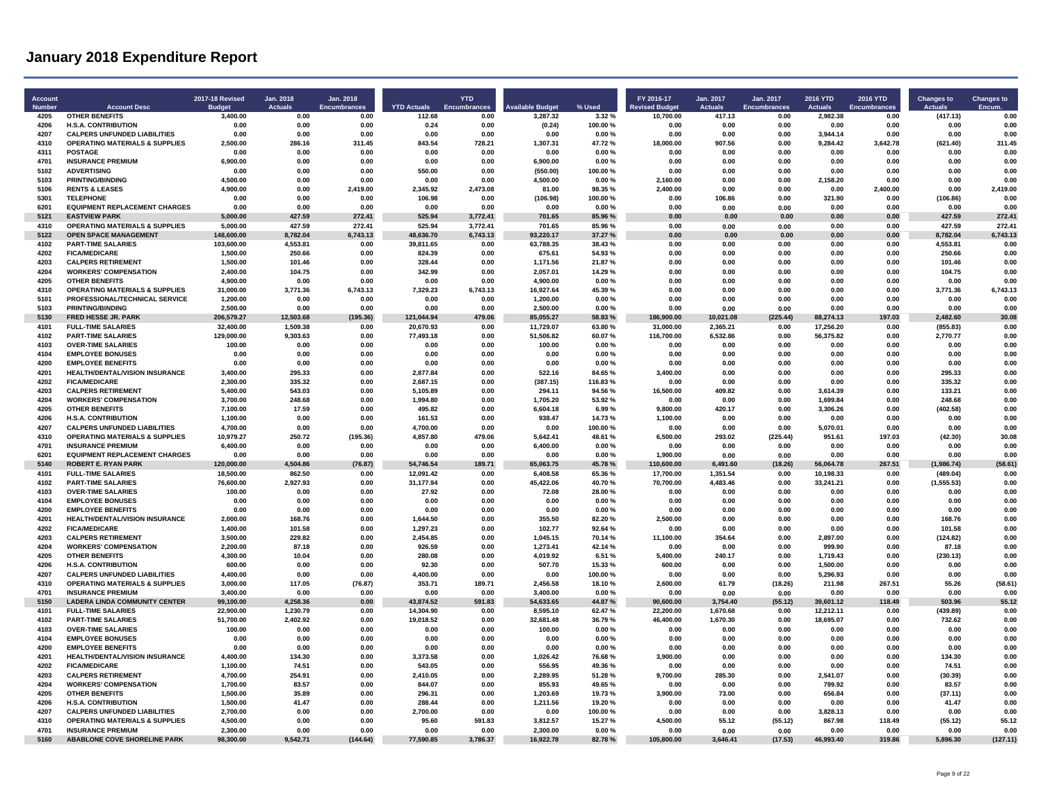# January 2018 Expenditure Report

| Account Number | Account Desc | 2017-18 Revised Budget | Jan. 2018 Actuals | Jan. 2018 Encumbrances | YTD Actuals | YTD Encumbrances | Available Budget | % Used | FY 2016-17 Revised Budget | Jan. 2017 Actuals | Jan. 2017 Encumbrances | 2016 YTD Actuals | 2016 YTD Encumbrances | Changes to Actuals | Changes to Encum. |
|---|---|---|---|---|---|---|---|---|---|---|---|---|---|---|---|
| 4205 | OTHER BENEFITS | 3,400.00 | 0.00 | 0.00 | 112.68 | 0.00 | 3,287.32 | 3.32 % | 10,700.00 | 417.13 | 0.00 | 2,982.38 | 0.00 | (417.13) | 0.00 |
| 4206 | H.S.A. CONTRIBUTION | 0.00 | 0.00 | 0.00 | 0.24 | 0.00 | (0.24) | 100.00 % | 0.00 | 0.00 | 0.00 | 0.00 | 0.00 | 0.00 | 0.00 |
| 4207 | CALPERS UNFUNDED LIABILITIES | 0.00 | 0.00 | 0.00 | 0.00 | 0.00 | 0.00 | 0.00 % | 0.00 | 0.00 | 0.00 | 3,944.14 | 0.00 | 0.00 | 0.00 |
| 4310 | OPERATING MATERIALS & SUPPLIES | 2,500.00 | 286.16 | 311.45 | 843.54 | 728.21 | 1,307.31 | 47.72 % | 18,000.00 | 907.56 | 0.00 | 9,284.42 | 3,642.78 | (621.40) | 311.45 |
| 4311 | POSTAGE | 0.00 | 0.00 | 0.00 | 0.00 | 0.00 | 0.00 | 0.00 % | 0.00 | 0.00 | 0.00 | 0.00 | 0.00 | 0.00 | 0.00 |
| 4701 | INSURANCE PREMIUM | 6,900.00 | 0.00 | 0.00 | 0.00 | 0.00 | 6,900.00 | 0.00 % | 0.00 | 0.00 | 0.00 | 0.00 | 0.00 | 0.00 | 0.00 |
| 5102 | ADVERTISING | 0.00 | 0.00 | 0.00 | 550.00 | 0.00 | (550.00) | 100.00 % | 0.00 | 0.00 | 0.00 | 0.00 | 0.00 | 0.00 | 0.00 |
| 5103 | PRINTING/BINDING | 4,500.00 | 0.00 | 0.00 | 0.00 | 0.00 | 4,500.00 | 0.00 % | 2,160.00 | 0.00 | 0.00 | 2,158.20 | 0.00 | 0.00 | 0.00 |
| 5106 | RENTS & LEASES | 4,900.00 | 0.00 | 2,419.00 | 2,345.92 | 2,473.08 | 81.00 | 98.35 % | 2,400.00 | 0.00 | 0.00 | 0.00 | 2,400.00 | 0.00 | 2,419.00 |
| 5301 | TELEPHONE | 0.00 | 0.00 | 0.00 | 106.98 | 0.00 | (106.98) | 100.00 % | 0.00 | 106.86 | 0.00 | 321.90 | 0.00 | (106.86) | 0.00 |
| 6201 | EQUIPMENT REPLACEMENT CHARGES | 0.00 | 0.00 | 0.00 | 0.00 | 0.00 | 0.00 | 0.00 % | 0.00 | 0.00 | 0.00 | 0.00 | 0.00 | 0.00 | 0.00 |
| **5121** | **EASTVIEW PARK** | **5,000.00** | **427.59** | **272.41** | **525.94** | **3,772.41** | **701.65** | **85.96 %** | **0.00** | **0.00** | **0.00** | **0.00** | **0.00** | **427.59** | **272.41** |
| 4310 | OPERATING MATERIALS & SUPPLIES | 5,000.00 | 427.59 | 272.41 | 525.94 | 3,772.41 | 701.65 | 85.96 % | 0.00 | 0.00 | 0.00 | 0.00 | 0.00 | 427.59 | 272.41 |
| **5122** | **OPEN SPACE MANAGEMENT** | **148,600.00** | **8,782.04** | **6,743.13** | **48,636.70** | **6,743.13** | **93,220.17** | **37.27 %** | **0.00** | **0.00** | **0.00** | **0.00** | **0.00** | **8,782.04** | **6,743.13** |
| 4102 | PART-TIME SALARIES | 103,600.00 | 4,553.81 | 0.00 | 39,811.65 | 0.00 | 63,788.35 | 38.43 % | 0.00 | 0.00 | 0.00 | 0.00 | 0.00 | 4,553.81 | 0.00 |
| 4202 | FICA/MEDICARE | 1,500.00 | 250.66 | 0.00 | 824.39 | 0.00 | 675.61 | 54.93 % | 0.00 | 0.00 | 0.00 | 0.00 | 0.00 | 250.66 | 0.00 |
| 4203 | CALPERS RETIREMENT | 1,500.00 | 101.46 | 0.00 | 328.44 | 0.00 | 1,171.56 | 21.87 % | 0.00 | 0.00 | 0.00 | 0.00 | 0.00 | 101.46 | 0.00 |
| 4204 | WORKERS' COMPENSATION | 2,400.00 | 104.75 | 0.00 | 342.99 | 0.00 | 2,057.01 | 14.29 % | 0.00 | 0.00 | 0.00 | 0.00 | 0.00 | 104.75 | 0.00 |
| 4205 | OTHER BENEFITS | 4,900.00 | 0.00 | 0.00 | 0.00 | 0.00 | 4,900.00 | 0.00 % | 0.00 | 0.00 | 0.00 | 0.00 | 0.00 | 0.00 | 0.00 |
| 4310 | OPERATING MATERIALS & SUPPLIES | 31,000.00 | 3,771.36 | 6,743.13 | 7,329.23 | 6,743.13 | 16,927.64 | 45.39 % | 0.00 | 0.00 | 0.00 | 0.00 | 0.00 | 3,771.36 | 6,743.13 |
| 5101 | PROFESSIONAL/TECHNICAL SERVICE | 1,200.00 | 0.00 | 0.00 | 0.00 | 0.00 | 1,200.00 | 0.00 % | 0.00 | 0.00 | 0.00 | 0.00 | 0.00 | 0.00 | 0.00 |
| 5103 | PRINTING/BINDING | 2,500.00 | 0.00 | 0.00 | 0.00 | 0.00 | 2,500.00 | 0.00 % | 0.00 | 0.00 | 0.00 | 0.00 | 0.00 | 0.00 | 0.00 |
| **5130** | **FRED HESSE JR. PARK** | **206,579.27** | **12,503.68** | **(195.36)** | **121,044.94** | **479.06** | **85,055.27** | **58.83 %** | **186,900.00** | **10,021.08** | **(225.44)** | **88,274.13** | **197.03** | **2,482.60** | **30.08** |
| 4101 | FULL-TIME SALARIES | 32,400.00 | 1,509.38 | 0.00 | 20,670.93 | 0.00 | 11,729.07 | 63.80 % | 31,000.00 | 2,365.21 | 0.00 | 17,256.20 | 0.00 | (855.83) | 0.00 |
| 4102 | PART-TIME SALARIES | 129,000.00 | 9,303.63 | 0.00 | 77,493.18 | 0.00 | 51,506.82 | 60.07 % | 116,700.00 | 6,532.86 | 0.00 | 56,375.82 | 0.00 | 2,770.77 | 0.00 |
| 4103 | OVER-TIME SALARIES | 100.00 | 0.00 | 0.00 | 0.00 | 0.00 | 100.00 | 0.00 % | 0.00 | 0.00 | 0.00 | 0.00 | 0.00 | 0.00 | 0.00 |
| 4104 | EMPLOYEE BONUSES | 0.00 | 0.00 | 0.00 | 0.00 | 0.00 | 0.00 | 0.00 % | 0.00 | 0.00 | 0.00 | 0.00 | 0.00 | 0.00 | 0.00 |
| 4200 | EMPLOYEE BENEFITS | 0.00 | 0.00 | 0.00 | 0.00 | 0.00 | 0.00 | 0.00 % | 0.00 | 0.00 | 0.00 | 0.00 | 0.00 | 0.00 | 0.00 |
| 4201 | HEALTH/DENTAL/VISION INSURANCE | 3,400.00 | 295.33 | 0.00 | 2,877.84 | 0.00 | 522.16 | 84.65 % | 3,400.00 | 0.00 | 0.00 | 0.00 | 0.00 | 295.33 | 0.00 |
| 4202 | FICA/MEDICARE | 2,300.00 | 335.32 | 0.00 | 2,687.15 | 0.00 | (387.15) | 116.83 % | 0.00 | 0.00 | 0.00 | 0.00 | 0.00 | 335.32 | 0.00 |
| 4203 | CALPERS RETIREMENT | 5,400.00 | 543.03 | 0.00 | 5,105.89 | 0.00 | 294.11 | 94.56 % | 16,500.00 | 409.82 | 0.00 | 3,614.39 | 0.00 | 133.21 | 0.00 |
| 4204 | WORKERS' COMPENSATION | 3,700.00 | 248.68 | 0.00 | 1,994.80 | 0.00 | 1,705.20 | 53.92 % | 0.00 | 0.00 | 0.00 | 1,699.84 | 0.00 | 248.68 | 0.00 |
| 4205 | OTHER BENEFITS | 7,100.00 | 17.59 | 0.00 | 495.82 | 0.00 | 6,604.18 | 6.99 % | 9,800.00 | 420.17 | 0.00 | 3,306.26 | 0.00 | (402.58) | 0.00 |
| 4206 | H.S.A. CONTRIBUTION | 1,100.00 | 0.00 | 0.00 | 161.53 | 0.00 | 938.47 | 14.73 % | 1,100.00 | 0.00 | 0.00 | 0.00 | 0.00 | 0.00 | 0.00 |
| 4207 | CALPERS UNFUNDED LIABILITIES | 4,700.00 | 0.00 | 0.00 | 4,700.00 | 0.00 | 0.00 | 100.00 % | 0.00 | 0.00 | 0.00 | 5,070.01 | 0.00 | 0.00 | 0.00 |
| 4310 | OPERATING MATERIALS & SUPPLIES | 10,979.27 | 250.72 | (195.36) | 4,857.80 | 479.06 | 5,642.41 | 48.61 % | 6,500.00 | 293.02 | (225.44) | 951.61 | 197.03 | (42.30) | 30.08 |
| 4701 | INSURANCE PREMIUM | 6,400.00 | 0.00 | 0.00 | 0.00 | 0.00 | 6,400.00 | 0.00 % | 0.00 | 0.00 | 0.00 | 0.00 | 0.00 | 0.00 | 0.00 |
| 6201 | EQUIPMENT REPLACEMENT CHARGES | 0.00 | 0.00 | 0.00 | 0.00 | 0.00 | 0.00 | 0.00 % | 1,900.00 | 0.00 | 0.00 | 0.00 | 0.00 | 0.00 | 0.00 |
| **5140** | **ROBERT E. RYAN PARK** | **120,000.00** | **4,504.86** | **(76.87)** | **54,746.54** | **189.71** | **65,063.75** | **45.78 %** | **110,600.00** | **6,491.60** | **(18.26)** | **56,064.78** | **267.51** | **(1,986.74)** | **(58.61)** |
| 4101 | FULL-TIME SALARIES | 18,500.00 | 862.50 | 0.00 | 12,091.42 | 0.00 | 6,408.58 | 65.36 % | 17,700.00 | 1,351.54 | 0.00 | 10,198.33 | 0.00 | (489.04) | 0.00 |
| 4102 | PART-TIME SALARIES | 76,600.00 | 2,927.93 | 0.00 | 31,177.94 | 0.00 | 45,422.06 | 40.70 % | 70,700.00 | 4,483.46 | 0.00 | 33,241.21 | 0.00 | (1,555.53) | 0.00 |
| 4103 | OVER-TIME SALARIES | 100.00 | 0.00 | 0.00 | 27.92 | 0.00 | 72.08 | 28.00 % | 0.00 | 0.00 | 0.00 | 0.00 | 0.00 | 0.00 | 0.00 |
| 4104 | EMPLOYEE BONUSES | 0.00 | 0.00 | 0.00 | 0.00 | 0.00 | 0.00 | 0.00 % | 0.00 | 0.00 | 0.00 | 0.00 | 0.00 | 0.00 | 0.00 |
| 4200 | EMPLOYEE BENEFITS | 0.00 | 0.00 | 0.00 | 0.00 | 0.00 | 0.00 | 0.00 % | 0.00 | 0.00 | 0.00 | 0.00 | 0.00 | 0.00 | 0.00 |
| 4201 | HEALTH/DENTAL/VISION INSURANCE | 2,000.00 | 168.76 | 0.00 | 1,644.50 | 0.00 | 355.50 | 82.20 % | 2,500.00 | 0.00 | 0.00 | 0.00 | 0.00 | 168.76 | 0.00 |
| 4202 | FICA/MEDICARE | 1,400.00 | 101.58 | 0.00 | 1,297.23 | 0.00 | 102.77 | 92.64 % | 0.00 | 0.00 | 0.00 | 0.00 | 0.00 | 101.58 | 0.00 |
| 4203 | CALPERS RETIREMENT | 3,500.00 | 229.82 | 0.00 | 2,454.85 | 0.00 | 1,045.15 | 70.14 % | 11,100.00 | 354.64 | 0.00 | 2,897.00 | 0.00 | (124.82) | 0.00 |
| 4204 | WORKERS' COMPENSATION | 2,200.00 | 87.18 | 0.00 | 926.59 | 0.00 | 1,273.41 | 42.14 % | 0.00 | 0.00 | 0.00 | 999.90 | 0.00 | 87.18 | 0.00 |
| 4205 | OTHER BENEFITS | 4,300.00 | 10.04 | 0.00 | 280.08 | 0.00 | 4,019.92 | 6.51 % | 5,400.00 | 240.17 | 0.00 | 1,719.43 | 0.00 | (230.13) | 0.00 |
| 4206 | H.S.A. CONTRIBUTION | 600.00 | 0.00 | 0.00 | 92.30 | 0.00 | 507.70 | 15.33 % | 600.00 | 0.00 | 0.00 | 1,500.00 | 0.00 | 0.00 | 0.00 |
| 4207 | CALPERS UNFUNDED LIABILITIES | 4,400.00 | 0.00 | 0.00 | 4,400.00 | 0.00 | 0.00 | 100.00 % | 0.00 | 0.00 | 0.00 | 5,296.93 | 0.00 | 0.00 | 0.00 |
| 4310 | OPERATING MATERIALS & SUPPLIES | 3,000.00 | 117.05 | (76.87) | 353.71 | 189.71 | 2,456.58 | 18.10 % | 2,600.00 | 61.79 | (18.26) | 211.98 | 267.51 | 55.26 | (58.61) |
| 4701 | INSURANCE PREMIUM | 3,400.00 | 0.00 | 0.00 | 0.00 | 0.00 | 3,400.00 | 0.00 % | 0.00 | 0.00 | 0.00 | 0.00 | 0.00 | 0.00 | 0.00 |
| **5150** | **LADERA LINDA COMMUNITY CENTER** | **99,100.00** | **4,258.36** | **0.00** | **43,874.52** | **591.83** | **54,633.65** | **44.87 %** | **90,600.00** | **3,754.40** | **(55.12)** | **39,601.12** | **118.49** | **503.96** | **55.12** |
| 4101 | FULL-TIME SALARIES | 22,900.00 | 1,230.79 | 0.00 | 14,304.90 | 0.00 | 8,595.10 | 62.47 % | 22,200.00 | 1,670.68 | 0.00 | 12,212.11 | 0.00 | (439.89) | 0.00 |
| 4102 | PART-TIME SALARIES | 51,700.00 | 2,402.92 | 0.00 | 19,018.52 | 0.00 | 32,681.48 | 36.79 % | 46,400.00 | 1,670.30 | 0.00 | 18,695.07 | 0.00 | 732.62 | 0.00 |
| 4103 | OVER-TIME SALARIES | 100.00 | 0.00 | 0.00 | 0.00 | 0.00 | 100.00 | 0.00 % | 0.00 | 0.00 | 0.00 | 0.00 | 0.00 | 0.00 | 0.00 |
| 4104 | EMPLOYEE BONUSES | 0.00 | 0.00 | 0.00 | 0.00 | 0.00 | 0.00 | 0.00 % | 0.00 | 0.00 | 0.00 | 0.00 | 0.00 | 0.00 | 0.00 |
| 4200 | EMPLOYEE BENEFITS | 0.00 | 0.00 | 0.00 | 0.00 | 0.00 | 0.00 | 0.00 % | 0.00 | 0.00 | 0.00 | 0.00 | 0.00 | 0.00 | 0.00 |
| 4201 | HEALTH/DENTAL/VISION INSURANCE | 4,400.00 | 134.30 | 0.00 | 3,373.58 | 0.00 | 1,026.42 | 76.68 % | 3,900.00 | 0.00 | 0.00 | 0.00 | 0.00 | 134.30 | 0.00 |
| 4202 | FICA/MEDICARE | 1,100.00 | 74.51 | 0.00 | 543.05 | 0.00 | 556.95 | 49.36 % | 0.00 | 0.00 | 0.00 | 0.00 | 0.00 | 74.51 | 0.00 |
| 4203 | CALPERS RETIREMENT | 4,700.00 | 254.91 | 0.00 | 2,410.05 | 0.00 | 2,289.95 | 51.28 % | 9,700.00 | 285.30 | 0.00 | 2,541.07 | 0.00 | (30.39) | 0.00 |
| 4204 | WORKERS' COMPENSATION | 1,700.00 | 83.57 | 0.00 | 844.07 | 0.00 | 855.93 | 49.65 % | 0.00 | 0.00 | 0.00 | 799.92 | 0.00 | 83.57 | 0.00 |
| 4205 | OTHER BENEFITS | 1,500.00 | 35.89 | 0.00 | 296.31 | 0.00 | 1,203.69 | 19.73 % | 3,900.00 | 73.00 | 0.00 | 656.84 | 0.00 | (37.11) | 0.00 |
| 4206 | H.S.A. CONTRIBUTION | 1,500.00 | 41.47 | 0.00 | 288.44 | 0.00 | 1,211.56 | 19.20 % | 0.00 | 0.00 | 0.00 | 0.00 | 0.00 | 41.47 | 0.00 |
| 4207 | CALPERS UNFUNDED LIABILITIES | 2,700.00 | 0.00 | 0.00 | 2,700.00 | 0.00 | 0.00 | 100.00 % | 0.00 | 0.00 | 0.00 | 3,828.13 | 0.00 | 0.00 | 0.00 |
| 4310 | OPERATING MATERIALS & SUPPLIES | 4,500.00 | 0.00 | 0.00 | 95.60 | 591.83 | 3,812.57 | 15.27 % | 4,500.00 | 55.12 | (55.12) | 867.98 | 118.49 | (55.12) | 55.12 |
| 4701 | INSURANCE PREMIUM | 2,300.00 | 0.00 | 0.00 | 0.00 | 0.00 | 2,300.00 | 0.00 % | 0.00 | 0.00 | 0.00 | 0.00 | 0.00 | 0.00 | 0.00 |
| **5160** | **ABABLONE COVE SHORELINE PARK** | **98,300.00** | **9,542.71** | **(144.64)** | **77,590.85** | **3,786.37** | **16,922.78** | **82.78 %** | **105,800.00** | **3,646.41** | **(17.53)** | **46,993.40** | **319.86** | **5,896.30** | **(127.11)** |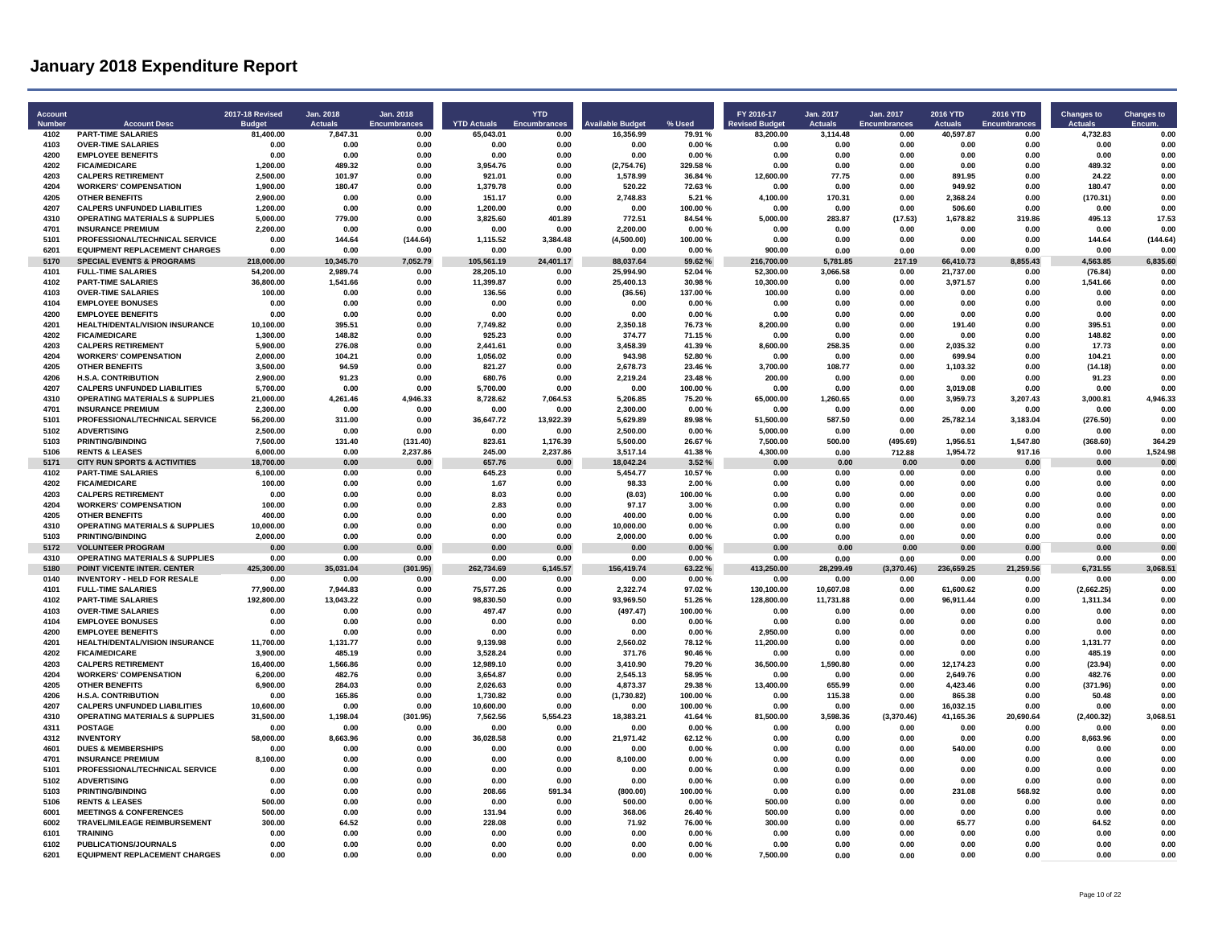# January 2018 Expenditure Report

| Account Number | Account Desc | 2017-18 Revised Budget | Jan. 2018 Actuals | Jan. 2018 Encumbrances | YTD Actuals | YTD Encumbrances | Available Budget | % Used | FY 2016-17 Revised Budget | Jan. 2017 Actuals | Jan. 2017 Encumbrances | 2016 YTD Actuals | 2016 YTD Encumbrances | Changes to Actuals | Changes to Encum. |
|---|---|---|---|---|---|---|---|---|---|---|---|---|---|---|---|
| 4102 | PART-TIME SALARIES | 81,400.00 | 7,847.31 | 0.00 | 65,043.01 | 0.00 | 16,356.99 | 79.91 % | 83,200.00 | 3,114.48 | 0.00 | 40,597.87 | 0.00 | 4,732.83 | 0.00 |
| 4103 | OVER-TIME SALARIES | 0.00 | 0.00 | 0.00 | 0.00 | 0.00 | 0.00 | 0.00 % | 0.00 | 0.00 | 0.00 | 0.00 | 0.00 | 0.00 | 0.00 |
| 4200 | EMPLOYEE BENEFITS | 0.00 | 0.00 | 0.00 | 0.00 | 0.00 | 0.00 | 0.00 % | 0.00 | 0.00 | 0.00 | 0.00 | 0.00 | 0.00 | 0.00 |
| 4202 | FICA/MEDICARE | 1,200.00 | 489.32 | 0.00 | 3,954.76 | 0.00 | (2,754.76) | 329.58 % | 0.00 | 0.00 | 0.00 | 0.00 | 0.00 | 489.32 | 0.00 |
| 4203 | CALPERS RETIREMENT | 2,500.00 | 101.97 | 0.00 | 921.01 | 0.00 | 1,578.99 | 36.84 % | 12,600.00 | 77.75 | 0.00 | 891.95 | 0.00 | 24.22 | 0.00 |
| 4204 | WORKERS' COMPENSATION | 1,900.00 | 180.47 | 0.00 | 1,379.78 | 0.00 | 520.22 | 72.63 % | 0.00 | 0.00 | 0.00 | 949.92 | 0.00 | 180.47 | 0.00 |
| 4205 | OTHER BENEFITS | 2,900.00 | 0.00 | 0.00 | 151.17 | 0.00 | 2,748.83 | 5.21 % | 4,100.00 | 170.31 | 0.00 | 2,368.24 | 0.00 | (170.31) | 0.00 |
| 4207 | CALPERS UNFUNDED LIABILITIES | 1,200.00 | 0.00 | 0.00 | 1,200.00 | 0.00 | 0.00 | 100.00 % | 0.00 | 0.00 | 0.00 | 506.60 | 0.00 | 0.00 | 0.00 |
| 4310 | OPERATING MATERIALS & SUPPLIES | 5,000.00 | 779.00 | 0.00 | 3,825.60 | 401.89 | 772.51 | 84.54 % | 5,000.00 | 283.87 | (17.53) | 1,678.82 | 319.86 | 495.13 | 17.53 |
| 4701 | INSURANCE PREMIUM | 2,200.00 | 0.00 | 0.00 | 0.00 | 0.00 | 2,200.00 | 0.00 % | 0.00 | 0.00 | 0.00 | 0.00 | 0.00 | 0.00 | 0.00 |
| 5101 | PROFESSIONAL/TECHNICAL SERVICE | 0.00 | 144.64 | (144.64) | 1,115.52 | 3,384.48 | (4,500.00) | 100.00 % | 0.00 | 0.00 | 0.00 | 0.00 | 0.00 | 144.64 | (144.64) |
| 6201 | EQUIPMENT REPLACEMENT CHARGES | 0.00 | 0.00 | 0.00 | 0.00 | 0.00 | 0.00 | 0.00 % | 900.00 | 0.00 | 0.00 | 0.00 | 0.00 | 0.00 | 0.00 |
| **5170** | **SPECIAL EVENTS & PROGRAMS** | **218,000.00** | **10,345.70** | **7,052.79** | **105,561.19** | **24,401.17** | **88,037.64** | **59.62 %** | **216,700.00** | **5,781.85** | **217.19** | **66,410.73** | **8,855.43** | **4,563.85** | **6,835.60** |
| 4101 | FULL-TIME SALARIES | 54,200.00 | 2,989.74 | 0.00 | 28,205.10 | 0.00 | 25,994.90 | 52.04 % | 52,300.00 | 3,066.58 | 0.00 | 21,737.00 | 0.00 | (76.84) | 0.00 |
| 4102 | PART-TIME SALARIES | 36,800.00 | 1,541.66 | 0.00 | 11,399.87 | 0.00 | 25,400.13 | 30.98 % | 10,300.00 | 0.00 | 0.00 | 3,971.57 | 0.00 | 1,541.66 | 0.00 |
| 4103 | OVER-TIME SALARIES | 100.00 | 0.00 | 0.00 | 136.56 | 0.00 | (36.56) | 137.00 % | 100.00 | 0.00 | 0.00 | 0.00 | 0.00 | 0.00 | 0.00 |
| 4104 | EMPLOYEE BONUSES | 0.00 | 0.00 | 0.00 | 0.00 | 0.00 | 0.00 | 0.00 % | 0.00 | 0.00 | 0.00 | 0.00 | 0.00 | 0.00 | 0.00 |
| 4200 | EMPLOYEE BENEFITS | 0.00 | 0.00 | 0.00 | 0.00 | 0.00 | 0.00 | 0.00 % | 0.00 | 0.00 | 0.00 | 0.00 | 0.00 | 0.00 | 0.00 |
| 4201 | HEALTH/DENTAL/VISION INSURANCE | 10,100.00 | 395.51 | 0.00 | 7,749.82 | 0.00 | 2,350.18 | 76.73 % | 8,200.00 | 0.00 | 0.00 | 191.40 | 0.00 | 395.51 | 0.00 |
| 4202 | FICA/MEDICARE | 1,300.00 | 148.82 | 0.00 | 925.23 | 0.00 | 374.77 | 71.15 % | 0.00 | 0.00 | 0.00 | 0.00 | 0.00 | 148.82 | 0.00 |
| 4203 | CALPERS RETIREMENT | 5,900.00 | 276.08 | 0.00 | 2,441.61 | 0.00 | 3,458.39 | 41.39 % | 8,600.00 | 258.35 | 0.00 | 2,035.32 | 0.00 | 17.73 | 0.00 |
| 4204 | WORKERS' COMPENSATION | 2,000.00 | 104.21 | 0.00 | 1,056.02 | 0.00 | 943.98 | 52.80 % | 0.00 | 0.00 | 0.00 | 699.94 | 0.00 | 104.21 | 0.00 |
| 4205 | OTHER BENEFITS | 3,500.00 | 94.59 | 0.00 | 821.27 | 0.00 | 2,678.73 | 23.46 % | 3,700.00 | 108.77 | 0.00 | 1,103.32 | 0.00 | (14.18) | 0.00 |
| 4206 | H.S.A. CONTRIBUTION | 2,900.00 | 91.23 | 0.00 | 680.76 | 0.00 | 2,219.24 | 23.48 % | 200.00 | 0.00 | 0.00 | 0.00 | 0.00 | 91.23 | 0.00 |
| 4207 | CALPERS UNFUNDED LIABILITIES | 5,700.00 | 0.00 | 0.00 | 5,700.00 | 0.00 | 0.00 | 100.00 % | 0.00 | 0.00 | 0.00 | 3,019.08 | 0.00 | 0.00 | 0.00 |
| 4310 | OPERATING MATERIALS & SUPPLIES | 21,000.00 | 4,261.46 | 4,946.33 | 8,728.62 | 7,064.53 | 5,206.85 | 75.20 % | 65,000.00 | 1,260.65 | 0.00 | 3,959.73 | 3,207.43 | 3,000.81 | 4,946.33 |
| 4701 | INSURANCE PREMIUM | 2,300.00 | 0.00 | 0.00 | 0.00 | 0.00 | 2,300.00 | 0.00 % | 0.00 | 0.00 | 0.00 | 0.00 | 0.00 | 0.00 | 0.00 |
| 5101 | PROFESSIONAL/TECHNICAL SERVICE | 56,200.00 | 311.00 | 0.00 | 36,647.72 | 13,922.39 | 5,629.89 | 89.98 % | 51,500.00 | 587.50 | 0.00 | 25,782.14 | 3,183.04 | (276.50) | 0.00 |
| 5102 | ADVERTISING | 2,500.00 | 0.00 | 0.00 | 0.00 | 0.00 | 2,500.00 | 0.00 % | 5,000.00 | 0.00 | 0.00 | 0.00 | 0.00 | 0.00 | 0.00 |
| 5103 | PRINTING/BINDING | 7,500.00 | 131.40 | (131.40) | 823.61 | 1,176.39 | 5,500.00 | 26.67 % | 7,500.00 | 500.00 | (495.69) | 1,956.51 | 1,547.80 | (368.60) | 364.29 |
| 5106 | RENTS & LEASES | 6,000.00 | 0.00 | 2,237.86 | 245.00 | 2,237.86 | 3,517.14 | 41.38 % | 4,300.00 | 0.00 | 712.88 | 1,954.72 | 917.16 | 0.00 | 1,524.98 |
| **5171** | **CITY RUN SPORTS & ACTIVITIES** | **18,700.00** | **0.00** | **0.00** | **657.76** | **0.00** | **18,042.24** | **3.52 %** | **0.00** | **0.00** | **0.00** | **0.00** | **0.00** | **0.00** | **0.00** |
| 4102 | PART-TIME SALARIES | 6,100.00 | 0.00 | 0.00 | 645.23 | 0.00 | 5,454.77 | 10.57 % | 0.00 | 0.00 | 0.00 | 0.00 | 0.00 | 0.00 | 0.00 |
| 4202 | FICA/MEDICARE | 100.00 | 0.00 | 0.00 | 1.67 | 0.00 | 98.33 | 2.00 % | 0.00 | 0.00 | 0.00 | 0.00 | 0.00 | 0.00 | 0.00 |
| 4203 | CALPERS RETIREMENT | 0.00 | 0.00 | 0.00 | 8.03 | 0.00 | (8.03) | 100.00 % | 0.00 | 0.00 | 0.00 | 0.00 | 0.00 | 0.00 | 0.00 |
| 4204 | WORKERS' COMPENSATION | 100.00 | 0.00 | 0.00 | 2.83 | 0.00 | 97.17 | 3.00 % | 0.00 | 0.00 | 0.00 | 0.00 | 0.00 | 0.00 | 0.00 |
| 4205 | OTHER BENEFITS | 400.00 | 0.00 | 0.00 | 0.00 | 0.00 | 400.00 | 0.00 % | 0.00 | 0.00 | 0.00 | 0.00 | 0.00 | 0.00 | 0.00 |
| 4310 | OPERATING MATERIALS & SUPPLIES | 10,000.00 | 0.00 | 0.00 | 0.00 | 0.00 | 10,000.00 | 0.00 % | 0.00 | 0.00 | 0.00 | 0.00 | 0.00 | 0.00 | 0.00 |
| 5103 | PRINTING/BINDING | 2,000.00 | 0.00 | 0.00 | 0.00 | 0.00 | 2,000.00 | 0.00 % | 0.00 | 0.00 | 0.00 | 0.00 | 0.00 | 0.00 | 0.00 |
| **5172** | **VOLUNTEER PROGRAM** | **0.00** | **0.00** | **0.00** | **0.00** | **0.00** | **0.00** | **0.00 %** | **0.00** | **0.00** | **0.00** | **0.00** | **0.00** | **0.00** | **0.00** |
| 4310 | OPERATING MATERIALS & SUPPLIES | 0.00 | 0.00 | 0.00 | 0.00 | 0.00 | 0.00 | 0.00 % | 0.00 | 0.00 | 0.00 | 0.00 | 0.00 | 0.00 | 0.00 |
| **5180** | **POINT VICENTE INTER. CENTER** | **425,300.00** | **35,031.04** | **(301.95)** | **262,734.69** | **6,145.57** | **156,419.74** | **63.22 %** | **413,250.00** | **28,299.49** | **(3,370.46)** | **236,659.25** | **21,259.56** | **6,731.55** | **3,068.51** |
| 0140 | INVENTORY - HELD FOR RESALE | 0.00 | 0.00 | 0.00 | 0.00 | 0.00 | 0.00 | 0.00 % | 0.00 | 0.00 | 0.00 | 0.00 | 0.00 | 0.00 | 0.00 |
| 4101 | FULL-TIME SALARIES | 77,900.00 | 7,944.83 | 0.00 | 75,577.26 | 0.00 | 2,322.74 | 97.02 % | 130,100.00 | 10,607.08 | 0.00 | 61,600.62 | 0.00 | (2,662.25) | 0.00 |
| 4102 | PART-TIME SALARIES | 192,800.00 | 13,043.22 | 0.00 | 98,830.50 | 0.00 | 93,969.50 | 51.26 % | 128,800.00 | 11,731.88 | 0.00 | 96,911.44 | 0.00 | 1,311.34 | 0.00 |
| 4103 | OVER-TIME SALARIES | 0.00 | 0.00 | 0.00 | 497.47 | 0.00 | (497.47) | 100.00 % | 0.00 | 0.00 | 0.00 | 0.00 | 0.00 | 0.00 | 0.00 |
| 4104 | EMPLOYEE BONUSES | 0.00 | 0.00 | 0.00 | 0.00 | 0.00 | 0.00 | 0.00 % | 0.00 | 0.00 | 0.00 | 0.00 | 0.00 | 0.00 | 0.00 |
| 4200 | EMPLOYEE BENEFITS | 0.00 | 0.00 | 0.00 | 0.00 | 0.00 | 0.00 | 0.00 % | 2,950.00 | 0.00 | 0.00 | 0.00 | 0.00 | 0.00 | 0.00 |
| 4201 | HEALTH/DENTAL/VISION INSURANCE | 11,700.00 | 1,131.77 | 0.00 | 9,139.98 | 0.00 | 2,560.02 | 78.12 % | 11,200.00 | 0.00 | 0.00 | 0.00 | 0.00 | 1,131.77 | 0.00 |
| 4202 | FICA/MEDICARE | 3,900.00 | 485.19 | 0.00 | 3,528.24 | 0.00 | 371.76 | 90.46 % | 0.00 | 0.00 | 0.00 | 0.00 | 0.00 | 485.19 | 0.00 |
| 4203 | CALPERS RETIREMENT | 16,400.00 | 1,566.86 | 0.00 | 12,989.10 | 0.00 | 3,410.90 | 79.20 % | 36,500.00 | 1,590.80 | 0.00 | 12,174.23 | 0.00 | (23.94) | 0.00 |
| 4204 | WORKERS' COMPENSATION | 6,200.00 | 482.76 | 0.00 | 3,654.87 | 0.00 | 2,545.13 | 58.95 % | 0.00 | 0.00 | 0.00 | 2,649.76 | 0.00 | 482.76 | 0.00 |
| 4205 | OTHER BENEFITS | 6,900.00 | 284.03 | 0.00 | 2,026.63 | 0.00 | 4,873.37 | 29.38 % | 13,400.00 | 655.99 | 0.00 | 4,423.46 | 0.00 | (371.96) | 0.00 |
| 4206 | H.S.A. CONTRIBUTION | 0.00 | 165.86 | 0.00 | 1,730.82 | 0.00 | (1,730.82) | 100.00 % | 0.00 | 115.38 | 0.00 | 865.38 | 0.00 | 50.48 | 0.00 |
| 4207 | CALPERS UNFUNDED LIABILITIES | 10,600.00 | 0.00 | 0.00 | 10,600.00 | 0.00 | 0.00 | 100.00 % | 0.00 | 0.00 | 0.00 | 16,032.15 | 0.00 | 0.00 | 0.00 |
| 4310 | OPERATING MATERIALS & SUPPLIES | 31,500.00 | 1,198.04 | (301.95) | 7,562.56 | 5,554.23 | 18,383.21 | 41.64 % | 81,500.00 | 3,598.36 | (3,370.46) | 41,165.36 | 20,690.64 | (2,400.32) | 3,068.51 |
| 4311 | POSTAGE | 0.00 | 0.00 | 0.00 | 0.00 | 0.00 | 0.00 | 0.00 % | 0.00 | 0.00 | 0.00 | 0.00 | 0.00 | 0.00 | 0.00 |
| 4312 | INVENTORY | 58,000.00 | 8,663.96 | 0.00 | 36,028.58 | 0.00 | 21,971.42 | 62.12 % | 0.00 | 0.00 | 0.00 | 0.00 | 0.00 | 8,663.96 | 0.00 |
| 4601 | DUES & MEMBERSHIPS | 0.00 | 0.00 | 0.00 | 0.00 | 0.00 | 0.00 | 0.00 % | 0.00 | 0.00 | 0.00 | 540.00 | 0.00 | 0.00 | 0.00 |
| 4701 | INSURANCE PREMIUM | 8,100.00 | 0.00 | 0.00 | 0.00 | 0.00 | 8,100.00 | 0.00 % | 0.00 | 0.00 | 0.00 | 0.00 | 0.00 | 0.00 | 0.00 |
| 5101 | PROFESSIONAL/TECHNICAL SERVICE | 0.00 | 0.00 | 0.00 | 0.00 | 0.00 | 0.00 | 0.00 % | 0.00 | 0.00 | 0.00 | 0.00 | 0.00 | 0.00 | 0.00 |
| 5102 | ADVERTISING | 0.00 | 0.00 | 0.00 | 0.00 | 0.00 | 0.00 | 0.00 % | 0.00 | 0.00 | 0.00 | 0.00 | 0.00 | 0.00 | 0.00 |
| 5103 | PRINTING/BINDING | 0.00 | 0.00 | 0.00 | 208.66 | 591.34 | (800.00) | 100.00 % | 0.00 | 0.00 | 0.00 | 231.08 | 568.92 | 0.00 | 0.00 |
| 5106 | RENTS & LEASES | 500.00 | 0.00 | 0.00 | 0.00 | 0.00 | 500.00 | 0.00 % | 500.00 | 0.00 | 0.00 | 0.00 | 0.00 | 0.00 | 0.00 |
| 6001 | MEETINGS & CONFERENCES | 500.00 | 0.00 | 0.00 | 131.94 | 0.00 | 368.06 | 26.40 % | 500.00 | 0.00 | 0.00 | 0.00 | 0.00 | 0.00 | 0.00 |
| 6002 | TRAVEL/MILEAGE REIMBURSEMENT | 300.00 | 64.52 | 0.00 | 228.08 | 0.00 | 71.92 | 76.00 % | 300.00 | 0.00 | 0.00 | 65.77 | 0.00 | 64.52 | 0.00 |
| 6101 | TRAINING | 0.00 | 0.00 | 0.00 | 0.00 | 0.00 | 0.00 | 0.00 % | 0.00 | 0.00 | 0.00 | 0.00 | 0.00 | 0.00 | 0.00 |
| 6102 | PUBLICATIONS/JOURNALS | 0.00 | 0.00 | 0.00 | 0.00 | 0.00 | 0.00 | 0.00 % | 0.00 | 0.00 | 0.00 | 0.00 | 0.00 | 0.00 | 0.00 |
| 6201 | EQUIPMENT REPLACEMENT CHARGES | 0.00 | 0.00 | 0.00 | 0.00 | 0.00 | 0.00 | 0.00 % | 7,500.00 | 0.00 | 0.00 | 0.00 | 0.00 | 0.00 | 0.00 |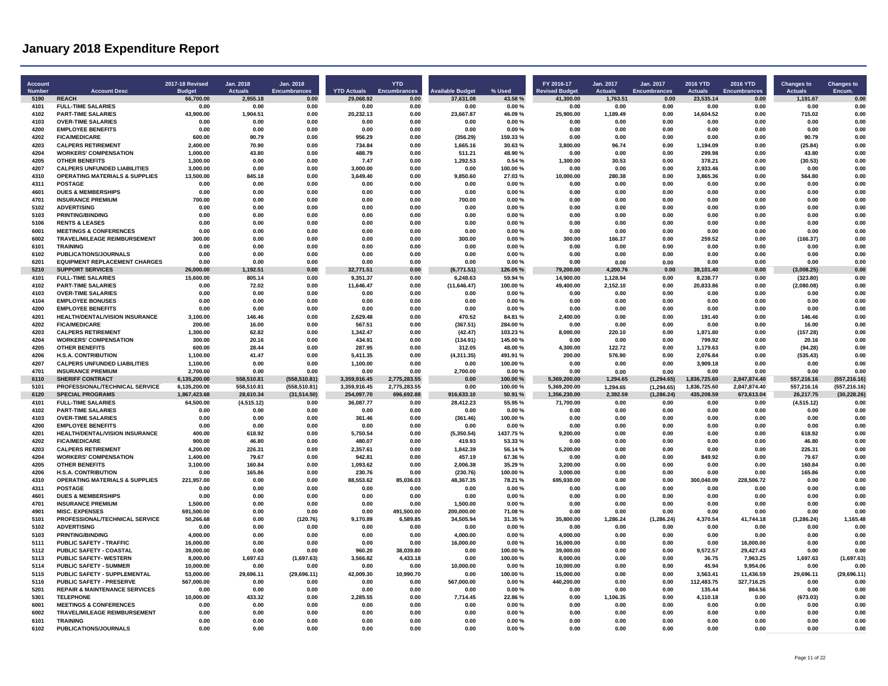# January 2018 Expenditure Report

| Account Number | Account Desc | 2017-18 Revised Budget | Jan. 2018 Actuals | Jan. 2018 Encumbrances | YTD Actuals | YTD Encumbrances | Available Budget | % Used | FY 2016-17 Revised Budget | Jan. 2017 Actuals | Jan. 2017 Encumbrances | 2016 YTD Actuals | 2016 YTD Encumbrances | Changes to Actuals | Changes to Encum. |
|---|---|---|---|---|---|---|---|---|---|---|---|---|---|---|---|
| **5190** | **REACH** | **66,700.00** | **2,955.18** | **0.00** | **29,068.92** | **0.00** | **37,631.08** | **43.58 %** | **41,300.00** | **1,763.51** | **0.00** | **23,535.14** | **0.00** | **1,191.67** | **0.00** |
| 4101 | FULL-TIME SALARIES | 0.00 | 0.00 | 0.00 | 0.00 | 0.00 | 0.00 | 0.00 % | 0.00 | 0.00 | 0.00 | 0.00 | 0.00 | 0.00 | 0.00 |
| 4102 | PART-TIME SALARIES | 43,900.00 | 1,904.51 | 0.00 | 20,232.13 | 0.00 | 23,667.87 | 46.09 % | 25,900.00 | 1,189.49 | 0.00 | 14,604.52 | 0.00 | 715.02 | 0.00 |
| 4103 | OVER-TIME SALARIES | 0.00 | 0.00 | 0.00 | 0.00 | 0.00 | 0.00 | 0.00 % | 0.00 | 0.00 | 0.00 | 0.00 | 0.00 | 0.00 | 0.00 |
| 4200 | EMPLOYEE BENEFITS | 0.00 | 0.00 | 0.00 | 0.00 | 0.00 | 0.00 | 0.00 % | 0.00 | 0.00 | 0.00 | 0.00 | 0.00 | 0.00 | 0.00 |
| 4202 | FICA/MEDICARE | 600.00 | 90.79 | 0.00 | 956.29 | 0.00 | (356.29) | 159.33 % | 0.00 | 0.00 | 0.00 | 0.00 | 0.00 | 90.79 | 0.00 |
| 4203 | CALPERS RETIREMENT | 2,400.00 | 70.90 | 0.00 | 734.84 | 0.00 | 1,665.16 | 30.63 % | 3,800.00 | 96.74 | 0.00 | 1,194.09 | 0.00 | (25.84) | 0.00 |
| 4204 | WORKERS' COMPENSATION | 1,000.00 | 43.80 | 0.00 | 488.79 | 0.00 | 511.21 | 48.90 % | 0.00 | 0.00 | 0.00 | 299.98 | 0.00 | 43.80 | 0.00 |
| 4205 | OTHER BENEFITS | 1,300.00 | 0.00 | 0.00 | 7.47 | 0.00 | 1,292.53 | 0.54 % | 1,300.00 | 30.53 | 0.00 | 378.21 | 0.00 | (30.53) | 0.00 |
| 4207 | CALPERS UNFUNDED LIABILITIES | 3,000.00 | 0.00 | 0.00 | 3,000.00 | 0.00 | 0.00 | 100.00 % | 0.00 | 0.00 | 0.00 | 2,933.46 | 0.00 | 0.00 | 0.00 |
| 4310 | OPERATING MATERIALS & SUPPLIES | 13,500.00 | 845.18 | 0.00 | 3,649.40 | 0.00 | 9,850.60 | 27.03 % | 10,000.00 | 280.38 | 0.00 | 3,865.36 | 0.00 | 564.80 | 0.00 |
| 4311 | POSTAGE | 0.00 | 0.00 | 0.00 | 0.00 | 0.00 | 0.00 | 0.00 % | 0.00 | 0.00 | 0.00 | 0.00 | 0.00 | 0.00 | 0.00 |
| 4601 | DUES & MEMBERSHIPS | 0.00 | 0.00 | 0.00 | 0.00 | 0.00 | 0.00 | 0.00 % | 0.00 | 0.00 | 0.00 | 0.00 | 0.00 | 0.00 | 0.00 |
| 4701 | INSURANCE PREMIUM | 700.00 | 0.00 | 0.00 | 0.00 | 0.00 | 700.00 | 0.00 % | 0.00 | 0.00 | 0.00 | 0.00 | 0.00 | 0.00 | 0.00 |
| 5102 | ADVERTISING | 0.00 | 0.00 | 0.00 | 0.00 | 0.00 | 0.00 | 0.00 % | 0.00 | 0.00 | 0.00 | 0.00 | 0.00 | 0.00 | 0.00 |
| 5103 | PRINTING/BINDING | 0.00 | 0.00 | 0.00 | 0.00 | 0.00 | 0.00 | 0.00 % | 0.00 | 0.00 | 0.00 | 0.00 | 0.00 | 0.00 | 0.00 |
| 5106 | RENTS & LEASES | 0.00 | 0.00 | 0.00 | 0.00 | 0.00 | 0.00 | 0.00 % | 0.00 | 0.00 | 0.00 | 0.00 | 0.00 | 0.00 | 0.00 |
| 6001 | MEETINGS & CONFERENCES | 0.00 | 0.00 | 0.00 | 0.00 | 0.00 | 0.00 | 0.00 % | 0.00 | 0.00 | 0.00 | 0.00 | 0.00 | 0.00 | 0.00 |
| 6002 | TRAVEL/MILEAGE REIMBURSEMENT | 300.00 | 0.00 | 0.00 | 0.00 | 0.00 | 300.00 | 0.00 % | 300.00 | 166.37 | 0.00 | 259.52 | 0.00 | (166.37) | 0.00 |
| 6101 | TRAINING | 0.00 | 0.00 | 0.00 | 0.00 | 0.00 | 0.00 | 0.00 % | 0.00 | 0.00 | 0.00 | 0.00 | 0.00 | 0.00 | 0.00 |
| 6102 | PUBLICATIONS/JOURNALS | 0.00 | 0.00 | 0.00 | 0.00 | 0.00 | 0.00 | 0.00 % | 0.00 | 0.00 | 0.00 | 0.00 | 0.00 | 0.00 | 0.00 |
| 6201 | EQUIPMENT REPLACEMENT CHARGES | 0.00 | 0.00 | 0.00 | 0.00 | 0.00 | 0.00 | 0.00 % | 0.00 | 0.00 | 0.00 | 0.00 | 0.00 | 0.00 | 0.00 |
| **5210** | **SUPPORT SERVICES** | **26,000.00** | **1,192.51** | **0.00** | **32,771.51** | **0.00** | **(6,771.51)** | **126.05 %** | **79,200.00** | **4,200.76** | **0.00** | **39,101.40** | **0.00** | **(3,008.25)** | **0.00** |
| 4101 | FULL-TIME SALARIES | 15,600.00 | 805.14 | 0.00 | 9,351.37 | 0.00 | 6,248.63 | 59.94 % | 14,900.00 | 1,128.94 | 0.00 | 8,238.77 | 0.00 | (323.80) | 0.00 |
| 4102 | PART-TIME SALARIES | 0.00 | 72.02 | 0.00 | 11,646.47 | 0.00 | (11,646.47) | 100.00 % | 49,400.00 | 2,152.10 | 0.00 | 20,833.86 | 0.00 | (2,080.08) | 0.00 |
| 4103 | OVER-TIME SALARIES | 0.00 | 0.00 | 0.00 | 0.00 | 0.00 | 0.00 | 0.00 % | 0.00 | 0.00 | 0.00 | 0.00 | 0.00 | 0.00 | 0.00 |
| 4104 | EMPLOYEE BONUSES | 0.00 | 0.00 | 0.00 | 0.00 | 0.00 | 0.00 | 0.00 % | 0.00 | 0.00 | 0.00 | 0.00 | 0.00 | 0.00 | 0.00 |
| 4200 | EMPLOYEE BENEFITS | 0.00 | 0.00 | 0.00 | 0.00 | 0.00 | 0.00 | 0.00 % | 0.00 | 0.00 | 0.00 | 0.00 | 0.00 | 0.00 | 0.00 |
| 4201 | HEALTH/DENTAL/VISION INSURANCE | 3,100.00 | 146.46 | 0.00 | 2,629.48 | 0.00 | 470.52 | 84.81 % | 2,400.00 | 0.00 | 0.00 | 191.40 | 0.00 | 146.46 | 0.00 |
| 4202 | FICA/MEDICARE | 200.00 | 16.00 | 0.00 | 567.51 | 0.00 | (367.51) | 284.00 % | 0.00 | 0.00 | 0.00 | 0.00 | 0.00 | 16.00 | 0.00 |
| 4203 | CALPERS RETIREMENT | 1,300.00 | 62.82 | 0.00 | 1,342.47 | 0.00 | (42.47) | 103.23 % | 8,000.00 | 220.10 | 0.00 | 1,871.80 | 0.00 | (157.28) | 0.00 |
| 4204 | WORKERS' COMPENSATION | 300.00 | 20.16 | 0.00 | 434.91 | 0.00 | (134.91) | 145.00 % | 0.00 | 0.00 | 0.00 | 799.92 | 0.00 | 20.16 | 0.00 |
| 4205 | OTHER BENEFITS | 600.00 | 28.44 | 0.00 | 287.95 | 0.00 | 312.05 | 48.00 % | 4,300.00 | 122.72 | 0.00 | 1,179.63 | 0.00 | (94.28) | 0.00 |
| 4206 | H.S.A. CONTRIBUTION | 1,100.00 | 41.47 | 0.00 | 5,411.35 | 0.00 | (4,311.35) | 491.91 % | 200.00 | 576.90 | 0.00 | 2,076.84 | 0.00 | (535.43) | 0.00 |
| 4207 | CALPERS UNFUNDED LIABILITIES | 1,100.00 | 0.00 | 0.00 | 1,100.00 | 0.00 | 0.00 | 100.00 % | 0.00 | 0.00 | 0.00 | 3,909.18 | 0.00 | 0.00 | 0.00 |
| 4701 | INSURANCE PREMIUM | 2,700.00 | 0.00 | 0.00 | 0.00 | 0.00 | 2,700.00 | 0.00 % | 0.00 | 0.00 | 0.00 | 0.00 | 0.00 | 0.00 | 0.00 |
| **6110** | **SHERIFF CONTRACT** | **6,135,200.00** | **558,510.81** | **(558,510.81)** | **3,359,916.45** | **2,775,283.55** | **0.00** | **100.00 %** | **5,369,200.00** | **1,294.65** | **(1,294.65)** | **1,836,725.60** | **2,847,874.40** | **557,216.16** | **(557,216.16)** |
| 5101 | PROFESSIONAL/TECHNICAL SERVICE | 6,135,200.00 | 558,510.81 | (558,510.81) | 3,359,916.45 | 2,775,283.55 | 0.00 | 100.00 % | 5,369,200.00 | 1,294.65 | (1,294.65) | 1,836,725.60 | 2,847,874.40 | 557,216.16 | (557,216.16) |
| **6120** | **SPECIAL PROGRAMS** | **1,867,423.68** | **28,610.34** | **(31,514.50)** | **254,097.70** | **696,692.88** | **916,633.10** | **50.91 %** | **1,356,230.00** | **2,392.59** | **(1,286.24)** | **435,208.59** | **673,613.04** | **26,217.75** | **(30,228.26)** |
| 4101 | FULL-TIME SALARIES | 64,500.00 | (4,515.12) | 0.00 | 36,087.77 | 0.00 | 28,412.23 | 55.95 % | 71,700.00 | 0.00 | 0.00 | 0.00 | 0.00 | (4,515.12) | 0.00 |
| 4102 | PART-TIME SALARIES | 0.00 | 0.00 | 0.00 | 0.00 | 0.00 | 0.00 | 0.00 % | 0.00 | 0.00 | 0.00 | 0.00 | 0.00 | 0.00 | 0.00 |
| 4103 | OVER-TIME SALARIES | 0.00 | 0.00 | 0.00 | 361.46 | 0.00 | (361.46) | 100.00 % | 0.00 | 0.00 | 0.00 | 0.00 | 0.00 | 0.00 | 0.00 |
| 4200 | EMPLOYEE BENEFITS | 0.00 | 0.00 | 0.00 | 0.00 | 0.00 | 0.00 | 0.00 % | 0.00 | 0.00 | 0.00 | 0.00 | 0.00 | 0.00 | 0.00 |
| 4201 | HEALTH/DENTAL/VISION INSURANCE | 400.00 | 618.92 | 0.00 | 5,750.54 | 0.00 | (5,350.54) | 1437.75 % | 9,200.00 | 0.00 | 0.00 | 0.00 | 0.00 | 618.92 | 0.00 |
| 4202 | FICA/MEDICARE | 900.00 | 46.80 | 0.00 | 480.07 | 0.00 | 419.93 | 53.33 % | 0.00 | 0.00 | 0.00 | 0.00 | 0.00 | 46.80 | 0.00 |
| 4203 | CALPERS RETIREMENT | 4,200.00 | 226.31 | 0.00 | 2,357.61 | 0.00 | 1,842.39 | 56.14 % | 5,200.00 | 0.00 | 0.00 | 0.00 | 0.00 | 226.31 | 0.00 |
| 4204 | WORKERS' COMPENSATION | 1,400.00 | 79.67 | 0.00 | 942.81 | 0.00 | 457.19 | 67.36 % | 0.00 | 0.00 | 0.00 | 849.92 | 0.00 | 79.67 | 0.00 |
| 4205 | OTHER BENEFITS | 3,100.00 | 160.84 | 0.00 | 1,093.62 | 0.00 | 2,006.38 | 35.29 % | 3,200.00 | 0.00 | 0.00 | 0.00 | 0.00 | 160.84 | 0.00 |
| 4206 | H.S.A. CONTRIBUTION | 0.00 | 165.86 | 0.00 | 230.76 | 0.00 | (230.76) | 100.00 % | 3,000.00 | 0.00 | 0.00 | 0.00 | 0.00 | 165.86 | 0.00 |
| 4310 | OPERATING MATERIALS & SUPPLIES | 221,957.00 | 0.00 | 0.00 | 88,553.62 | 85,036.03 | 48,367.35 | 78.21 % | 695,930.00 | 0.00 | 0.00 | 300,040.09 | 228,506.72 | 0.00 | 0.00 |
| 4311 | POSTAGE | 0.00 | 0.00 | 0.00 | 0.00 | 0.00 | 0.00 | 0.00 % | 0.00 | 0.00 | 0.00 | 0.00 | 0.00 | 0.00 | 0.00 |
| 4601 | DUES & MEMBERSHIPS | 0.00 | 0.00 | 0.00 | 0.00 | 0.00 | 0.00 | 0.00 % | 0.00 | 0.00 | 0.00 | 0.00 | 0.00 | 0.00 | 0.00 |
| 4701 | INSURANCE PREMIUM | 1,500.00 | 0.00 | 0.00 | 0.00 | 0.00 | 1,500.00 | 0.00 % | 0.00 | 0.00 | 0.00 | 0.00 | 0.00 | 0.00 | 0.00 |
| 4901 | MISC. EXPENSES | 691,500.00 | 0.00 | 0.00 | 0.00 | 491,500.00 | 200,000.00 | 71.08 % | 0.00 | 0.00 | 0.00 | 0.00 | 0.00 | 0.00 | 0.00 |
| 5101 | PROFESSIONAL/TECHNICAL SERVICE | 50,266.68 | 0.00 | (120.76) | 9,170.89 | 6,589.85 | 34,505.94 | 31.35 % | 35,800.00 | 1,286.24 | (1,286.24) | 4,370.54 | 41,744.18 | (1,286.24) | 1,165.48 |
| 5102 | ADVERTISING | 0.00 | 0.00 | 0.00 | 0.00 | 0.00 | 0.00 | 0.00 % | 0.00 | 0.00 | 0.00 | 0.00 | 0.00 | 0.00 | 0.00 |
| 5103 | PRINTING/BINDING | 4,000.00 | 0.00 | 0.00 | 0.00 | 0.00 | 4,000.00 | 0.00 % | 4,000.00 | 0.00 | 0.00 | 0.00 | 0.00 | 0.00 | 0.00 |
| 5111 | PUBLIC SAFETY - TRAFFIC | 16,000.00 | 0.00 | 0.00 | 0.00 | 0.00 | 16,000.00 | 0.00 % | 16,000.00 | 0.00 | 0.00 | 0.00 | 16,000.00 | 0.00 | 0.00 |
| 5112 | PUBLIC SAFETY - COASTAL | 39,000.00 | 0.00 | 0.00 | 960.20 | 38,039.80 | 0.00 | 100.00 % | 39,000.00 | 0.00 | 0.00 | 9,572.57 | 29,427.43 | 0.00 | 0.00 |
| 5113 | PUBLIC SAFETY- WESTERN | 8,000.00 | 1,697.63 | (1,697.63) | 3,566.82 | 4,433.18 | 0.00 | 100.00 % | 8,000.00 | 0.00 | 0.00 | 36.75 | 7,963.25 | 1,697.63 | (1,697.63) |
| 5114 | PUBLIC SAFETY - SUMMER | 10,000.00 | 0.00 | 0.00 | 0.00 | 0.00 | 10,000.00 | 0.00 % | 10,000.00 | 0.00 | 0.00 | 45.94 | 9,954.06 | 0.00 | 0.00 |
| 5115 | PUBLIC SAFETY - SUPPLEMENTAL | 53,000.00 | 29,696.11 | (29,696.11) | 42,009.30 | 10,990.70 | 0.00 | 100.00 % | 15,000.00 | 0.00 | 0.00 | 3,563.41 | 11,436.59 | 29,696.11 | (29,696.11) |
| 5116 | PUBLIC SAFETY - PRESERVE | 567,000.00 | 0.00 | 0.00 | 0.00 | 0.00 | 567,000.00 | 0.00 % | 440,200.00 | 0.00 | 0.00 | 112,483.75 | 327,716.25 | 0.00 | 0.00 |
| 5201 | REPAIR & MAINTENANCE SERVICES | 0.00 | 0.00 | 0.00 | 0.00 | 0.00 | 0.00 | 0.00 % | 0.00 | 0.00 | 0.00 | 135.44 | 864.56 | 0.00 | 0.00 |
| 5301 | TELEPHONE | 10,000.00 | 433.32 | 0.00 | 2,285.55 | 0.00 | 7,714.45 | 22.86 % | 0.00 | 1,106.35 | 0.00 | 4,110.18 | 0.00 | (673.03) | 0.00 |
| 6001 | MEETINGS & CONFERENCES | 0.00 | 0.00 | 0.00 | 0.00 | 0.00 | 0.00 | 0.00 % | 0.00 | 0.00 | 0.00 | 0.00 | 0.00 | 0.00 | 0.00 |
| 6002 | TRAVEL/MILEAGE REIMBURSEMENT | 0.00 | 0.00 | 0.00 | 0.00 | 0.00 | 0.00 | 0.00 % | 0.00 | 0.00 | 0.00 | 0.00 | 0.00 | 0.00 | 0.00 |
| 6101 | TRAINING | 0.00 | 0.00 | 0.00 | 0.00 | 0.00 | 0.00 | 0.00 % | 0.00 | 0.00 | 0.00 | 0.00 | 0.00 | 0.00 | 0.00 |
| 6102 | PUBLICATIONS/JOURNALS | 0.00 | 0.00 | 0.00 | 0.00 | 0.00 | 0.00 | 0.00 % | 0.00 | 0.00 | 0.00 | 0.00 | 0.00 | 0.00 | 0.00 |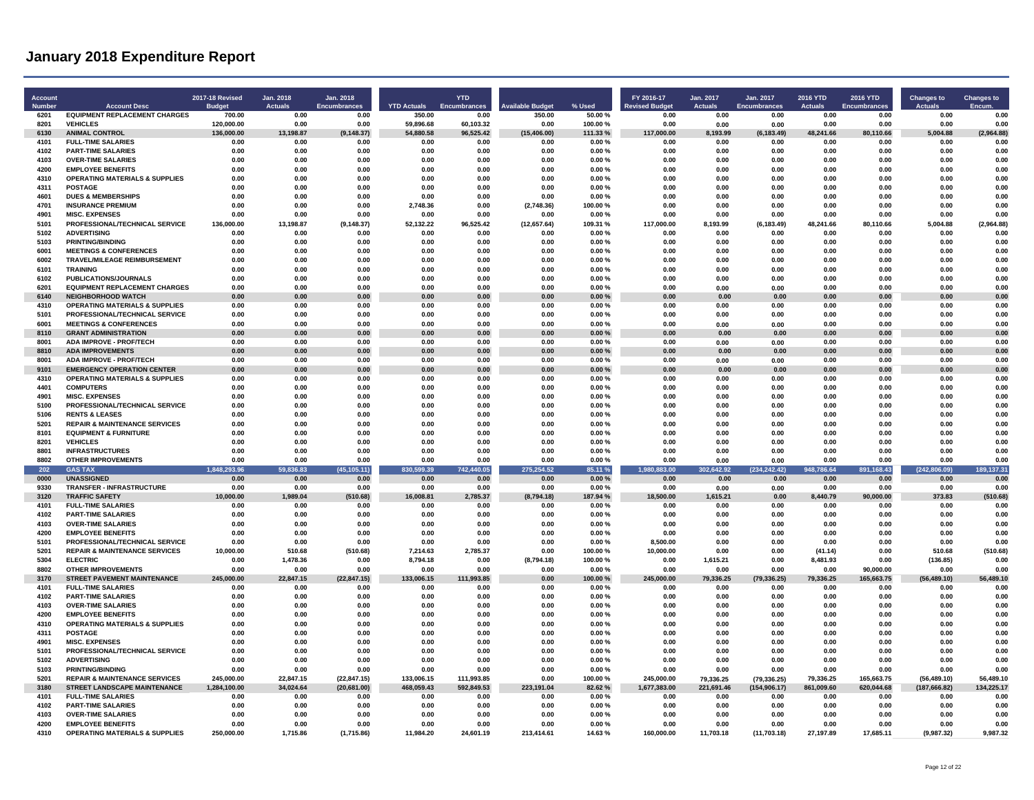# January 2018 Expenditure Report

| Account Number | Account Desc | 2017-18 Revised Budget | Jan. 2018 Actuals | Jan. 2018 Encumbrances | YTD Actuals | YTD Encumbrances | Available Budget | % Used | FY 2016-17 Revised Budget | Jan. 2017 Actuals | Jan. 2017 Encumbrances | 2016 YTD Actuals | 2016 YTD Encumbrances | Changes to Actuals | Changes to Encum. |
|---|---|---|---|---|---|---|---|---|---|---|---|---|---|---|---|
| 6201 | EQUIPMENT REPLACEMENT CHARGES | 700.00 | 0.00 | 0.00 | 350.00 | 0.00 | 350.00 | 50.00 % | 0.00 | 0.00 | 0.00 | 0.00 | 0.00 | 0.00 | 0.00 |
| 8201 | VEHICLES | 120,000.00 | 0.00 | 0.00 | 59,896.68 | 60,103.32 | 0.00 | 100.00 % | 0.00 | 0.00 | 0.00 | 0.00 | 0.00 | 0.00 | 0.00 |
| 6130 | ANIMAL CONTROL | 136,000.00 | 13,198.87 | (9,148.37) | 54,880.58 | 96,525.42 | (15,406.00) | 111.33 % | 117,000.00 | 8,193.99 | (6,183.49) | 48,241.66 | 80,110.66 | 5,004.88 | (2,964.88) |
| 4101 | FULL-TIME SALARIES | 0.00 | 0.00 | 0.00 | 0.00 | 0.00 | 0.00 | 0.00 % | 0.00 | 0.00 | 0.00 | 0.00 | 0.00 | 0.00 | 0.00 |
| 4102 | PART-TIME SALARIES | 0.00 | 0.00 | 0.00 | 0.00 | 0.00 | 0.00 | 0.00 % | 0.00 | 0.00 | 0.00 | 0.00 | 0.00 | 0.00 | 0.00 |
| 4103 | OVER-TIME SALARIES | 0.00 | 0.00 | 0.00 | 0.00 | 0.00 | 0.00 | 0.00 % | 0.00 | 0.00 | 0.00 | 0.00 | 0.00 | 0.00 | 0.00 |
| 4200 | EMPLOYEE BENEFITS | 0.00 | 0.00 | 0.00 | 0.00 | 0.00 | 0.00 | 0.00 % | 0.00 | 0.00 | 0.00 | 0.00 | 0.00 | 0.00 | 0.00 |
| 4310 | OPERATING MATERIALS & SUPPLIES | 0.00 | 0.00 | 0.00 | 0.00 | 0.00 | 0.00 | 0.00 % | 0.00 | 0.00 | 0.00 | 0.00 | 0.00 | 0.00 | 0.00 |
| 4311 | POSTAGE | 0.00 | 0.00 | 0.00 | 0.00 | 0.00 | 0.00 | 0.00 % | 0.00 | 0.00 | 0.00 | 0.00 | 0.00 | 0.00 | 0.00 |
| 4601 | DUES & MEMBERSHIPS | 0.00 | 0.00 | 0.00 | 0.00 | 0.00 | 0.00 | 0.00 % | 0.00 | 0.00 | 0.00 | 0.00 | 0.00 | 0.00 | 0.00 |
| 4701 | INSURANCE PREMIUM | 0.00 | 0.00 | 0.00 | 2,748.36 | 0.00 | (2,748.36) | 100.00 % | 0.00 | 0.00 | 0.00 | 0.00 | 0.00 | 0.00 | 0.00 |
| 4901 | MISC. EXPENSES | 0.00 | 0.00 | 0.00 | 0.00 | 0.00 | 0.00 | 0.00 % | 0.00 | 0.00 | 0.00 | 0.00 | 0.00 | 0.00 | 0.00 |
| 5101 | PROFESSIONAL/TECHNICAL SERVICE | 136,000.00 | 13,198.87 | (9,148.37) | 52,132.22 | 96,525.42 | (12,657.64) | 109.31 % | 117,000.00 | 8,193.99 | (6,183.49) | 48,241.66 | 80,110.66 | 5,004.88 | (2,964.88) |
| 5102 | ADVERTISING | 0.00 | 0.00 | 0.00 | 0.00 | 0.00 | 0.00 | 0.00 % | 0.00 | 0.00 | 0.00 | 0.00 | 0.00 | 0.00 | 0.00 |
| 5103 | PRINTING/BINDING | 0.00 | 0.00 | 0.00 | 0.00 | 0.00 | 0.00 | 0.00 % | 0.00 | 0.00 | 0.00 | 0.00 | 0.00 | 0.00 | 0.00 |
| 6001 | MEETINGS & CONFERENCES | 0.00 | 0.00 | 0.00 | 0.00 | 0.00 | 0.00 | 0.00 % | 0.00 | 0.00 | 0.00 | 0.00 | 0.00 | 0.00 | 0.00 |
| 6002 | TRAVEL/MILEAGE REIMBURSEMENT | 0.00 | 0.00 | 0.00 | 0.00 | 0.00 | 0.00 | 0.00 % | 0.00 | 0.00 | 0.00 | 0.00 | 0.00 | 0.00 | 0.00 |
| 6101 | TRAINING | 0.00 | 0.00 | 0.00 | 0.00 | 0.00 | 0.00 | 0.00 % | 0.00 | 0.00 | 0.00 | 0.00 | 0.00 | 0.00 | 0.00 |
| 6102 | PUBLICATIONS/JOURNALS | 0.00 | 0.00 | 0.00 | 0.00 | 0.00 | 0.00 | 0.00 % | 0.00 | 0.00 | 0.00 | 0.00 | 0.00 | 0.00 | 0.00 |
| 6201 | EQUIPMENT REPLACEMENT CHARGES | 0.00 | 0.00 | 0.00 | 0.00 | 0.00 | 0.00 | 0.00 % | 0.00 | 0.00 | 0.00 | 0.00 | 0.00 | 0.00 | 0.00 |
| 6140 | NEIGHBORHOOD WATCH | 0.00 | 0.00 | 0.00 | 0.00 | 0.00 | 0.00 | 0.00 % | 0.00 | 0.00 | 0.00 | 0.00 | 0.00 | 0.00 | 0.00 |
| 4310 | OPERATING MATERIALS & SUPPLIES | 0.00 | 0.00 | 0.00 | 0.00 | 0.00 | 0.00 | 0.00 % | 0.00 | 0.00 | 0.00 | 0.00 | 0.00 | 0.00 | 0.00 |
| 5101 | PROFESSIONAL/TECHNICAL SERVICE | 0.00 | 0.00 | 0.00 | 0.00 | 0.00 | 0.00 | 0.00 % | 0.00 | 0.00 | 0.00 | 0.00 | 0.00 | 0.00 | 0.00 |
| 6001 | MEETINGS & CONFERENCES | 0.00 | 0.00 | 0.00 | 0.00 | 0.00 | 0.00 | 0.00 % | 0.00 | 0.00 | 0.00 | 0.00 | 0.00 | 0.00 | 0.00 |
| 8110 | GRANT ADMINISTRATION | 0.00 | 0.00 | 0.00 | 0.00 | 0.00 | 0.00 | 0.00 % | 0.00 | 0.00 | 0.00 | 0.00 | 0.00 | 0.00 | 0.00 |
| 8001 | ADA IMPROVE - PROF/TECH | 0.00 | 0.00 | 0.00 | 0.00 | 0.00 | 0.00 | 0.00 % | 0.00 | 0.00 | 0.00 | 0.00 | 0.00 | 0.00 | 0.00 |
| 8810 | ADA IMPROVEMENTS | 0.00 | 0.00 | 0.00 | 0.00 | 0.00 | 0.00 | 0.00 % | 0.00 | 0.00 | 0.00 | 0.00 | 0.00 | 0.00 | 0.00 |
| 8001 | ADA IMPROVE - PROF/TECH | 0.00 | 0.00 | 0.00 | 0.00 | 0.00 | 0.00 | 0.00 % | 0.00 | 0.00 | 0.00 | 0.00 | 0.00 | 0.00 | 0.00 |
| 9101 | EMERGENCY OPERATION CENTER | 0.00 | 0.00 | 0.00 | 0.00 | 0.00 | 0.00 | 0.00 % | 0.00 | 0.00 | 0.00 | 0.00 | 0.00 | 0.00 | 0.00 |
| 4310 | OPERATING MATERIALS & SUPPLIES | 0.00 | 0.00 | 0.00 | 0.00 | 0.00 | 0.00 | 0.00 % | 0.00 | 0.00 | 0.00 | 0.00 | 0.00 | 0.00 | 0.00 |
| 4401 | COMPUTERS | 0.00 | 0.00 | 0.00 | 0.00 | 0.00 | 0.00 | 0.00 % | 0.00 | 0.00 | 0.00 | 0.00 | 0.00 | 0.00 | 0.00 |
| 4901 | MISC. EXPENSES | 0.00 | 0.00 | 0.00 | 0.00 | 0.00 | 0.00 | 0.00 % | 0.00 | 0.00 | 0.00 | 0.00 | 0.00 | 0.00 | 0.00 |
| 5100 | PROFESSIONAL/TECHNICAL SERVICE | 0.00 | 0.00 | 0.00 | 0.00 | 0.00 | 0.00 | 0.00 % | 0.00 | 0.00 | 0.00 | 0.00 | 0.00 | 0.00 | 0.00 |
| 5106 | RENTS & LEASES | 0.00 | 0.00 | 0.00 | 0.00 | 0.00 | 0.00 | 0.00 % | 0.00 | 0.00 | 0.00 | 0.00 | 0.00 | 0.00 | 0.00 |
| 5201 | REPAIR & MAINTENANCE SERVICES | 0.00 | 0.00 | 0.00 | 0.00 | 0.00 | 0.00 | 0.00 % | 0.00 | 0.00 | 0.00 | 0.00 | 0.00 | 0.00 | 0.00 |
| 8101 | EQUIPMENT & FURNITURE | 0.00 | 0.00 | 0.00 | 0.00 | 0.00 | 0.00 | 0.00 % | 0.00 | 0.00 | 0.00 | 0.00 | 0.00 | 0.00 | 0.00 |
| 8201 | VEHICLES | 0.00 | 0.00 | 0.00 | 0.00 | 0.00 | 0.00 | 0.00 % | 0.00 | 0.00 | 0.00 | 0.00 | 0.00 | 0.00 | 0.00 |
| 8801 | INFRASTRUCTURES | 0.00 | 0.00 | 0.00 | 0.00 | 0.00 | 0.00 | 0.00 % | 0.00 | 0.00 | 0.00 | 0.00 | 0.00 | 0.00 | 0.00 |
| 8802 | OTHER IMPROVEMENTS | 0.00 | 0.00 | 0.00 | 0.00 | 0.00 | 0.00 | 0.00 % | 0.00 | 0.00 | 0.00 | 0.00 | 0.00 | 0.00 | 0.00 |
| 202 | GAS TAX | 1,848,293.96 | 59,836.83 | (45,105.11) | 830,599.39 | 742,440.05 | 275,254.52 | 85.11 % | 1,980,883.00 | 302,642.92 | (234,242.42) | 948,786.64 | 891,168.43 | (242,806.09) | 189,137.31 |
| 0000 | UNASSIGNED | 0.00 | 0.00 | 0.00 | 0.00 | 0.00 | 0.00 | 0.00 % | 0.00 | 0.00 | 0.00 | 0.00 | 0.00 | 0.00 | 0.00 |
| 9330 | TRANSFER - INFRASTRUCTURE | 0.00 | 0.00 | 0.00 | 0.00 | 0.00 | 0.00 | 0.00 % | 0.00 | 0.00 | 0.00 | 0.00 | 0.00 | 0.00 | 0.00 |
| 3120 | TRAFFIC SAFETY | 10,000.00 | 1,989.04 | (510.68) | 16,008.81 | 2,785.37 | (8,794.18) | 187.94 % | 18,500.00 | 1,615.21 | 0.00 | 8,440.79 | 90,000.00 | 373.83 | (510.68) |
| 4101 | FULL-TIME SALARIES | 0.00 | 0.00 | 0.00 | 0.00 | 0.00 | 0.00 | 0.00 % | 0.00 | 0.00 | 0.00 | 0.00 | 0.00 | 0.00 | 0.00 |
| 4102 | PART-TIME SALARIES | 0.00 | 0.00 | 0.00 | 0.00 | 0.00 | 0.00 | 0.00 % | 0.00 | 0.00 | 0.00 | 0.00 | 0.00 | 0.00 | 0.00 |
| 4103 | OVER-TIME SALARIES | 0.00 | 0.00 | 0.00 | 0.00 | 0.00 | 0.00 | 0.00 % | 0.00 | 0.00 | 0.00 | 0.00 | 0.00 | 0.00 | 0.00 |
| 4200 | EMPLOYEE BENEFITS | 0.00 | 0.00 | 0.00 | 0.00 | 0.00 | 0.00 | 0.00 % | 0.00 | 0.00 | 0.00 | 0.00 | 0.00 | 0.00 | 0.00 |
| 5101 | PROFESSIONAL/TECHNICAL SERVICE | 0.00 | 0.00 | 0.00 | 0.00 | 0.00 | 0.00 | 0.00 % | 8,500.00 | 0.00 | 0.00 | 0.00 | 0.00 | 0.00 | 0.00 |
| 5201 | REPAIR & MAINTENANCE SERVICES | 10,000.00 | 510.68 | (510.68) | 7,214.63 | 2,785.37 | 0.00 | 100.00 % | 10,000.00 | 0.00 | 0.00 | (41.14) | 0.00 | 510.68 | (510.68) |
| 5304 | ELECTRIC | 0.00 | 1,478.36 | 0.00 | 8,794.18 | 0.00 | (8,794.18) | 100.00 % | 0.00 | 1,615.21 | 0.00 | 8,481.93 | 0.00 | (136.85) | 0.00 |
| 8802 | OTHER IMPROVEMENTS | 0.00 | 0.00 | 0.00 | 0.00 | 0.00 | 0.00 | 0.00 % | 0.00 | 0.00 | 0.00 | 0.00 | 90,000.00 | 0.00 | 0.00 |
| 3170 | STREET PAVEMENT MAINTENANCE | 245,000.00 | 22,847.15 | (22,847.15) | 133,006.15 | 111,993.85 | 0.00 | 100.00 % | 245,000.00 | 79,336.25 | (79,336.25) | 79,336.25 | 165,663.75 | (56,489.10) | 56,489.10 |
| 4101 | FULL-TIME SALARIES | 0.00 | 0.00 | 0.00 | 0.00 | 0.00 | 0.00 | 0.00 % | 0.00 | 0.00 | 0.00 | 0.00 | 0.00 | 0.00 | 0.00 |
| 4102 | PART-TIME SALARIES | 0.00 | 0.00 | 0.00 | 0.00 | 0.00 | 0.00 | 0.00 % | 0.00 | 0.00 | 0.00 | 0.00 | 0.00 | 0.00 | 0.00 |
| 4103 | OVER-TIME SALARIES | 0.00 | 0.00 | 0.00 | 0.00 | 0.00 | 0.00 | 0.00 % | 0.00 | 0.00 | 0.00 | 0.00 | 0.00 | 0.00 | 0.00 |
| 4200 | EMPLOYEE BENEFITS | 0.00 | 0.00 | 0.00 | 0.00 | 0.00 | 0.00 | 0.00 % | 0.00 | 0.00 | 0.00 | 0.00 | 0.00 | 0.00 | 0.00 |
| 4310 | OPERATING MATERIALS & SUPPLIES | 0.00 | 0.00 | 0.00 | 0.00 | 0.00 | 0.00 | 0.00 % | 0.00 | 0.00 | 0.00 | 0.00 | 0.00 | 0.00 | 0.00 |
| 4311 | POSTAGE | 0.00 | 0.00 | 0.00 | 0.00 | 0.00 | 0.00 | 0.00 % | 0.00 | 0.00 | 0.00 | 0.00 | 0.00 | 0.00 | 0.00 |
| 4901 | MISC. EXPENSES | 0.00 | 0.00 | 0.00 | 0.00 | 0.00 | 0.00 | 0.00 % | 0.00 | 0.00 | 0.00 | 0.00 | 0.00 | 0.00 | 0.00 |
| 5101 | PROFESSIONAL/TECHNICAL SERVICE | 0.00 | 0.00 | 0.00 | 0.00 | 0.00 | 0.00 | 0.00 % | 0.00 | 0.00 | 0.00 | 0.00 | 0.00 | 0.00 | 0.00 |
| 5102 | ADVERTISING | 0.00 | 0.00 | 0.00 | 0.00 | 0.00 | 0.00 | 0.00 % | 0.00 | 0.00 | 0.00 | 0.00 | 0.00 | 0.00 | 0.00 |
| 5103 | PRINTING/BINDING | 0.00 | 0.00 | 0.00 | 0.00 | 0.00 | 0.00 | 0.00 % | 0.00 | 0.00 | 0.00 | 0.00 | 0.00 | 0.00 | 0.00 |
| 5201 | REPAIR & MAINTENANCE SERVICES | 245,000.00 | 22,847.15 | (22,847.15) | 133,006.15 | 111,993.85 | 0.00 | 100.00 % | 245,000.00 | 79,336.25 | (79,336.25) | 79,336.25 | 165,663.75 | (56,489.10) | 56,489.10 |
| 3180 | STREET LANDSCAPE MAINTENANCE | 1,284,100.00 | 34,024.64 | (20,681.00) | 468,059.43 | 592,849.53 | 223,191.04 | 82.62 % | 1,677,383.00 | 221,691.46 | (154,906.17) | 861,009.60 | 620,044.68 | (187,666.82) | 134,225.17 |
| 4101 | FULL-TIME SALARIES | 0.00 | 0.00 | 0.00 | 0.00 | 0.00 | 0.00 | 0.00 % | 0.00 | 0.00 | 0.00 | 0.00 | 0.00 | 0.00 | 0.00 |
| 4102 | PART-TIME SALARIES | 0.00 | 0.00 | 0.00 | 0.00 | 0.00 | 0.00 | 0.00 % | 0.00 | 0.00 | 0.00 | 0.00 | 0.00 | 0.00 | 0.00 |
| 4103 | OVER-TIME SALARIES | 0.00 | 0.00 | 0.00 | 0.00 | 0.00 | 0.00 | 0.00 % | 0.00 | 0.00 | 0.00 | 0.00 | 0.00 | 0.00 | 0.00 |
| 4200 | EMPLOYEE BENEFITS | 0.00 | 0.00 | 0.00 | 0.00 | 0.00 | 0.00 | 0.00 % | 0.00 | 0.00 | 0.00 | 0.00 | 0.00 | 0.00 | 0.00 |
| 4310 | OPERATING MATERIALS & SUPPLIES | 250,000.00 | 1,715.86 | (1,715.86) | 11,984.20 | 24,601.19 | 213,414.61 | 14.63 % | 160,000.00 | 11,703.18 | (11,703.18) | 27,197.89 | 17,685.11 | (9,987.32) | 9,987.32 |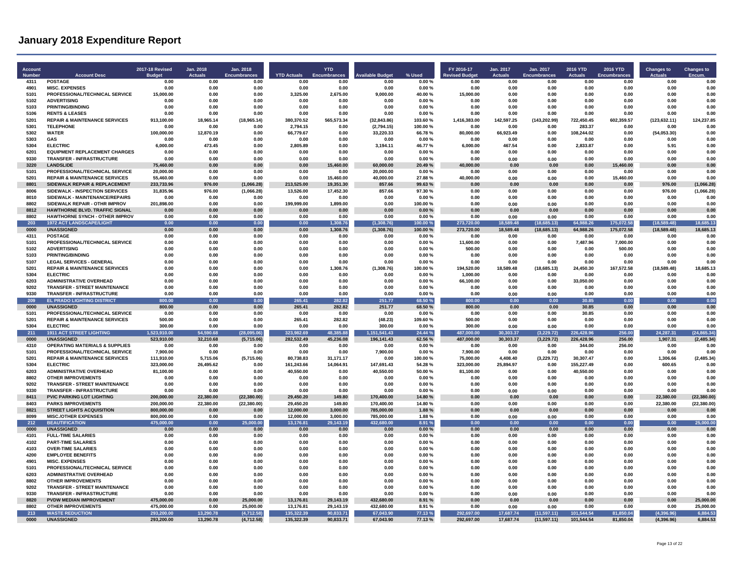# January 2018 Expenditure Report

| Account Number | Account Desc | 2017-18 Revised Budget | Jan. 2018 Actuals | Jan. 2018 Encumbrances | YTD Actuals | YTD Encumbrances | Available Budget | % Used | FY 2016-17 Revised Budget | Jan. 2017 Actuals | Jan. 2017 Encumbrances | 2016 YTD Actuals | 2016 YTD Encumbrances | Changes to Actuals | Changes to Encum. |
|---|---|---|---|---|---|---|---|---|---|---|---|---|---|---|---|
| 4311 | POSTAGE | 0.00 | 0.00 | 0.00 | 0.00 | 0.00 | 0.00 | 0.00 % | 0.00 | 0.00 | 0.00 | 0.00 | 0.00 | 0.00 | 0.00 |
| 4901 | MISC. EXPENSES | 0.00 | 0.00 | 0.00 | 0.00 | 0.00 | 0.00 | 0.00 % | 0.00 | 0.00 | 0.00 | 0.00 | 0.00 | 0.00 | 0.00 |
| 5101 | PROFESSIONAL/TECHNICAL SERVICE | 15,000.00 | 0.00 | 0.00 | 3,325.00 | 2,675.00 | 9,000.00 | 40.00 % | 15,000.00 | 0.00 | 0.00 | 0.00 | 0.00 | 0.00 | 0.00 |
| 5102 | ADVERTISING | 0.00 | 0.00 | 0.00 | 0.00 | 0.00 | 0.00 | 0.00 % | 0.00 | 0.00 | 0.00 | 0.00 | 0.00 | 0.00 | 0.00 |
| 5103 | PRINTING/BINDING | 0.00 | 0.00 | 0.00 | 0.00 | 0.00 | 0.00 | 0.00 % | 0.00 | 0.00 | 0.00 | 0.00 | 0.00 | 0.00 | 0.00 |
| 5106 | RENTS & LEASES | 0.00 | 0.00 | 0.00 | 0.00 | 0.00 | 0.00 | 0.00 % | 0.00 | 0.00 | 0.00 | 0.00 | 0.00 | 0.00 | 0.00 |
| 5201 | REPAIR & MAINTENANCE SERVICES | 913,100.00 | 18,965.14 | (18,965.14) | 380,370.52 | 565,573.34 | (32,843.86) | 103.60 % | 1,416,383.00 | 142,597.25 | (143,202.99) | 722,450.45 | 602,359.57 | (123,632.11) | 124,237.85 |
| 5301 | TELEPHONE | 0.00 | 0.00 | 0.00 | 2,794.15 | 0.00 | (2,794.15) | 100.00 % | 0.00 | 0.00 | 0.00 | 283.37 | 0.00 | 0.00 | 0.00 |
| 5302 | WATER | 100,000.00 | 12,870.19 | 0.00 | 66,779.67 | 0.00 | 33,220.33 | 66.78 % | 80,000.00 | 66,923.49 | 0.00 | 108,244.02 | 0.00 | (54,053.30) | 0.00 |
| 5303 | GAS | 0.00 | 0.00 | 0.00 | 0.00 | 0.00 | 0.00 | 0.00 % | 0.00 | 0.00 | 0.00 | 0.00 | 0.00 | 0.00 | 0.00 |
| 5304 | ELECTRIC | 6,000.00 | 473.45 | 0.00 | 2,805.89 | 0.00 | 3,194.11 | 46.77 % | 6,000.00 | 467.54 | 0.00 | 2,833.87 | 0.00 | 5.91 | 0.00 |
| 6201 | EQUIPMENT REPLACEMENT CHARGES | 0.00 | 0.00 | 0.00 | 0.00 | 0.00 | 0.00 | 0.00 % | 0.00 | 0.00 | 0.00 | 0.00 | 0.00 | 0.00 | 0.00 |
| 9330 | TRANSFER - INFRASTRUCTURE | 0.00 | 0.00 | 0.00 | 0.00 | 0.00 | 0.00 | 0.00 % | 0.00 | 0.00 | 0.00 | 0.00 | 0.00 | 0.00 | 0.00 |
| 3220 | LANDSLIDE | 75,460.00 | 0.00 | 0.00 | 0.00 | 15,460.00 | 60,000.00 | 20.49 % | 40,000.00 | 0.00 | 0.00 | 0.00 | 15,460.00 | 0.00 | 0.00 |
| 5101 | PROFESSIONAL/TECHNICAL SERVICE | 20,000.00 | 0.00 | 0.00 | 0.00 | 0.00 | 20,000.00 | 0.00 % | 0.00 | 0.00 | 0.00 | 0.00 | 0.00 | 0.00 | 0.00 |
| 5201 | REPAIR & MAINTENANCE SERVICES | 55,460.00 | 0.00 | 0.00 | 0.00 | 15,460.00 | 40,000.00 | 27.88 % | 40,000.00 | 0.00 | 0.00 | 0.00 | 15,460.00 | 0.00 | 0.00 |
| 8801 | SIDEWALK REPAIR & REPLACEMENT | 233,733.96 | 976.00 | (1,066.28) | 213,525.00 | 19,351.30 | 857.66 | 99.63 % | 0.00 | 0.00 | 0.00 | 0.00 | 0.00 | 976.00 | (1,066.28) |
| 8006 | SIDEWALK - INSPECTION SERVICES | 31,835.96 | 976.00 | (1,066.28) | 13,526.00 | 17,452.30 | 857.66 | 97.30 % | 0.00 | 0.00 | 0.00 | 0.00 | 0.00 | 976.00 | (1,066.28) |
| 8010 | SIDEWALK - MAINTENANCE/REPAIRS | 0.00 | 0.00 | 0.00 | 0.00 | 0.00 | 0.00 | 0.00 % | 0.00 | 0.00 | 0.00 | 0.00 | 0.00 | 0.00 | 0.00 |
| 8802 | SIDEWALK REPAIR - OTHR IMPROV | 201,898.00 | 0.00 | 0.00 | 199,999.00 | 1,899.00 | 0.00 | 100.00 % | 0.00 | 0.00 | 0.00 | 0.00 | 0.00 | 0.00 | 0.00 |
| 8812 | HAWTHORNE BLVD. TRAFFIC SIGNAL | 0.00 | 0.00 | 0.00 | 0.00 | 0.00 | 0.00 | 0.00 % | 0.00 | 0.00 | 0.00 | 0.00 | 0.00 | 0.00 | 0.00 |
| 8802 | HAWTHORNE SYNCH - OTHER IMPROV | 0.00 | 0.00 | 0.00 | 0.00 | 0.00 | 0.00 | 0.00 % | 0.00 | 0.00 | 0.00 | 0.00 | 0.00 | 0.00 | 0.00 |
| 203 | 1972 ACT LANDSCAPE/LIGHT | 0.00 | 0.00 | 0.00 | 0.00 | 1,308.76 | (1,308.76) | 100.00 % | 273,720.00 | 18,589.48 | (18,685.13) | 64,988.26 | 175,072.58 | (18,589.48) | 18,685.13 |
| 0000 | UNASSIGNED | 0.00 | 0.00 | 0.00 | 0.00 | 1,308.76 | (1,308.76) | 100.00 % | 273,720.00 | 18,589.48 | (18,685.13) | 64,988.26 | 175,072.58 | (18,589.48) | 18,685.13 |
| 4311 | POSTAGE | 0.00 | 0.00 | 0.00 | 0.00 | 0.00 | 0.00 | 0.00 % | 0.00 | 0.00 | 0.00 | 0.00 | 0.00 | 0.00 | 0.00 |
| 5101 | PROFESSIONAL/TECHNICAL SERVICE | 0.00 | 0.00 | 0.00 | 0.00 | 0.00 | 0.00 | 0.00 % | 11,600.00 | 0.00 | 0.00 | 7,487.96 | 7,000.00 | 0.00 | 0.00 |
| 5102 | ADVERTISING | 0.00 | 0.00 | 0.00 | 0.00 | 0.00 | 0.00 | 0.00 % | 500.00 | 0.00 | 0.00 | 0.00 | 500.00 | 0.00 | 0.00 |
| 5103 | PRINTING/BINDING | 0.00 | 0.00 | 0.00 | 0.00 | 0.00 | 0.00 | 0.00 % | 0.00 | 0.00 | 0.00 | 0.00 | 0.00 | 0.00 | 0.00 |
| 5107 | LEGAL SERVICES - GENERAL | 0.00 | 0.00 | 0.00 | 0.00 | 0.00 | 0.00 | 0.00 % | 0.00 | 0.00 | 0.00 | 0.00 | 0.00 | 0.00 | 0.00 |
| 5201 | REPAIR & MAINTENANCE SERVICES | 0.00 | 0.00 | 0.00 | 0.00 | 1,308.76 | (1,308.76) | 100.00 % | 194,520.00 | 18,589.48 | (18,685.13) | 24,450.30 | 167,572.58 | (18,589.48) | 18,685.13 |
| 5304 | ELECTRIC | 0.00 | 0.00 | 0.00 | 0.00 | 0.00 | 0.00 | 0.00 % | 1,000.00 | 0.00 | 0.00 | 0.00 | 0.00 | 0.00 | 0.00 |
| 6203 | ADMINISTRATIVE OVERHEAD | 0.00 | 0.00 | 0.00 | 0.00 | 0.00 | 0.00 | 0.00 % | 66,100.00 | 0.00 | 0.00 | 33,050.00 | 0.00 | 0.00 | 0.00 |
| 9202 | TRANSFER - STREET MAINTENANCE | 0.00 | 0.00 | 0.00 | 0.00 | 0.00 | 0.00 | 0.00 % | 0.00 | 0.00 | 0.00 | 0.00 | 0.00 | 0.00 | 0.00 |
| 9330 | TRANSFER - INFRASTRUCTURE | 0.00 | 0.00 | 0.00 | 0.00 | 0.00 | 0.00 | 0.00 % | 0.00 | 0.00 | 0.00 | 0.00 | 0.00 | 0.00 | 0.00 |
| 209 | EL PRADO LIGHTING DISTRICT | 800.00 | 0.00 | 0.00 | 265.41 | 282.82 | 251.77 | 68.50 % | 800.00 | 0.00 | 0.00 | 30.85 | 0.00 | 0.00 | 0.00 |
| 0000 | UNASSIGNED | 800.00 | 0.00 | 0.00 | 265.41 | 282.82 | 251.77 | 68.50 % | 800.00 | 0.00 | 0.00 | 30.85 | 0.00 | 0.00 | 0.00 |
| 5101 | PROFESSIONAL/TECHNICAL SERVICE | 0.00 | 0.00 | 0.00 | 0.00 | 0.00 | 0.00 | 0.00 % | 0.00 | 0.00 | 0.00 | 30.85 | 0.00 | 0.00 | 0.00 |
| 5201 | REPAIR & MAINTENANCE SERVICES | 500.00 | 0.00 | 0.00 | 265.41 | 282.82 | (48.23) | 109.60 % | 500.00 | 0.00 | 0.00 | 0.00 | 0.00 | 0.00 | 0.00 |
| 5304 | ELECTRIC | 300.00 | 0.00 | 0.00 | 0.00 | 0.00 | 300.00 | 0.00 % | 300.00 | 0.00 | 0.00 | 0.00 | 0.00 | 0.00 | 0.00 |
| 211 | 1911 ACT STREET LIGHTING | 1,523,910.00 | 54,590.68 | (28,095.06) | 323,982.69 | 48,385.88 | 1,151,541.43 | 24.44 % | 487,000.00 | 30,303.37 | (3,229.72) | 226,428.96 | 256.00 | 24,287.31 | (24,865.34) |
| 0000 | UNASSIGNED | 523,910.00 | 32,210.68 | (5,715.06) | 282,532.49 | 45,236.08 | 196,141.43 | 62.56 % | 487,000.00 | 30,303.37 | (3,229.72) | 226,428.96 | 256.00 | 1,907.31 | (2,485.34) |
| 4310 | OPERATING MATERIALS & SUPPLIES | 0.00 | 0.00 | 0.00 | 0.00 | 0.00 | 0.00 | 0.00 % | 0.00 | 0.00 | 0.00 | 344.00 | 256.00 | 0.00 | 0.00 |
| 5101 | PROFESSIONAL/TECHNICAL SERVICE | 7,900.00 | 0.00 | 0.00 | 0.00 | 0.00 | 7,900.00 | 0.00 % | 7,900.00 | 0.00 | 0.00 | 0.00 | 0.00 | 0.00 | 0.00 |
| 5201 | REPAIR & MAINTENANCE SERVICES | 111,910.00 | 5,715.06 | (5,715.06) | 80,738.83 | 31,171.17 | 0.00 | 100.00 % | 75,000.00 | 4,408.40 | (3,229.72) | 30,307.47 | 0.00 | 1,306.66 | (2,485.34) |
| 5304 | ELECTRIC | 323,000.00 | 26,495.62 | 0.00 | 161,243.66 | 14,064.91 | 147,691.43 | 54.28 % | 323,000.00 | 25,894.97 | 0.00 | 155,227.49 | 0.00 | 600.65 | 0.00 |
| 6203 | ADMINISTRATIVE OVERHEAD | 81,100.00 | 0.00 | 0.00 | 40,550.00 | 0.00 | 40,550.00 | 50.00 % | 81,100.00 | 0.00 | 0.00 | 40,550.00 | 0.00 | 0.00 | 0.00 |
| 8802 | OTHER IMPROVEMENTS | 0.00 | 0.00 | 0.00 | 0.00 | 0.00 | 0.00 | 0.00 % | 0.00 | 0.00 | 0.00 | 0.00 | 0.00 | 0.00 | 0.00 |
| 9202 | TRANSFER - STREET MAINTENANCE | 0.00 | 0.00 | 0.00 | 0.00 | 0.00 | 0.00 | 0.00 % | 0.00 | 0.00 | 0.00 | 0.00 | 0.00 | 0.00 | 0.00 |
| 9330 | TRANSFER - INFRASTRUCTURE | 0.00 | 0.00 | 0.00 | 0.00 | 0.00 | 0.00 | 0.00 % | 0.00 | 0.00 | 0.00 | 0.00 | 0.00 | 0.00 | 0.00 |
| 8411 | PVIC PARKING LOT LIGHTING | 200,000.00 | 22,380.00 | (22,380.00) | 29,450.20 | 149.80 | 170,400.00 | 14.80 % | 0.00 | 0.00 | 0.00 | 0.00 | 0.00 | 22,380.00 | (22,380.00) |
| 8403 | PARKS IMPROVEMENTS | 200,000.00 | 22,380.00 | (22,380.00) | 29,450.20 | 149.80 | 170,400.00 | 14.80 % | 0.00 | 0.00 | 0.00 | 0.00 | 0.00 | 22,380.00 | (22,380.00) |
| 8821 | STREET LIGHTS ACQUISITION | 800,000.00 | 0.00 | 0.00 | 12,000.00 | 3,000.00 | 785,000.00 | 1.88 % | 0.00 | 0.00 | 0.00 | 0.00 | 0.00 | 0.00 | 0.00 |
| 8099 | MISC./OTHER EXPENSES | 800,000.00 | 0.00 | 0.00 | 12,000.00 | 3,000.00 | 785,000.00 | 1.88 % | 0.00 | 0.00 | 0.00 | 0.00 | 0.00 | 0.00 | 0.00 |
| 212 | BEAUTIFICATION | 475,000.00 | 0.00 | 25,000.00 | 13,176.81 | 29,143.19 | 432,680.00 | 8.91 % | 0.00 | 0.00 | 0.00 | 0.00 | 0.00 | 0.00 | 25,000.00 |
| 0000 | UNASSIGNED | 0.00 | 0.00 | 0.00 | 0.00 | 0.00 | 0.00 | 0.00 % | 0.00 | 0.00 | 0.00 | 0.00 | 0.00 | 0.00 | 0.00 |
| 4101 | FULL-TIME SALARIES | 0.00 | 0.00 | 0.00 | 0.00 | 0.00 | 0.00 | 0.00 % | 0.00 | 0.00 | 0.00 | 0.00 | 0.00 | 0.00 | 0.00 |
| 4102 | PART-TIME SALARIES | 0.00 | 0.00 | 0.00 | 0.00 | 0.00 | 0.00 | 0.00 % | 0.00 | 0.00 | 0.00 | 0.00 | 0.00 | 0.00 | 0.00 |
| 4103 | OVER-TIME SALARIES | 0.00 | 0.00 | 0.00 | 0.00 | 0.00 | 0.00 | 0.00 % | 0.00 | 0.00 | 0.00 | 0.00 | 0.00 | 0.00 | 0.00 |
| 4200 | EMPLOYEE BENEFITS | 0.00 | 0.00 | 0.00 | 0.00 | 0.00 | 0.00 | 0.00 % | 0.00 | 0.00 | 0.00 | 0.00 | 0.00 | 0.00 | 0.00 |
| 4901 | MISC. EXPENSES | 0.00 | 0.00 | 0.00 | 0.00 | 0.00 | 0.00 | 0.00 % | 0.00 | 0.00 | 0.00 | 0.00 | 0.00 | 0.00 | 0.00 |
| 5101 | PROFESSIONAL/TECHNICAL SERVICE | 0.00 | 0.00 | 0.00 | 0.00 | 0.00 | 0.00 | 0.00 % | 0.00 | 0.00 | 0.00 | 0.00 | 0.00 | 0.00 | 0.00 |
| 6203 | ADMINISTRATIVE OVERHEAD | 0.00 | 0.00 | 0.00 | 0.00 | 0.00 | 0.00 | 0.00 % | 0.00 | 0.00 | 0.00 | 0.00 | 0.00 | 0.00 | 0.00 |
| 8802 | OTHER IMPROVEMENTS | 0.00 | 0.00 | 0.00 | 0.00 | 0.00 | 0.00 | 0.00 % | 0.00 | 0.00 | 0.00 | 0.00 | 0.00 | 0.00 | 0.00 |
| 9202 | TRANSFER - STREET MAINTENANCE | 0.00 | 0.00 | 0.00 | 0.00 | 0.00 | 0.00 | 0.00 % | 0.00 | 0.00 | 0.00 | 0.00 | 0.00 | 0.00 | 0.00 |
| 9330 | TRANSFER - INFRASTRUCTURE | 0.00 | 0.00 | 0.00 | 0.00 | 0.00 | 0.00 | 0.00 % | 0.00 | 0.00 | 0.00 | 0.00 | 0.00 | 0.00 | 0.00 |
| 8820 | PVDW MEDIAN IMPROVEMENT | 475,000.00 | 0.00 | 25,000.00 | 13,176.81 | 29,143.19 | 432,680.00 | 8.91 % | 0.00 | 0.00 | 0.00 | 0.00 | 0.00 | 0.00 | 25,000.00 |
| 8802 | OTHER IMPROVEMENTS | 475,000.00 | 0.00 | 25,000.00 | 13,176.81 | 29,143.19 | 432,680.00 | 8.91 % | 0.00 | 0.00 | 0.00 | 0.00 | 0.00 | 0.00 | 25,000.00 |
| 213 | WASTE REDUCTION | 293,200.00 | 13,290.78 | (4,712.58) | 135,322.39 | 90,833.71 | 67,043.90 | 77.13 % | 292,697.00 | 17,687.74 | (11,597.11) | 101,544.54 | 81,850.04 | (4,396.96) | 6,884.53 |
| 0000 | UNASSIGNED | 293,200.00 | 13,290.78 | (4,712.58) | 135,322.39 | 90,833.71 | 67,043.90 | 77.13 % | 292,697.00 | 17,687.74 | (11,597.11) | 101,544.54 | 81,850.04 | (4,396.96) | 6,884.53 |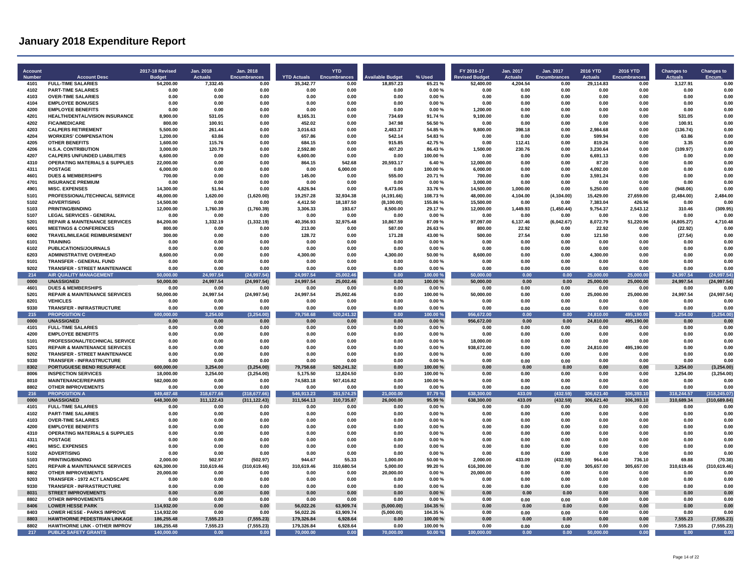# January 2018 Expenditure Report

| Account Number | Account Desc | 2017-18 Revised Budget | Jan. 2018 Actuals | Jan. 2018 Encumbrances | YTD Actuals | YTD Encumbrances | Available Budget | % Used | FY 2016-17 Revised Budget | Jan. 2017 Actuals | Jan. 2017 Encumbrances | 2016 YTD Actuals | 2016 YTD Encumbrances | Changes to Actuals | Changes to Encum. |
|---|---|---|---|---|---|---|---|---|---|---|---|---|---|---|---|
| 4101 | FULL-TIME SALARIES | 54,200.00 | 7,332.45 | 0.00 | 35,342.77 | 0.00 | 18,857.23 | 65.21 % | 52,400.00 | 4,204.54 | 0.00 | 29,114.83 | 0.00 | 3,127.91 | 0.00 |
| 4102 | PART-TIME SALARIES | 0.00 | 0.00 | 0.00 | 0.00 | 0.00 | 0.00 | 0.00 % | 0.00 | 0.00 | 0.00 | 0.00 | 0.00 | 0.00 | 0.00 |
| 4103 | OVER-TIME SALARIES | 0.00 | 0.00 | 0.00 | 0.00 | 0.00 | 0.00 | 0.00 % | 0.00 | 0.00 | 0.00 | 0.00 | 0.00 | 0.00 | 0.00 |
| 4104 | EMPLOYEE BONUSES | 0.00 | 0.00 | 0.00 | 0.00 | 0.00 | 0.00 | 0.00 % | 0.00 | 0.00 | 0.00 | 0.00 | 0.00 | 0.00 | 0.00 |
| 4200 | EMPLOYEE BENEFITS | 0.00 | 0.00 | 0.00 | 0.00 | 0.00 | 0.00 | 0.00 % | 1,200.00 | 0.00 | 0.00 | 0.00 | 0.00 | 0.00 | 0.00 |
| 4201 | HEALTH/DENTAL/VISION INSURANCE | 8,900.00 | 531.05 | 0.00 | 8,165.31 | 0.00 | 734.69 | 91.74 % | 9,100.00 | 0.00 | 0.00 | 0.00 | 0.00 | 531.05 | 0.00 |
| 4202 | FICA/MEDICARE | 800.00 | 100.91 | 0.00 | 452.02 | 0.00 | 347.98 | 56.50 % | 0.00 | 0.00 | 0.00 | 0.00 | 0.00 | 100.91 | 0.00 |
| 4203 | CALPERS RETIREMENT | 5,500.00 | 261.44 | 0.00 | 3,016.63 | 0.00 | 2,483.37 | 54.85 % | 9,800.00 | 398.18 | 0.00 | 2,984.68 | 0.00 | (136.74) | 0.00 |
| 4204 | WORKERS' COMPENSATION | 1,200.00 | 63.86 | 0.00 | 657.86 | 0.00 | 542.14 | 54.83 % | 0.00 | 0.00 | 0.00 | 599.94 | 0.00 | 63.86 | 0.00 |
| 4205 | OTHER BENEFITS | 1,600.00 | 115.76 | 0.00 | 684.15 | 0.00 | 915.85 | 42.75 % | 0.00 | 112.41 | 0.00 | 819.26 | 0.00 | 3.35 | 0.00 |
| 4206 | H.S.A. CONTRIBUTION | 3,000.00 | 120.79 | 0.00 | 2,592.80 | 0.00 | 407.20 | 86.43 % | 1,500.00 | 230.76 | 0.00 | 3,230.64 | 0.00 | (109.97) | 0.00 |
| 4207 | CALPERS UNFUNDED LIABILITIES | 6,600.00 | 0.00 | 0.00 | 6,600.00 | 0.00 | 0.00 | 100.00 % | 0.00 | 0.00 | 0.00 | 6,691.13 | 0.00 | 0.00 | 0.00 |
| 4310 | OPERATING MATERIALS & SUPPLIES | 22,000.00 | 0.00 | 0.00 | 864.15 | 542.68 | 20,593.17 | 6.40 % | 12,000.00 | 0.00 | 0.00 | 87.20 | 0.00 | 0.00 | 0.00 |
| 4311 | POSTAGE | 6,000.00 | 0.00 | 0.00 | 0.00 | 6,000.00 | 0.00 | 100.00 % | 6,000.00 | 0.00 | 0.00 | 4,092.00 | 0.00 | 0.00 | 0.00 |
| 4601 | DUES & MEMBERSHIPS | 700.00 | 0.00 | 0.00 | 145.00 | 0.00 | 555.00 | 20.71 % | 700.00 | 0.00 | 0.00 | 3,591.24 | 0.00 | 0.00 | 0.00 |
| 4701 | INSURANCE PREMIUM | 0.00 | 0.00 | 0.00 | 0.00 | 0.00 | 0.00 | 0.00 % | 3,000.00 | 0.00 | 0.00 | 0.00 | 0.00 | 0.00 | 0.00 |
| 4901 | MISC. EXPENSES | 14,300.00 | 51.94 | 0.00 | 4,826.94 | 0.00 | 9,473.06 | 33.76 % | 14,500.00 | 1,000.00 | 0.00 | 5,250.00 | 0.00 | (948.06) | 0.00 |
| 5101 | PROFESSIONAL/TECHNICAL SERVICE | 48,000.00 | 1,620.00 | (1,620.00) | 19,257.28 | 32,934.38 | (4,191.66) | 108.73 % | 48,000.00 | 4,104.00 | (4,104.00) | 15,429.00 | 27,659.00 | (2,484.00) | 2,484.00 |
| 5102 | ADVERTISING | 14,500.00 | 0.00 | 0.00 | 4,412.50 | 18,187.50 | (8,100.00) | 155.86 % | 15,500.00 | 0.00 | 0.00 | 7,383.04 | 426.96 | 0.00 | 0.00 |
| 5103 | PRINTING/BINDING | 12,000.00 | 1,760.39 | (1,760.39) | 3,306.33 | 193.67 | 8,500.00 | 29.17 % | 12,000.00 | 1,449.93 | (1,450.44) | 9,754.37 | 2,543.12 | 310.46 | (309.95) |
| 5107 | LEGAL SERVICES - GENERAL | 0.00 | 0.00 | 0.00 | 0.00 | 0.00 | 0.00 | 0.00 % | 0.00 | 0.00 | 0.00 | 0.00 | 0.00 | 0.00 | 0.00 |
| 5201 | REPAIR & MAINTENANCE SERVICES | 84,200.00 | 1,332.19 | (1,332.19) | 40,356.93 | 32,975.48 | 10,867.59 | 87.09 % | 97,097.00 | 6,137.46 | (6,042.67) | 8,072.79 | 51,220.96 | (4,805.27) | 4,710.48 |
| 6001 | MEETINGS & CONFERENCES | 800.00 | 0.00 | 0.00 | 213.00 | 0.00 | 587.00 | 26.63 % | 800.00 | 22.92 | 0.00 | 22.92 | 0.00 | (22.92) | 0.00 |
| 6002 | TRAVEL/MILEAGE REIMBURSEMENT | 300.00 | 0.00 | 0.00 | 128.72 | 0.00 | 171.28 | 43.00 % | 500.00 | 27.54 | 0.00 | 121.50 | 0.00 | (27.54) | 0.00 |
| 6101 | TRAINING | 0.00 | 0.00 | 0.00 | 0.00 | 0.00 | 0.00 | 0.00 % | 0.00 | 0.00 | 0.00 | 0.00 | 0.00 | 0.00 | 0.00 |
| 6102 | PUBLICATIONS/JOURNALS | 0.00 | 0.00 | 0.00 | 0.00 | 0.00 | 0.00 | 0.00 % | 0.00 | 0.00 | 0.00 | 0.00 | 0.00 | 0.00 | 0.00 |
| 6203 | ADMINISTRATIVE OVERHEAD | 8,600.00 | 0.00 | 0.00 | 4,300.00 | 0.00 | 4,300.00 | 50.00 % | 8,600.00 | 0.00 | 0.00 | 4,300.00 | 0.00 | 0.00 | 0.00 |
| 9101 | TRANSFER - GENERAL FUND | 0.00 | 0.00 | 0.00 | 0.00 | 0.00 | 0.00 | 0.00 % | 0.00 | 0.00 | 0.00 | 0.00 | 0.00 | 0.00 | 0.00 |
| 9202 | TRANSFER - STREET MAINTENANCE | 0.00 | 0.00 | 0.00 | 0.00 | 0.00 | 0.00 | 0.00 % | 0.00 | 0.00 | 0.00 | 0.00 | 0.00 | 0.00 | 0.00 |
| **214** | **AIR QUALITY MANAGEMENT** | **50,000.00** | **24,997.54** | **(24,997.54)** | **24,997.54** | **25,002.46** | **0.00** | **100.00 %** | **50,000.00** | **0.00** | **0.00** | **25,000.00** | **25,000.00** | **24,997.54** | **(24,997.54)** |
| **0000** | **UNASSIGNED** | **50,000.00** | **24,997.54** | **(24,997.54)** | **24,997.54** | **25,002.46** | **0.00** | **100.00 %** | **50,000.00** | **0.00** | **0.00** | **25,000.00** | **25,000.00** | **24,997.54** | **(24,997.54)** |
| 4601 | DUES & MEMBERSHIPS | 0.00 | 0.00 | 0.00 | 0.00 | 0.00 | 0.00 | 0.00 % | 0.00 | 0.00 | 0.00 | 0.00 | 0.00 | 0.00 | 0.00 |
| 5201 | REPAIR & MAINTENANCE SERVICES | 50,000.00 | 24,997.54 | (24,997.54) | 24,997.54 | 25,002.46 | 0.00 | 100.00 % | 50,000.00 | 0.00 | 0.00 | 25,000.00 | 25,000.00 | 24,997.54 | (24,997.54) |
| 8201 | VEHICLES | 0.00 | 0.00 | 0.00 | 0.00 | 0.00 | 0.00 | 0.00 % | 0.00 | 0.00 | 0.00 | 0.00 | 0.00 | 0.00 | 0.00 |
| 9330 | TRANSFER - INFRASTRUCTURE | 0.00 | 0.00 | 0.00 | 0.00 | 0.00 | 0.00 | 0.00 % | 0.00 | 0.00 | 0.00 | 0.00 | 0.00 | 0.00 | 0.00 |
| **215** | **PROPOSITION C** | **600,000.00** | **3,254.00** | **(3,254.00)** | **79,758.68** | **520,241.32** | **0.00** | **100.00 %** | **956,672.00** | **0.00** | **0.00** | **24,810.00** | **495,190.00** | **3,254.00** | **(3,254.00)** |
| **0000** | **UNASSIGNED** | **0.00** | **0.00** | **0.00** | **0.00** | **0.00** | **0.00** | **0.00 %** | **956,672.00** | **0.00** | **0.00** | **24,810.00** | **495,190.00** | **0.00** | **0.00** |
| 4101 | FULL-TIME SALARIES | 0.00 | 0.00 | 0.00 | 0.00 | 0.00 | 0.00 | 0.00 % | 0.00 | 0.00 | 0.00 | 0.00 | 0.00 | 0.00 | 0.00 |
| 4200 | EMPLOYEE BENEFITS | 0.00 | 0.00 | 0.00 | 0.00 | 0.00 | 0.00 | 0.00 % | 0.00 | 0.00 | 0.00 | 0.00 | 0.00 | 0.00 | 0.00 |
| 5101 | PROFESSIONAL/TECHNICAL SERVICE | 0.00 | 0.00 | 0.00 | 0.00 | 0.00 | 0.00 | 0.00 % | 18,000.00 | 0.00 | 0.00 | 0.00 | 0.00 | 0.00 | 0.00 |
| 5201 | REPAIR & MAINTENANCE SERVICES | 0.00 | 0.00 | 0.00 | 0.00 | 0.00 | 0.00 | 0.00 % | 938,672.00 | 0.00 | 0.00 | 24,810.00 | 495,190.00 | 0.00 | 0.00 |
| 9202 | TRANSFER - STREET MAINTENANCE | 0.00 | 0.00 | 0.00 | 0.00 | 0.00 | 0.00 | 0.00 % | 0.00 | 0.00 | 0.00 | 0.00 | 0.00 | 0.00 | 0.00 |
| 9330 | TRANSFER - INFRASTRUCTURE | 0.00 | 0.00 | 0.00 | 0.00 | 0.00 | 0.00 | 0.00 % | 0.00 | 0.00 | 0.00 | 0.00 | 0.00 | 0.00 | 0.00 |
| **8302** | **PORTUGUESE BEND RESURFACE** | **600,000.00** | **3,254.00** | **(3,254.00)** | **79,758.68** | **520,241.32** | **0.00** | **100.00 %** | **0.00** | **0.00** | **0.00** | **0.00** | **0.00** | **3,254.00** | **(3,254.00)** |
| 8006 | INSPECTION SERVICES | 18,000.00 | 3,254.00 | (3,254.00) | 5,175.50 | 12,824.50 | 0.00 | 100.00 % | 0.00 | 0.00 | 0.00 | 0.00 | 0.00 | 3,254.00 | (3,254.00) |
| 8010 | MAINTENANCE/REPAIRS | 582,000.00 | 0.00 | 0.00 | 74,583.18 | 507,416.82 | 0.00 | 100.00 % | 0.00 | 0.00 | 0.00 | 0.00 | 0.00 | 0.00 | 0.00 |
| 8802 | OTHER IMPROVEMENTS | 0.00 | 0.00 | 0.00 | 0.00 | 0.00 | 0.00 | 0.00 % | 0.00 | 0.00 | 0.00 | 0.00 | 0.00 | 0.00 | 0.00 |
| **216** | **PROPOSITION A** | **949,487.48** | **318,677.66** | **(318,677.66)** | **546,913.23** | **381,574.25** | **21,000.00** | **97.79 %** | **638,300.00** | **433.09** | **(432.59)** | **306,621.40** | **306,393.10** | **318,244.57** | **(318,245.07)** |
| **0000** | **UNASSIGNED** | **648,300.00** | **311,122.43** | **(311,122.43)** | **311,564.13** | **310,735.87** | **26,000.00** | **95.99 %** | **638,300.00** | **433.09** | **(432.59)** | **306,621.40** | **306,393.10** | **310,689.34** | **(310,689.84)** |
| 4101 | FULL-TIME SALARIES | 0.00 | 0.00 | 0.00 | 0.00 | 0.00 | 0.00 | 0.00 % | 0.00 | 0.00 | 0.00 | 0.00 | 0.00 | 0.00 | 0.00 |
| 4102 | PART-TIME SALARIES | 0.00 | 0.00 | 0.00 | 0.00 | 0.00 | 0.00 | 0.00 % | 0.00 | 0.00 | 0.00 | 0.00 | 0.00 | 0.00 | 0.00 |
| 4103 | OVER-TIME SALARIES | 0.00 | 0.00 | 0.00 | 0.00 | 0.00 | 0.00 | 0.00 % | 0.00 | 0.00 | 0.00 | 0.00 | 0.00 | 0.00 | 0.00 |
| 4200 | EMPLOYEE BENEFITS | 0.00 | 0.00 | 0.00 | 0.00 | 0.00 | 0.00 | 0.00 % | 0.00 | 0.00 | 0.00 | 0.00 | 0.00 | 0.00 | 0.00 |
| 4310 | OPERATING MATERIALS & SUPPLIES | 0.00 | 0.00 | 0.00 | 0.00 | 0.00 | 0.00 | 0.00 % | 0.00 | 0.00 | 0.00 | 0.00 | 0.00 | 0.00 | 0.00 |
| 4311 | POSTAGE | 0.00 | 0.00 | 0.00 | 0.00 | 0.00 | 0.00 | 0.00 % | 0.00 | 0.00 | 0.00 | 0.00 | 0.00 | 0.00 | 0.00 |
| 4901 | MISC. EXPENSES | 0.00 | 0.00 | 0.00 | 0.00 | 0.00 | 0.00 | 0.00 % | 0.00 | 0.00 | 0.00 | 0.00 | 0.00 | 0.00 | 0.00 |
| 5102 | ADVERTISING | 0.00 | 0.00 | 0.00 | 0.00 | 0.00 | 0.00 | 0.00 % | 0.00 | 0.00 | 0.00 | 0.00 | 0.00 | 0.00 | 0.00 |
| 5103 | PRINTING/BINDING | 2,000.00 | 502.97 | (502.97) | 944.67 | 55.33 | 1,000.00 | 50.00 % | 2,000.00 | 433.09 | (432.59) | 964.40 | 736.10 | 69.88 | (70.38) |
| 5201 | REPAIR & MAINTENANCE SERVICES | 626,300.00 | 310,619.46 | (310,619.46) | 310,619.46 | 310,680.54 | 5,000.00 | 99.20 % | 616,300.00 | 0.00 | 0.00 | 305,657.00 | 305,657.00 | 310,619.46 | (310,619.46) |
| 8802 | OTHER IMPROVEMENTS | 20,000.00 | 0.00 | 0.00 | 0.00 | 0.00 | 20,000.00 | 0.00 % | 20,000.00 | 0.00 | 0.00 | 0.00 | 0.00 | 0.00 | 0.00 |
| 9203 | TRANSFER - 1972 ACT LANDSCAPE | 0.00 | 0.00 | 0.00 | 0.00 | 0.00 | 0.00 | 0.00 % | 0.00 | 0.00 | 0.00 | 0.00 | 0.00 | 0.00 | 0.00 |
| 9330 | TRANSFER - INFRASTRUCTURE | 0.00 | 0.00 | 0.00 | 0.00 | 0.00 | 0.00 | 0.00 % | 0.00 | 0.00 | 0.00 | 0.00 | 0.00 | 0.00 | 0.00 |
| **8031** | **STREET IMPROVEMENTS** | **0.00** | **0.00** | **0.00** | **0.00** | **0.00** | **0.00** | **0.00 %** | **0.00** | **0.00** | **0.00** | **0.00** | **0.00** | **0.00** | **0.00** |
| 8802 | OTHER IMPROVEMENTS | 0.00 | 0.00 | 0.00 | 0.00 | 0.00 | 0.00 | 0.00 % | 0.00 | 0.00 | 0.00 | 0.00 | 0.00 | 0.00 | 0.00 |
| **8406** | **LOWER HESSE PARK** | **114,932.00** | **0.00** | **0.00** | **56,022.26** | **63,909.74** | **(5,000.00)** | **104.35 %** | **0.00** | **0.00** | **0.00** | **0.00** | **0.00** | **0.00** | **0.00** |
| 8403 | LOWER HESSE - PARKS IMPROVE | 114,932.00 | 0.00 | 0.00 | 56,022.26 | 63,909.74 | (5,000.00) | 104.35 % | 0.00 | 0.00 | 0.00 | 0.00 | 0.00 | 0.00 | 0.00 |
| **8803** | **HAWTHORNE PEDESTRIAN LINKAGE** | **186,255.48** | **7,555.23** | **(7,555.23)** | **179,326.84** | **6,928.64** | **0.00** | **100.00 %** | **0.00** | **0.00** | **0.00** | **0.00** | **0.00** | **7,555.23** | **(7,555.23)** |
| 8802 | HAWTHORNE LINK - OTHER IMPROV | 186,255.48 | 7,555.23 | (7,555.23) | 179,326.84 | 6,928.64 | 0.00 | 100.00 % | 0.00 | 0.00 | 0.00 | 0.00 | 0.00 | 7,555.23 | (7,555.23) |
| **217** | **PUBLIC SAFETY GRANTS** | **140,000.00** | **0.00** | **0.00** | **70,000.00** | **0.00** | **70,000.00** | **50.00 %** | **100,000.00** | **0.00** | **0.00** | **50,000.00** | **0.00** | **0.00** | **0.00** |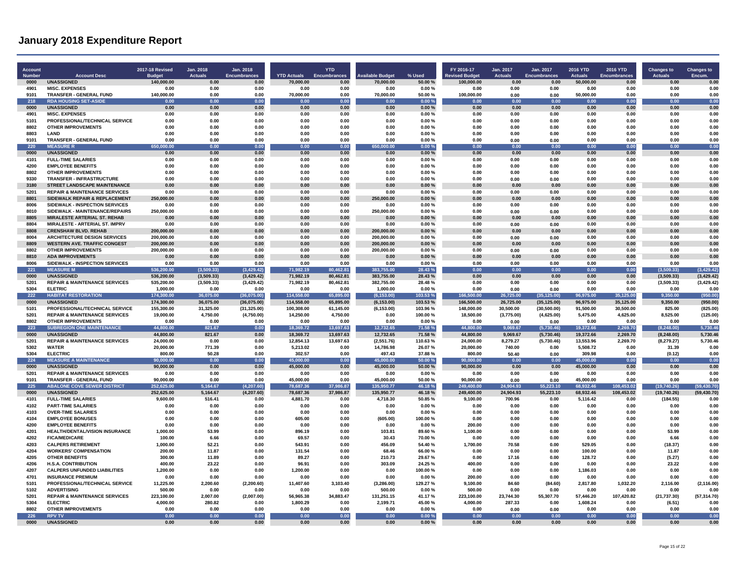# January 2018 Expenditure Report

| Account Number | Account Desc | 2017-18 Revised Budget | Jan. 2018 Actuals | Jan. 2018 Encumbrances | YTD Actuals | YTD Encumbrances | Available Budget | % Used | FY 2016-17 Revised Budget | Jan. 2017 Actuals | Jan. 2017 Encumbrances | 2016 YTD Actuals | 2016 YTD Encumbrances | Changes to Actuals | Changes to Encum. |
|---|---|---|---|---|---|---|---|---|---|---|---|---|---|---|---|
| 0000 | UNASSIGNED | 140,000.00 | 0.00 | 0.00 | 70,000.00 | 0.00 | 70,000.00 | 50.00 % | 100,000.00 | 0.00 | 0.00 | 50,000.00 | 0.00 | 0.00 | 0.00 |
| 4901 | MISC. EXPENSES | 0.00 | 0.00 | 0.00 | 0.00 | 0.00 | 0.00 | 0.00 % | 0.00 | 0.00 | 0.00 | 0.00 | 0.00 | 0.00 | 0.00 |
| 9101 | TRANSFER - GENERAL FUND | 140,000.00 | 0.00 | 0.00 | 70,000.00 | 0.00 | 70,000.00 | 50.00 % | 100,000.00 | 0.00 | 0.00 | 50,000.00 | 0.00 | 0.00 | 0.00 |
| 218 | RDA HOUSING SET-ASIDE | 0.00 | 0.00 | 0.00 | 0.00 | 0.00 | 0.00 | 0.00 % | 0.00 | 0.00 | 0.00 | 0.00 | 0.00 | 0.00 | 0.00 |
| 0000 | UNASSIGNED | 0.00 | 0.00 | 0.00 | 0.00 | 0.00 | 0.00 | 0.00 % | 0.00 | 0.00 | 0.00 | 0.00 | 0.00 | 0.00 | 0.00 |
| 4901 | MISC. EXPENSES | 0.00 | 0.00 | 0.00 | 0.00 | 0.00 | 0.00 | 0.00 % | 0.00 | 0.00 | 0.00 | 0.00 | 0.00 | 0.00 | 0.00 |
| 5101 | PROFESSIONAL/TECHNICAL SERVICE | 0.00 | 0.00 | 0.00 | 0.00 | 0.00 | 0.00 | 0.00 % | 0.00 | 0.00 | 0.00 | 0.00 | 0.00 | 0.00 | 0.00 |
| 8802 | OTHER IMPROVEMENTS | 0.00 | 0.00 | 0.00 | 0.00 | 0.00 | 0.00 | 0.00 % | 0.00 | 0.00 | 0.00 | 0.00 | 0.00 | 0.00 | 0.00 |
| 8803 | LAND | 0.00 | 0.00 | 0.00 | 0.00 | 0.00 | 0.00 | 0.00 % | 0.00 | 0.00 | 0.00 | 0.00 | 0.00 | 0.00 | 0.00 |
| 9101 | TRANSFER - GENERAL FUND | 0.00 | 0.00 | 0.00 | 0.00 | 0.00 | 0.00 | 0.00 % | 0.00 | 0.00 | 0.00 | 0.00 | 0.00 | 0.00 | 0.00 |
| 220 | MEASURE R | 650,000.00 | 0.00 | 0.00 | 0.00 | 0.00 | 650,000.00 | 0.00 % | 0.00 | 0.00 | 0.00 | 0.00 | 0.00 | 0.00 | 0.00 |
| 0000 | UNASSIGNED | 0.00 | 0.00 | 0.00 | 0.00 | 0.00 | 0.00 | 0.00 % | 0.00 | 0.00 | 0.00 | 0.00 | 0.00 | 0.00 | 0.00 |
| 4101 | FULL-TIME SALARIES | 0.00 | 0.00 | 0.00 | 0.00 | 0.00 | 0.00 | 0.00 % | 0.00 | 0.00 | 0.00 | 0.00 | 0.00 | 0.00 | 0.00 |
| 4200 | EMPLOYEE BENEFITS | 0.00 | 0.00 | 0.00 | 0.00 | 0.00 | 0.00 | 0.00 % | 0.00 | 0.00 | 0.00 | 0.00 | 0.00 | 0.00 | 0.00 |
| 8802 | OTHER IMPROVEMENTS | 0.00 | 0.00 | 0.00 | 0.00 | 0.00 | 0.00 | 0.00 % | 0.00 | 0.00 | 0.00 | 0.00 | 0.00 | 0.00 | 0.00 |
| 9330 | TRANSFER - INFRASTRUCTURE | 0.00 | 0.00 | 0.00 | 0.00 | 0.00 | 0.00 | 0.00 % | 0.00 | 0.00 | 0.00 | 0.00 | 0.00 | 0.00 | 0.00 |
| 3180 | STREET LANDSCAPE MAINTENANCE | 0.00 | 0.00 | 0.00 | 0.00 | 0.00 | 0.00 | 0.00 % | 0.00 | 0.00 | 0.00 | 0.00 | 0.00 | 0.00 | 0.00 |
| 5201 | REPAIR & MAINTENANCE SERVICES | 0.00 | 0.00 | 0.00 | 0.00 | 0.00 | 0.00 | 0.00 % | 0.00 | 0.00 | 0.00 | 0.00 | 0.00 | 0.00 | 0.00 |
| 8801 | SIDEWALK REPAIR & REPLACEMENT | 250,000.00 | 0.00 | 0.00 | 0.00 | 0.00 | 250,000.00 | 0.00 % | 0.00 | 0.00 | 0.00 | 0.00 | 0.00 | 0.00 | 0.00 |
| 8006 | SIDEWALK - INSPECTION SERVICES | 0.00 | 0.00 | 0.00 | 0.00 | 0.00 | 0.00 | 0.00 % | 0.00 | 0.00 | 0.00 | 0.00 | 0.00 | 0.00 | 0.00 |
| 8010 | SIDEWALK - MAINTENANCE/REPAIRS | 250,000.00 | 0.00 | 0.00 | 0.00 | 0.00 | 250,000.00 | 0.00 % | 0.00 | 0.00 | 0.00 | 0.00 | 0.00 | 0.00 | 0.00 |
| 8805 | MIRALESTE ARTERIAL ST. REHAB | 0.00 | 0.00 | 0.00 | 0.00 | 0.00 | 0.00 | 0.00 % | 0.00 | 0.00 | 0.00 | 0.00 | 0.00 | 0.00 | 0.00 |
| 8804 | MIRALESTE - ARTERIAL ST. IMPRV | 0.00 | 0.00 | 0.00 | 0.00 | 0.00 | 0.00 | 0.00 % | 0.00 | 0.00 | 0.00 | 0.00 | 0.00 | 0.00 | 0.00 |
| 8808 | CRENSHAW BLVD. REHAB | 200,000.00 | 0.00 | 0.00 | 0.00 | 0.00 | 200,000.00 | 0.00 % | 0.00 | 0.00 | 0.00 | 0.00 | 0.00 | 0.00 | 0.00 |
| 8004 | ARCHITECTURE DESIGN SERVICES | 200,000.00 | 0.00 | 0.00 | 0.00 | 0.00 | 200,000.00 | 0.00 % | 0.00 | 0.00 | 0.00 | 0.00 | 0.00 | 0.00 | 0.00 |
| 8809 | WESTERN AVE. TRAFFIC CONGEST | 200,000.00 | 0.00 | 0.00 | 0.00 | 0.00 | 200,000.00 | 0.00 % | 0.00 | 0.00 | 0.00 | 0.00 | 0.00 | 0.00 | 0.00 |
| 8802 | OTHER IMPROVEMENTS | 200,000.00 | 0.00 | 0.00 | 0.00 | 0.00 | 200,000.00 | 0.00 % | 0.00 | 0.00 | 0.00 | 0.00 | 0.00 | 0.00 | 0.00 |
| 8810 | ADA IMPROVEMENTS | 0.00 | 0.00 | 0.00 | 0.00 | 0.00 | 0.00 | 0.00 % | 0.00 | 0.00 | 0.00 | 0.00 | 0.00 | 0.00 | 0.00 |
| 8006 | SIDEWALK - INSPECTION SERVICES | 0.00 | 0.00 | 0.00 | 0.00 | 0.00 | 0.00 | 0.00 % | 0.00 | 0.00 | 0.00 | 0.00 | 0.00 | 0.00 | 0.00 |
| 221 | MEASURE M | 536,200.00 | (3,509.33) | (3,429.42) | 71,982.19 | 80,462.81 | 383,755.00 | 28.43 % | 0.00 | 0.00 | 0.00 | 0.00 | 0.00 | (3,509.33) | (3,429.42) |
| 0000 | UNASSIGNED | 536,200.00 | (3,509.33) | (3,429.42) | 71,982.19 | 80,462.81 | 383,755.00 | 28.43 % | 0.00 | 0.00 | 0.00 | 0.00 | 0.00 | (3,509.33) | (3,429.42) |
| 5201 | REPAIR & MAINTENANCE SERVICES | 535,200.00 | (3,509.33) | (3,429.42) | 71,982.19 | 80,462.81 | 382,755.00 | 28.48 % | 0.00 | 0.00 | 0.00 | 0.00 | 0.00 | (3,509.33) | (3,429.42) |
| 5304 | ELETRIC | 1,000.00 | 0.00 | 0.00 | 0.00 | 0.00 | 1,000.00 | 0.00 % | 0.00 | 0.00 | 0.00 | 0.00 | 0.00 | 0.00 | 0.00 |
| 222 | HABITAT RESTORATION | 174,300.00 | 36,075.00 | (36,075.00) | 114,558.00 | 65,895.00 | (6,153.00) | 103.53 % | 166,500.00 | 26,725.00 | (35,125.00) | 96,975.00 | 35,125.00 | 9,350.00 | (950.00) |
| 0000 | UNASSIGNED | 174,300.00 | 36,075.00 | (36,075.00) | 114,558.00 | 65,895.00 | (6,153.00) | 103.53 % | 166,500.00 | 26,725.00 | (35,125.00) | 96,975.00 | 35,125.00 | 9,350.00 | (950.00) |
| 5101 | PROFESSIONAL/TECHNICAL SERVICE | 155,300.00 | 31,325.00 | (31,325.00) | 100,308.00 | 61,145.00 | (6,153.00) | 103.96 % | 148,000.00 | 30,500.00 | (30,500.00) | 91,500.00 | 30,500.00 | 825.00 | (825.00) |
| 5201 | REPAIR & MAINTENANCE SERVICES | 19,000.00 | 4,750.00 | (4,750.00) | 14,250.00 | 4,750.00 | 0.00 | 100.00 % | 18,500.00 | (3,775.00) | (4,625.00) | 5,475.00 | 4,625.00 | 8,525.00 | (125.00) |
| 8802 | OTHER IMPROVEMENTS | 0.00 | 0.00 | 0.00 | 0.00 | 0.00 | 0.00 | 0.00 % | 0.00 | 0.00 | 0.00 | 0.00 | 0.00 | 0.00 | 0.00 |
| 223 | SUBREGION ONE MAINTENANCE | 44,800.00 | 821.67 | 0.00 | 18,369.72 | 13,697.63 | 12,732.65 | 71.58 % | 44,800.00 | 9,069.67 | (5,730.46) | 19,372.66 | 2,269.70 | (8,248.00) | 5,730.46 |
| 0000 | UNASSIGNED | 44,800.00 | 821.67 | 0.00 | 18,369.72 | 13,697.63 | 12,732.65 | 71.58 % | 44,800.00 | 9,069.67 | (5,730.46) | 19,372.66 | 2,269.70 | (8,248.00) | 5,730.46 |
| 5201 | REPAIR & MAINTENANCE SERVICES | 24,000.00 | 0.00 | 0.00 | 12,854.13 | 13,697.63 | (2,551.76) | 110.63 % | 24,000.00 | 8,279.27 | (5,730.46) | 13,553.96 | 2,269.70 | (8,279.27) | 5,730.46 |
| 5302 | WATER | 20,000.00 | 771.39 | 0.00 | 5,213.02 | 0.00 | 14,786.98 | 26.07 % | 20,000.00 | 740.00 | 0.00 | 5,508.72 | 0.00 | 31.39 | 0.00 |
| 5304 | ELECTRIC | 800.00 | 50.28 | 0.00 | 302.57 | 0.00 | 497.43 | 37.88 % | 800.00 | 50.40 | 0.00 | 309.98 | 0.00 | (0.12) | 0.00 |
| 224 | MEASURE A MAINTENANCE | 90,000.00 | 0.00 | 0.00 | 45,000.00 | 0.00 | 45,000.00 | 50.00 % | 90,000.00 | 0.00 | 0.00 | 45,000.00 | 0.00 | 0.00 | 0.00 |
| 0000 | UNASSIGNED | 90,000.00 | 0.00 | 0.00 | 45,000.00 | 0.00 | 45,000.00 | 50.00 % | 90,000.00 | 0.00 | 0.00 | 45,000.00 | 0.00 | 0.00 | 0.00 |
| 5201 | REPAIR & MAINTENANCE SERVICES | 0.00 | 0.00 | 0.00 | 0.00 | 0.00 | 0.00 | 0.00 % | 0.00 | 0.00 | 0.00 | 0.00 | 0.00 | 0.00 | 0.00 |
| 9101 | TRANSFER - GENERAL FUND | 90,000.00 | 0.00 | 0.00 | 45,000.00 | 0.00 | 45,000.00 | 50.00 % | 90,000.00 | 0.00 | 0.00 | 45,000.00 | 0.00 | 0.00 | 0.00 |
| 225 | ABALONE COVE SEWER DISTRICT | 252,625.00 | 5,164.67 | (4,207.60) | 78,687.36 | 37,986.87 | 135,950.77 | 46.18 % | 249,400.00 | 24,904.93 | 55,223.10 | 68,932.46 | 108,453.02 | (19,740.26) | (59,430.70) |
| 0000 | UNASSIGNED | 252,625.00 | 5,164.67 | (4,207.60) | 78,687.36 | 37,986.87 | 135,950.77 | 46.18 % | 249,400.00 | 24,904.93 | 55,223.10 | 68,932.46 | 108,453.02 | (19,740.26) | (59,430.70) |
| 4101 | FULL-TIME SALARIES | 9,600.00 | 516.41 | 0.00 | 4,881.70 | 0.00 | 4,718.30 | 50.85 % | 9,100.00 | 700.96 | 0.00 | 5,116.42 | 0.00 | (184.55) | 0.00 |
| 4102 | PART-TIME SALARIES | 0.00 | 0.00 | 0.00 | 0.00 | 0.00 | 0.00 | 0.00 % | 0.00 | 0.00 | 0.00 | 0.00 | 0.00 | 0.00 | 0.00 |
| 4103 | OVER-TIME SALARIES | 0.00 | 0.00 | 0.00 | 0.00 | 0.00 | 0.00 | 0.00 % | 0.00 | 0.00 | 0.00 | 0.00 | 0.00 | 0.00 | 0.00 |
| 4104 | EMPLOYEE BONUSES | 0.00 | 0.00 | 0.00 | 605.00 | 0.00 | (605.00) | 100.00 % | 0.00 | 0.00 | 0.00 | 0.00 | 0.00 | 0.00 | 0.00 |
| 4200 | EMPLOYEE BENEFITS | 0.00 | 0.00 | 0.00 | 0.00 | 0.00 | 0.00 | 0.00 % | 200.00 | 0.00 | 0.00 | 0.00 | 0.00 | 0.00 | 0.00 |
| 4201 | HEALTH/DENTAL/VISION INSURANCE | 1,000.00 | 53.99 | 0.00 | 896.19 | 0.00 | 103.81 | 89.60 % | 1,100.00 | 0.00 | 0.00 | 0.00 | 0.00 | 53.99 | 0.00 |
| 4202 | FICA/MEDICARE | 100.00 | 6.66 | 0.00 | 69.57 | 0.00 | 30.43 | 70.00 % | 0.00 | 0.00 | 0.00 | 0.00 | 0.00 | 6.66 | 0.00 |
| 4203 | CALPERS RETIREMENT | 1,000.00 | 52.21 | 0.00 | 543.91 | 0.00 | 456.09 | 54.40 % | 1,700.00 | 70.58 | 0.00 | 529.05 | 0.00 | (18.37) | 0.00 |
| 4204 | WORKERS' COMPENSATION | 200.00 | 11.87 | 0.00 | 131.54 | 0.00 | 68.46 | 66.00 % | 0.00 | 0.00 | 0.00 | 100.00 | 0.00 | 11.87 | 0.00 |
| 4205 | OTHER BENEFITS | 300.00 | 11.89 | 0.00 | 89.27 | 0.00 | 210.73 | 29.67 % | 0.00 | 17.16 | 0.00 | 128.72 | 0.00 | (5.27) | 0.00 |
| 4206 | H.S.A. CONTRIBUTION | 400.00 | 23.22 | 0.00 | 96.91 | 0.00 | 303.09 | 24.25 % | 400.00 | 0.00 | 0.00 | 0.00 | 0.00 | 23.22 | 0.00 |
| 4207 | CALPERS UNFUNDED LIABILITIES | 1,200.00 | 0.00 | 0.00 | 1,200.00 | 0.00 | 0.00 | 100.00 % | 0.00 | 0.00 | 0.00 | 1,186.03 | 0.00 | 0.00 | 0.00 |
| 4701 | INSURANCE PREMIUM | 0.00 | 0.00 | 0.00 | 0.00 | 0.00 | 0.00 | 0.00 % | 200.00 | 0.00 | 0.00 | 0.00 | 0.00 | 0.00 | 0.00 |
| 5101 | PROFESSIONAL/TECHNICAL SERVICE | 11,225.00 | 2,200.60 | (2,200.60) | 11,407.60 | 3,103.40 | (3,286.00) | 129.27 % | 9,100.00 | 84.60 | (84.60) | 2,817.80 | 1,032.20 | 2,116.00 | (2,116.00) |
| 5102 | ADVERTISING | 500.00 | 0.00 | 0.00 | 0.00 | 0.00 | 500.00 | 0.00 % | 500.00 | 0.00 | 0.00 | 0.00 | 0.00 | 0.00 | 0.00 |
| 5201 | REPAIR & MAINTENANCE SERVICES | 223,100.00 | 2,007.00 | (2,007.00) | 56,965.38 | 34,883.47 | 131,251.15 | 41.17 % | 223,100.00 | 23,744.30 | 55,307.70 | 57,446.20 | 107,420.82 | (21,737.30) | (57,314.70) |
| 5304 | ELECTRIC | 4,000.00 | 280.82 | 0.00 | 1,800.29 | 0.00 | 2,199.71 | 45.00 % | 4,000.00 | 287.33 | 0.00 | 1,608.24 | 0.00 | (6.51) | 0.00 |
| 8802 | OTHER IMPROVEMENTS | 0.00 | 0.00 | 0.00 | 0.00 | 0.00 | 0.00 | 0.00 % | 0.00 | 0.00 | 0.00 | 0.00 | 0.00 | 0.00 | 0.00 |
| 226 | RPV TV | 0.00 | 0.00 | 0.00 | 0.00 | 0.00 | 0.00 | 0.00 % | 0.00 | 0.00 | 0.00 | 0.00 | 0.00 | 0.00 | 0.00 |
| 0000 | UNASSIGNED | 0.00 | 0.00 | 0.00 | 0.00 | 0.00 | 0.00 | 0.00 % | 0.00 | 0.00 | 0.00 | 0.00 | 0.00 | 0.00 | 0.00 |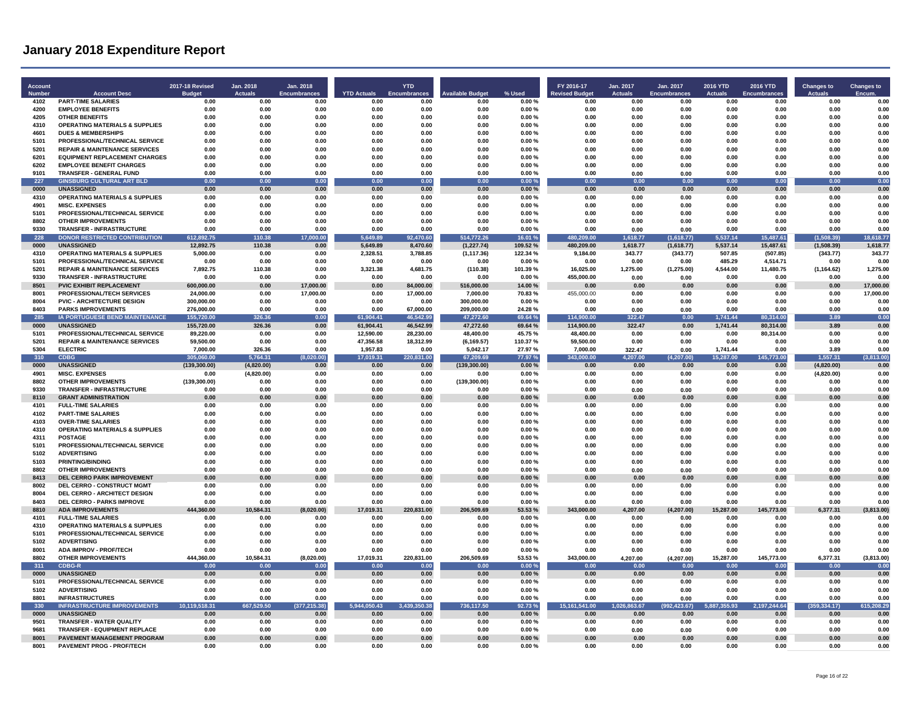# January 2018 Expenditure Report

| Account Number | Account Desc | 2017-18 Revised Budget | Jan. 2018 Actuals | Jan. 2018 Encumbrances | YTD Actuals | YTD Encumbrances | Available Budget | % Used | FY 2016-17 Revised Budget | Jan. 2017 Actuals | Jan. 2017 Encumbrances | 2016 YTD Actuals | 2016 YTD Encumbrances | Changes to Actuals | Changes to Encum. |
|---|---|---|---|---|---|---|---|---|---|---|---|---|---|---|---|
| 4102 | PART-TIME SALARIES | 0.00 | 0.00 | 0.00 | 0.00 | 0.00 | 0.00 | 0.00 % | 0.00 | 0.00 | 0.00 | 0.00 | 0.00 | 0.00 | 0.00 |
| 4200 | EMPLOYEE BENEFITS | 0.00 | 0.00 | 0.00 | 0.00 | 0.00 | 0.00 | 0.00 % | 0.00 | 0.00 | 0.00 | 0.00 | 0.00 | 0.00 | 0.00 |
| 4205 | OTHER BENEFITS | 0.00 | 0.00 | 0.00 | 0.00 | 0.00 | 0.00 | 0.00 % | 0.00 | 0.00 | 0.00 | 0.00 | 0.00 | 0.00 | 0.00 |
| 4310 | OPERATING MATERIALS & SUPPLIES | 0.00 | 0.00 | 0.00 | 0.00 | 0.00 | 0.00 | 0.00 % | 0.00 | 0.00 | 0.00 | 0.00 | 0.00 | 0.00 | 0.00 |
| 4601 | DUES & MEMBERSHIPS | 0.00 | 0.00 | 0.00 | 0.00 | 0.00 | 0.00 | 0.00 % | 0.00 | 0.00 | 0.00 | 0.00 | 0.00 | 0.00 | 0.00 |
| 5101 | PROFESSIONAL/TECHNICAL SERVICE | 0.00 | 0.00 | 0.00 | 0.00 | 0.00 | 0.00 | 0.00 % | 0.00 | 0.00 | 0.00 | 0.00 | 0.00 | 0.00 | 0.00 |
| 5201 | REPAIR & MAINTENANCE SERVICES | 0.00 | 0.00 | 0.00 | 0.00 | 0.00 | 0.00 | 0.00 % | 0.00 | 0.00 | 0.00 | 0.00 | 0.00 | 0.00 | 0.00 |
| 6201 | EQUIPMENT REPLACEMENT CHARGES | 0.00 | 0.00 | 0.00 | 0.00 | 0.00 | 0.00 | 0.00 % | 0.00 | 0.00 | 0.00 | 0.00 | 0.00 | 0.00 | 0.00 |
| 6202 | EMPLOYEE BENEFIT CHARGES | 0.00 | 0.00 | 0.00 | 0.00 | 0.00 | 0.00 | 0.00 % | 0.00 | 0.00 | 0.00 | 0.00 | 0.00 | 0.00 | 0.00 |
| 9101 | TRANSFER - GENERAL FUND | 0.00 | 0.00 | 0.00 | 0.00 | 0.00 | 0.00 | 0.00 % | 0.00 | 0.00 | 0.00 | 0.00 | 0.00 | 0.00 | 0.00 |
| **227** | **GINSBURG CULTURAL ART BLD** | **0.00** | **0.00** | **0.00** | **0.00** | **0.00** | **0.00** | **0.00 %** | **0.00** | **0.00** | **0.00** | **0.00** | **0.00** | **0.00** | **0.00** |
| 0000 | UNASSIGNED | 0.00 | 0.00 | 0.00 | 0.00 | 0.00 | 0.00 | 0.00 % | 0.00 | 0.00 | 0.00 | 0.00 | 0.00 | 0.00 | 0.00 |
| 4310 | OPERATING MATERIALS & SUPPLIES | 0.00 | 0.00 | 0.00 | 0.00 | 0.00 | 0.00 | 0.00 % | 0.00 | 0.00 | 0.00 | 0.00 | 0.00 | 0.00 | 0.00 |
| 4901 | MISC. EXPENSES | 0.00 | 0.00 | 0.00 | 0.00 | 0.00 | 0.00 | 0.00 % | 0.00 | 0.00 | 0.00 | 0.00 | 0.00 | 0.00 | 0.00 |
| 5101 | PROFESSIONAL/TECHNICAL SERVICE | 0.00 | 0.00 | 0.00 | 0.00 | 0.00 | 0.00 | 0.00 % | 0.00 | 0.00 | 0.00 | 0.00 | 0.00 | 0.00 | 0.00 |
| 8802 | OTHER IMPROVEMENTS | 0.00 | 0.00 | 0.00 | 0.00 | 0.00 | 0.00 | 0.00 % | 0.00 | 0.00 | 0.00 | 0.00 | 0.00 | 0.00 | 0.00 |
| 9330 | TRANSFER - INFRASTRUCTURE | 0.00 | 0.00 | 0.00 | 0.00 | 0.00 | 0.00 | 0.00 % | 0.00 | 0.00 | 0.00 | 0.00 | 0.00 | 0.00 | 0.00 |
| **228** | **DONOR RESTRICTED CONTRIBUTION** | **612,892.75** | **110.38** | **17,000.00** | **5,649.89** | **92,470.60** | **514,772.26** | **16.01 %** | **480,209.00** | **1,618.77** | **(1,618.77)** | **5,537.14** | **15,487.61** | **(1,508.39)** | **18,618.77** |
| 0000 | UNASSIGNED | 12,892.75 | 110.38 | 0.00 | 5,649.89 | 8,470.60 | (1,227.74) | 109.52 % | 480,209.00 | 1,618.77 | (1,618.77) | 5,537.14 | 15,487.61 | (1,508.39) | 1,618.77 |
| 4310 | OPERATING MATERIALS & SUPPLIES | 5,000.00 | 0.00 | 0.00 | 2,328.51 | 3,788.85 | (1,117.36) | 122.34 % | 9,184.00 | 343.77 | (343.77) | 507.85 | (507.85) | (343.77) | 343.77 |
| 5101 | PROFESSIONAL/TECHNICAL SERVICE | 0.00 | 0.00 | 0.00 | 0.00 | 0.00 | 0.00 | 0.00 % | 0.00 | 0.00 | 0.00 | 485.29 | 4,514.71 | 0.00 | 0.00 |
| 5201 | REPAIR & MAINTENANCE SERVICES | 7,892.75 | 110.38 | 0.00 | 3,321.38 | 4,681.75 | (110.38) | 101.39 % | 16,025.00 | 1,275.00 | (1,275.00) | 4,544.00 | 11,480.75 | (1,164.62) | 1,275.00 |
| 9330 | TRANSFER - INFRASTRUCTURE | 0.00 | 0.00 | 0.00 | 0.00 | 0.00 | 0.00 | 0.00 % | 455,000.00 | 0.00 | 0.00 | 0.00 | 0.00 | 0.00 | 0.00 |
| 8501 | PVIC EXHIBIT REPLACEMENT | 600,000.00 | 0.00 | 17,000.00 | 0.00 | 84,000.00 | 516,000.00 | 14.00 % | 0.00 | 0.00 | 0.00 | 0.00 | 0.00 | 0.00 | 17,000.00 |
| 8001 | PROFESSIONAL/TECH SERVICES | 24,000.00 | 0.00 | 17,000.00 | 0.00 | 17,000.00 | 7,000.00 | 70.83 % | 455,000.00 | 0.00 | 0.00 | 0.00 | 0.00 | 0.00 | 17,000.00 |
| 8004 | PVIC - ARCHITECTURE DESIGN | 300,000.00 | 0.00 | 0.00 | 0.00 | 0.00 | 300,000.00 | 0.00 % | 0.00 | 0.00 | 0.00 | 0.00 | 0.00 | 0.00 | 0.00 |
| 8403 | PARKS IMPROVEMENTS | 276,000.00 | 0.00 | 0.00 | 0.00 | 67,000.00 | 209,000.00 | 24.28 % | 0.00 | 0.00 | 0.00 | 0.00 | 0.00 | 0.00 | 0.00 |
| **285** | **IA PORTUGUESE BEND MAINTENANCE** | **155,720.00** | **326.36** | **0.00** | **61,904.41** | **46,542.99** | **47,272.60** | **69.64 %** | **114,900.00** | **322.47** | **0.00** | **1,741.44** | **80,314.00** | **3.89** | **0.00** |
| 0000 | UNASSIGNED | 155,720.00 | 326.36 | 0.00 | 61,904.41 | 46,542.99 | 47,272.60 | 69.64 % | 114,900.00 | 322.47 | 0.00 | 1,741.44 | 80,314.00 | 3.89 | 0.00 |
| 5101 | PROFESSIONAL/TECHNICAL SERVICE | 89,220.00 | 0.00 | 0.00 | 12,590.00 | 28,230.00 | 48,400.00 | 45.75 % | 48,400.00 | 0.00 | 0.00 | 0.00 | 80,314.00 | 0.00 | 0.00 |
| 5201 | REPAIR & MAINTENANCE SERVICES | 59,500.00 | 0.00 | 0.00 | 47,356.58 | 18,312.99 | (6,169.57) | 110.37 % | 59,500.00 | 0.00 | 0.00 | 0.00 | 0.00 | 0.00 | 0.00 |
| 5304 | ELECTRIC | 7,000.00 | 326.36 | 0.00 | 1,957.83 | 0.00 | 5,042.17 | 27.97 % | 7,000.00 | 322.47 | 0.00 | 1,741.44 | 0.00 | 3.89 | 0.00 |
| **310** | **CDBG** | **305,060.00** | **5,764.31** | **(8,020.00)** | **17,019.31** | **220,831.00** | **67,209.69** | **77.97 %** | **343,000.00** | **4,207.00** | **(4,207.00)** | **15,287.00** | **145,773.00** | **1,557.31** | **(3,813.00)** |
| 0000 | UNASSIGNED | (139,300.00) | (4,820.00) | 0.00 | 0.00 | 0.00 | (139,300.00) | 0.00 % | 0.00 | 0.00 | 0.00 | 0.00 | 0.00 | (4,820.00) | 0.00 |
| 4901 | MISC. EXPENSES | 0.00 | (4,820.00) | 0.00 | 0.00 | 0.00 | 0.00 | 0.00 % | 0.00 | 0.00 | 0.00 | 0.00 | 0.00 | (4,820.00) | 0.00 |
| 8802 | OTHER IMPROVEMENTS | (139,300.00) | 0.00 | 0.00 | 0.00 | 0.00 | (139,300.00) | 0.00 % | 0.00 | 0.00 | 0.00 | 0.00 | 0.00 | 0.00 | 0.00 |
| 9330 | TRANSFER - INFRASTRUCTURE | 0.00 | 0.00 | 0.00 | 0.00 | 0.00 | 0.00 | 0.00 % | 0.00 | 0.00 | 0.00 | 0.00 | 0.00 | 0.00 | 0.00 |
| 8110 | GRANT ADMINISTRATION | 0.00 | 0.00 | 0.00 | 0.00 | 0.00 | 0.00 | 0.00 % | 0.00 | 0.00 | 0.00 | 0.00 | 0.00 | 0.00 | 0.00 |
| 4101 | FULL-TIME SALARIES | 0.00 | 0.00 | 0.00 | 0.00 | 0.00 | 0.00 | 0.00 % | 0.00 | 0.00 | 0.00 | 0.00 | 0.00 | 0.00 | 0.00 |
| 4102 | PART-TIME SALARIES | 0.00 | 0.00 | 0.00 | 0.00 | 0.00 | 0.00 | 0.00 % | 0.00 | 0.00 | 0.00 | 0.00 | 0.00 | 0.00 | 0.00 |
| 4103 | OVER-TIME SALARIES | 0.00 | 0.00 | 0.00 | 0.00 | 0.00 | 0.00 | 0.00 % | 0.00 | 0.00 | 0.00 | 0.00 | 0.00 | 0.00 | 0.00 |
| 4310 | OPERATING MATERIALS & SUPPLIES | 0.00 | 0.00 | 0.00 | 0.00 | 0.00 | 0.00 | 0.00 % | 0.00 | 0.00 | 0.00 | 0.00 | 0.00 | 0.00 | 0.00 |
| 4311 | POSTAGE | 0.00 | 0.00 | 0.00 | 0.00 | 0.00 | 0.00 | 0.00 % | 0.00 | 0.00 | 0.00 | 0.00 | 0.00 | 0.00 | 0.00 |
| 5101 | PROFESSIONAL/TECHNICAL SERVICE | 0.00 | 0.00 | 0.00 | 0.00 | 0.00 | 0.00 | 0.00 % | 0.00 | 0.00 | 0.00 | 0.00 | 0.00 | 0.00 | 0.00 |
| 5102 | ADVERTISING | 0.00 | 0.00 | 0.00 | 0.00 | 0.00 | 0.00 | 0.00 % | 0.00 | 0.00 | 0.00 | 0.00 | 0.00 | 0.00 | 0.00 |
| 5103 | PRINTING/BINDING | 0.00 | 0.00 | 0.00 | 0.00 | 0.00 | 0.00 | 0.00 % | 0.00 | 0.00 | 0.00 | 0.00 | 0.00 | 0.00 | 0.00 |
| 8802 | OTHER IMPROVEMENTS | 0.00 | 0.00 | 0.00 | 0.00 | 0.00 | 0.00 | 0.00 % | 0.00 | 0.00 | 0.00 | 0.00 | 0.00 | 0.00 | 0.00 |
| 8413 | DEL CERRO PARK IMPROVEMENT | 0.00 | 0.00 | 0.00 | 0.00 | 0.00 | 0.00 | 0.00 % | 0.00 | 0.00 | 0.00 | 0.00 | 0.00 | 0.00 | 0.00 |
| 8002 | DEL CERRO - CONSTRUCT MGMT | 0.00 | 0.00 | 0.00 | 0.00 | 0.00 | 0.00 | 0.00 % | 0.00 | 0.00 | 0.00 | 0.00 | 0.00 | 0.00 | 0.00 |
| 8004 | DEL CERRO - ARCHITECT DESIGN | 0.00 | 0.00 | 0.00 | 0.00 | 0.00 | 0.00 | 0.00 % | 0.00 | 0.00 | 0.00 | 0.00 | 0.00 | 0.00 | 0.00 |
| 8403 | DEL CERRO - PARKS IMPROVE | 0.00 | 0.00 | 0.00 | 0.00 | 0.00 | 0.00 | 0.00 % | 0.00 | 0.00 | 0.00 | 0.00 | 0.00 | 0.00 | 0.00 |
| 8810 | ADA IMPROVEMENTS | 444,360.00 | 10,584.31 | (8,020.00) | 17,019.31 | 220,831.00 | 206,509.69 | 53.53 % | 343,000.00 | 4,207.00 | (4,207.00) | 15,287.00 | 145,773.00 | 6,377.31 | (3,813.00) |
| 4101 | FULL-TIME SALARIES | 0.00 | 0.00 | 0.00 | 0.00 | 0.00 | 0.00 | 0.00 % | 0.00 | 0.00 | 0.00 | 0.00 | 0.00 | 0.00 | 0.00 |
| 4310 | OPERATING MATERIALS & SUPPLIES | 0.00 | 0.00 | 0.00 | 0.00 | 0.00 | 0.00 | 0.00 % | 0.00 | 0.00 | 0.00 | 0.00 | 0.00 | 0.00 | 0.00 |
| 5101 | PROFESSIONAL/TECHNICAL SERVICE | 0.00 | 0.00 | 0.00 | 0.00 | 0.00 | 0.00 | 0.00 % | 0.00 | 0.00 | 0.00 | 0.00 | 0.00 | 0.00 | 0.00 |
| 5102 | ADVERTISING | 0.00 | 0.00 | 0.00 | 0.00 | 0.00 | 0.00 | 0.00 % | 0.00 | 0.00 | 0.00 | 0.00 | 0.00 | 0.00 | 0.00 |
| 8001 | ADA IMPROV - PROF/TECH | 0.00 | 0.00 | 0.00 | 0.00 | 0.00 | 0.00 | 0.00 % | 0.00 | 0.00 | 0.00 | 0.00 | 0.00 | 0.00 | 0.00 |
| 8802 | OTHER IMPROVEMENTS | 444,360.00 | 10,584.31 | (8,020.00) | 17,019.31 | 220,831.00 | 206,509.69 | 53.53 % | 343,000.00 | 4,207.00 | (4,207.00) | 15,287.00 | 145,773.00 | 6,377.31 | (3,813.00) |
| **311** | **CDBG-R** | **0.00** | **0.00** | **0.00** | **0.00** | **0.00** | **0.00** | **0.00 %** | **0.00** | **0.00** | **0.00** | **0.00** | **0.00** | **0.00** | **0.00** |
| 0000 | UNASSIGNED | 0.00 | 0.00 | 0.00 | 0.00 | 0.00 | 0.00 | 0.00 % | 0.00 | 0.00 | 0.00 | 0.00 | 0.00 | 0.00 | 0.00 |
| 5101 | PROFESSIONAL/TECHNICAL SERVICE | 0.00 | 0.00 | 0.00 | 0.00 | 0.00 | 0.00 | 0.00 % | 0.00 | 0.00 | 0.00 | 0.00 | 0.00 | 0.00 | 0.00 |
| 5102 | ADVERTISING | 0.00 | 0.00 | 0.00 | 0.00 | 0.00 | 0.00 | 0.00 % | 0.00 | 0.00 | 0.00 | 0.00 | 0.00 | 0.00 | 0.00 |
| 8801 | INFRASTRUCTURES | 0.00 | 0.00 | 0.00 | 0.00 | 0.00 | 0.00 | 0.00 % | 0.00 | 0.00 | 0.00 | 0.00 | 0.00 | 0.00 | 0.00 |
| **330** | **INFRASTRUCTURE IMPROVEMENTS** | **10,119,518.31** | **667,529.50** | **(377,215.38)** | **5,944,050.43** | **3,439,350.38** | **736,117.50** | **92.73 %** | **15,161,541.00** | **1,026,863.67** | **(992,423.67)** | **5,887,355.93** | **2,197,244.64** | **(359,334.17)** | **615,208.29** |
| 0000 | UNASSIGNED | 0.00 | 0.00 | 0.00 | 0.00 | 0.00 | 0.00 | 0.00 % | 0.00 | 0.00 | 0.00 | 0.00 | 0.00 | 0.00 | 0.00 |
| 9501 | TRANSFER - WATER QUALITY | 0.00 | 0.00 | 0.00 | 0.00 | 0.00 | 0.00 | 0.00 % | 0.00 | 0.00 | 0.00 | 0.00 | 0.00 | 0.00 | 0.00 |
| 9681 | TRANSFER - EQUIPMENT REPLACE | 0.00 | 0.00 | 0.00 | 0.00 | 0.00 | 0.00 | 0.00 % | 0.00 | 0.00 | 0.00 | 0.00 | 0.00 | 0.00 | 0.00 |
| 8001 | PAVEMENT MANAGEMENT PROGRAM | 0.00 | 0.00 | 0.00 | 0.00 | 0.00 | 0.00 | 0.00 % | 0.00 | 0.00 | 0.00 | 0.00 | 0.00 | 0.00 | 0.00 |
| 8001 | PAVEMENT PROG - PROF/TECH | 0.00 | 0.00 | 0.00 | 0.00 | 0.00 | 0.00 | 0.00 % | 0.00 | 0.00 | 0.00 | 0.00 | 0.00 | 0.00 | 0.00 |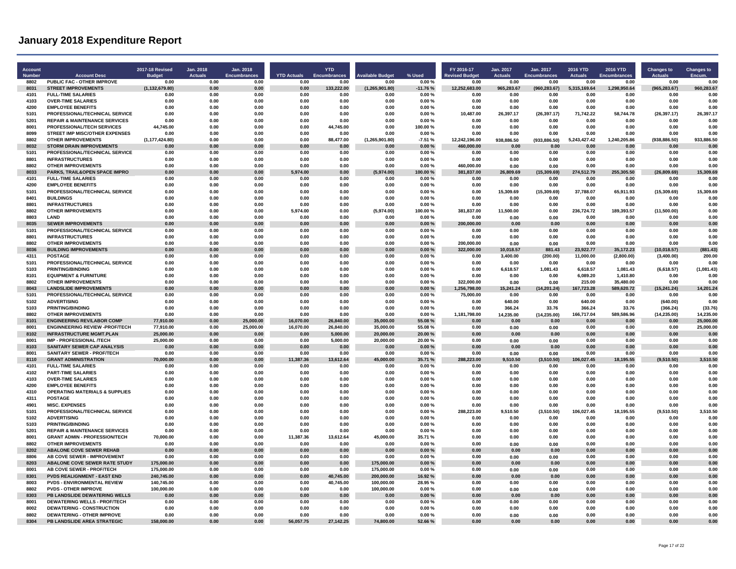# January 2018 Expenditure Report

| Account Number | Account Desc | 2017-18 Revised Budget | Jan. 2018 Actuals | Jan. 2018 Encumbrances | YTD Actuals | YTD Encumbrances | Available Budget | % Used | FY 2016-17 Revised Budget | Jan. 2017 Actuals | Jan. 2017 Encumbrances | 2016 YTD Actuals | 2016 YTD Encumbrances | Changes to Actuals | Changes to Encum. |
|---|---|---|---|---|---|---|---|---|---|---|---|---|---|---|---|
| 8802 | PUBLIC FAC - OTHER IMPROVE | 0.00 | 0.00 | 0.00 | 0.00 | 0.00 | 0.00 | 0.00 % | 0.00 | 0.00 | 0.00 | 0.00 | 0.00 | 0.00 | 0.00 |
| 8031 | STREET IMPROVEMENTS | (1,132,679.80) | 0.00 | 0.00 | 0.00 | 133,222.00 | (1,265,901.80) | -11.76 % | 12,252,683.00 | 965,283.67 | (960,283.67) | 5,315,169.64 | 1,298,950.64 | (965,283.67) | 960,283.67 |
| 4101 | FULL-TIME SALARIES | 0.00 | 0.00 | 0.00 | 0.00 | 0.00 | 0.00 | 0.00 % | 0.00 | 0.00 | 0.00 | 0.00 | 0.00 | 0.00 | 0.00 |
| 4103 | OVER-TIME SALARIES | 0.00 | 0.00 | 0.00 | 0.00 | 0.00 | 0.00 | 0.00 % | 0.00 | 0.00 | 0.00 | 0.00 | 0.00 | 0.00 | 0.00 |
| 4200 | EMPLOYEE BENEFITS | 0.00 | 0.00 | 0.00 | 0.00 | 0.00 | 0.00 | 0.00 % | 0.00 | 0.00 | 0.00 | 0.00 | 0.00 | 0.00 | 0.00 |
| 5101 | PROFESSIONAL/TECHNICAL SERVICE | 0.00 | 0.00 | 0.00 | 0.00 | 0.00 | 0.00 | 0.00 % | 10,487.00 | 26,397.17 | (26,397.17) | 71,742.22 | 58,744.78 | (26,397.17) | 26,397.17 |
| 5201 | REPAIR & MAINTENANCE SERVICES | 0.00 | 0.00 | 0.00 | 0.00 | 0.00 | 0.00 | 0.00 % | 0.00 | 0.00 | 0.00 | 0.00 | 0.00 | 0.00 | 0.00 |
| 8001 | PROFESSIONAL/TECH SERVICES | 44,745.00 | 0.00 | 0.00 | 0.00 | 44,745.00 | 0.00 | 100.00 % | 0.00 | 0.00 | 0.00 | 0.00 | 0.00 | 0.00 | 0.00 |
| 8099 | STREET IMP MISC/OTHER EXPENSES | 0.00 | 0.00 | 0.00 | 0.00 | 0.00 | 0.00 | 0.00 % | 0.00 | 0.00 | 0.00 | 0.00 | 0.00 | 0.00 | 0.00 |
| 8802 | OTHER IMPROVEMENTS | (1,177,424.80) | 0.00 | 0.00 | 0.00 | 88,477.00 | (1,265,901.80) | -7.51 % | 12,242,196.00 | 938,886.50 | (933,886.50) | 5,243,427.42 | 1,240,205.86 | (938,886.50) | 933,886.50 |
| 8032 | STORM DRAIN IMPROVEMENTS | 0.00 | 0.00 | 0.00 | 0.00 | 0.00 | 0.00 | 0.00 % | 460,000.00 | 0.00 | 0.00 | 0.00 | 0.00 | 0.00 | 0.00 |
| 5101 | PROFESSIONAL/TECHNICAL SERVICE | 0.00 | 0.00 | 0.00 | 0.00 | 0.00 | 0.00 | 0.00 % | 0.00 | 0.00 | 0.00 | 0.00 | 0.00 | 0.00 | 0.00 |
| 8801 | INFRASTRUCTURES | 0.00 | 0.00 | 0.00 | 0.00 | 0.00 | 0.00 | 0.00 % | 0.00 | 0.00 | 0.00 | 0.00 | 0.00 | 0.00 | 0.00 |
| 8802 | OTHER IMPROVEMENTS | 0.00 | 0.00 | 0.00 | 0.00 | 0.00 | 0.00 | 0.00 % | 460,000.00 | 0.00 | 0.00 | 0.00 | 0.00 | 0.00 | 0.00 |
| 8033 | PARKS, TRAIL&OPEN SPACE IMPRO | 0.00 | 0.00 | 0.00 | 5,974.00 | 0.00 | (5,974.00) | 100.00 % | 381,837.00 | 26,809.69 | (15,309.69) | 274,512.79 | 255,305.50 | (26,809.69) | 15,309.69 |
| 4101 | FULL-TIME SALARIES | 0.00 | 0.00 | 0.00 | 0.00 | 0.00 | 0.00 | 0.00 % | 0.00 | 0.00 | 0.00 | 0.00 | 0.00 | 0.00 | 0.00 |
| 4200 | EMPLOYEE BENEFITS | 0.00 | 0.00 | 0.00 | 0.00 | 0.00 | 0.00 | 0.00 % | 0.00 | 0.00 | 0.00 | 0.00 | 0.00 | 0.00 | 0.00 |
| 5101 | PROFESSIONAL/TECHNICAL SERVICE | 0.00 | 0.00 | 0.00 | 0.00 | 0.00 | 0.00 | 0.00 % | 0.00 | 15,309.69 | (15,309.69) | 37,788.07 | 65,911.93 | (15,309.69) | 15,309.69 |
| 8401 | BUILDINGS | 0.00 | 0.00 | 0.00 | 0.00 | 0.00 | 0.00 | 0.00 % | 0.00 | 0.00 | 0.00 | 0.00 | 0.00 | 0.00 | 0.00 |
| 8801 | INFRASTRUCTURES | 0.00 | 0.00 | 0.00 | 0.00 | 0.00 | 0.00 | 0.00 % | 0.00 | 0.00 | 0.00 | 0.00 | 0.00 | 0.00 | 0.00 |
| 8802 | OTHER IMPROVEMENTS | 0.00 | 0.00 | 0.00 | 5,974.00 | 0.00 | (5,974.00) | 100.00 % | 381,837.00 | 11,500.00 | 0.00 | 236,724.72 | 189,393.57 | (11,500.00) | 0.00 |
| 8803 | LAND | 0.00 | 0.00 | 0.00 | 0.00 | 0.00 | 0.00 | 0.00 % | 0.00 | 0.00 | 0.00 | 0.00 | 0.00 | 0.00 | 0.00 |
| 8035 | SEWER IMPROVEMENTS | 0.00 | 0.00 | 0.00 | 0.00 | 0.00 | 0.00 | 0.00 % | 200,000.00 | 0.00 | 0.00 | 0.00 | 0.00 | 0.00 | 0.00 |
| 5101 | PROFESSIONAL/TECHNICAL SERVICE | 0.00 | 0.00 | 0.00 | 0.00 | 0.00 | 0.00 | 0.00 % | 0.00 | 0.00 | 0.00 | 0.00 | 0.00 | 0.00 | 0.00 |
| 8801 | INFRASTRUCTURES | 0.00 | 0.00 | 0.00 | 0.00 | 0.00 | 0.00 | 0.00 % | 0.00 | 0.00 | 0.00 | 0.00 | 0.00 | 0.00 | 0.00 |
| 8802 | OTHER IMPROVEMENTS | 0.00 | 0.00 | 0.00 | 0.00 | 0.00 | 0.00 | 0.00 % | 200,000.00 | 0.00 | 0.00 | 0.00 | 0.00 | 0.00 | 0.00 |
| 8036 | BUILDING IMPROVEMENTS | 0.00 | 0.00 | 0.00 | 0.00 | 0.00 | 0.00 | 0.00 % | 322,000.00 | 10,018.57 | 881.43 | 23,922.77 | 35,172.23 | (10,018.57) | (881.43) |
| 4311 | POSTAGE | 0.00 | 0.00 | 0.00 | 0.00 | 0.00 | 0.00 | 0.00 % | 0.00 | 3,400.00 | (200.00) | 11,000.00 | (2,800.00) | (3,400.00) | 200.00 |
| 5101 | PROFESSIONAL/TECHNICAL SERVICE | 0.00 | 0.00 | 0.00 | 0.00 | 0.00 | 0.00 | 0.00 % | 0.00 | 0.00 | 0.00 | 0.00 | 0.00 | 0.00 | 0.00 |
| 5103 | PRINTING/BINDING | 0.00 | 0.00 | 0.00 | 0.00 | 0.00 | 0.00 | 0.00 % | 0.00 | 6,618.57 | 1,081.43 | 6,618.57 | 1,081.43 | (6,618.57) | (1,081.43) |
| 8101 | EQUIPMENT & FURNITURE | 0.00 | 0.00 | 0.00 | 0.00 | 0.00 | 0.00 | 0.00 % | 0.00 | 0.00 | 0.00 | 6,089.20 | 1,410.80 | 0.00 | 0.00 |
| 8802 | OTHER IMPROVEMENTS | 0.00 | 0.00 | 0.00 | 0.00 | 0.00 | 0.00 | 0.00 % | 322,000.00 | 0.00 | 0.00 | 215.00 | 35,480.00 | 0.00 | 0.00 |
| 8043 | LANDSLIDE IMPROVEMENTS | 0.00 | 0.00 | 0.00 | 0.00 | 0.00 | 0.00 | 0.00 % | 1,256,798.00 | 15,241.24 | (14,201.24) | 167,723.28 | 589,620.72 | (15,241.24) | 14,201.24 |
| 5101 | PROFESSIONAL/TECHNICAL SERVICE | 0.00 | 0.00 | 0.00 | 0.00 | 0.00 | 0.00 | 0.00 % | 75,000.00 | 0.00 | 0.00 | 0.00 | 0.00 | 0.00 | 0.00 |
| 5102 | ADVERTISING | 0.00 | 0.00 | 0.00 | 0.00 | 0.00 | 0.00 | 0.00 % | 0.00 | 640.00 | 0.00 | 640.00 | 0.00 | (640.00) | 0.00 |
| 5103 | PRINTING/BINDING | 0.00 | 0.00 | 0.00 | 0.00 | 0.00 | 0.00 | 0.00 % | 0.00 | 366.24 | 33.76 | 366.24 | 33.76 | (366.24) | (33.76) |
| 8802 | OTHER IMPROVEMENTS | 0.00 | 0.00 | 0.00 | 0.00 | 0.00 | 0.00 | 0.00 % | 1,181,798.00 | 14,235.00 | (14,235.00) | 166,717.04 | 589,586.96 | (14,235.00) | 14,235.00 |
| 8101 | ENGINEERING REV/LABOR COMP | 77,910.00 | 0.00 | 25,000.00 | 16,070.00 | 26,840.00 | 35,000.00 | 55.08 % | 0.00 | 0.00 | 0.00 | 0.00 | 0.00 | 0.00 | 25,000.00 |
| 8001 | ENGINNEERING REVIEW -PROF/TECH | 77,910.00 | 0.00 | 25,000.00 | 16,070.00 | 26,840.00 | 35,000.00 | 55.08 % | 0.00 | 0.00 | 0.00 | 0.00 | 0.00 | 0.00 | 25,000.00 |
| 8102 | INFRASTRUCTURE MGMT.PLAN | 25,000.00 | 0.00 | 0.00 | 0.00 | 5,000.00 | 20,000.00 | 20.00 % | 0.00 | 0.00 | 0.00 | 0.00 | 0.00 | 0.00 | 0.00 |
| 8001 | IMP - PROFESSIONAL /TECH | 25,000.00 | 0.00 | 0.00 | 0.00 | 5,000.00 | 20,000.00 | 20.00 % | 0.00 | 0.00 | 0.00 | 0.00 | 0.00 | 0.00 | 0.00 |
| 8103 | SANITARY SEWER CAP ANALYSIS | 0.00 | 0.00 | 0.00 | 0.00 | 0.00 | 0.00 | 0.00 % | 0.00 | 0.00 | 0.00 | 0.00 | 0.00 | 0.00 | 0.00 |
| 8001 | SANITARY SEWER - PROF/TECH | 0.00 | 0.00 | 0.00 | 0.00 | 0.00 | 0.00 | 0.00 % | 0.00 | 0.00 | 0.00 | 0.00 | 0.00 | 0.00 | 0.00 |
| 8110 | GRANT ADMINISTRATION | 70,000.00 | 0.00 | 0.00 | 11,387.36 | 13,612.64 | 45,000.00 | 35.71 % | 288,223.00 | 9,510.50 | (3,510.50) | 106,027.45 | 18,195.55 | (9,510.50) | 3,510.50 |
| 4101 | FULL-TIME SALARIES | 0.00 | 0.00 | 0.00 | 0.00 | 0.00 | 0.00 | 0.00 % | 0.00 | 0.00 | 0.00 | 0.00 | 0.00 | 0.00 | 0.00 |
| 4102 | PART-TIME SALARIES | 0.00 | 0.00 | 0.00 | 0.00 | 0.00 | 0.00 | 0.00 % | 0.00 | 0.00 | 0.00 | 0.00 | 0.00 | 0.00 | 0.00 |
| 4103 | OVER-TIME SALARIES | 0.00 | 0.00 | 0.00 | 0.00 | 0.00 | 0.00 | 0.00 % | 0.00 | 0.00 | 0.00 | 0.00 | 0.00 | 0.00 | 0.00 |
| 4200 | EMPLOYEE BENEFITS | 0.00 | 0.00 | 0.00 | 0.00 | 0.00 | 0.00 | 0.00 % | 0.00 | 0.00 | 0.00 | 0.00 | 0.00 | 0.00 | 0.00 |
| 4310 | OPERATING MATERIALS & SUPPLIES | 0.00 | 0.00 | 0.00 | 0.00 | 0.00 | 0.00 | 0.00 % | 0.00 | 0.00 | 0.00 | 0.00 | 0.00 | 0.00 | 0.00 |
| 4311 | POSTAGE | 0.00 | 0.00 | 0.00 | 0.00 | 0.00 | 0.00 | 0.00 % | 0.00 | 0.00 | 0.00 | 0.00 | 0.00 | 0.00 | 0.00 |
| 4901 | MISC. EXPENSES | 0.00 | 0.00 | 0.00 | 0.00 | 0.00 | 0.00 | 0.00 % | 0.00 | 0.00 | 0.00 | 0.00 | 0.00 | 0.00 | 0.00 |
| 5101 | PROFESSIONAL/TECHNICAL SERVICE | 0.00 | 0.00 | 0.00 | 0.00 | 0.00 | 0.00 | 0.00 % | 288,223.00 | 9,510.50 | (3,510.50) | 106,027.45 | 18,195.55 | (9,510.50) | 3,510.50 |
| 5102 | ADVERTISING | 0.00 | 0.00 | 0.00 | 0.00 | 0.00 | 0.00 | 0.00 % | 0.00 | 0.00 | 0.00 | 0.00 | 0.00 | 0.00 | 0.00 |
| 5103 | PRINTING/BINDING | 0.00 | 0.00 | 0.00 | 0.00 | 0.00 | 0.00 | 0.00 % | 0.00 | 0.00 | 0.00 | 0.00 | 0.00 | 0.00 | 0.00 |
| 5201 | REPAIR & MAINTENANCE SERVICES | 0.00 | 0.00 | 0.00 | 0.00 | 0.00 | 0.00 | 0.00 % | 0.00 | 0.00 | 0.00 | 0.00 | 0.00 | 0.00 | 0.00 |
| 8001 | GRANT ADMIN - PROFESSION/TECH | 70,000.00 | 0.00 | 0.00 | 11,387.36 | 13,612.64 | 45,000.00 | 35.71 % | 0.00 | 0.00 | 0.00 | 0.00 | 0.00 | 0.00 | 0.00 |
| 8802 | OTHER IMPROVEMENTS | 0.00 | 0.00 | 0.00 | 0.00 | 0.00 | 0.00 | 0.00 % | 0.00 | 0.00 | 0.00 | 0.00 | 0.00 | 0.00 | 0.00 |
| 8202 | ABALONE COVE SEWER REHAB | 0.00 | 0.00 | 0.00 | 0.00 | 0.00 | 0.00 | 0.00 % | 0.00 | 0.00 | 0.00 | 0.00 | 0.00 | 0.00 | 0.00 |
| 8806 | AB COVE SEWER - IMPROVEMENT | 0.00 | 0.00 | 0.00 | 0.00 | 0.00 | 0.00 | 0.00 % | 0.00 | 0.00 | 0.00 | 0.00 | 0.00 | 0.00 | 0.00 |
| 8203 | ABALONE COVE SEWER RATE STUDY | 175,000.00 | 0.00 | 0.00 | 0.00 | 0.00 | 175,000.00 | 0.00 % | 0.00 | 0.00 | 0.00 | 0.00 | 0.00 | 0.00 | 0.00 |
| 8001 | AB COVE SEWER - PROF/TECH | 175,000.00 | 0.00 | 0.00 | 0.00 | 0.00 | 175,000.00 | 0.00 % | 0.00 | 0.00 | 0.00 | 0.00 | 0.00 | 0.00 | 0.00 |
| 8301 | PVDS REALIGNMENT - EAST END | 240,745.00 | 0.00 | 0.00 | 0.00 | 40,745.00 | 200,000.00 | 16.92 % | 0.00 | 0.00 | 0.00 | 0.00 | 0.00 | 0.00 | 0.00 |
| 8003 | PVDS - ENVIRONMENTAL REVIEW | 140,745.00 | 0.00 | 0.00 | 0.00 | 40,745.00 | 100,000.00 | 28.95 % | 0.00 | 0.00 | 0.00 | 0.00 | 0.00 | 0.00 | 0.00 |
| 8802 | PVDS - OTHER IMPROVE | 100,000.00 | 0.00 | 0.00 | 0.00 | 0.00 | 100,000.00 | 0.00 % | 0.00 | 0.00 | 0.00 | 0.00 | 0.00 | 0.00 | 0.00 |
| 8303 | PB LANDSLIDE DEWATERING WELLS | 0.00 | 0.00 | 0.00 | 0.00 | 0.00 | 0.00 | 0.00 % | 0.00 | 0.00 | 0.00 | 0.00 | 0.00 | 0.00 | 0.00 |
| 8001 | DEWATERING WELLS - PROF/TECH | 0.00 | 0.00 | 0.00 | 0.00 | 0.00 | 0.00 | 0.00 % | 0.00 | 0.00 | 0.00 | 0.00 | 0.00 | 0.00 | 0.00 |
| 8002 | DEWATERING - CONSTRUCTION | 0.00 | 0.00 | 0.00 | 0.00 | 0.00 | 0.00 | 0.00 % | 0.00 | 0.00 | 0.00 | 0.00 | 0.00 | 0.00 | 0.00 |
| 8802 | DEWATERING - OTHER IMPROVE | 0.00 | 0.00 | 0.00 | 0.00 | 0.00 | 0.00 | 0.00 % | 0.00 | 0.00 | 0.00 | 0.00 | 0.00 | 0.00 | 0.00 |
| 8304 | PB LANDSLIDE AREA STRATEGIC | 158,000.00 | 0.00 | 0.00 | 56,057.75 | 27,142.25 | 74,800.00 | 52.66 % | 0.00 | 0.00 | 0.00 | 0.00 | 0.00 | 0.00 | 0.00 |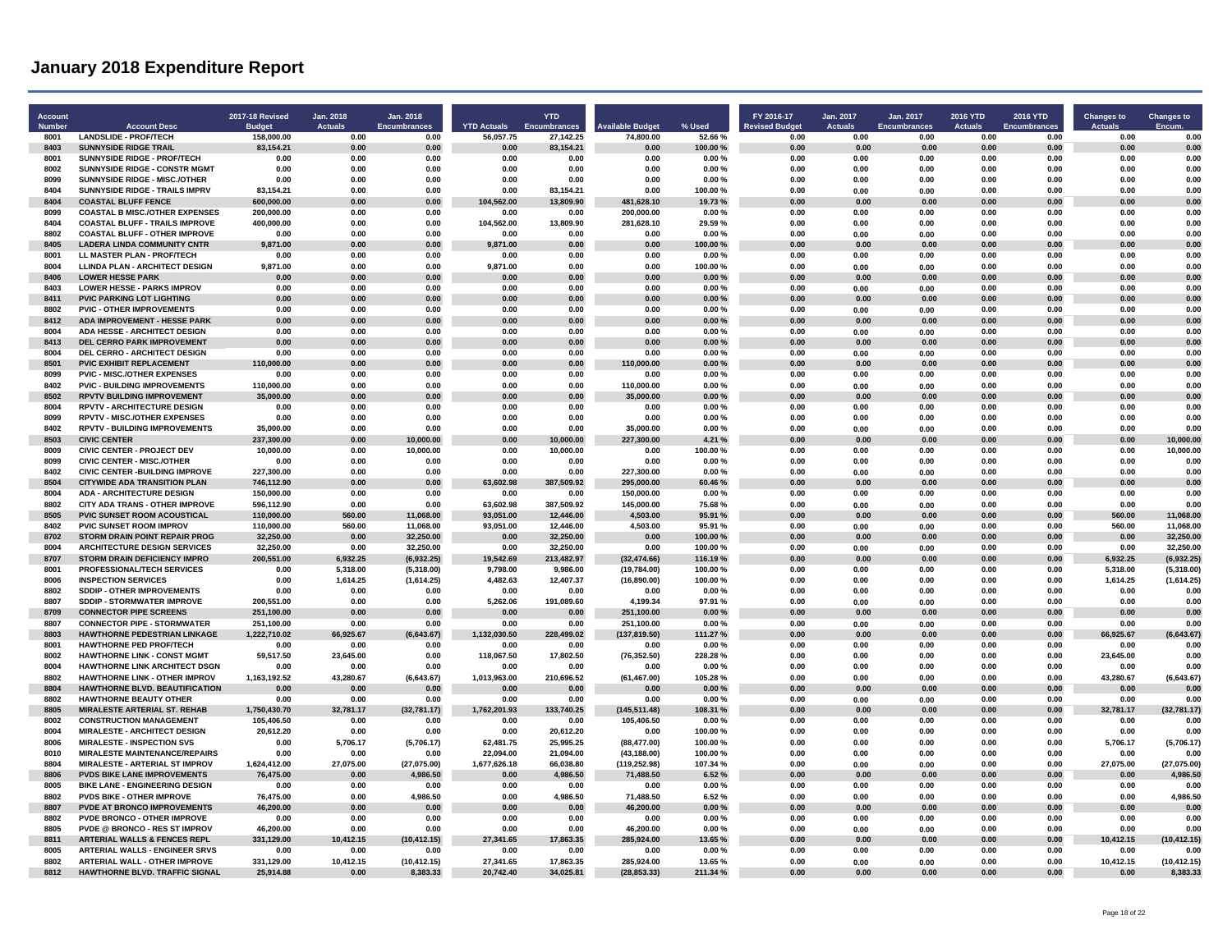# January 2018 Expenditure Report

| Account Number | Account Desc | 2017-18 Revised Budget | Jan. 2018 Actuals | Jan. 2018 Encumbrances | YTD Actuals | YTD Encumbrances | Available Budget | % Used | FY 2016-17 Revised Budget | Jan. 2017 Actuals | Jan. 2017 Encumbrances | 2016 YTD Actuals | 2016 YTD Encumbrances | Changes to Actuals | Changes to Encum. |
|---|---|---|---|---|---|---|---|---|---|---|---|---|---|---|---|
| 8001 | LANDSLIDE - PROF/TECH | 158,000.00 | 0.00 | 0.00 | 56,057.75 | 27,142.25 | 74,800.00 | 52.66 % | 0.00 | 0.00 | 0.00 | 0.00 | 0.00 | 0.00 | 0.00 |
| **8403** | **SUNNYSIDE RIDGE TRAIL** | **83,154.21** | **0.00** | **0.00** | **0.00** | **83,154.21** | **0.00** | **100.00 %** | **0.00** | **0.00** | **0.00** | **0.00** | **0.00** | **0.00** | **0.00** |
| 8001 | SUNNYSIDE RIDGE - PROF/TECH | 0.00 | 0.00 | 0.00 | 0.00 | 0.00 | 0.00 | 0.00 % | 0.00 | 0.00 | 0.00 | 0.00 | 0.00 | 0.00 | 0.00 |
| 8002 | SUNNYSIDE RIDGE - CONSTR MGMT | 0.00 | 0.00 | 0.00 | 0.00 | 0.00 | 0.00 | 0.00 % | 0.00 | 0.00 | 0.00 | 0.00 | 0.00 | 0.00 | 0.00 |
| 8099 | SUNNYSIDE RIDGE - MISC./OTHER | 0.00 | 0.00 | 0.00 | 0.00 | 0.00 | 0.00 | 0.00 % | 0.00 | 0.00 | 0.00 | 0.00 | 0.00 | 0.00 | 0.00 |
| 8404 | SUNNYSIDE RIDGE - TRAILS IMPRV | 83,154.21 | 0.00 | 0.00 | 0.00 | 83,154.21 | 0.00 | 100.00 % | 0.00 | 0.00 | 0.00 | 0.00 | 0.00 | 0.00 | 0.00 |
| **8404** | **COASTAL BLUFF FENCE** | **600,000.00** | **0.00** | **0.00** | **104,562.00** | **13,809.90** | **481,628.10** | **19.73 %** | **0.00** | **0.00** | **0.00** | **0.00** | **0.00** | **0.00** | **0.00** |
| 8099 | COASTAL B MISC./OTHER EXPENSES | 200,000.00 | 0.00 | 0.00 | 0.00 | 0.00 | 200,000.00 | 0.00 % | 0.00 | 0.00 | 0.00 | 0.00 | 0.00 | 0.00 | 0.00 |
| 8404 | COASTAL BLUFF - TRAILS IMPROVE | 400,000.00 | 0.00 | 0.00 | 104,562.00 | 13,809.90 | 281,628.10 | 29.59 % | 0.00 | 0.00 | 0.00 | 0.00 | 0.00 | 0.00 | 0.00 |
| 8802 | COASTAL BLUFF - OTHER IMPROVE | 0.00 | 0.00 | 0.00 | 0.00 | 0.00 | 0.00 | 0.00 % | 0.00 | 0.00 | 0.00 | 0.00 | 0.00 | 0.00 | 0.00 |
| **8405** | **LADERA LINDA COMMUNITY CNTR** | **9,871.00** | **0.00** | **0.00** | **9,871.00** | **0.00** | **0.00** | **100.00 %** | **0.00** | **0.00** | **0.00** | **0.00** | **0.00** | **0.00** | **0.00** |
| 8001 | LL MASTER PLAN - PROF/TECH | 0.00 | 0.00 | 0.00 | 0.00 | 0.00 | 0.00 | 0.00 % | 0.00 | 0.00 | 0.00 | 0.00 | 0.00 | 0.00 | 0.00 |
| 8004 | LLINDA PLAN - ARCHITECT DESIGN | 9,871.00 | 0.00 | 0.00 | 9,871.00 | 0.00 | 0.00 | 100.00 % | 0.00 | 0.00 | 0.00 | 0.00 | 0.00 | 0.00 | 0.00 |
| **8406** | **LOWER HESSE PARK** | **0.00** | **0.00** | **0.00** | **0.00** | **0.00** | **0.00** | **0.00 %** | **0.00** | **0.00** | **0.00** | **0.00** | **0.00** | **0.00** | **0.00** |
| 8403 | LOWER HESSE - PARKS IMPROV | 0.00 | 0.00 | 0.00 | 0.00 | 0.00 | 0.00 | 0.00 % | 0.00 | 0.00 | 0.00 | 0.00 | 0.00 | 0.00 | 0.00 |
| **8411** | **PVIC PARKING LOT LIGHTING** | **0.00** | **0.00** | **0.00** | **0.00** | **0.00** | **0.00** | **0.00 %** | **0.00** | **0.00** | **0.00** | **0.00** | **0.00** | **0.00** | **0.00** |
| 8802 | PVIC - OTHER IMPROVEMENTS | 0.00 | 0.00 | 0.00 | 0.00 | 0.00 | 0.00 | 0.00 % | 0.00 | 0.00 | 0.00 | 0.00 | 0.00 | 0.00 | 0.00 |
| **8412** | **ADA IMPROVEMENT - HESSE PARK** | **0.00** | **0.00** | **0.00** | **0.00** | **0.00** | **0.00** | **0.00 %** | **0.00** | **0.00** | **0.00** | **0.00** | **0.00** | **0.00** | **0.00** |
| 8004 | ADA HESSE - ARCHITECT DESIGN | 0.00 | 0.00 | 0.00 | 0.00 | 0.00 | 0.00 | 0.00 % | 0.00 | 0.00 | 0.00 | 0.00 | 0.00 | 0.00 | 0.00 |
| **8413** | **DEL CERRO PARK IMPROVEMENT** | **0.00** | **0.00** | **0.00** | **0.00** | **0.00** | **0.00** | **0.00 %** | **0.00** | **0.00** | **0.00** | **0.00** | **0.00** | **0.00** | **0.00** |
| 8004 | DEL CERRO - ARCHITECT DESIGN | 0.00 | 0.00 | 0.00 | 0.00 | 0.00 | 0.00 | 0.00 % | 0.00 | 0.00 | 0.00 | 0.00 | 0.00 | 0.00 | 0.00 |
| **8501** | **PVIC EXHIBIT REPLACEMENT** | **110,000.00** | **0.00** | **0.00** | **0.00** | **0.00** | **110,000.00** | **0.00 %** | **0.00** | **0.00** | **0.00** | **0.00** | **0.00** | **0.00** | **0.00** |
| 8099 | PVIC - MISC./OTHER EXPENSES | 0.00 | 0.00 | 0.00 | 0.00 | 0.00 | 0.00 | 0.00 % | 0.00 | 0.00 | 0.00 | 0.00 | 0.00 | 0.00 | 0.00 |
| 8402 | PVIC - BUILDING IMPROVEMENTS | 110,000.00 | 0.00 | 0.00 | 0.00 | 0.00 | 110,000.00 | 0.00 % | 0.00 | 0.00 | 0.00 | 0.00 | 0.00 | 0.00 | 0.00 |
| **8502** | **RPVTV BUILDING IMPROVEMENT** | **35,000.00** | **0.00** | **0.00** | **0.00** | **0.00** | **35,000.00** | **0.00 %** | **0.00** | **0.00** | **0.00** | **0.00** | **0.00** | **0.00** | **0.00** |
| 8004 | RPVTV - ARCHITECTURE DESIGN | 0.00 | 0.00 | 0.00 | 0.00 | 0.00 | 0.00 | 0.00 % | 0.00 | 0.00 | 0.00 | 0.00 | 0.00 | 0.00 | 0.00 |
| 8099 | RPVTV - MISC./OTHER EXPENSES | 0.00 | 0.00 | 0.00 | 0.00 | 0.00 | 0.00 | 0.00 % | 0.00 | 0.00 | 0.00 | 0.00 | 0.00 | 0.00 | 0.00 |
| 8402 | RPVTV - BUILDING IMPROVEMENTS | 35,000.00 | 0.00 | 0.00 | 0.00 | 0.00 | 35,000.00 | 0.00 % | 0.00 | 0.00 | 0.00 | 0.00 | 0.00 | 0.00 | 0.00 |
| **8503** | **CIVIC CENTER** | **237,300.00** | **0.00** | **10,000.00** | **0.00** | **10,000.00** | **227,300.00** | **4.21 %** | **0.00** | **0.00** | **0.00** | **0.00** | **0.00** | **0.00** | **10,000.00** |
| 8009 | CIVIC CENTER - PROJECT DEV | 10,000.00 | 0.00 | 10,000.00 | 0.00 | 10,000.00 | 0.00 | 100.00 % | 0.00 | 0.00 | 0.00 | 0.00 | 0.00 | 0.00 | 10,000.00 |
| 8099 | CIVIC CENTER - MISC./OTHER | 0.00 | 0.00 | 0.00 | 0.00 | 0.00 | 0.00 | 0.00 % | 0.00 | 0.00 | 0.00 | 0.00 | 0.00 | 0.00 | 0.00 |
| 8402 | CIVIC CENTER -BUILDING IMPROVE | 227,300.00 | 0.00 | 0.00 | 0.00 | 0.00 | 227,300.00 | 0.00 % | 0.00 | 0.00 | 0.00 | 0.00 | 0.00 | 0.00 | 0.00 |
| **8504** | **CITYWIDE ADA TRANSITION PLAN** | **746,112.90** | **0.00** | **0.00** | **63,602.98** | **387,509.92** | **295,000.00** | **60.46 %** | **0.00** | **0.00** | **0.00** | **0.00** | **0.00** | **0.00** | **0.00** |
| 8004 | ADA - ARCHITECTURE DESIGN | 150,000.00 | 0.00 | 0.00 | 0.00 | 0.00 | 150,000.00 | 0.00 % | 0.00 | 0.00 | 0.00 | 0.00 | 0.00 | 0.00 | 0.00 |
| 8802 | CITY ADA TRANS - OTHER IMPROVE | 596,112.90 | 0.00 | 0.00 | 63,602.98 | 387,509.92 | 145,000.00 | 75.68 % | 0.00 | 0.00 | 0.00 | 0.00 | 0.00 | 0.00 | 0.00 |
| **8505** | **PVIC SUNSET ROOM ACOUSTICAL** | **110,000.00** | **560.00** | **11,068.00** | **93,051.00** | **12,446.00** | **4,503.00** | **95.91 %** | **0.00** | **0.00** | **0.00** | **0.00** | **0.00** | **560.00** | **11,068.00** |
| 8402 | PVIC SUNSET ROOM IMPROV | 110,000.00 | 560.00 | 11,068.00 | 93,051.00 | 12,446.00 | 4,503.00 | 95.91 % | 0.00 | 0.00 | 0.00 | 0.00 | 0.00 | 560.00 | 11,068.00 |
| **8702** | **STORM DRAIN POINT REPAIR PROG** | **32,250.00** | **0.00** | **32,250.00** | **0.00** | **32,250.00** | **0.00** | **100.00 %** | **0.00** | **0.00** | **0.00** | **0.00** | **0.00** | **0.00** | **32,250.00** |
| 8004 | ARCHITECTURE DESIGN SERVICES | 32,250.00 | 0.00 | 32,250.00 | 0.00 | 32,250.00 | 0.00 | 100.00 % | 0.00 | 0.00 | 0.00 | 0.00 | 0.00 | 0.00 | 32,250.00 |
| **8707** | **STORM DRAIN DEFICIENCY IMPRO** | **200,551.00** | **6,932.25** | **(6,932.25)** | **19,542.69** | **213,482.97** | **(32,474.66)** | **116.19 %** | **0.00** | **0.00** | **0.00** | **0.00** | **0.00** | **6,932.25** | **(6,932.25)** |
| 8001 | PROFESSIONAL/TECH SERVICES | 0.00 | 5,318.00 | (5,318.00) | 9,798.00 | 9,986.00 | (19,784.00) | 100.00 % | 0.00 | 0.00 | 0.00 | 0.00 | 0.00 | 5,318.00 | (5,318.00) |
| 8006 | INSPECTION SERVICES | 0.00 | 1,614.25 | (1,614.25) | 4,482.63 | 12,407.37 | (16,890.00) | 100.00 % | 0.00 | 0.00 | 0.00 | 0.00 | 0.00 | 1,614.25 | (1,614.25) |
| 8802 | SDDIP - OTHER IMPROVEMENTS | 0.00 | 0.00 | 0.00 | 0.00 | 0.00 | 0.00 | 0.00 % | 0.00 | 0.00 | 0.00 | 0.00 | 0.00 | 0.00 | 0.00 |
| 8807 | SDDIP - STORMWATER IMPROVE | 200,551.00 | 0.00 | 0.00 | 5,262.06 | 191,089.60 | 4,199.34 | 97.91 % | 0.00 | 0.00 | 0.00 | 0.00 | 0.00 | 0.00 | 0.00 |
| **8709** | **CONNECTOR PIPE SCREENS** | **251,100.00** | **0.00** | **0.00** | **0.00** | **0.00** | **251,100.00** | **0.00 %** | **0.00** | **0.00** | **0.00** | **0.00** | **0.00** | **0.00** | **0.00** |
| 8807 | CONNECTOR PIPE - STORMWATER | 251,100.00 | 0.00 | 0.00 | 0.00 | 0.00 | 251,100.00 | 0.00 % | 0.00 | 0.00 | 0.00 | 0.00 | 0.00 | 0.00 | 0.00 |
| **8803** | **HAWTHORNE PEDESTRIAN LINKAGE** | **1,222,710.02** | **66,925.67** | **(6,643.67)** | **1,132,030.50** | **228,499.02** | **(137,819.50)** | **111.27 %** | **0.00** | **0.00** | **0.00** | **0.00** | **0.00** | **66,925.67** | **(6,643.67)** |
| 8001 | HAWTHORNE PED PROF/TECH | 0.00 | 0.00 | 0.00 | 0.00 | 0.00 | 0.00 | 0.00 % | 0.00 | 0.00 | 0.00 | 0.00 | 0.00 | 0.00 | 0.00 |
| 8002 | HAWTHORNE LINK - CONST MGMT | 59,517.50 | 23,645.00 | 0.00 | 118,067.50 | 17,802.50 | (76,352.50) | 228.28 % | 0.00 | 0.00 | 0.00 | 0.00 | 0.00 | 23,645.00 | 0.00 |
| 8004 | HAWTHORNE LINK ARCHITECT DSGN | 0.00 | 0.00 | 0.00 | 0.00 | 0.00 | 0.00 | 0.00 % | 0.00 | 0.00 | 0.00 | 0.00 | 0.00 | 0.00 | 0.00 |
| 8802 | HAWTHORNE LINK - OTHER IMPROV | 1,163,192.52 | 43,280.67 | (6,643.67) | 1,013,963.00 | 210,696.52 | (61,467.00) | 105.28 % | 0.00 | 0.00 | 0.00 | 0.00 | 0.00 | 43,280.67 | (6,643.67) |
| **8804** | **HAWTHORNE BLVD. BEAUTIFICATION** | **0.00** | **0.00** | **0.00** | **0.00** | **0.00** | **0.00** | **0.00 %** | **0.00** | **0.00** | **0.00** | **0.00** | **0.00** | **0.00** | **0.00** |
| 8802 | HAWTHORNE BEAUTY OTHER | 0.00 | 0.00 | 0.00 | 0.00 | 0.00 | 0.00 | 0.00 % | 0.00 | 0.00 | 0.00 | 0.00 | 0.00 | 0.00 | 0.00 |
| **8805** | **MIRALESTE ARTERIAL ST. REHAB** | **1,750,430.70** | **32,781.17** | **(32,781.17)** | **1,762,201.93** | **133,740.25** | **(145,511.48)** | **108.31 %** | **0.00** | **0.00** | **0.00** | **0.00** | **0.00** | **32,781.17** | **(32,781.17)** |
| 8002 | CONSTRUCTION MANAGEMENT | 105,406.50 | 0.00 | 0.00 | 0.00 | 0.00 | 105,406.50 | 0.00 % | 0.00 | 0.00 | 0.00 | 0.00 | 0.00 | 0.00 | 0.00 |
| 8004 | MIRALESTE - ARCHITECT DESIGN | 20,612.20 | 0.00 | 0.00 | 0.00 | 20,612.20 | 0.00 | 100.00 % | 0.00 | 0.00 | 0.00 | 0.00 | 0.00 | 0.00 | 0.00 |
| 8006 | MIRALESTE - INSPECTION SVS | 0.00 | 5,706.17 | (5,706.17) | 62,481.75 | 25,995.25 | (88,477.00) | 100.00 % | 0.00 | 0.00 | 0.00 | 0.00 | 0.00 | 5,706.17 | (5,706.17) |
| 8010 | MIRALESTE MAINTENANCE/REPAIRS | 0.00 | 0.00 | 0.00 | 22,094.00 | 21,094.00 | (43,188.00) | 100.00 % | 0.00 | 0.00 | 0.00 | 0.00 | 0.00 | 0.00 | 0.00 |
| 8804 | MIRALESTE - ARTERIAL ST IMPROV | 1,624,412.00 | 27,075.00 | (27,075.00) | 1,677,626.18 | 66,038.80 | (119,252.98) | 107.34 % | 0.00 | 0.00 | 0.00 | 0.00 | 0.00 | 27,075.00 | (27,075.00) |
| **8806** | **PVDS BIKE LANE IMPROVEMENTS** | **76,475.00** | **0.00** | **4,986.50** | **0.00** | **4,986.50** | **71,488.50** | **6.52 %** | **0.00** | **0.00** | **0.00** | **0.00** | **0.00** | **0.00** | **4,986.50** |
| 8005 | BIKE LANE - ENGINEERING DESIGN | 0.00 | 0.00 | 0.00 | 0.00 | 0.00 | 0.00 | 0.00 % | 0.00 | 0.00 | 0.00 | 0.00 | 0.00 | 0.00 | 0.00 |
| 8802 | PVDS BIKE - OTHER IMPROVE | 76,475.00 | 0.00 | 4,986.50 | 0.00 | 4,986.50 | 71,488.50 | 6.52 % | 0.00 | 0.00 | 0.00 | 0.00 | 0.00 | 0.00 | 4,986.50 |
| **8807** | **PVDE AT BRONCO IMPROVEMENTS** | **46,200.00** | **0.00** | **0.00** | **0.00** | **0.00** | **46,200.00** | **0.00 %** | **0.00** | **0.00** | **0.00** | **0.00** | **0.00** | **0.00** | **0.00** |
| 8802 | PVDE BRONCO - OTHER IMPROVE | 0.00 | 0.00 | 0.00 | 0.00 | 0.00 | 0.00 | 0.00 % | 0.00 | 0.00 | 0.00 | 0.00 | 0.00 | 0.00 | 0.00 |
| 8805 | PVDE @ BRONCO - RES ST IMPROV | 46,200.00 | 0.00 | 0.00 | 0.00 | 0.00 | 46,200.00 | 0.00 % | 0.00 | 0.00 | 0.00 | 0.00 | 0.00 | 0.00 | 0.00 |
| **8811** | **ARTERIAL WALLS & FENCES REPL** | **331,129.00** | **10,412.15** | **(10,412.15)** | **27,341.65** | **17,863.35** | **285,924.00** | **13.65 %** | **0.00** | **0.00** | **0.00** | **0.00** | **0.00** | **10,412.15** | **(10,412.15)** |
| 8005 | ARTERIAL WALLS - ENGINEER SRVS | 0.00 | 0.00 | 0.00 | 0.00 | 0.00 | 0.00 | 0.00 % | 0.00 | 0.00 | 0.00 | 0.00 | 0.00 | 0.00 | 0.00 |
| 8802 | ARTERIAL WALL - OTHER IMPROVE | 331,129.00 | 10,412.15 | (10,412.15) | 27,341.65 | 17,863.35 | 285,924.00 | 13.65 % | 0.00 | 0.00 | 0.00 | 0.00 | 0.00 | 10,412.15 | (10,412.15) |
| **8812** | **HAWTHORNE BLVD. TRAFFIC SIGNAL** | **25,914.88** | **0.00** | **8,383.33** | **20,742.40** | **34,025.81** | **(28,853.33)** | **211.34 %** | **0.00** | **0.00** | **0.00** | **0.00** | **0.00** | **0.00** | **8,383.33** |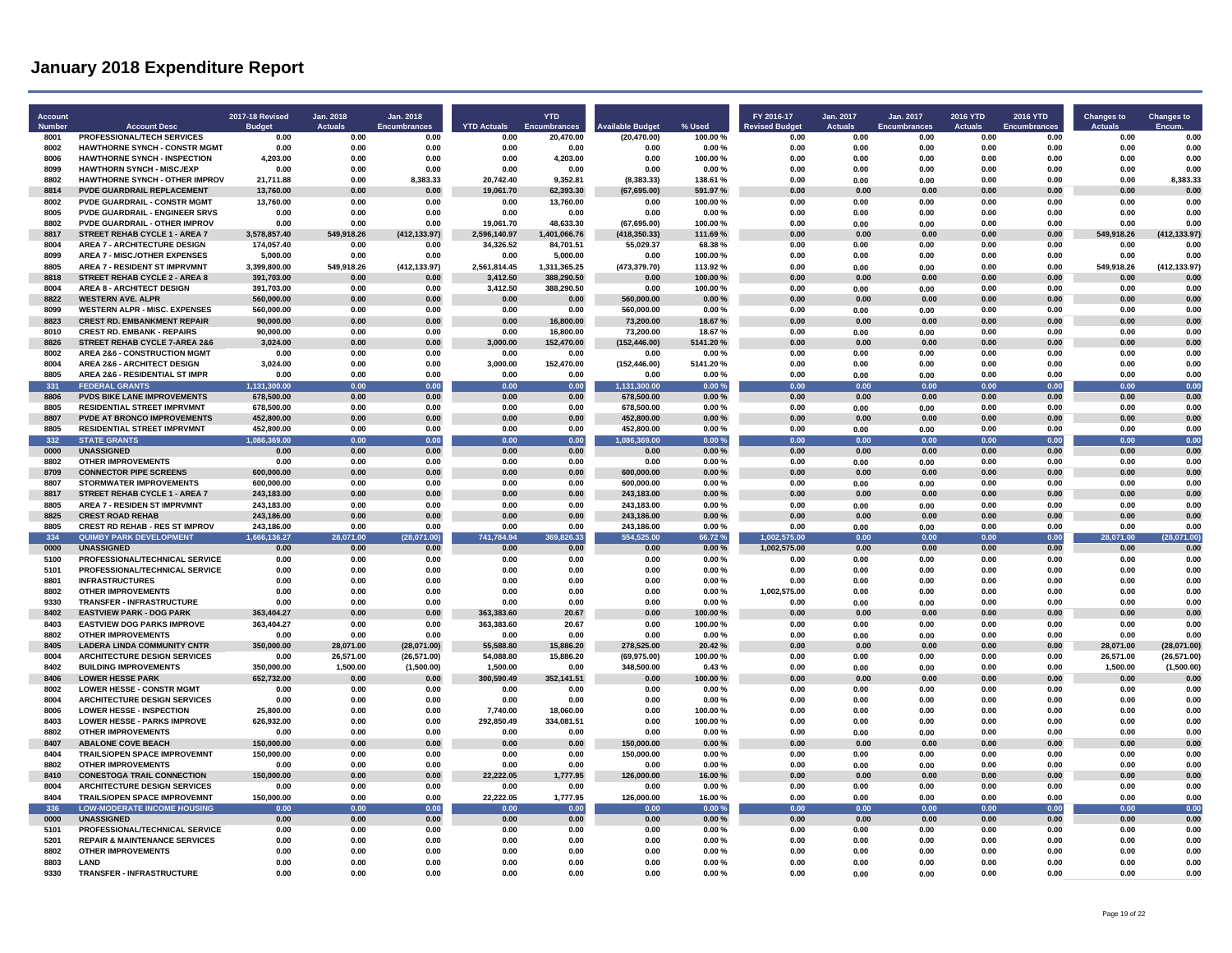# January 2018 Expenditure Report

| Account Number | Account Desc | 2017-18 Revised Budget | Jan. 2018 Actuals | Jan. 2018 Encumbrances | YTD Actuals | YTD Encumbrances | Available Budget | % Used | FY 2016-17 Revised Budget | Jan. 2017 Actuals | Jan. 2017 Encumbrances | 2016 YTD Actuals | 2016 YTD Encumbrances | Changes to Actuals | Changes to Encum. |
|---|---|---|---|---|---|---|---|---|---|---|---|---|---|---|---|
| 8001 | PROFESSIONAL/TECH SERVICES | 0.00 | 0.00 | 0.00 | 0.00 | 20,470.00 | (20,470.00) | 100.00 % | 0.00 | 0.00 | 0.00 | 0.00 | 0.00 | 0.00 | 0.00 |
| 8002 | HAWTHORNE SYNCH - CONSTR MGMT | 0.00 | 0.00 | 0.00 | 0.00 | 0.00 | 0.00 | 0.00 % | 0.00 | 0.00 | 0.00 | 0.00 | 0.00 | 0.00 | 0.00 |
| 8006 | HAWTHORNE SYNCH - INSPECTION | 4,203.00 | 0.00 | 0.00 | 0.00 | 4,203.00 | 0.00 | 100.00 % | 0.00 | 0.00 | 0.00 | 0.00 | 0.00 | 0.00 | 0.00 |
| 8099 | HAWTHORN SYNCH - MISC./EXP | 0.00 | 0.00 | 0.00 | 0.00 | 0.00 | 0.00 | 0.00 % | 0.00 | 0.00 | 0.00 | 0.00 | 0.00 | 0.00 | 0.00 |
| 8802 | HAWTHORNE SYNCH - OTHER IMPROV | 21,711.88 | 0.00 | 8,383.33 | 20,742.40 | 9,352.81 | (8,383.33) | 138.61 % | 0.00 | 0.00 | 0.00 | 0.00 | 0.00 | 0.00 | 8,383.33 |
| 8814 | PVDE GUARDRAIL REPLACEMENT | 13,760.00 | 0.00 | 0.00 | 19,061.70 | 62,393.30 | (67,695.00) | 591.97 % | 0.00 | 0.00 | 0.00 | 0.00 | 0.00 | 0.00 | 0.00 |
| 8002 | PVDE GUARDRAIL - CONSTR MGMT | 13,760.00 | 0.00 | 0.00 | 0.00 | 13,760.00 | 0.00 | 100.00 % | 0.00 | 0.00 | 0.00 | 0.00 | 0.00 | 0.00 | 0.00 |
| 8005 | PVDE GUARDRAIL - ENGINEER SRVS | 0.00 | 0.00 | 0.00 | 0.00 | 0.00 | 0.00 | 0.00 % | 0.00 | 0.00 | 0.00 | 0.00 | 0.00 | 0.00 | 0.00 |
| 8802 | PVDE GUARDRAIL - OTHER IMPROV | 0.00 | 0.00 | 0.00 | 19,061.70 | 48,633.30 | (67,695.00) | 100.00 % | 0.00 | 0.00 | 0.00 | 0.00 | 0.00 | 0.00 | 0.00 |
| 8817 | STREET REHAB CYCLE 1 - AREA 7 | 3,578,857.40 | 549,918.26 | (412,133.97) | 2,596,140.97 | 1,401,066.76 | (418,350.33) | 111.69 % | 0.00 | 0.00 | 0.00 | 0.00 | 0.00 | 549,918.26 | (412,133.97) |
| 8004 | AREA 7 - ARCHITECTURE DESIGN | 174,057.40 | 0.00 | 0.00 | 34,326.52 | 84,701.51 | 55,029.37 | 68.38 % | 0.00 | 0.00 | 0.00 | 0.00 | 0.00 | 0.00 | 0.00 |
| 8099 | AREA 7 - MISC./OTHER EXPENSES | 5,000.00 | 0.00 | 0.00 | 0.00 | 5,000.00 | 0.00 | 100.00 % | 0.00 | 0.00 | 0.00 | 0.00 | 0.00 | 0.00 | 0.00 |
| 8805 | AREA 7 - RESIDENT ST IMPRVMNT | 3,399,800.00 | 549,918.26 | (412,133.97) | 2,561,814.45 | 1,311,365.25 | (473,379.70) | 113.92 % | 0.00 | 0.00 | 0.00 | 0.00 | 0.00 | 549,918.26 | (412,133.97) |
| 8818 | STREET REHAB CYCLE 2 - AREA 8 | 391,703.00 | 0.00 | 0.00 | 3,412.50 | 388,290.50 | 0.00 | 100.00 % | 0.00 | 0.00 | 0.00 | 0.00 | 0.00 | 0.00 | 0.00 |
| 8004 | AREA 8 - ARCHITECT DESIGN | 391,703.00 | 0.00 | 0.00 | 3,412.50 | 388,290.50 | 0.00 | 100.00 % | 0.00 | 0.00 | 0.00 | 0.00 | 0.00 | 0.00 | 0.00 |
| 8822 | WESTERN AVE. ALPR | 560,000.00 | 0.00 | 0.00 | 0.00 | 0.00 | 560,000.00 | 0.00 % | 0.00 | 0.00 | 0.00 | 0.00 | 0.00 | 0.00 | 0.00 |
| 8099 | WESTERN ALPR - MISC. EXPENSES | 560,000.00 | 0.00 | 0.00 | 0.00 | 0.00 | 560,000.00 | 0.00 % | 0.00 | 0.00 | 0.00 | 0.00 | 0.00 | 0.00 | 0.00 |
| 8823 | CREST RD. EMBANKMENT REPAIR | 90,000.00 | 0.00 | 0.00 | 0.00 | 16,800.00 | 73,200.00 | 18.67 % | 0.00 | 0.00 | 0.00 | 0.00 | 0.00 | 0.00 | 0.00 |
| 8010 | CREST RD. EMBANK - REPAIRS | 90,000.00 | 0.00 | 0.00 | 0.00 | 16,800.00 | 73,200.00 | 18.67 % | 0.00 | 0.00 | 0.00 | 0.00 | 0.00 | 0.00 | 0.00 |
| 8826 | STREET REHAB CYCLE 7-AREA 2&6 | 3,024.00 | 0.00 | 0.00 | 3,000.00 | 152,470.00 | (152,446.00) | 5141.20 % | 0.00 | 0.00 | 0.00 | 0.00 | 0.00 | 0.00 | 0.00 |
| 8002 | AREA 2&6 - CONSTRUCTION MGMT | 0.00 | 0.00 | 0.00 | 0.00 | 0.00 | 0.00 | 0.00 % | 0.00 | 0.00 | 0.00 | 0.00 | 0.00 | 0.00 | 0.00 |
| 8004 | AREA 2&6 - ARCHITECT DESIGN | 3,024.00 | 0.00 | 0.00 | 3,000.00 | 152,470.00 | (152,446.00) | 5141.20 % | 0.00 | 0.00 | 0.00 | 0.00 | 0.00 | 0.00 | 0.00 |
| 8805 | AREA 2&6 - RESIDENTIAL ST IMPR | 0.00 | 0.00 | 0.00 | 0.00 | 0.00 | 0.00 | 0.00 % | 0.00 | 0.00 | 0.00 | 0.00 | 0.00 | 0.00 | 0.00 |
| 331 | FEDERAL GRANTS | 1,131,300.00 | 0.00 | 0.00 | 0.00 | 0.00 | 1,131,300.00 | 0.00 % | 0.00 | 0.00 | 0.00 | 0.00 | 0.00 | 0.00 | 0.00 |
| 8806 | PVDS BIKE LANE IMPROVEMENTS | 678,500.00 | 0.00 | 0.00 | 0.00 | 0.00 | 678,500.00 | 0.00 % | 0.00 | 0.00 | 0.00 | 0.00 | 0.00 | 0.00 | 0.00 |
| 8805 | RESIDENTIAL STREET IMPRVMNT | 678,500.00 | 0.00 | 0.00 | 0.00 | 0.00 | 678,500.00 | 0.00 % | 0.00 | 0.00 | 0.00 | 0.00 | 0.00 | 0.00 | 0.00 |
| 8807 | PVDE AT BRONCO IMPROVEMENTS | 452,800.00 | 0.00 | 0.00 | 0.00 | 0.00 | 452,800.00 | 0.00 % | 0.00 | 0.00 | 0.00 | 0.00 | 0.00 | 0.00 | 0.00 |
| 8805 | RESIDENTIAL STREET IMPRVMNT | 452,800.00 | 0.00 | 0.00 | 0.00 | 0.00 | 452,800.00 | 0.00 % | 0.00 | 0.00 | 0.00 | 0.00 | 0.00 | 0.00 | 0.00 |
| 332 | STATE GRANTS | 1,086,369.00 | 0.00 | 0.00 | 0.00 | 0.00 | 1,086,369.00 | 0.00 % | 0.00 | 0.00 | 0.00 | 0.00 | 0.00 | 0.00 | 0.00 |
| 0000 | UNASSIGNED | 0.00 | 0.00 | 0.00 | 0.00 | 0.00 | 0.00 | 0.00 % | 0.00 | 0.00 | 0.00 | 0.00 | 0.00 | 0.00 | 0.00 |
| 8802 | OTHER IMPROVEMENTS | 0.00 | 0.00 | 0.00 | 0.00 | 0.00 | 0.00 | 0.00 % | 0.00 | 0.00 | 0.00 | 0.00 | 0.00 | 0.00 | 0.00 |
| 8709 | CONNECTOR PIPE SCREENS | 600,000.00 | 0.00 | 0.00 | 0.00 | 0.00 | 600,000.00 | 0.00 % | 0.00 | 0.00 | 0.00 | 0.00 | 0.00 | 0.00 | 0.00 |
| 8807 | STORMWATER IMPROVEMENTS | 600,000.00 | 0.00 | 0.00 | 0.00 | 0.00 | 600,000.00 | 0.00 % | 0.00 | 0.00 | 0.00 | 0.00 | 0.00 | 0.00 | 0.00 |
| 8817 | STREET REHAB CYCLE 1 - AREA 7 | 243,183.00 | 0.00 | 0.00 | 0.00 | 0.00 | 243,183.00 | 0.00 % | 0.00 | 0.00 | 0.00 | 0.00 | 0.00 | 0.00 | 0.00 |
| 8805 | AREA 7 - RESIDEN ST IMPRVMNT | 243,183.00 | 0.00 | 0.00 | 0.00 | 0.00 | 243,183.00 | 0.00 % | 0.00 | 0.00 | 0.00 | 0.00 | 0.00 | 0.00 | 0.00 |
| 8825 | CREST ROAD REHAB | 243,186.00 | 0.00 | 0.00 | 0.00 | 0.00 | 243,186.00 | 0.00 % | 0.00 | 0.00 | 0.00 | 0.00 | 0.00 | 0.00 | 0.00 |
| 8805 | CREST RD REHAB - RES ST IMPROV | 243,186.00 | 0.00 | 0.00 | 0.00 | 0.00 | 243,186.00 | 0.00 % | 0.00 | 0.00 | 0.00 | 0.00 | 0.00 | 0.00 | 0.00 |
| 334 | QUIMBY PARK DEVELOPMENT | 1,666,136.27 | 28,071.00 | (28,071.00) | 741,784.94 | 369,826.33 | 554,525.00 | 66.72 % | 1,002,575.00 | 0.00 | 0.00 | 0.00 | 0.00 | 28,071.00 | (28,071.00) |
| 0000 | UNASSIGNED | 0.00 | 0.00 | 0.00 | 0.00 | 0.00 | 0.00 | 0.00 % | 1,002,575.00 | 0.00 | 0.00 | 0.00 | 0.00 | 0.00 | 0.00 |
| 5100 | PROFESSIONAL/TECHNICAL SERVICE | 0.00 | 0.00 | 0.00 | 0.00 | 0.00 | 0.00 | 0.00 % | 0.00 | 0.00 | 0.00 | 0.00 | 0.00 | 0.00 | 0.00 |
| 5101 | PROFESSIONAL/TECHNICAL SERVICE | 0.00 | 0.00 | 0.00 | 0.00 | 0.00 | 0.00 | 0.00 % | 0.00 | 0.00 | 0.00 | 0.00 | 0.00 | 0.00 | 0.00 |
| 8801 | INFRASTRUCTURES | 0.00 | 0.00 | 0.00 | 0.00 | 0.00 | 0.00 | 0.00 % | 0.00 | 0.00 | 0.00 | 0.00 | 0.00 | 0.00 | 0.00 |
| 8802 | OTHER IMPROVEMENTS | 0.00 | 0.00 | 0.00 | 0.00 | 0.00 | 0.00 | 0.00 % | 1,002,575.00 | 0.00 | 0.00 | 0.00 | 0.00 | 0.00 | 0.00 |
| 9330 | TRANSFER - INFRASTRUCTURE | 0.00 | 0.00 | 0.00 | 0.00 | 0.00 | 0.00 | 0.00 % | 0.00 | 0.00 | 0.00 | 0.00 | 0.00 | 0.00 | 0.00 |
| 8402 | EASTVIEW PARK - DOG PARK | 363,404.27 | 0.00 | 0.00 | 363,383.60 | 20.67 | 0.00 | 100.00 % | 0.00 | 0.00 | 0.00 | 0.00 | 0.00 | 0.00 | 0.00 |
| 8403 | EASTVIEW DOG PARKS IMPROVE | 363,404.27 | 0.00 | 0.00 | 363,383.60 | 20.67 | 0.00 | 100.00 % | 0.00 | 0.00 | 0.00 | 0.00 | 0.00 | 0.00 | 0.00 |
| 8802 | OTHER IMPROVEMENTS | 0.00 | 0.00 | 0.00 | 0.00 | 0.00 | 0.00 | 0.00 % | 0.00 | 0.00 | 0.00 | 0.00 | 0.00 | 0.00 | 0.00 |
| 8405 | LADERA LINDA COMMUNITY CNTR | 350,000.00 | 28,071.00 | (28,071.00) | 55,588.80 | 15,886.20 | 278,525.00 | 20.42 % | 0.00 | 0.00 | 0.00 | 0.00 | 0.00 | 28,071.00 | (28,071.00) |
| 8004 | ARCHITECTURE DESIGN SERVICES | 0.00 | 26,571.00 | (26,571.00) | 54,088.80 | 15,886.20 | (69,975.00) | 100.00 % | 0.00 | 0.00 | 0.00 | 0.00 | 0.00 | 26,571.00 | (26,571.00) |
| 8402 | BUILDING IMPROVEMENTS | 350,000.00 | 1,500.00 | (1,500.00) | 1,500.00 | 0.00 | 348,500.00 | 0.43 % | 0.00 | 0.00 | 0.00 | 0.00 | 0.00 | 1,500.00 | (1,500.00) |
| 8406 | LOWER HESSE PARK | 652,732.00 | 0.00 | 0.00 | 300,590.49 | 352,141.51 | 0.00 | 100.00 % | 0.00 | 0.00 | 0.00 | 0.00 | 0.00 | 0.00 | 0.00 |
| 8002 | LOWER HESSE - CONSTR MGMT | 0.00 | 0.00 | 0.00 | 0.00 | 0.00 | 0.00 | 0.00 % | 0.00 | 0.00 | 0.00 | 0.00 | 0.00 | 0.00 | 0.00 |
| 8004 | ARCHITECTURE DESIGN SERVICES | 0.00 | 0.00 | 0.00 | 0.00 | 0.00 | 0.00 | 0.00 % | 0.00 | 0.00 | 0.00 | 0.00 | 0.00 | 0.00 | 0.00 |
| 8006 | LOWER HESSE - INSPECTION | 25,800.00 | 0.00 | 0.00 | 7,740.00 | 18,060.00 | 0.00 | 100.00 % | 0.00 | 0.00 | 0.00 | 0.00 | 0.00 | 0.00 | 0.00 |
| 8403 | LOWER HESSE - PARKS IMPROVE | 626,932.00 | 0.00 | 0.00 | 292,850.49 | 334,081.51 | 0.00 | 100.00 % | 0.00 | 0.00 | 0.00 | 0.00 | 0.00 | 0.00 | 0.00 |
| 8802 | OTHER IMPROVEMENTS | 0.00 | 0.00 | 0.00 | 0.00 | 0.00 | 0.00 | 0.00 % | 0.00 | 0.00 | 0.00 | 0.00 | 0.00 | 0.00 | 0.00 |
| 8407 | ABALONE COVE BEACH | 150,000.00 | 0.00 | 0.00 | 0.00 | 0.00 | 150,000.00 | 0.00 % | 0.00 | 0.00 | 0.00 | 0.00 | 0.00 | 0.00 | 0.00 |
| 8404 | TRAILS/OPEN SPACE IMPROVEMNT | 150,000.00 | 0.00 | 0.00 | 0.00 | 0.00 | 150,000.00 | 0.00 % | 0.00 | 0.00 | 0.00 | 0.00 | 0.00 | 0.00 | 0.00 |
| 8802 | OTHER IMPROVEMENTS | 0.00 | 0.00 | 0.00 | 0.00 | 0.00 | 0.00 | 0.00 % | 0.00 | 0.00 | 0.00 | 0.00 | 0.00 | 0.00 | 0.00 |
| 8410 | CONESTOGA TRAIL CONNECTION | 150,000.00 | 0.00 | 0.00 | 22,222.05 | 1,777.95 | 126,000.00 | 16.00 % | 0.00 | 0.00 | 0.00 | 0.00 | 0.00 | 0.00 | 0.00 |
| 8004 | ARCHITECTURE DESIGN SERVICES | 0.00 | 0.00 | 0.00 | 0.00 | 0.00 | 0.00 | 0.00 % | 0.00 | 0.00 | 0.00 | 0.00 | 0.00 | 0.00 | 0.00 |
| 8404 | TRAILS/OPEN SPACE IMPROVEMNT | 150,000.00 | 0.00 | 0.00 | 22,222.05 | 1,777.95 | 126,000.00 | 16.00 % | 0.00 | 0.00 | 0.00 | 0.00 | 0.00 | 0.00 | 0.00 |
| 336 | LOW-MODERATE INCOME HOUSING | 0.00 | 0.00 | 0.00 | 0.00 | 0.00 | 0.00 | 0.00 % | 0.00 | 0.00 | 0.00 | 0.00 | 0.00 | 0.00 | 0.00 |
| 0000 | UNASSIGNED | 0.00 | 0.00 | 0.00 | 0.00 | 0.00 | 0.00 | 0.00 % | 0.00 | 0.00 | 0.00 | 0.00 | 0.00 | 0.00 | 0.00 |
| 5101 | PROFESSIONAL/TECHNICAL SERVICE | 0.00 | 0.00 | 0.00 | 0.00 | 0.00 | 0.00 | 0.00 % | 0.00 | 0.00 | 0.00 | 0.00 | 0.00 | 0.00 | 0.00 |
| 5201 | REPAIR & MAINTENANCE SERVICES | 0.00 | 0.00 | 0.00 | 0.00 | 0.00 | 0.00 | 0.00 % | 0.00 | 0.00 | 0.00 | 0.00 | 0.00 | 0.00 | 0.00 |
| 8802 | OTHER IMPROVEMENTS | 0.00 | 0.00 | 0.00 | 0.00 | 0.00 | 0.00 | 0.00 % | 0.00 | 0.00 | 0.00 | 0.00 | 0.00 | 0.00 | 0.00 |
| 8803 | LAND | 0.00 | 0.00 | 0.00 | 0.00 | 0.00 | 0.00 | 0.00 % | 0.00 | 0.00 | 0.00 | 0.00 | 0.00 | 0.00 | 0.00 |
| 9330 | TRANSFER - INFRASTRUCTURE | 0.00 | 0.00 | 0.00 | 0.00 | 0.00 | 0.00 | 0.00 % | 0.00 | 0.00 | 0.00 | 0.00 | 0.00 | 0.00 | 0.00 |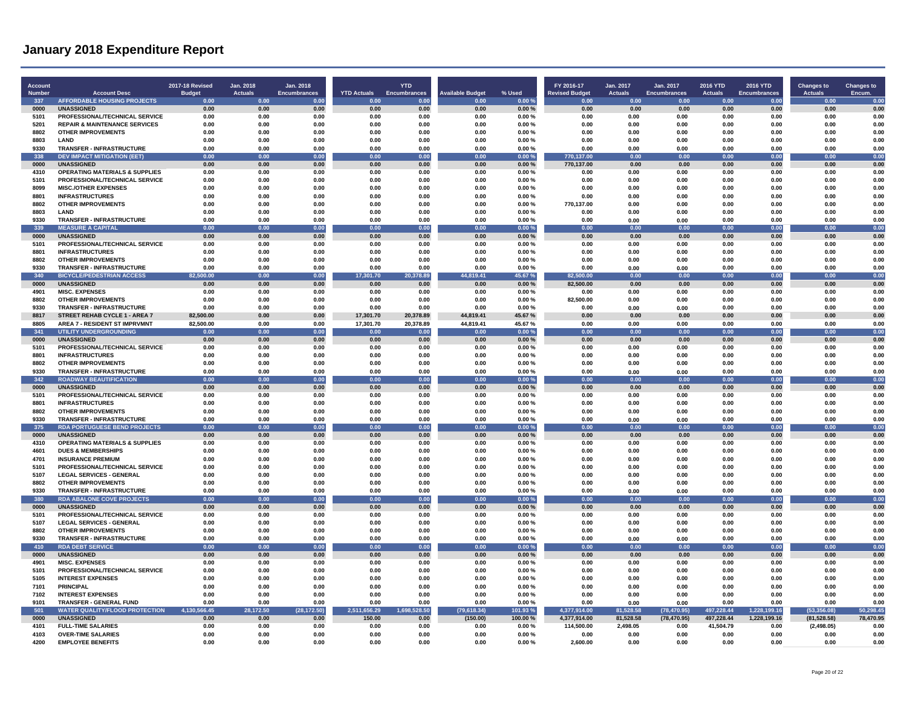# January 2018 Expenditure Report

| Account Number | Account Desc | 2017-18 Revised Budget | Jan. 2018 Actuals | Jan. 2018 Encumbrances | YTD Actuals | YTD Encumbrances | Available Budget | % Used | FY 2016-17 Revised Budget | Jan. 2017 Actuals | Jan. 2017 Encumbrances | 2016 YTD Actuals | 2016 YTD Encumbrances | Changes to Actuals | Changes to Encum. |
|---|---|---|---|---|---|---|---|---|---|---|---|---|---|---|---|
| 337 | AFFORDABLE HOUSING PROJECTS | 0.00 | 0.00 | 0.00 | 0.00 | 0.00 | 0.00 | 0.00 % | 0.00 | 0.00 | 0.00 | 0.00 | 0.00 | 0.00 | 0.00 |
| 0000 | UNASSIGNED | 0.00 | 0.00 | 0.00 | 0.00 | 0.00 | 0.00 | 0.00 % | 0.00 | 0.00 | 0.00 | 0.00 | 0.00 | 0.00 | 0.00 |
| 5101 | PROFESSIONAL/TECHNICAL SERVICE | 0.00 | 0.00 | 0.00 | 0.00 | 0.00 | 0.00 | 0.00 % | 0.00 | 0.00 | 0.00 | 0.00 | 0.00 | 0.00 | 0.00 |
| 5201 | REPAIR & MAINTENANCE SERVICES | 0.00 | 0.00 | 0.00 | 0.00 | 0.00 | 0.00 | 0.00 % | 0.00 | 0.00 | 0.00 | 0.00 | 0.00 | 0.00 | 0.00 |
| 8802 | OTHER IMPROVEMENTS | 0.00 | 0.00 | 0.00 | 0.00 | 0.00 | 0.00 | 0.00 % | 0.00 | 0.00 | 0.00 | 0.00 | 0.00 | 0.00 | 0.00 |
| 8803 | LAND | 0.00 | 0.00 | 0.00 | 0.00 | 0.00 | 0.00 | 0.00 % | 0.00 | 0.00 | 0.00 | 0.00 | 0.00 | 0.00 | 0.00 |
| 9330 | TRANSFER - INFRASTRUCTURE | 0.00 | 0.00 | 0.00 | 0.00 | 0.00 | 0.00 | 0.00 % | 0.00 | 0.00 | 0.00 | 0.00 | 0.00 | 0.00 | 0.00 |
| 338 | DEV IMPACT MITIGATION (EET) | 0.00 | 0.00 | 0.00 | 0.00 | 0.00 | 0.00 | 0.00 % | 770,137.00 | 0.00 | 0.00 | 0.00 | 0.00 | 0.00 | 0.00 |
| 0000 | UNASSIGNED | 0.00 | 0.00 | 0.00 | 0.00 | 0.00 | 0.00 | 0.00 % | 770,137.00 | 0.00 | 0.00 | 0.00 | 0.00 | 0.00 | 0.00 |
| 4310 | OPERATING MATERIALS & SUPPLIES | 0.00 | 0.00 | 0.00 | 0.00 | 0.00 | 0.00 | 0.00 % | 0.00 | 0.00 | 0.00 | 0.00 | 0.00 | 0.00 | 0.00 |
| 5101 | PROFESSIONAL/TECHNICAL SERVICE | 0.00 | 0.00 | 0.00 | 0.00 | 0.00 | 0.00 | 0.00 % | 0.00 | 0.00 | 0.00 | 0.00 | 0.00 | 0.00 | 0.00 |
| 8099 | MISC./OTHER EXPENSES | 0.00 | 0.00 | 0.00 | 0.00 | 0.00 | 0.00 | 0.00 % | 0.00 | 0.00 | 0.00 | 0.00 | 0.00 | 0.00 | 0.00 |
| 8801 | INFRASTRUCTURES | 0.00 | 0.00 | 0.00 | 0.00 | 0.00 | 0.00 | 0.00 % | 0.00 | 0.00 | 0.00 | 0.00 | 0.00 | 0.00 | 0.00 |
| 8802 | OTHER IMPROVEMENTS | 0.00 | 0.00 | 0.00 | 0.00 | 0.00 | 0.00 | 0.00 % | 770,137.00 | 0.00 | 0.00 | 0.00 | 0.00 | 0.00 | 0.00 |
| 8803 | LAND | 0.00 | 0.00 | 0.00 | 0.00 | 0.00 | 0.00 | 0.00 % | 0.00 | 0.00 | 0.00 | 0.00 | 0.00 | 0.00 | 0.00 |
| 9330 | TRANSFER - INFRASTRUCTURE | 0.00 | 0.00 | 0.00 | 0.00 | 0.00 | 0.00 | 0.00 % | 0.00 | 0.00 | 0.00 | 0.00 | 0.00 | 0.00 | 0.00 |
| 339 | MEASURE A CAPITAL | 0.00 | 0.00 | 0.00 | 0.00 | 0.00 | 0.00 | 0.00 % | 0.00 | 0.00 | 0.00 | 0.00 | 0.00 | 0.00 | 0.00 |
| 0000 | UNASSIGNED | 0.00 | 0.00 | 0.00 | 0.00 | 0.00 | 0.00 | 0.00 % | 0.00 | 0.00 | 0.00 | 0.00 | 0.00 | 0.00 | 0.00 |
| 5101 | PROFESSIONAL/TECHNICAL SERVICE | 0.00 | 0.00 | 0.00 | 0.00 | 0.00 | 0.00 | 0.00 % | 0.00 | 0.00 | 0.00 | 0.00 | 0.00 | 0.00 | 0.00 |
| 8801 | INFRASTRUCTURES | 0.00 | 0.00 | 0.00 | 0.00 | 0.00 | 0.00 | 0.00 % | 0.00 | 0.00 | 0.00 | 0.00 | 0.00 | 0.00 | 0.00 |
| 8802 | OTHER IMPROVEMENTS | 0.00 | 0.00 | 0.00 | 0.00 | 0.00 | 0.00 | 0.00 % | 0.00 | 0.00 | 0.00 | 0.00 | 0.00 | 0.00 | 0.00 |
| 9330 | TRANSFER - INFRASTRUCTURE | 0.00 | 0.00 | 0.00 | 0.00 | 0.00 | 0.00 | 0.00 % | 0.00 | 0.00 | 0.00 | 0.00 | 0.00 | 0.00 | 0.00 |
| 340 | BICYCLE/PEDESTRIAN ACCESS | 82,500.00 | 0.00 | 0.00 | 17,301.70 | 20,378.89 | 44,819.41 | 45.67 % | 82,500.00 | 0.00 | 0.00 | 0.00 | 0.00 | 0.00 | 0.00 |
| 0000 | UNASSIGNED | 0.00 | 0.00 | 0.00 | 0.00 | 0.00 | 0.00 | 0.00 % | 82,500.00 | 0.00 | 0.00 | 0.00 | 0.00 | 0.00 | 0.00 |
| 4901 | MISC. EXPENSES | 0.00 | 0.00 | 0.00 | 0.00 | 0.00 | 0.00 | 0.00 % | 0.00 | 0.00 | 0.00 | 0.00 | 0.00 | 0.00 | 0.00 |
| 8802 | OTHER IMPROVEMENTS | 0.00 | 0.00 | 0.00 | 0.00 | 0.00 | 0.00 | 0.00 % | 82,500.00 | 0.00 | 0.00 | 0.00 | 0.00 | 0.00 | 0.00 |
| 9330 | TRANSFER - INFRASTRUCTURE | 0.00 | 0.00 | 0.00 | 0.00 | 0.00 | 0.00 | 0.00 % | 0.00 | 0.00 | 0.00 | 0.00 | 0.00 | 0.00 | 0.00 |
| 8817 | STREET REHAB CYCLE 1 - AREA 7 | 82,500.00 | 0.00 | 0.00 | 17,301.70 | 20,378.89 | 44,819.41 | 45.67 % | 0.00 | 0.00 | 0.00 | 0.00 | 0.00 | 0.00 | 0.00 |
| 8805 | AREA 7 - RESIDENT ST IMPRVMNT | 82,500.00 | 0.00 | 0.00 | 17,301.70 | 20,378.89 | 44,819.41 | 45.67 % | 0.00 | 0.00 | 0.00 | 0.00 | 0.00 | 0.00 | 0.00 |
| 341 | UTILITY UNDERGROUNDING | 0.00 | 0.00 | 0.00 | 0.00 | 0.00 | 0.00 | 0.00 % | 0.00 | 0.00 | 0.00 | 0.00 | 0.00 | 0.00 | 0.00 |
| 0000 | UNASSIGNED | 0.00 | 0.00 | 0.00 | 0.00 | 0.00 | 0.00 | 0.00 % | 0.00 | 0.00 | 0.00 | 0.00 | 0.00 | 0.00 | 0.00 |
| 5101 | PROFESSIONAL/TECHNICAL SERVICE | 0.00 | 0.00 | 0.00 | 0.00 | 0.00 | 0.00 | 0.00 % | 0.00 | 0.00 | 0.00 | 0.00 | 0.00 | 0.00 | 0.00 |
| 8801 | INFRASTRUCTURES | 0.00 | 0.00 | 0.00 | 0.00 | 0.00 | 0.00 | 0.00 % | 0.00 | 0.00 | 0.00 | 0.00 | 0.00 | 0.00 | 0.00 |
| 8802 | OTHER IMPROVEMENTS | 0.00 | 0.00 | 0.00 | 0.00 | 0.00 | 0.00 | 0.00 % | 0.00 | 0.00 | 0.00 | 0.00 | 0.00 | 0.00 | 0.00 |
| 9330 | TRANSFER - INFRASTRUCTURE | 0.00 | 0.00 | 0.00 | 0.00 | 0.00 | 0.00 | 0.00 % | 0.00 | 0.00 | 0.00 | 0.00 | 0.00 | 0.00 | 0.00 |
| 342 | ROADWAY BEAUTIFICATION | 0.00 | 0.00 | 0.00 | 0.00 | 0.00 | 0.00 | 0.00 % | 0.00 | 0.00 | 0.00 | 0.00 | 0.00 | 0.00 | 0.00 |
| 0000 | UNASSIGNED | 0.00 | 0.00 | 0.00 | 0.00 | 0.00 | 0.00 | 0.00 % | 0.00 | 0.00 | 0.00 | 0.00 | 0.00 | 0.00 | 0.00 |
| 5101 | PROFESSIONAL/TECHNICAL SERVICE | 0.00 | 0.00 | 0.00 | 0.00 | 0.00 | 0.00 | 0.00 % | 0.00 | 0.00 | 0.00 | 0.00 | 0.00 | 0.00 | 0.00 |
| 8801 | INFRASTRUCTURES | 0.00 | 0.00 | 0.00 | 0.00 | 0.00 | 0.00 | 0.00 % | 0.00 | 0.00 | 0.00 | 0.00 | 0.00 | 0.00 | 0.00 |
| 8802 | OTHER IMPROVEMENTS | 0.00 | 0.00 | 0.00 | 0.00 | 0.00 | 0.00 | 0.00 % | 0.00 | 0.00 | 0.00 | 0.00 | 0.00 | 0.00 | 0.00 |
| 9330 | TRANSFER - INFRASTRUCTURE | 0.00 | 0.00 | 0.00 | 0.00 | 0.00 | 0.00 | 0.00 % | 0.00 | 0.00 | 0.00 | 0.00 | 0.00 | 0.00 | 0.00 |
| 375 | RDA PORTUGUESE BEND PROJECTS | 0.00 | 0.00 | 0.00 | 0.00 | 0.00 | 0.00 | 0.00 % | 0.00 | 0.00 | 0.00 | 0.00 | 0.00 | 0.00 | 0.00 |
| 0000 | UNASSIGNED | 0.00 | 0.00 | 0.00 | 0.00 | 0.00 | 0.00 | 0.00 % | 0.00 | 0.00 | 0.00 | 0.00 | 0.00 | 0.00 | 0.00 |
| 4310 | OPERATING MATERIALS & SUPPLIES | 0.00 | 0.00 | 0.00 | 0.00 | 0.00 | 0.00 | 0.00 % | 0.00 | 0.00 | 0.00 | 0.00 | 0.00 | 0.00 | 0.00 |
| 4601 | DUES & MEMBERSHIPS | 0.00 | 0.00 | 0.00 | 0.00 | 0.00 | 0.00 | 0.00 % | 0.00 | 0.00 | 0.00 | 0.00 | 0.00 | 0.00 | 0.00 |
| 4701 | INSURANCE PREMIUM | 0.00 | 0.00 | 0.00 | 0.00 | 0.00 | 0.00 | 0.00 % | 0.00 | 0.00 | 0.00 | 0.00 | 0.00 | 0.00 | 0.00 |
| 5101 | PROFESSIONAL/TECHNICAL SERVICE | 0.00 | 0.00 | 0.00 | 0.00 | 0.00 | 0.00 | 0.00 % | 0.00 | 0.00 | 0.00 | 0.00 | 0.00 | 0.00 | 0.00 |
| 5107 | LEGAL SERVICES - GENERAL | 0.00 | 0.00 | 0.00 | 0.00 | 0.00 | 0.00 | 0.00 % | 0.00 | 0.00 | 0.00 | 0.00 | 0.00 | 0.00 | 0.00 |
| 8802 | OTHER IMPROVEMENTS | 0.00 | 0.00 | 0.00 | 0.00 | 0.00 | 0.00 | 0.00 % | 0.00 | 0.00 | 0.00 | 0.00 | 0.00 | 0.00 | 0.00 |
| 9330 | TRANSFER - INFRASTRUCTURE | 0.00 | 0.00 | 0.00 | 0.00 | 0.00 | 0.00 | 0.00 % | 0.00 | 0.00 | 0.00 | 0.00 | 0.00 | 0.00 | 0.00 |
| 380 | RDA ABALONE COVE PROJECTS | 0.00 | 0.00 | 0.00 | 0.00 | 0.00 | 0.00 | 0.00 % | 0.00 | 0.00 | 0.00 | 0.00 | 0.00 | 0.00 | 0.00 |
| 0000 | UNASSIGNED | 0.00 | 0.00 | 0.00 | 0.00 | 0.00 | 0.00 | 0.00 % | 0.00 | 0.00 | 0.00 | 0.00 | 0.00 | 0.00 | 0.00 |
| 5101 | PROFESSIONAL/TECHNICAL SERVICE | 0.00 | 0.00 | 0.00 | 0.00 | 0.00 | 0.00 | 0.00 % | 0.00 | 0.00 | 0.00 | 0.00 | 0.00 | 0.00 | 0.00 |
| 5107 | LEGAL SERVICES - GENERAL | 0.00 | 0.00 | 0.00 | 0.00 | 0.00 | 0.00 | 0.00 % | 0.00 | 0.00 | 0.00 | 0.00 | 0.00 | 0.00 | 0.00 |
| 8802 | OTHER IMPROVEMENTS | 0.00 | 0.00 | 0.00 | 0.00 | 0.00 | 0.00 | 0.00 % | 0.00 | 0.00 | 0.00 | 0.00 | 0.00 | 0.00 | 0.00 |
| 9330 | TRANSFER - INFRASTRUCTURE | 0.00 | 0.00 | 0.00 | 0.00 | 0.00 | 0.00 | 0.00 % | 0.00 | 0.00 | 0.00 | 0.00 | 0.00 | 0.00 | 0.00 |
| 410 | RDA DEBT SERVICE | 0.00 | 0.00 | 0.00 | 0.00 | 0.00 | 0.00 | 0.00 % | 0.00 | 0.00 | 0.00 | 0.00 | 0.00 | 0.00 | 0.00 |
| 0000 | UNASSIGNED | 0.00 | 0.00 | 0.00 | 0.00 | 0.00 | 0.00 | 0.00 % | 0.00 | 0.00 | 0.00 | 0.00 | 0.00 | 0.00 | 0.00 |
| 4901 | MISC. EXPENSES | 0.00 | 0.00 | 0.00 | 0.00 | 0.00 | 0.00 | 0.00 % | 0.00 | 0.00 | 0.00 | 0.00 | 0.00 | 0.00 | 0.00 |
| 5101 | PROFESSIONAL/TECHNICAL SERVICE | 0.00 | 0.00 | 0.00 | 0.00 | 0.00 | 0.00 | 0.00 % | 0.00 | 0.00 | 0.00 | 0.00 | 0.00 | 0.00 | 0.00 |
| 5105 | INTEREST EXPENSES | 0.00 | 0.00 | 0.00 | 0.00 | 0.00 | 0.00 | 0.00 % | 0.00 | 0.00 | 0.00 | 0.00 | 0.00 | 0.00 | 0.00 |
| 7101 | PRINCIPAL | 0.00 | 0.00 | 0.00 | 0.00 | 0.00 | 0.00 | 0.00 % | 0.00 | 0.00 | 0.00 | 0.00 | 0.00 | 0.00 | 0.00 |
| 7102 | INTEREST EXPENSES | 0.00 | 0.00 | 0.00 | 0.00 | 0.00 | 0.00 | 0.00 % | 0.00 | 0.00 | 0.00 | 0.00 | 0.00 | 0.00 | 0.00 |
| 9101 | TRANSFER - GENERAL FUND | 0.00 | 0.00 | 0.00 | 0.00 | 0.00 | 0.00 | 0.00 % | 0.00 | 0.00 | 0.00 | 0.00 | 0.00 | 0.00 | 0.00 |
| 501 | WATER QUALITY/FLOOD PROTECTION | 4,130,566.45 | 28,172.50 | (28,172.50) | 2,511,656.29 | 1,698,528.50 | (79,618.34) | 101.93 % | 4,377,914.00 | 81,528.58 | (78,470.95) | 497,228.44 | 1,228,199.16 | (53,356.08) | 50,298.45 |
| 0000 | UNASSIGNED | 0.00 | 0.00 | 0.00 | 150.00 | 0.00 | (150.00) | 100.00 % | 4,377,914.00 | 81,528.58 | (78,470.95) | 497,228.44 | 1,228,199.16 | (81,528.58) | 78,470.95 |
| 4101 | FULL-TIME SALARIES | 0.00 | 0.00 | 0.00 | 0.00 | 0.00 | 0.00 | 0.00 % | 114,500.00 | 2,498.05 | 0.00 | 41,504.79 | 0.00 | (2,498.05) | 0.00 |
| 4103 | OVER-TIME SALARIES | 0.00 | 0.00 | 0.00 | 0.00 | 0.00 | 0.00 | 0.00 % | 0.00 | 0.00 | 0.00 | 0.00 | 0.00 | 0.00 | 0.00 |
| 4200 | EMPLOYEE BENEFITS | 0.00 | 0.00 | 0.00 | 0.00 | 0.00 | 0.00 | 0.00 % | 2,600.00 | 0.00 | 0.00 | 0.00 | 0.00 | 0.00 | 0.00 |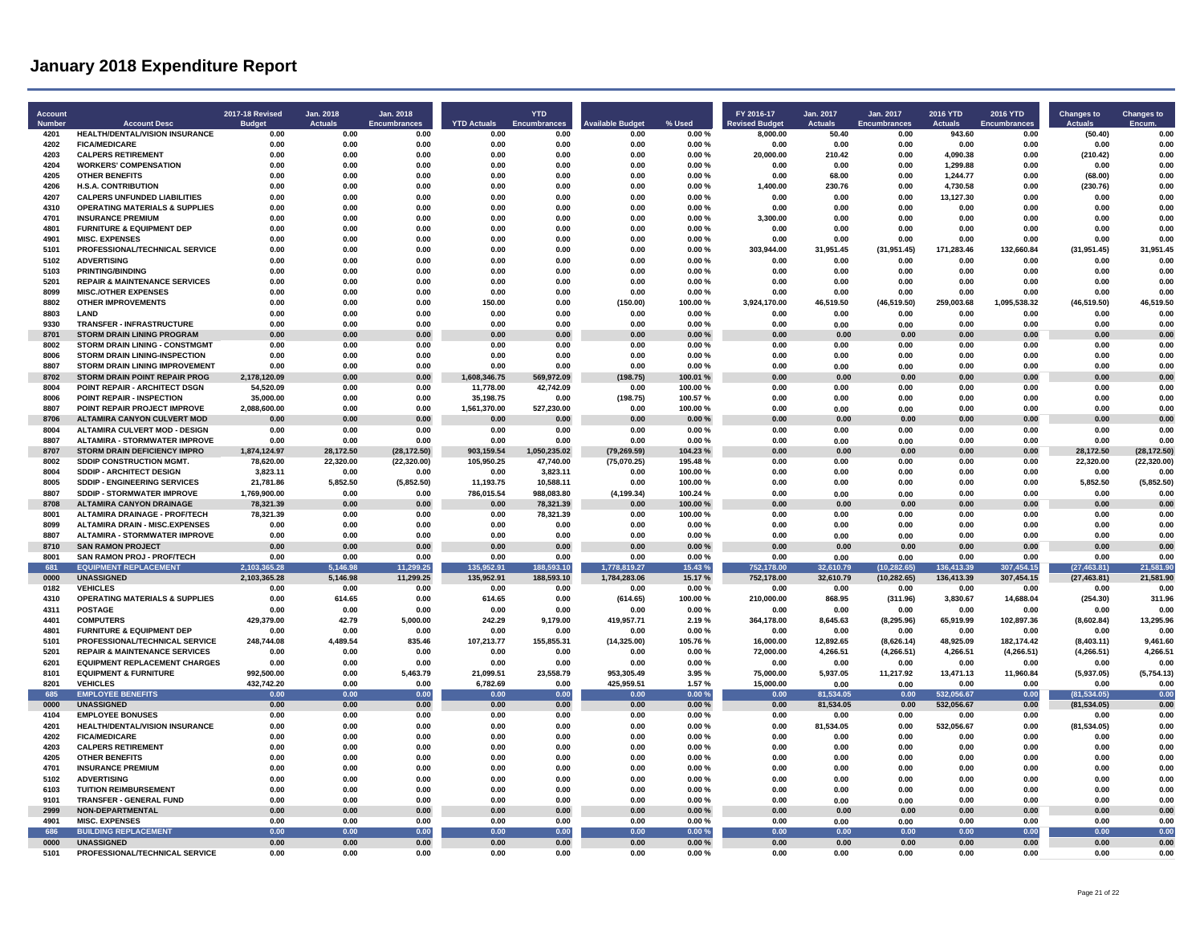# January 2018 Expenditure Report

| Account Number | Account Desc | 2017-18 Revised Budget | Jan. 2018 Actuals | Jan. 2018 Encumbrances | YTD Actuals | YTD Encumbrances | Available Budget | % Used | FY 2016-17 Revised Budget | Jan. 2017 Actuals | Jan. 2017 Encumbrances | 2016 YTD Actuals | 2016 YTD Encumbrances | Changes to Actuals | Changes to Encum. |
|---|---|---|---|---|---|---|---|---|---|---|---|---|---|---|---|
| 4201 | HEALTH/DENTAL/VISION INSURANCE | 0.00 | 0.00 | 0.00 | 0.00 | 0.00 | 0.00 | 0.00 % | 8,000.00 | 50.40 | 0.00 | 943.60 | 0.00 | (50.40) | 0.00 |
| 4202 | FICA/MEDICARE | 0.00 | 0.00 | 0.00 | 0.00 | 0.00 | 0.00 | 0.00 % | 0.00 | 0.00 | 0.00 | 0.00 | 0.00 | 0.00 | 0.00 |
| 4203 | CALPERS RETIREMENT | 0.00 | 0.00 | 0.00 | 0.00 | 0.00 | 0.00 | 0.00 % | 20,000.00 | 210.42 | 0.00 | 4,090.38 | 0.00 | (210.42) | 0.00 |
| 4204 | WORKERS' COMPENSATION | 0.00 | 0.00 | 0.00 | 0.00 | 0.00 | 0.00 | 0.00 % | 0.00 | 0.00 | 0.00 | 1,299.88 | 0.00 | 0.00 | 0.00 |
| 4205 | OTHER BENEFITS | 0.00 | 0.00 | 0.00 | 0.00 | 0.00 | 0.00 | 0.00 % | 0.00 | 68.00 | 0.00 | 1,244.77 | 0.00 | (68.00) | 0.00 |
| 4206 | H.S.A. CONTRIBUTION | 0.00 | 0.00 | 0.00 | 0.00 | 0.00 | 0.00 | 0.00 % | 1,400.00 | 230.76 | 0.00 | 4,730.58 | 0.00 | (230.76) | 0.00 |
| 4207 | CALPERS UNFUNDED LIABILITIES | 0.00 | 0.00 | 0.00 | 0.00 | 0.00 | 0.00 | 0.00 % | 0.00 | 0.00 | 0.00 | 13,127.30 | 0.00 | 0.00 | 0.00 |
| 4310 | OPERATING MATERIALS & SUPPLIES | 0.00 | 0.00 | 0.00 | 0.00 | 0.00 | 0.00 | 0.00 % | 0.00 | 0.00 | 0.00 | 0.00 | 0.00 | 0.00 | 0.00 |
| 4701 | INSURANCE PREMIUM | 0.00 | 0.00 | 0.00 | 0.00 | 0.00 | 0.00 | 0.00 % | 3,300.00 | 0.00 | 0.00 | 0.00 | 0.00 | 0.00 | 0.00 |
| 4801 | FURNITURE & EQUIPMENT DEP | 0.00 | 0.00 | 0.00 | 0.00 | 0.00 | 0.00 | 0.00 % | 0.00 | 0.00 | 0.00 | 0.00 | 0.00 | 0.00 | 0.00 |
| 4901 | MISC. EXPENSES | 0.00 | 0.00 | 0.00 | 0.00 | 0.00 | 0.00 | 0.00 % | 0.00 | 0.00 | 0.00 | 0.00 | 0.00 | 0.00 | 0.00 |
| 5101 | PROFESSIONAL/TECHNICAL SERVICE | 0.00 | 0.00 | 0.00 | 0.00 | 0.00 | 0.00 | 0.00 % | 303,944.00 | 31,951.45 | (31,951.45) | 171,283.46 | 132,660.84 | (31,951.45) | 31,951.45 |
| 5102 | ADVERTISING | 0.00 | 0.00 | 0.00 | 0.00 | 0.00 | 0.00 | 0.00 % | 0.00 | 0.00 | 0.00 | 0.00 | 0.00 | 0.00 | 0.00 |
| 5103 | PRINTING/BINDING | 0.00 | 0.00 | 0.00 | 0.00 | 0.00 | 0.00 | 0.00 % | 0.00 | 0.00 | 0.00 | 0.00 | 0.00 | 0.00 | 0.00 |
| 5201 | REPAIR & MAINTENANCE SERVICES | 0.00 | 0.00 | 0.00 | 0.00 | 0.00 | 0.00 | 0.00 % | 0.00 | 0.00 | 0.00 | 0.00 | 0.00 | 0.00 | 0.00 |
| 8099 | MISC./OTHER EXPENSES | 0.00 | 0.00 | 0.00 | 0.00 | 0.00 | 0.00 | 0.00 % | 0.00 | 0.00 | 0.00 | 0.00 | 0.00 | 0.00 | 0.00 |
| 8802 | OTHER IMPROVEMENTS | 0.00 | 0.00 | 0.00 | 150.00 | 0.00 | (150.00) | 100.00 % | 3,924,170.00 | 46,519.50 | (46,519.50) | 259,003.68 | 1,095,538.32 | (46,519.50) | 46,519.50 |
| 8803 | LAND | 0.00 | 0.00 | 0.00 | 0.00 | 0.00 | 0.00 | 0.00 % | 0.00 | 0.00 | 0.00 | 0.00 | 0.00 | 0.00 | 0.00 |
| 9330 | TRANSFER - INFRASTRUCTURE | 0.00 | 0.00 | 0.00 | 0.00 | 0.00 | 0.00 | 0.00 % | 0.00 | 0.00 | 0.00 | 0.00 | 0.00 | 0.00 | 0.00 |
| 8701 | STORM DRAIN LINING PROGRAM | 0.00 | 0.00 | 0.00 | 0.00 | 0.00 | 0.00 | 0.00 % | 0.00 | 0.00 | 0.00 | 0.00 | 0.00 | 0.00 | 0.00 |
| 8002 | STORM DRAIN LINING - CONSTMGMT | 0.00 | 0.00 | 0.00 | 0.00 | 0.00 | 0.00 | 0.00 % | 0.00 | 0.00 | 0.00 | 0.00 | 0.00 | 0.00 | 0.00 |
| 8006 | STORM DRAIN LINING-INSPECTION | 0.00 | 0.00 | 0.00 | 0.00 | 0.00 | 0.00 | 0.00 % | 0.00 | 0.00 | 0.00 | 0.00 | 0.00 | 0.00 | 0.00 |
| 8807 | STORM DRAIN LINING IMPROVEMENT | 0.00 | 0.00 | 0.00 | 0.00 | 0.00 | 0.00 | 0.00 % | 0.00 | 0.00 | 0.00 | 0.00 | 0.00 | 0.00 | 0.00 |
| 8702 | STORM DRAIN POINT REPAIR PROG | 2,178,120.09 | 0.00 | 0.00 | 1,608,346.75 | 569,972.09 | (198.75) | 100.01 % | 0.00 | 0.00 | 0.00 | 0.00 | 0.00 | 0.00 | 0.00 |
| 8004 | POINT REPAIR - ARCHITECT DSGN | 54,520.09 | 0.00 | 0.00 | 11,778.00 | 42,742.09 | 0.00 | 100.00 % | 0.00 | 0.00 | 0.00 | 0.00 | 0.00 | 0.00 | 0.00 |
| 8006 | POINT REPAIR - INSPECTION | 35,000.00 | 0.00 | 0.00 | 35,198.75 | 0.00 | (198.75) | 100.57 % | 0.00 | 0.00 | 0.00 | 0.00 | 0.00 | 0.00 | 0.00 |
| 8807 | POINT REPAIR PROJECT IMPROVE | 2,088,600.00 | 0.00 | 0.00 | 1,561,370.00 | 527,230.00 | 0.00 | 100.00 % | 0.00 | 0.00 | 0.00 | 0.00 | 0.00 | 0.00 | 0.00 |
| 8706 | ALTAMIRA CANYON CULVERT MOD | 0.00 | 0.00 | 0.00 | 0.00 | 0.00 | 0.00 | 0.00 % | 0.00 | 0.00 | 0.00 | 0.00 | 0.00 | 0.00 | 0.00 |
| 8004 | ALTAMIRA CULVERT MOD - DESIGN | 0.00 | 0.00 | 0.00 | 0.00 | 0.00 | 0.00 | 0.00 % | 0.00 | 0.00 | 0.00 | 0.00 | 0.00 | 0.00 | 0.00 |
| 8807 | ALTAMIRA - STORMWATER IMPROVE | 0.00 | 0.00 | 0.00 | 0.00 | 0.00 | 0.00 | 0.00 % | 0.00 | 0.00 | 0.00 | 0.00 | 0.00 | 0.00 | 0.00 |
| 8707 | STORM DRAIN DEFICIENCY IMPRO | 1,874,124.97 | 28,172.50 | (28,172.50) | 903,159.54 | 1,050,235.02 | (79,269.59) | 104.23 % | 0.00 | 0.00 | 0.00 | 0.00 | 0.00 | 28,172.50 | (28,172.50) |
| 8002 | SDDIP CONSTRUCTION MGMT. | 78,620.00 | 22,320.00 | (22,320.00) | 105,950.25 | 47,740.00 | (75,070.25) | 195.48 % | 0.00 | 0.00 | 0.00 | 0.00 | 0.00 | 22,320.00 | (22,320.00) |
| 8004 | SDDIP - ARCHITECT DESIGN | 3,823.11 | 0.00 | 0.00 | 0.00 | 3,823.11 | 0.00 | 100.00 % | 0.00 | 0.00 | 0.00 | 0.00 | 0.00 | 0.00 | 0.00 |
| 8005 | SDDIP - ENGINEERING SERVICES | 21,781.86 | 5,852.50 | (5,852.50) | 11,193.75 | 10,588.11 | 0.00 | 100.00 % | 0.00 | 0.00 | 0.00 | 0.00 | 0.00 | 5,852.50 | (5,852.50) |
| 8807 | SDDIP - STORMWATER IMPROVE | 1,769,900.00 | 0.00 | 0.00 | 786,015.54 | 988,083.80 | (4,199.34) | 100.24 % | 0.00 | 0.00 | 0.00 | 0.00 | 0.00 | 0.00 | 0.00 |
| 8708 | ALTAMIRA CANYON DRAINAGE | 78,321.39 | 0.00 | 0.00 | 0.00 | 78,321.39 | 0.00 | 100.00 % | 0.00 | 0.00 | 0.00 | 0.00 | 0.00 | 0.00 | 0.00 |
| 8001 | ALTAMIRA DRAINAGE - PROF/TECH | 78,321.39 | 0.00 | 0.00 | 0.00 | 78,321.39 | 0.00 | 100.00 % | 0.00 | 0.00 | 0.00 | 0.00 | 0.00 | 0.00 | 0.00 |
| 8099 | ALTAMIRA DRAIN - MISC.EXPENSES | 0.00 | 0.00 | 0.00 | 0.00 | 0.00 | 0.00 | 0.00 % | 0.00 | 0.00 | 0.00 | 0.00 | 0.00 | 0.00 | 0.00 |
| 8807 | ALTAMIRA - STORMWATER IMPROVE | 0.00 | 0.00 | 0.00 | 0.00 | 0.00 | 0.00 | 0.00 % | 0.00 | 0.00 | 0.00 | 0.00 | 0.00 | 0.00 | 0.00 |
| 8710 | SAN RAMON PROJECT | 0.00 | 0.00 | 0.00 | 0.00 | 0.00 | 0.00 | 0.00 % | 0.00 | 0.00 | 0.00 | 0.00 | 0.00 | 0.00 | 0.00 |
| 8001 | SAN RAMON PROJ - PROF/TECH | 0.00 | 0.00 | 0.00 | 0.00 | 0.00 | 0.00 | 0.00 % | 0.00 | 0.00 | 0.00 | 0.00 | 0.00 | 0.00 | 0.00 |
| 681 | EQUIPMENT REPLACEMENT | 2,103,365.28 | 5,146.98 | 11,299.25 | 135,952.91 | 188,593.10 | 1,778,819.27 | 15.43 % | 752,178.00 | 32,610.79 | (10,282.65) | 136,413.39 | 307,454.15 | (27,463.81) | 21,581.90 |
| 0000 | UNASSIGNED | 2,103,365.28 | 5,146.98 | 11,299.25 | 135,952.91 | 188,593.10 | 1,784,283.06 | 15.17 % | 752,178.00 | 32,610.79 | (10,282.65) | 136,413.39 | 307,454.15 | (27,463.81) | 21,581.90 |
| 0182 | VEHICLES | 0.00 | 0.00 | 0.00 | 0.00 | 0.00 | 0.00 | 0.00 % | 0.00 | 0.00 | 0.00 | 0.00 | 0.00 | 0.00 | 0.00 |
| 4310 | OPERATING MATERIALS & SUPPLIES | 0.00 | 614.65 | 0.00 | 614.65 | 0.00 | (614.65) | 100.00 % | 210,000.00 | 868.95 | (311.96) | 3,830.67 | 14,688.04 | (254.30) | 311.96 |
| 4311 | POSTAGE | 0.00 | 0.00 | 0.00 | 0.00 | 0.00 | 0.00 | 0.00 % | 0.00 | 0.00 | 0.00 | 0.00 | 0.00 | 0.00 | 0.00 |
| 4401 | COMPUTERS | 429,379.00 | 42.79 | 5,000.00 | 242.29 | 9,179.00 | 419,957.71 | 2.19 % | 364,178.00 | 8,645.63 | (8,295.96) | 65,919.99 | 102,897.36 | (8,602.84) | 13,295.96 |
| 4801 | FURNITURE & EQUIPMENT DEP | 0.00 | 0.00 | 0.00 | 0.00 | 0.00 | 0.00 | 0.00 % | 0.00 | 0.00 | 0.00 | 0.00 | 0.00 | 0.00 | 0.00 |
| 5101 | PROFESSIONAL/TECHNICAL SERVICE | 248,744.08 | 4,489.54 | 835.46 | 107,213.77 | 155,855.31 | (14,325.00) | 105.76 % | 16,000.00 | 12,892.65 | (8,626.14) | 48,925.09 | 182,174.42 | (8,403.11) | 9,461.60 |
| 5201 | REPAIR & MAINTENANCE SERVICES | 0.00 | 0.00 | 0.00 | 0.00 | 0.00 | 0.00 | 0.00 % | 72,000.00 | 4,266.51 | (4,266.51) | 4,266.51 | (4,266.51) | (4,266.51) | 4,266.51 |
| 6201 | EQUIPMENT REPLACEMENT CHARGES | 0.00 | 0.00 | 0.00 | 0.00 | 0.00 | 0.00 | 0.00 % | 0.00 | 0.00 | 0.00 | 0.00 | 0.00 | 0.00 | 0.00 |
| 8101 | EQUIPMENT & FURNITURE | 992,500.00 | 0.00 | 5,463.79 | 21,099.51 | 23,558.79 | 953,305.49 | 3.95 % | 75,000.00 | 5,937.05 | 11,217.92 | 13,471.13 | 11,960.84 | (5,937.05) | (5,754.13) |
| 8201 | VEHICLES | 432,742.20 | 0.00 | 0.00 | 6,782.69 | 0.00 | 425,959.51 | 1.57 % | 15,000.00 | 0.00 | 0.00 | 0.00 | 0.00 | 0.00 | 0.00 |
| 685 | EMPLOYEE BENEFITS | 0.00 | 0.00 | 0.00 | 0.00 | 0.00 | 0.00 | 0.00 % | 0.00 | 81,534.05 | 0.00 | 532,056.67 | 0.00 | (81,534.05) | 0.00 |
| 0000 | UNASSIGNED | 0.00 | 0.00 | 0.00 | 0.00 | 0.00 | 0.00 | 0.00 % | 0.00 | 81,534.05 | 0.00 | 532,056.67 | 0.00 | (81,534.05) | 0.00 |
| 4104 | EMPLOYEE BONUSES | 0.00 | 0.00 | 0.00 | 0.00 | 0.00 | 0.00 | 0.00 % | 0.00 | 0.00 | 0.00 | 0.00 | 0.00 | 0.00 | 0.00 |
| 4201 | HEALTH/DENTAL/VISION INSURANCE | 0.00 | 0.00 | 0.00 | 0.00 | 0.00 | 0.00 | 0.00 % | 0.00 | 81,534.05 | 0.00 | 532,056.67 | 0.00 | (81,534.05) | 0.00 |
| 4202 | FICA/MEDICARE | 0.00 | 0.00 | 0.00 | 0.00 | 0.00 | 0.00 | 0.00 % | 0.00 | 0.00 | 0.00 | 0.00 | 0.00 | 0.00 | 0.00 |
| 4203 | CALPERS RETIREMENT | 0.00 | 0.00 | 0.00 | 0.00 | 0.00 | 0.00 | 0.00 % | 0.00 | 0.00 | 0.00 | 0.00 | 0.00 | 0.00 | 0.00 |
| 4205 | OTHER BENEFITS | 0.00 | 0.00 | 0.00 | 0.00 | 0.00 | 0.00 | 0.00 % | 0.00 | 0.00 | 0.00 | 0.00 | 0.00 | 0.00 | 0.00 |
| 4701 | INSURANCE PREMIUM | 0.00 | 0.00 | 0.00 | 0.00 | 0.00 | 0.00 | 0.00 % | 0.00 | 0.00 | 0.00 | 0.00 | 0.00 | 0.00 | 0.00 |
| 5102 | ADVERTISING | 0.00 | 0.00 | 0.00 | 0.00 | 0.00 | 0.00 | 0.00 % | 0.00 | 0.00 | 0.00 | 0.00 | 0.00 | 0.00 | 0.00 |
| 6103 | TUITION REIMBURSEMENT | 0.00 | 0.00 | 0.00 | 0.00 | 0.00 | 0.00 | 0.00 % | 0.00 | 0.00 | 0.00 | 0.00 | 0.00 | 0.00 | 0.00 |
| 9101 | TRANSFER - GENERAL FUND | 0.00 | 0.00 | 0.00 | 0.00 | 0.00 | 0.00 | 0.00 % | 0.00 | 0.00 | 0.00 | 0.00 | 0.00 | 0.00 | 0.00 |
| 2999 | NON-DEPARTMENTAL | 0.00 | 0.00 | 0.00 | 0.00 | 0.00 | 0.00 | 0.00 % | 0.00 | 0.00 | 0.00 | 0.00 | 0.00 | 0.00 | 0.00 |
| 4901 | MISC. EXPENSES | 0.00 | 0.00 | 0.00 | 0.00 | 0.00 | 0.00 | 0.00 % | 0.00 | 0.00 | 0.00 | 0.00 | 0.00 | 0.00 | 0.00 |
| 686 | BUILDING REPLACEMENT | 0.00 | 0.00 | 0.00 | 0.00 | 0.00 | 0.00 | 0.00 % | 0.00 | 0.00 | 0.00 | 0.00 | 0.00 | 0.00 | 0.00 |
| 0000 | UNASSIGNED | 0.00 | 0.00 | 0.00 | 0.00 | 0.00 | 0.00 | 0.00 % | 0.00 | 0.00 | 0.00 | 0.00 | 0.00 | 0.00 | 0.00 |
| 5101 | PROFESSIONAL/TECHNICAL SERVICE | 0.00 | 0.00 | 0.00 | 0.00 | 0.00 | 0.00 | 0.00 % | 0.00 | 0.00 | 0.00 | 0.00 | 0.00 | 0.00 | 0.00 |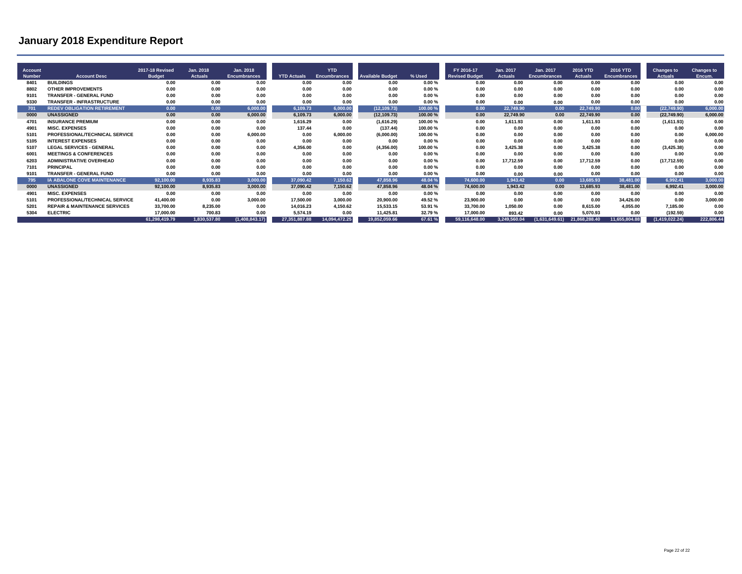# January 2018 Expenditure Report

| Account Number | Account Desc | 2017-18 Revised Budget | Jan. 2018 Actuals | Jan. 2018 Encumbrances | YTD Actuals | YTD Encumbrances | Available Budget | % Used | FY 2016-17 Revised Budget | Jan. 2017 Actuals | Jan. 2017 Encumbrances | 2016 YTD Actuals | 2016 YTD Encumbrances | Changes to Actuals | Changes to Encum. |
|---|---|---|---|---|---|---|---|---|---|---|---|---|---|---|---|
| 8401 | BUILDINGS | 0.00 | 0.00 | 0.00 | 0.00 | 0.00 | 0.00 | 0.00 % | 0.00 | 0.00 | 0.00 | 0.00 | 0.00 | 0.00 | 0.00 |
| 8802 | OTHER IMPROVEMENTS | 0.00 | 0.00 | 0.00 | 0.00 | 0.00 | 0.00 | 0.00 % | 0.00 | 0.00 | 0.00 | 0.00 | 0.00 | 0.00 | 0.00 |
| 9101 | TRANSFER - GENERAL FUND | 0.00 | 0.00 | 0.00 | 0.00 | 0.00 | 0.00 | 0.00 % | 0.00 | 0.00 | 0.00 | 0.00 | 0.00 | 0.00 | 0.00 |
| 9330 | TRANSFER - INFRASTRUCTURE | 0.00 | 0.00 | 0.00 | 0.00 | 0.00 | 0.00 | 0.00 % | 0.00 | 0.00 | 0.00 | 0.00 | 0.00 | 0.00 | 0.00 |
| 701 | REDEV OBLIGATION RETIREMENT | 0.00 | 0.00 | 6,000.00 | 6,109.73 | 6,000.00 | (12,109.73) | 100.00 % | 0.00 | 22,749.90 | 0.00 | 22,749.90 | 0.00 | (22,749.90) | 6,000.00 |
| 0000 | UNASSIGNED | 0.00 | 0.00 | 6,000.00 | 6,109.73 | 6,000.00 | (12,109.73) | 100.00 % | 0.00 | 22,749.90 | 0.00 | 22,749.90 | 0.00 | (22,749.90) | 6,000.00 |
| 4701 | INSURANCE PREMIUM | 0.00 | 0.00 | 0.00 | 1,616.29 | 0.00 | (1,616.29) | 100.00 % | 0.00 | 1,611.93 | 0.00 | 1,611.93 | 0.00 | (1,611.93) | 0.00 |
| 4901 | MISC. EXPENSES | 0.00 | 0.00 | 0.00 | 137.44 | 0.00 | (137.44) | 100.00 % | 0.00 | 0.00 | 0.00 | 0.00 | 0.00 | 0.00 | 0.00 |
| 5101 | PROFESSIONAL/TECHNICAL SERVICE | 0.00 | 0.00 | 6,000.00 | 0.00 | 6,000.00 | (6,000.00) | 100.00 % | 0.00 | 0.00 | 0.00 | 0.00 | 0.00 | 0.00 | 6,000.00 |
| 5105 | INTEREST EXPENSES | 0.00 | 0.00 | 0.00 | 0.00 | 0.00 | 0.00 | 0.00 % | 0.00 | 0.00 | 0.00 | 0.00 | 0.00 | 0.00 | 0.00 |
| 5107 | LEGAL SERVICES - GENERAL | 0.00 | 0.00 | 0.00 | 4,356.00 | 0.00 | (4,356.00) | 100.00 % | 0.00 | 3,425.38 | 0.00 | 3,425.38 | 0.00 | (3,425.38) | 0.00 |
| 6001 | MEETINGS & CONFERENCES | 0.00 | 0.00 | 0.00 | 0.00 | 0.00 | 0.00 | 0.00 % | 0.00 | 0.00 | 0.00 | 0.00 | 0.00 | 0.00 | 0.00 |
| 6203 | ADMINISTRATIVE OVERHEAD | 0.00 | 0.00 | 0.00 | 0.00 | 0.00 | 0.00 | 0.00 % | 0.00 | 17,712.59 | 0.00 | 17,712.59 | 0.00 | (17,712.59) | 0.00 |
| 7101 | PRINCIPAL | 0.00 | 0.00 | 0.00 | 0.00 | 0.00 | 0.00 | 0.00 % | 0.00 | 0.00 | 0.00 | 0.00 | 0.00 | 0.00 | 0.00 |
| 9101 | TRANSFER - GENERAL FUND | 0.00 | 0.00 | 0.00 | 0.00 | 0.00 | 0.00 | 0.00 % | 0.00 | 0.00 | 0.00 | 0.00 | 0.00 | 0.00 | 0.00 |
| 795 | IA ABALONE COVE MAINTENANCE | 92,100.00 | 8,935.83 | 3,000.00 | 37,090.42 | 7,150.62 | 47,858.96 | 48.04 % | 74,600.00 | 1,943.42 | 0.00 | 13,685.93 | 38,481.00 | 6,992.41 | 3,000.00 |
| 0000 | UNASSIGNED | 92,100.00 | 8,935.83 | 3,000.00 | 37,090.42 | 7,150.62 | 47,858.96 | 48.04 % | 74,600.00 | 1,943.42 | 0.00 | 13,685.93 | 38,481.00 | 6,992.41 | 3,000.00 |
| 4901 | MISC. EXPENSES | 0.00 | 0.00 | 0.00 | 0.00 | 0.00 | 0.00 | 0.00 % | 0.00 | 0.00 | 0.00 | 0.00 | 0.00 | 0.00 | 0.00 |
| 5101 | PROFESSIONAL/TECHNICAL SERVICE | 41,400.00 | 0.00 | 3,000.00 | 17,500.00 | 3,000.00 | 20,900.00 | 49.52 % | 23,900.00 | 0.00 | 0.00 | 0.00 | 34,426.00 | 0.00 | 3,000.00 |
| 5201 | REPAIR & MAINTENANCE SERVICES | 33,700.00 | 8,235.00 | 0.00 | 14,016.23 | 4,150.62 | 15,533.15 | 53.91 % | 33,700.00 | 1,050.00 | 0.00 | 8,615.00 | 4,055.00 | 7,185.00 | 0.00 |
| 5304 | ELECTRIC | 17,000.00 | 700.83 | 0.00 | 5,574.19 | 0.00 | 11,425.81 | 32.79 % | 17,000.00 | 893.42 | 0.00 | 5,070.93 | 0.00 | (192.59) | 0.00 |
| | | 61,298,419.79 | 1,830,537.80 | (1,408,843.17) | 27,351,887.88 | 14,094,472.25 | 19,852,059.66 | 67.61 % | 59,116,648.00 | 3,249,560.04 | (1,631,649.61) | 21,868,288.40 | 11,655,804.88 | (1,419,022.24) | 222,806.44 |